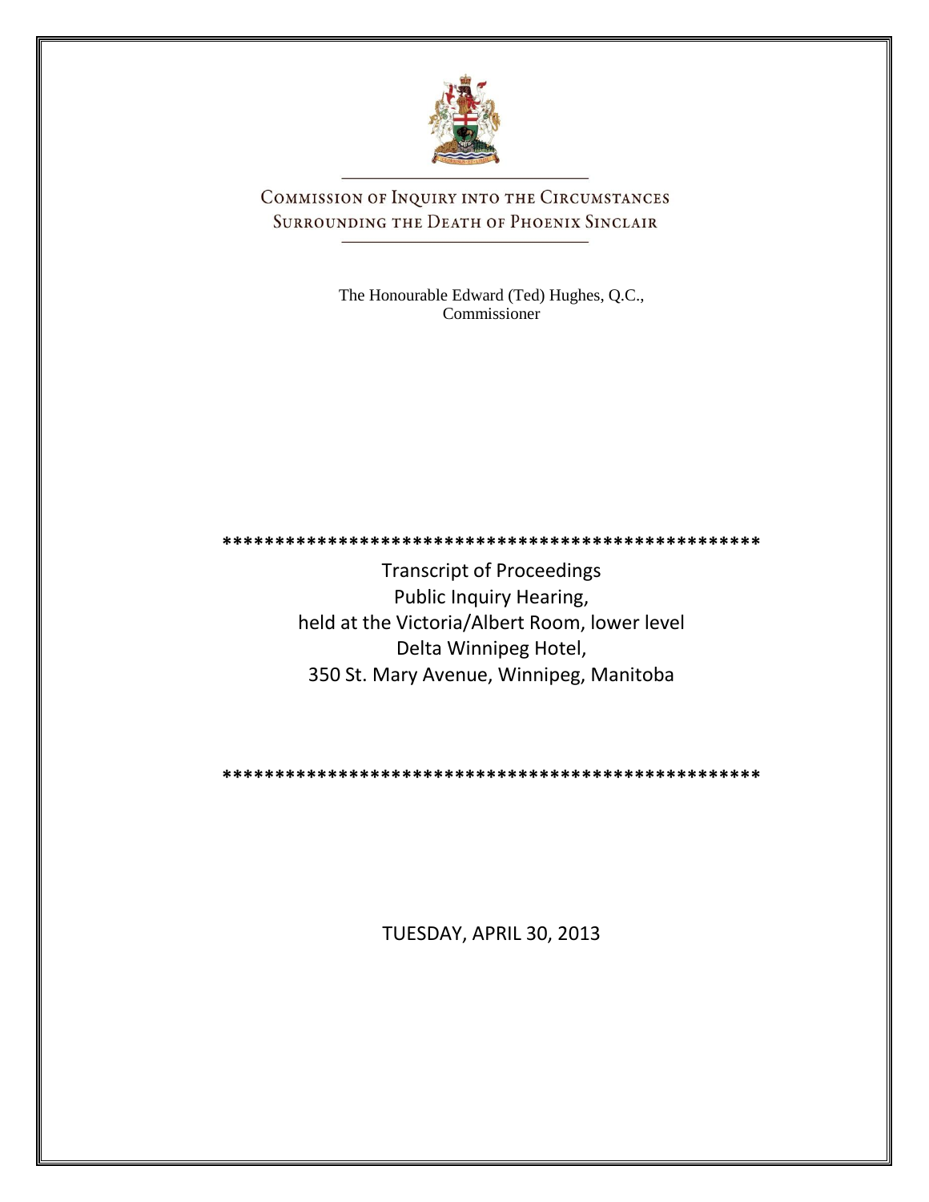# Commission of Inquiry into the Circumstances Surrounding the Death of Phoenix Sinclair

The Honourable Edward (Ted) Hughes, Q.C.,
Commissioner

\*\*\*\*\*\*\*\*\*\*\*\*\*\*\*\*\*\*\*\*\*\*\*\*\*\*\*\*\*\*\*\*\*\*\*\*\*\*\*\*\*\*\*\*\*\*\*\*\*\*\*

Transcript of Proceedings
Public Inquiry Hearing,
held at the Victoria/Albert Room, lower level
Delta Winnipeg Hotel,
350 St. Mary Avenue, Winnipeg, Manitoba

\*\*\*\*\*\*\*\*\*\*\*\*\*\*\*\*\*\*\*\*\*\*\*\*\*\*\*\*\*\*\*\*\*\*\*\*\*\*\*\*\*\*\*\*\*\*\*\*\*\*\*

TUESDAY, APRIL 30, 2013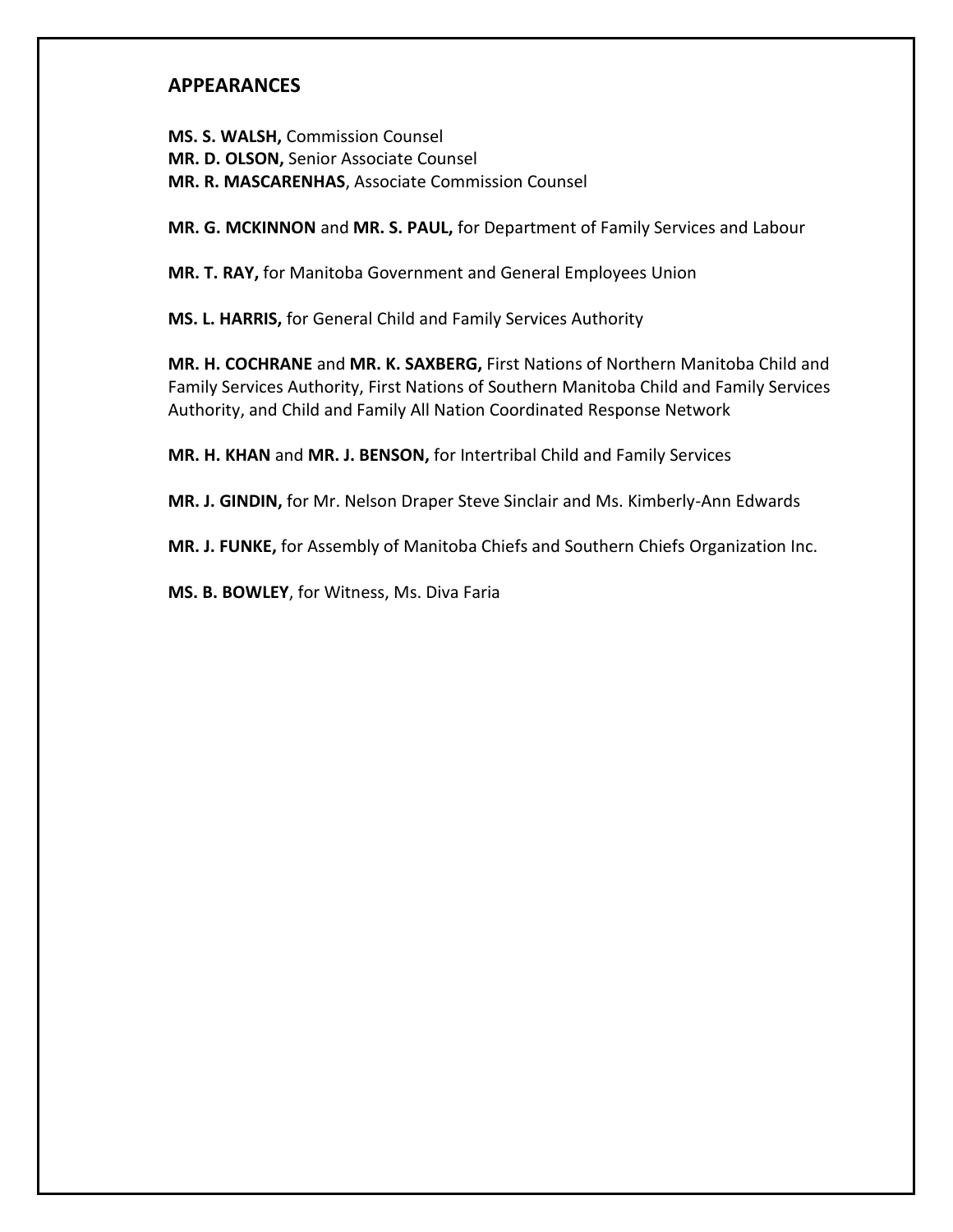## APPEARANCES

**MS. S. WALSH,** Commission Counsel
**MR. D. OLSON,** Senior Associate Counsel
**MR. R. MASCARENHAS**, Associate Commission Counsel

**MR. G. MCKINNON** and **MR. S. PAUL,** for Department of Family Services and Labour

**MR. T. RAY,** for Manitoba Government and General Employees Union

**MS. L. HARRIS,** for General Child and Family Services Authority

**MR. H. COCHRANE** and **MR. K. SAXBERG,** First Nations of Northern Manitoba Child and Family Services Authority, First Nations of Southern Manitoba Child and Family Services Authority, and Child and Family All Nation Coordinated Response Network

**MR. H. KHAN** and **MR. J. BENSON,** for Intertribal Child and Family Services

**MR. J. GINDIN,** for Mr. Nelson Draper Steve Sinclair and Ms. Kimberly-Ann Edwards

**MR. J. FUNKE,** for Assembly of Manitoba Chiefs and Southern Chiefs Organization Inc.

**MS. B. BOWLEY**, for Witness, Ms. Diva Faria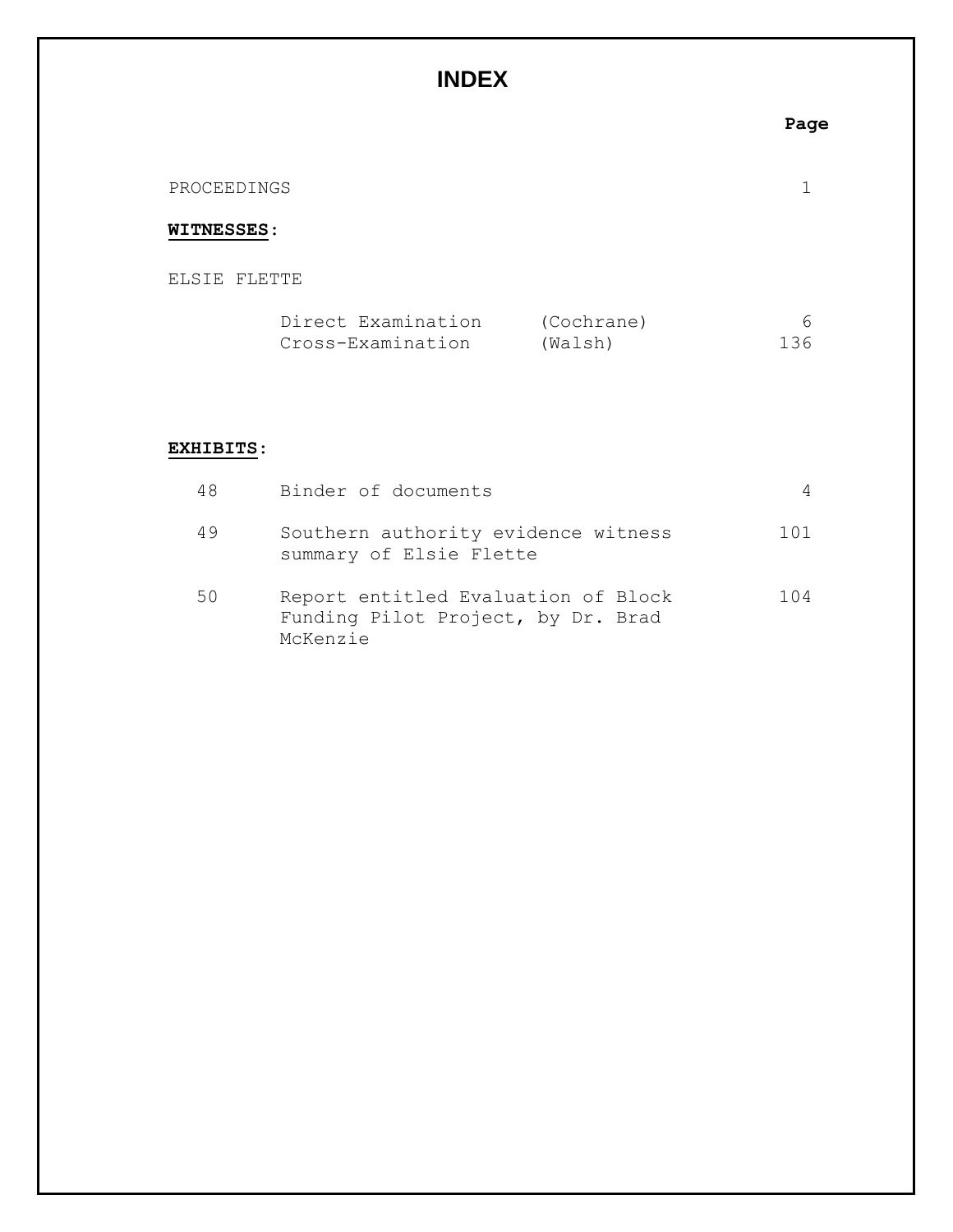# INDEX

| | | | Page |
|---|---|---|---|
| PROCEEDINGS | | | 1 |

**WITNESSES**:

ELSIE FLETTE

| | | Page |
|---|---|---|
| Direct Examination | (Cochrane) | 6 |
| Cross-Examination | (Walsh) | 136 |

**EXHIBITS**:

| | | Page |
|---|---|---|
| 48 | Binder of documents | 4 |
| 49 | Southern authority evidence witness summary of Elsie Flette | 101 |
| 50 | Report entitled Evaluation of Block Funding Pilot Project, by Dr. Brad McKenzie | 104 |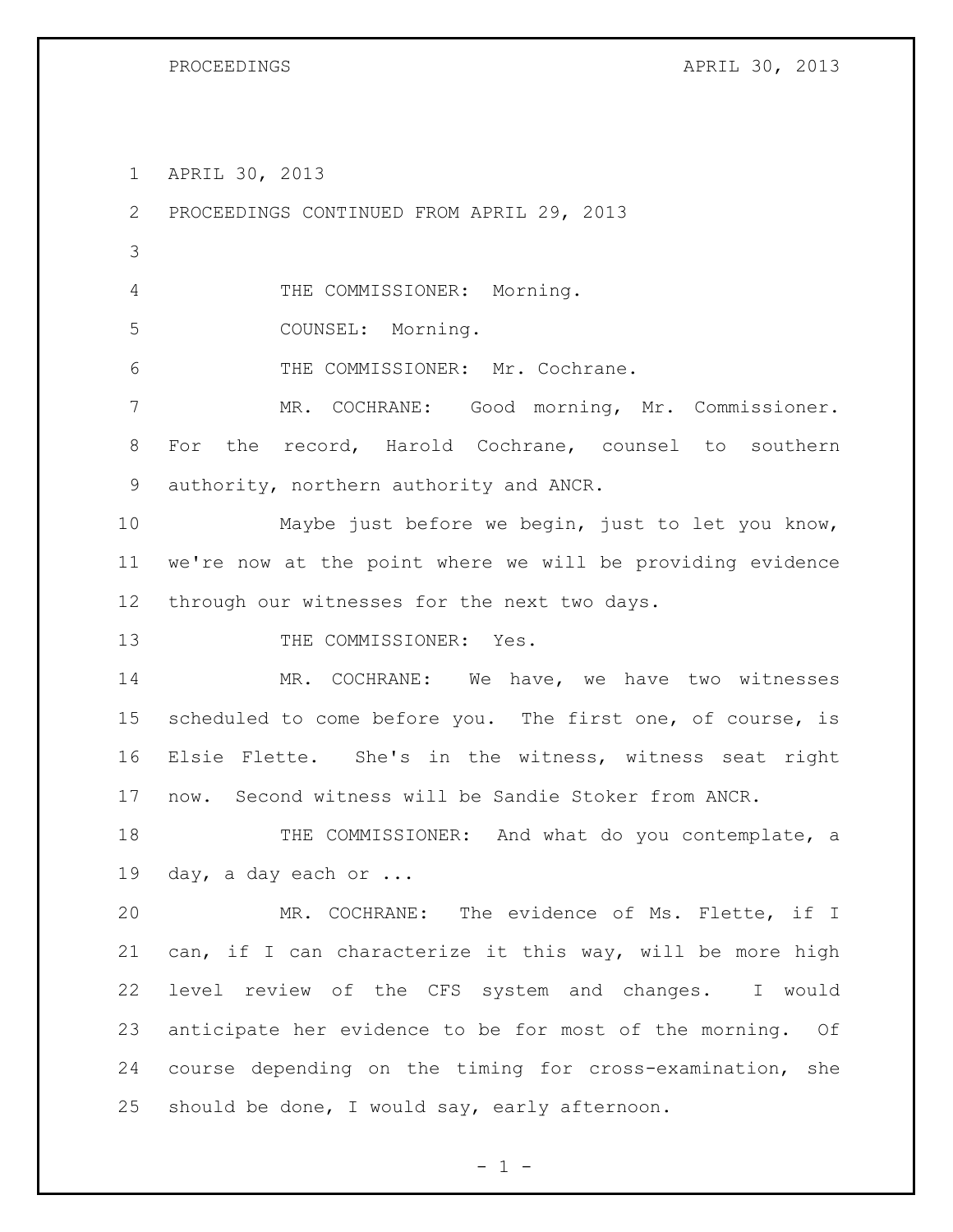APRIL 30, 2013

PROCEEDINGS CONTINUED FROM APRIL 29, 2013

THE COMMISSIONER: Morning.

COUNSEL: Morning.

THE COMMISSIONER: Mr. Cochrane.

MR. COCHRANE: Good morning, Mr. Commissioner. For the record, Harold Cochrane, counsel to southern authority, northern authority and ANCR.

Maybe just before we begin, just to let you know, we're now at the point where we will be providing evidence through our witnesses for the next two days.

THE COMMISSIONER: Yes.

MR. COCHRANE: We have, we have two witnesses scheduled to come before you. The first one, of course, is Elsie Flette. She's in the witness, witness seat right now. Second witness will be Sandie Stoker from ANCR.

THE COMMISSIONER: And what do you contemplate, a day, a day each or ...

MR. COCHRANE: The evidence of Ms. Flette, if I can, if I can characterize it this way, will be more high level review of the CFS system and changes. I would anticipate her evidence to be for most of the morning. Of course depending on the timing for cross-examination, she should be done, I would say, early afternoon.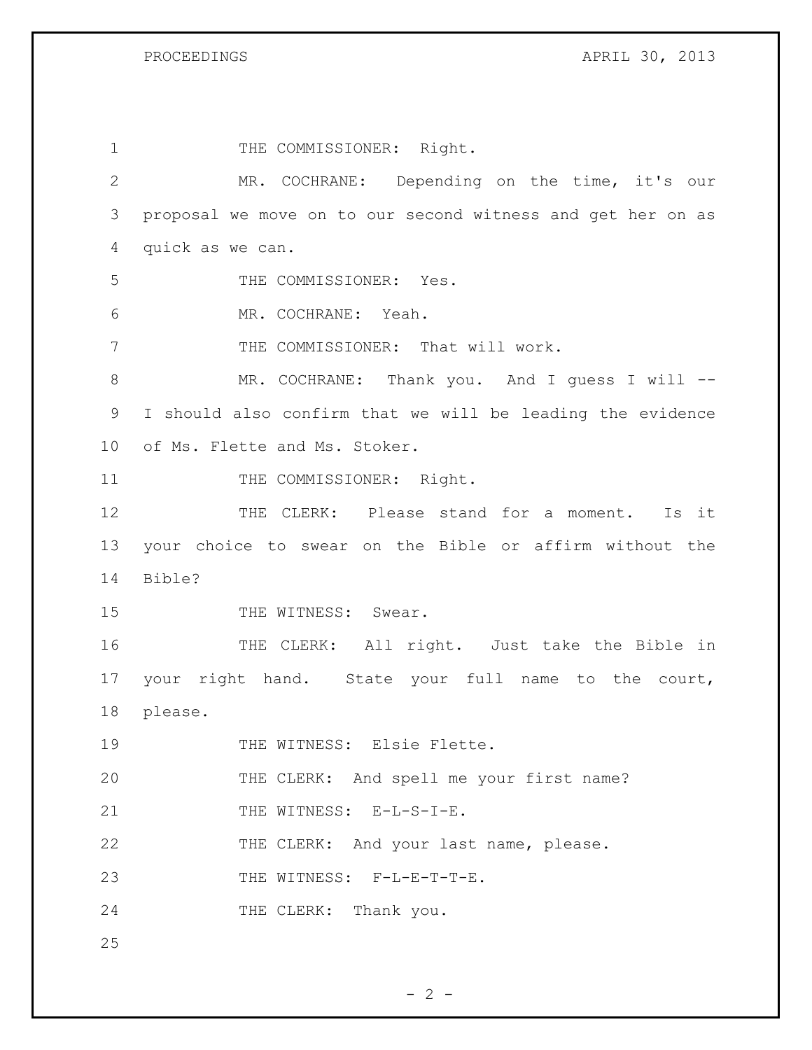THE COMMISSIONER: Right.

MR. COCHRANE: Depending on the time, it's our proposal we move on to our second witness and get her on as quick as we can.

THE COMMISSIONER: Yes.

MR. COCHRANE: Yeah.

THE COMMISSIONER: That will work.

MR. COCHRANE: Thank you. And I guess I will -- I should also confirm that we will be leading the evidence of Ms. Flette and Ms. Stoker.

THE COMMISSIONER: Right.

THE CLERK: Please stand for a moment. Is it your choice to swear on the Bible or affirm without the Bible?

THE WITNESS: Swear.

THE CLERK: All right. Just take the Bible in your right hand. State your full name to the court, please.

THE WITNESS: Elsie Flette.

THE CLERK: And spell me your first name?

THE WITNESS: E-L-S-I-E.

THE CLERK: And your last name, please.

THE WITNESS: F-L-E-T-T-E.

THE CLERK: Thank you.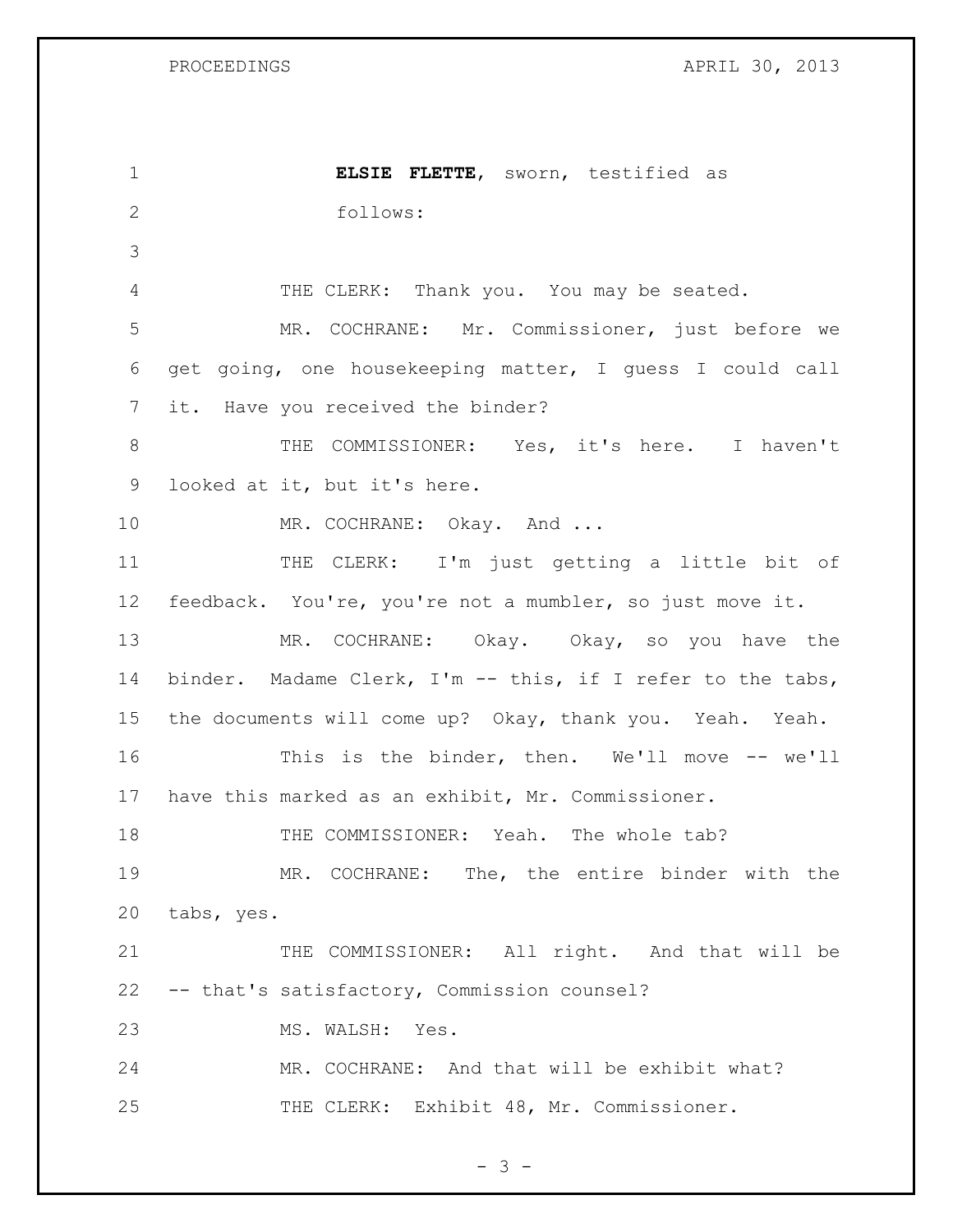**ELSIE FLETTE**, sworn, testified as follows:

THE CLERK: Thank you. You may be seated.

MR. COCHRANE: Mr. Commissioner, just before we get going, one housekeeping matter, I guess I could call it. Have you received the binder?

THE COMMISSIONER: Yes, it's here. I haven't looked at it, but it's here.

MR. COCHRANE: Okay. And ...

THE CLERK: I'm just getting a little bit of feedback. You're, you're not a mumbler, so just move it.

MR. COCHRANE: Okay. Okay, so you have the binder. Madame Clerk, I'm -- this, if I refer to the tabs, the documents will come up? Okay, thank you. Yeah. Yeah.

This is the binder, then. We'll move -- we'll have this marked as an exhibit, Mr. Commissioner.

THE COMMISSIONER: Yeah. The whole tab?

MR. COCHRANE: The, the entire binder with the tabs, yes.

THE COMMISSIONER: All right. And that will be -- that's satisfactory, Commission counsel?

MS. WALSH: Yes.

MR. COCHRANE: And that will be exhibit what?

THE CLERK: Exhibit 48, Mr. Commissioner.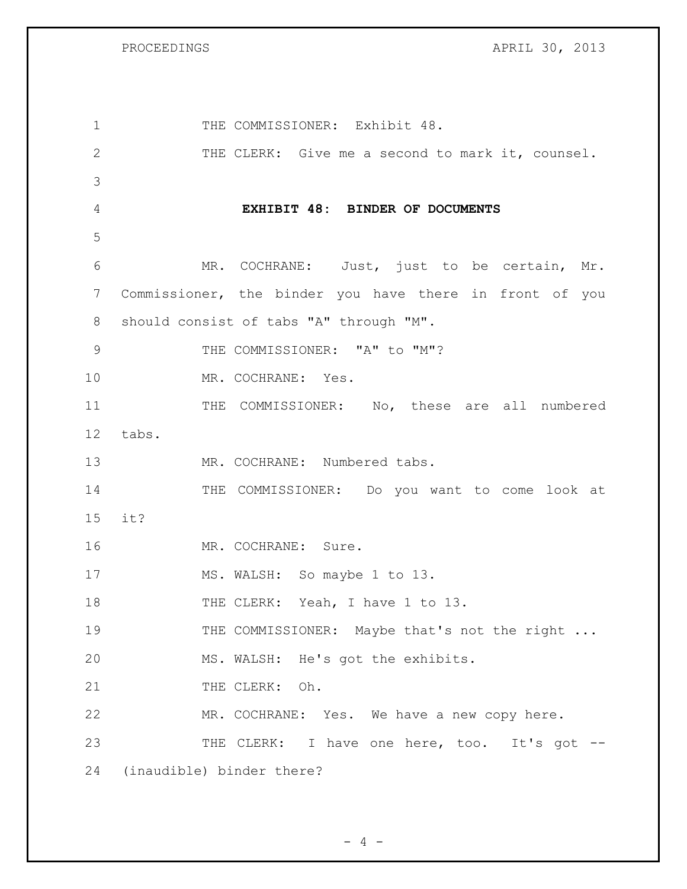THE COMMISSIONER: Exhibit 48.

THE CLERK: Give me a second to mark it, counsel.

**EXHIBIT 48: BINDER OF DOCUMENTS**

MR. COCHRANE: Just, just to be certain, Mr. Commissioner, the binder you have there in front of you should consist of tabs "A" through "M".

THE COMMISSIONER: "A" to "M"?

MR. COCHRANE: Yes.

THE COMMISSIONER: No, these are all numbered tabs.

MR. COCHRANE: Numbered tabs.

THE COMMISSIONER: Do you want to come look at it?

MR. COCHRANE: Sure.

MS. WALSH: So maybe 1 to 13.

THE CLERK: Yeah, I have 1 to 13.

THE COMMISSIONER: Maybe that's not the right ...

MS. WALSH: He's got the exhibits.

THE CLERK: Oh.

MR. COCHRANE: Yes. We have a new copy here.

THE CLERK: I have one here, too. It's got -- (inaudible) binder there?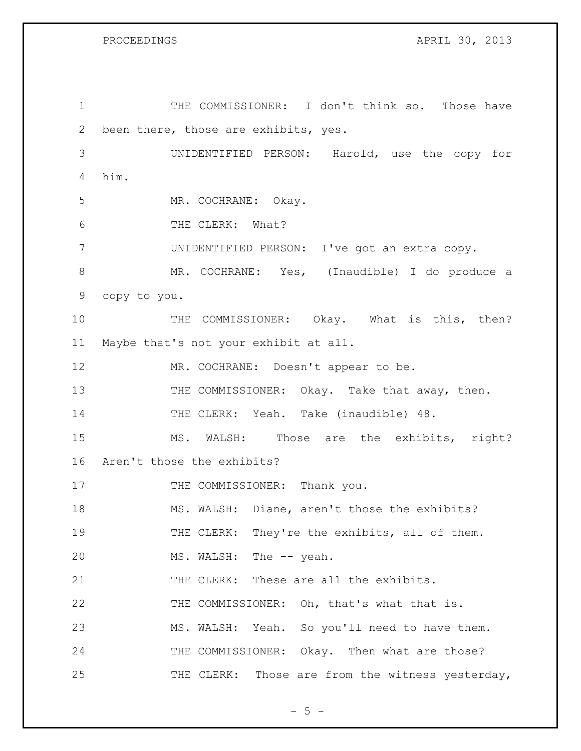THE COMMISSIONER: I don't think so. Those have been there, those are exhibits, yes.

UNIDENTIFIED PERSON: Harold, use the copy for him.

MR. COCHRANE: Okay.

THE CLERK: What?

UNIDENTIFIED PERSON: I've got an extra copy.

MR. COCHRANE: Yes, (Inaudible) I do produce a copy to you.

THE COMMISSIONER: Okay. What is this, then? Maybe that's not your exhibit at all.

MR. COCHRANE: Doesn't appear to be.

THE COMMISSIONER: Okay. Take that away, then.

THE CLERK: Yeah. Take (inaudible) 48.

MS. WALSH: Those are the exhibits, right? Aren't those the exhibits?

THE COMMISSIONER: Thank you.

MS. WALSH: Diane, aren't those the exhibits?

THE CLERK: They're the exhibits, all of them.

MS. WALSH: The -- yeah.

THE CLERK: These are all the exhibits.

THE COMMISSIONER: Oh, that's what that is.

MS. WALSH: Yeah. So you'll need to have them.

THE COMMISSIONER: Okay. Then what are those?

THE CLERK: Those are from the witness yesterday,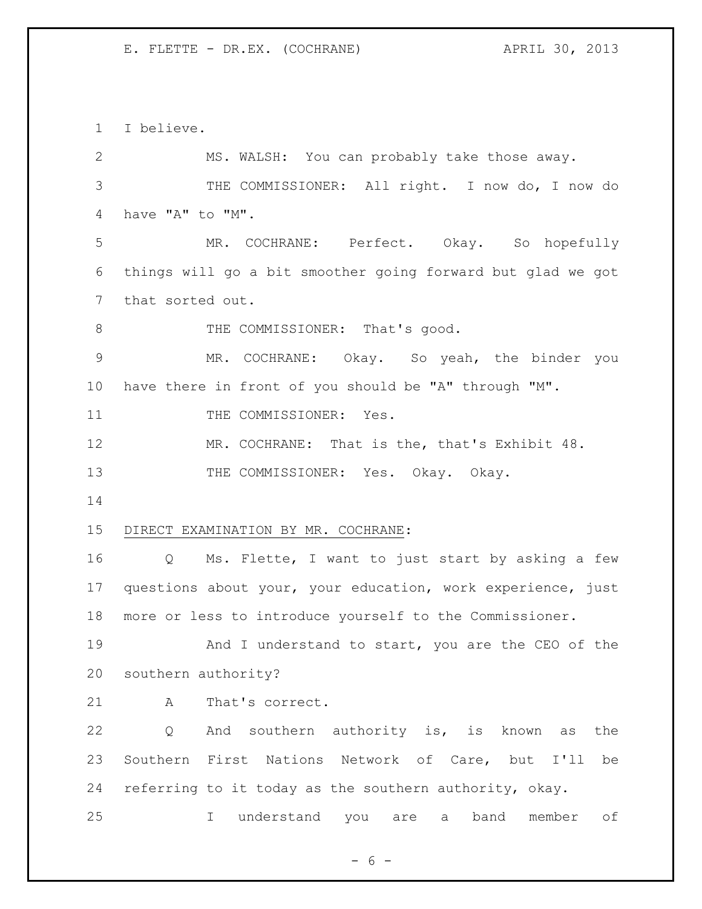I believe.

MS. WALSH: You can probably take those away.

THE COMMISSIONER: All right. I now do, I now do have "A" to "M".

MR. COCHRANE: Perfect. Okay. So hopefully things will go a bit smoother going forward but glad we got that sorted out.

THE COMMISSIONER: That's good.

MR. COCHRANE: Okay. So yeah, the binder you have there in front of you should be "A" through "M".

THE COMMISSIONER: Yes.

MR. COCHRANE: That is the, that's Exhibit 48.

THE COMMISSIONER: Yes. Okay. Okay.

DIRECT EXAMINATION BY MR. COCHRANE:

Q Ms. Flette, I want to just start by asking a few questions about your, your education, work experience, just more or less to introduce yourself to the Commissioner.

And I understand to start, you are the CEO of the southern authority?

A That's correct.

Q And southern authority is, is known as the Southern First Nations Network of Care, but I'll be referring to it today as the southern authority, okay.

I understand you are a band member of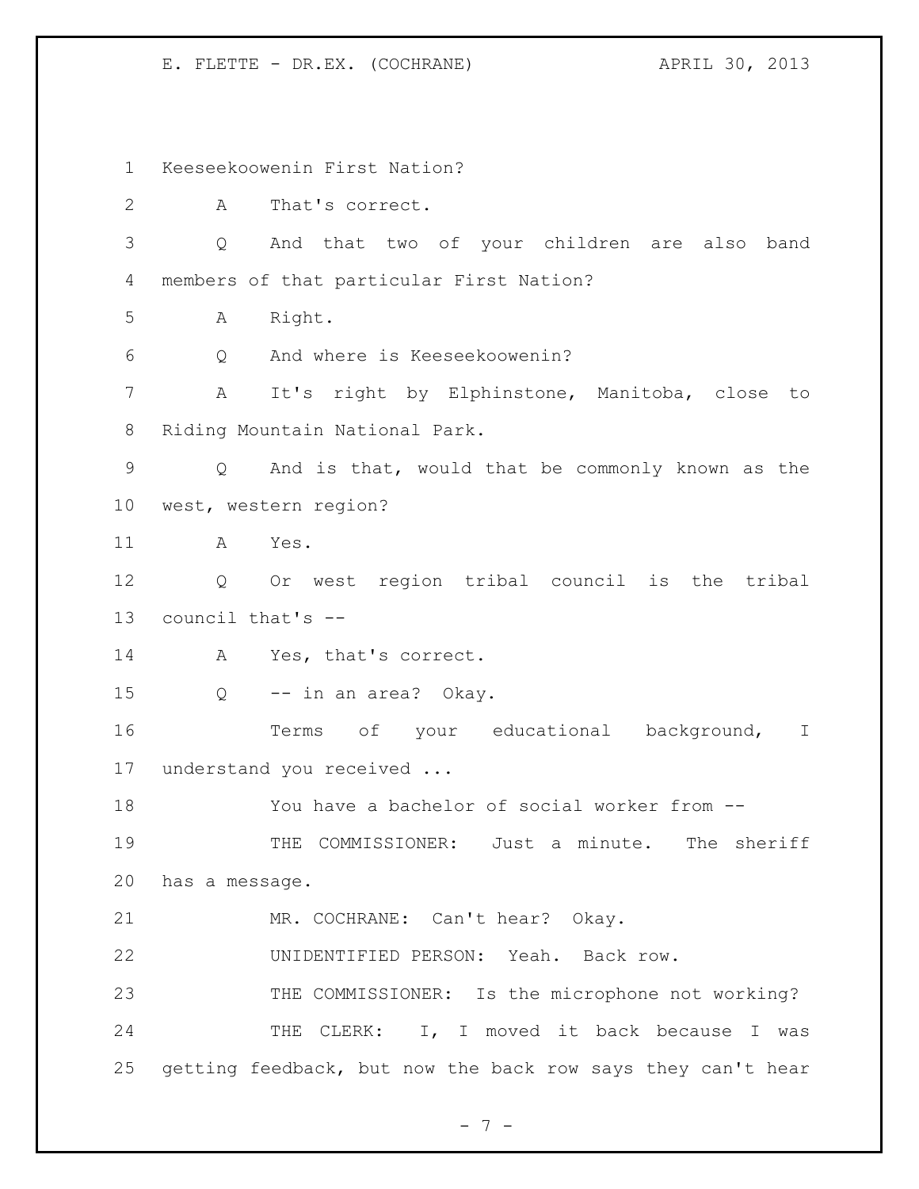Keeseekoowenin First Nation?

A That's correct.

Q And that two of your children are also band members of that particular First Nation?

A Right.

Q And where is Keeseekoowenin?

A It's right by Elphinstone, Manitoba, close to Riding Mountain National Park.

Q And is that, would that be commonly known as the west, western region?

A Yes.

Q Or west region tribal council is the tribal council that's --

A Yes, that's correct.

Q -- in an area? Okay.

Terms of your educational background, I understand you received ...

You have a bachelor of social worker from --

THE COMMISSIONER: Just a minute. The sheriff has a message.

MR. COCHRANE: Can't hear? Okay.

UNIDENTIFIED PERSON: Yeah. Back row.

THE COMMISSIONER: Is the microphone not working?

THE CLERK: I, I moved it back because I was getting feedback, but now the back row says they can't hear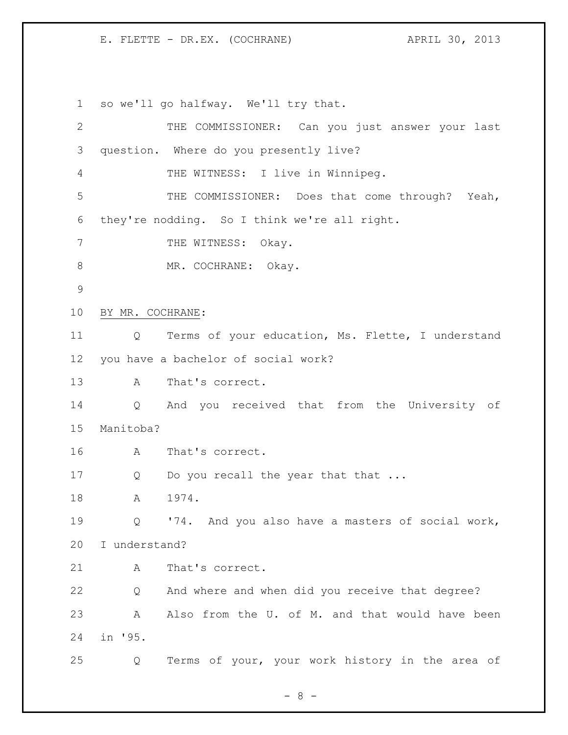so we'll go halfway. We'll try that.

THE COMMISSIONER: Can you just answer your last question. Where do you presently live?

THE WITNESS: I live in Winnipeg.

THE COMMISSIONER: Does that come through? Yeah, they're nodding. So I think we're all right.

THE WITNESS: Okay.

MR. COCHRANE: Okay.

BY MR. COCHRANE:

Q Terms of your education, Ms. Flette, I understand you have a bachelor of social work?

A That's correct.

Q And you received that from the University of Manitoba?

A That's correct.

Q Do you recall the year that that ...

A 1974.

Q '74. And you also have a masters of social work, I understand?

A That's correct.

Q And where and when did you receive that degree?

A Also from the U. of M. and that would have been in '95.

Q Terms of your, your work history in the area of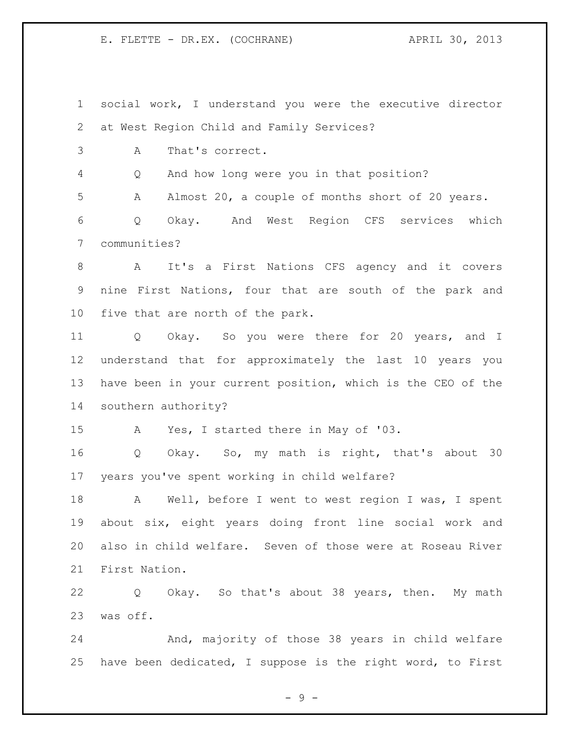social work, I understand you were the executive director at West Region Child and Family Services?

A That's correct.

Q And how long were you in that position?

A Almost 20, a couple of months short of 20 years.

Q Okay. And West Region CFS services which communities?

A It's a First Nations CFS agency and it covers nine First Nations, four that are south of the park and five that are north of the park.

Q Okay. So you were there for 20 years, and I understand that for approximately the last 10 years you have been in your current position, which is the CEO of the southern authority?

A Yes, I started there in May of '03.

Q Okay. So, my math is right, that's about 30 years you've spent working in child welfare?

A Well, before I went to west region I was, I spent about six, eight years doing front line social work and also in child welfare. Seven of those were at Roseau River First Nation.

Q Okay. So that's about 38 years, then. My math was off.

And, majority of those 38 years in child welfare have been dedicated, I suppose is the right word, to First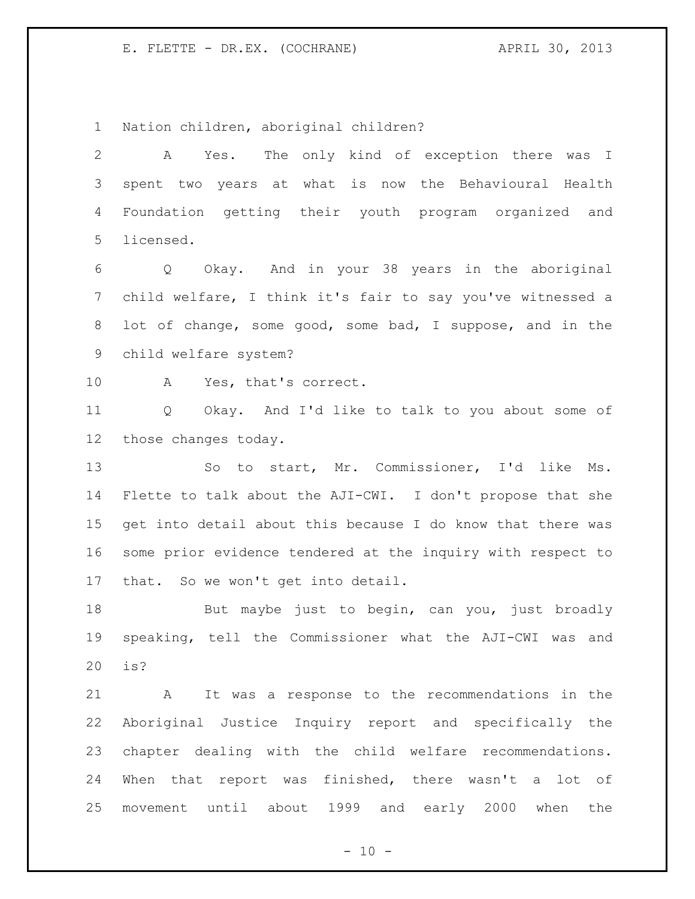Nation children, aboriginal children?

A Yes. The only kind of exception there was I spent two years at what is now the Behavioural Health Foundation getting their youth program organized and licensed.

Q Okay. And in your 38 years in the aboriginal child welfare, I think it's fair to say you've witnessed a lot of change, some good, some bad, I suppose, and in the child welfare system?

A Yes, that's correct.

Q Okay. And I'd like to talk to you about some of those changes today.

So to start, Mr. Commissioner, I'd like Ms. Flette to talk about the AJI-CWI. I don't propose that she get into detail about this because I do know that there was some prior evidence tendered at the inquiry with respect to that. So we won't get into detail.

But maybe just to begin, can you, just broadly speaking, tell the Commissioner what the AJI-CWI was and is?

A It was a response to the recommendations in the Aboriginal Justice Inquiry report and specifically the chapter dealing with the child welfare recommendations. When that report was finished, there wasn't a lot of movement until about 1999 and early 2000 when the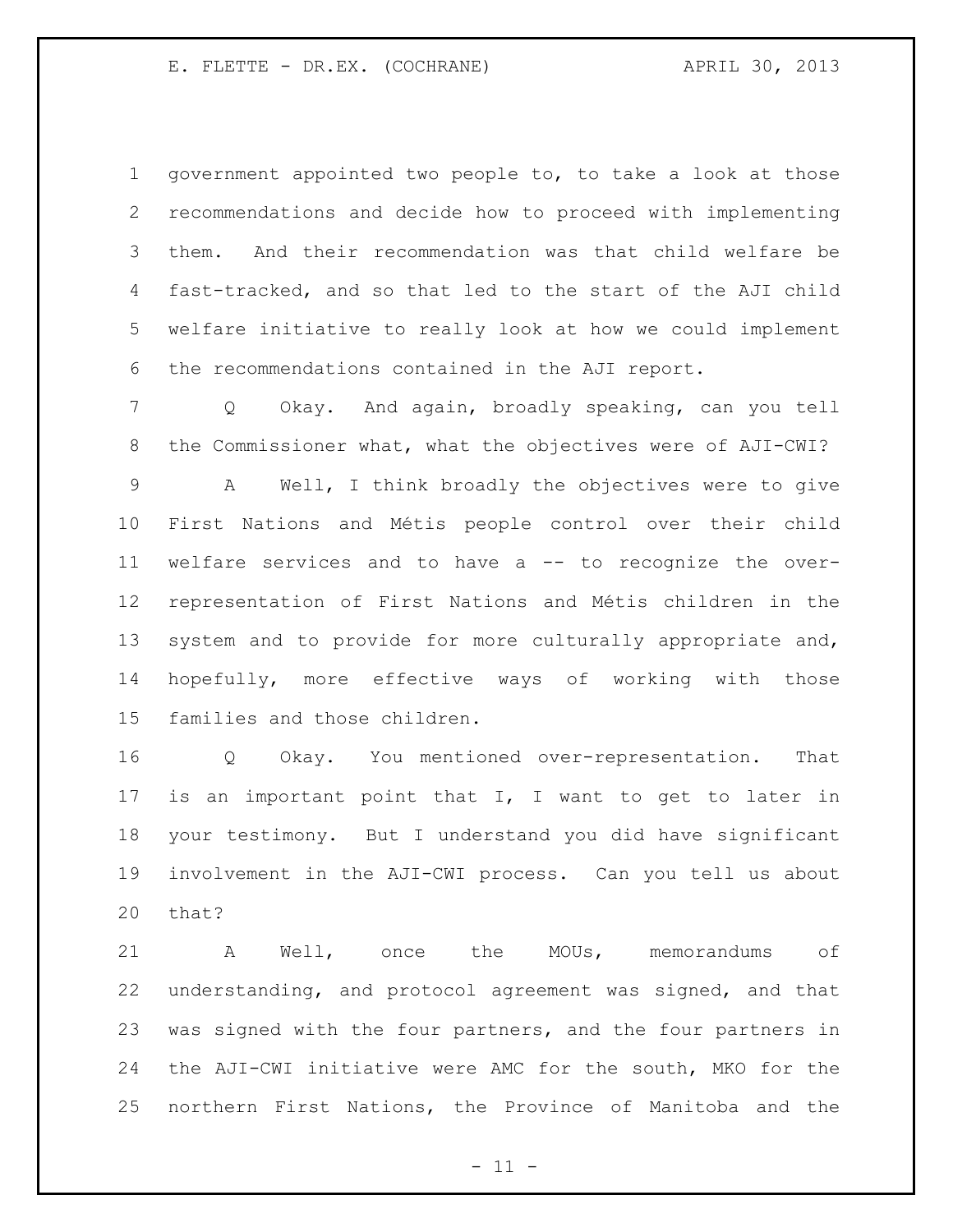government appointed two people to, to take a look at those recommendations and decide how to proceed with implementing them. And their recommendation was that child welfare be fast-tracked, and so that led to the start of the AJI child welfare initiative to really look at how we could implement the recommendations contained in the AJI report.

Q Okay. And again, broadly speaking, can you tell the Commissioner what, what the objectives were of AJI-CWI?

A Well, I think broadly the objectives were to give First Nations and Métis people control over their child welfare services and to have a -- to recognize the over-representation of First Nations and Métis children in the system and to provide for more culturally appropriate and, hopefully, more effective ways of working with those families and those children.

Q Okay. You mentioned over-representation. That is an important point that I, I want to get to later in your testimony. But I understand you did have significant involvement in the AJI-CWI process. Can you tell us about that?

A Well, once the MOUs, memorandums of understanding, and protocol agreement was signed, and that was signed with the four partners, and the four partners in the AJI-CWI initiative were AMC for the south, MKO for the northern First Nations, the Province of Manitoba and the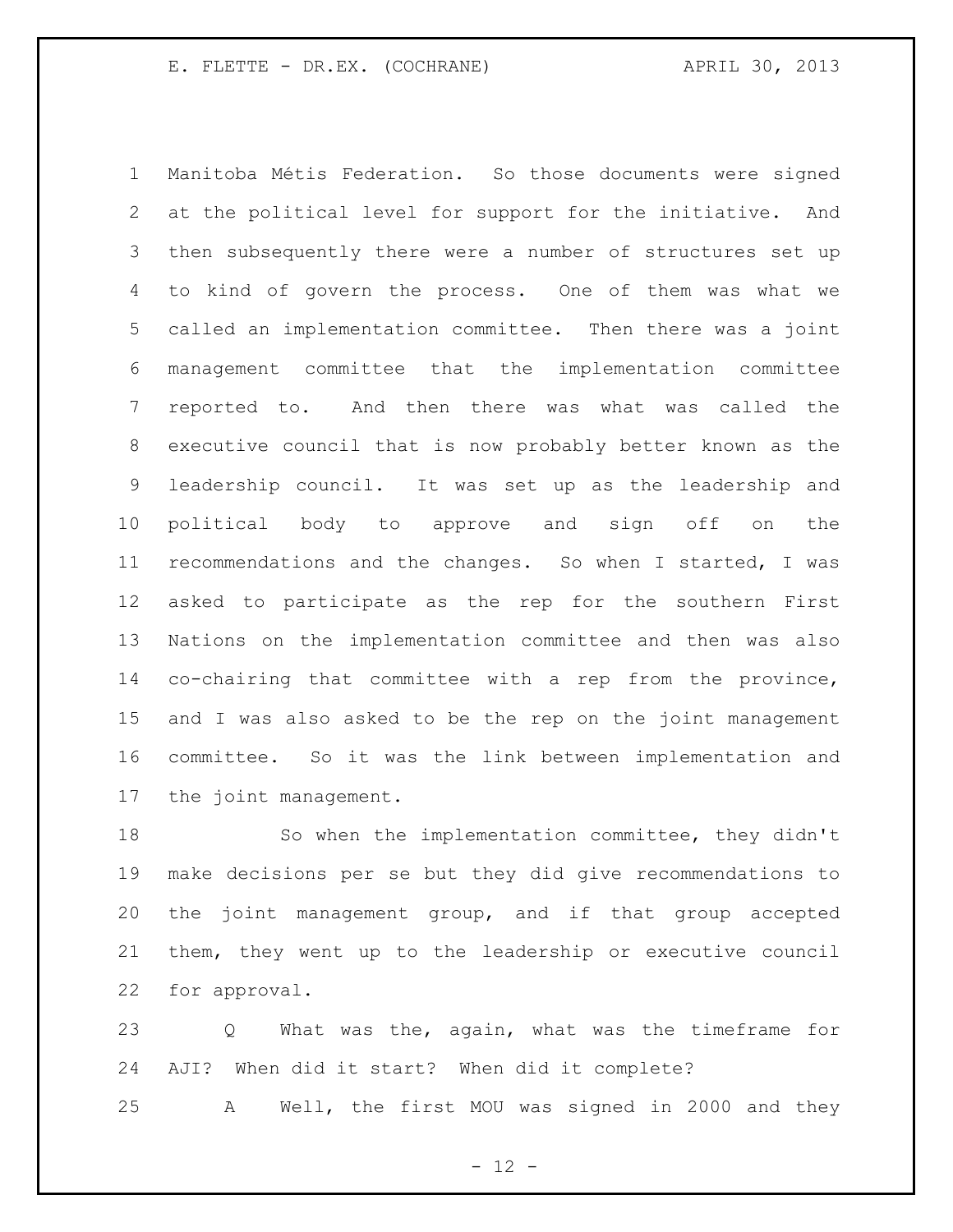Manitoba Métis Federation. So those documents were signed at the political level for support for the initiative. And then subsequently there were a number of structures set up to kind of govern the process. One of them was what we called an implementation committee. Then there was a joint management committee that the implementation committee reported to. And then there was what was called the executive council that is now probably better known as the leadership council. It was set up as the leadership and political body to approve and sign off on the recommendations and the changes. So when I started, I was asked to participate as the rep for the southern First Nations on the implementation committee and then was also co-chairing that committee with a rep from the province, and I was also asked to be the rep on the joint management committee. So it was the link between implementation and the joint management.

So when the implementation committee, they didn't make decisions per se but they did give recommendations to the joint management group, and if that group accepted them, they went up to the leadership or executive council for approval.

Q What was the, again, what was the timeframe for AJI? When did it start? When did it complete?

A Well, the first MOU was signed in 2000 and they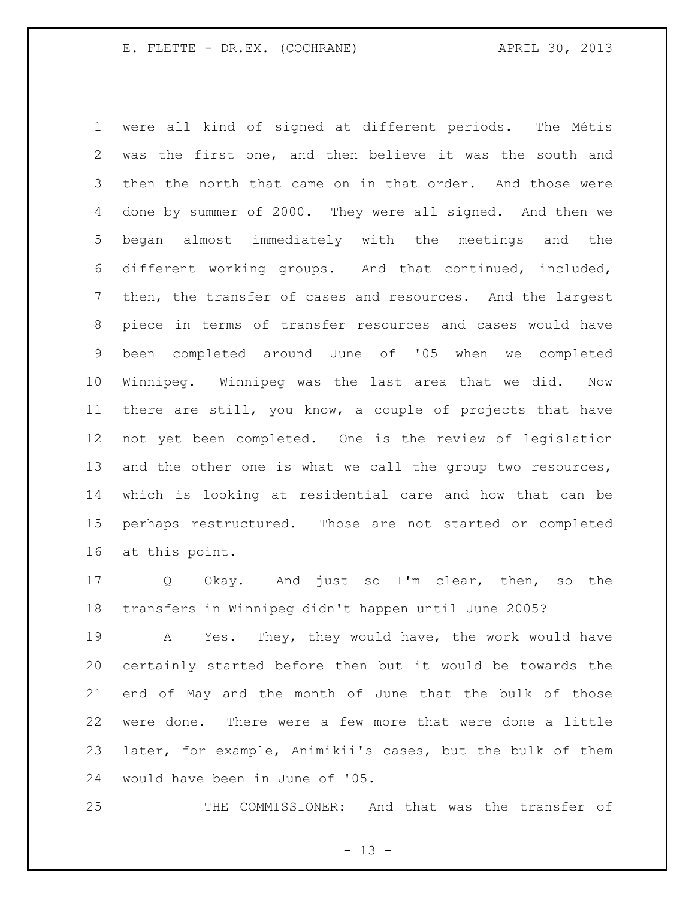were all kind of signed at different periods. The Métis was the first one, and then believe it was the south and then the north that came on in that order. And those were done by summer of 2000. They were all signed. And then we began almost immediately with the meetings and the different working groups. And that continued, included, then, the transfer of cases and resources. And the largest piece in terms of transfer resources and cases would have been completed around June of '05 when we completed Winnipeg. Winnipeg was the last area that we did. Now there are still, you know, a couple of projects that have not yet been completed. One is the review of legislation and the other one is what we call the group two resources, which is looking at residential care and how that can be perhaps restructured. Those are not started or completed at this point.

Q Okay. And just so I'm clear, then, so the transfers in Winnipeg didn't happen until June 2005?

A Yes. They, they would have, the work would have certainly started before then but it would be towards the end of May and the month of June that the bulk of those were done. There were a few more that were done a little later, for example, Animikii's cases, but the bulk of them would have been in June of '05.

THE COMMISSIONER: And that was the transfer of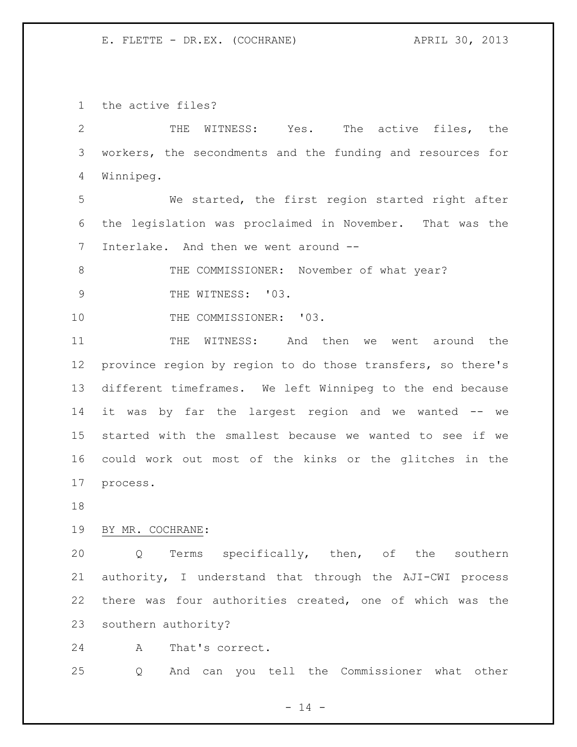the active files?

THE WITNESS: Yes. The active files, the workers, the secondments and the funding and resources for Winnipeg.

We started, the first region started right after the legislation was proclaimed in November. That was the Interlake. And then we went around --

THE COMMISSIONER: November of what year?

THE WITNESS: '03.

THE COMMISSIONER: '03.

THE WITNESS: And then we went around the province region by region to do those transfers, so there's different timeframes. We left Winnipeg to the end because it was by far the largest region and we wanted -- we started with the smallest because we wanted to see if we could work out most of the kinks or the glitches in the process.

BY MR. COCHRANE:

Q Terms specifically, then, of the southern authority, I understand that through the AJI-CWI process there was four authorities created, one of which was the southern authority?

A That's correct.

Q And can you tell the Commissioner what other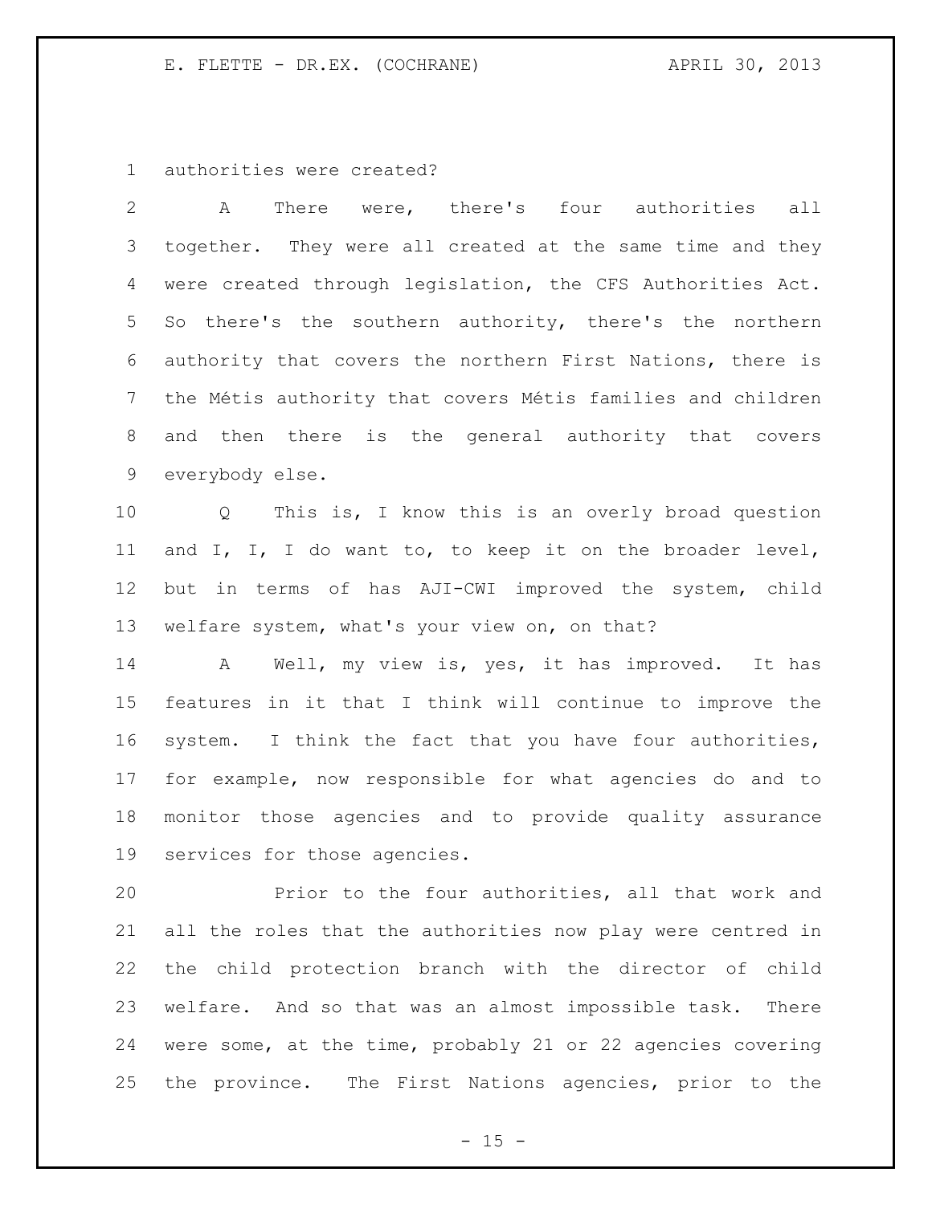authorities were created?

A There were, there's four authorities all together. They were all created at the same time and they were created through legislation, the CFS Authorities Act. So there's the southern authority, there's the northern authority that covers the northern First Nations, there is the Métis authority that covers Métis families and children and then there is the general authority that covers everybody else.

Q This is, I know this is an overly broad question and I, I, I do want to, to keep it on the broader level, but in terms of has AJI-CWI improved the system, child welfare system, what's your view on, on that?

A Well, my view is, yes, it has improved. It has features in it that I think will continue to improve the system. I think the fact that you have four authorities, for example, now responsible for what agencies do and to monitor those agencies and to provide quality assurance services for those agencies.

Prior to the four authorities, all that work and all the roles that the authorities now play were centred in the child protection branch with the director of child welfare. And so that was an almost impossible task. There were some, at the time, probably 21 or 22 agencies covering the province. The First Nations agencies, prior to the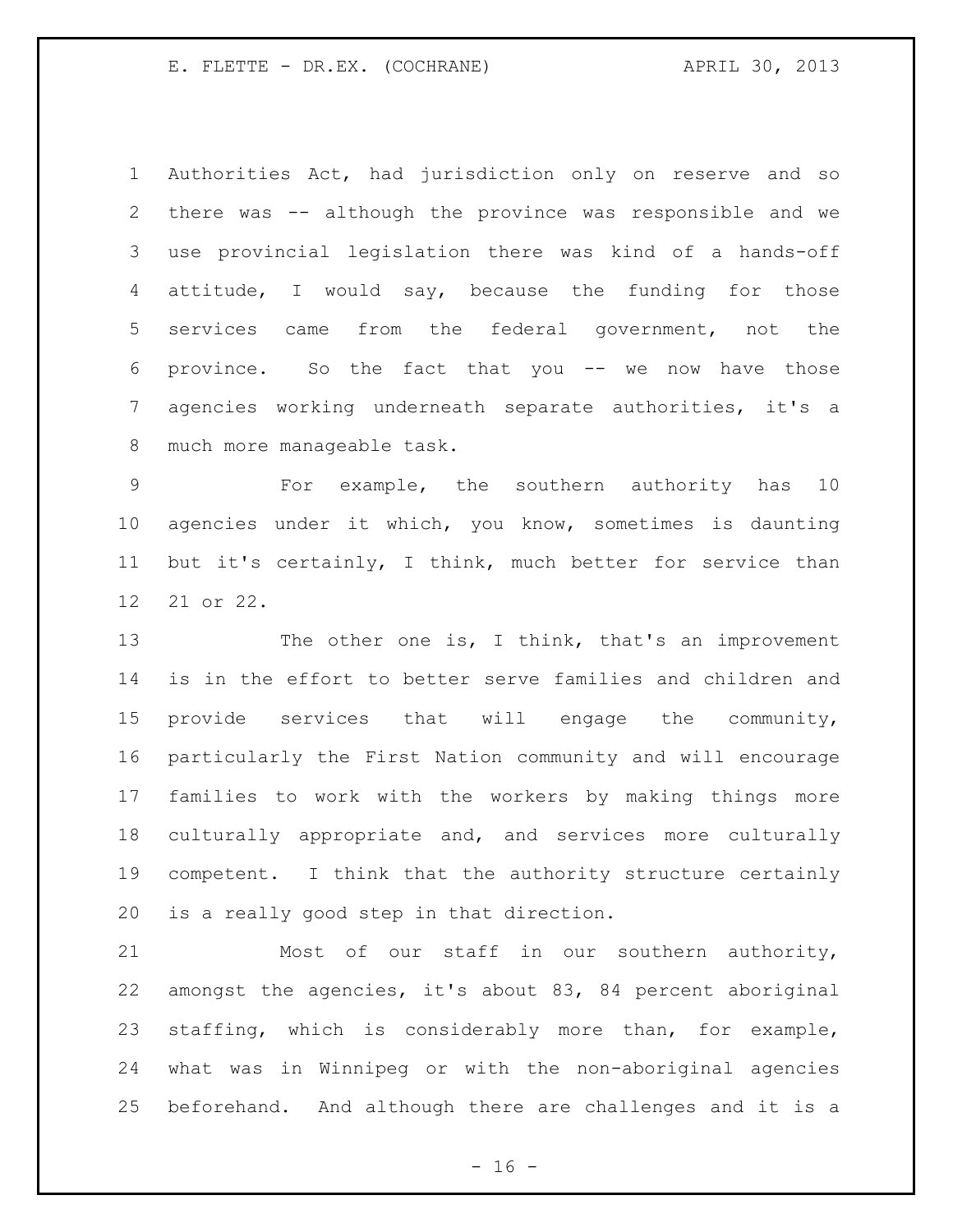Authorities Act, had jurisdiction only on reserve and so there was -- although the province was responsible and we use provincial legislation there was kind of a hands-off attitude, I would say, because the funding for those services came from the federal government, not the province. So the fact that you -- we now have those agencies working underneath separate authorities, it's a much more manageable task.

For example, the southern authority has 10 agencies under it which, you know, sometimes is daunting but it's certainly, I think, much better for service than 21 or 22.

The other one is, I think, that's an improvement is in the effort to better serve families and children and provide services that will engage the community, particularly the First Nation community and will encourage families to work with the workers by making things more culturally appropriate and, and services more culturally competent. I think that the authority structure certainly is a really good step in that direction.

Most of our staff in our southern authority, amongst the agencies, it's about 83, 84 percent aboriginal staffing, which is considerably more than, for example, what was in Winnipeg or with the non-aboriginal agencies beforehand. And although there are challenges and it is a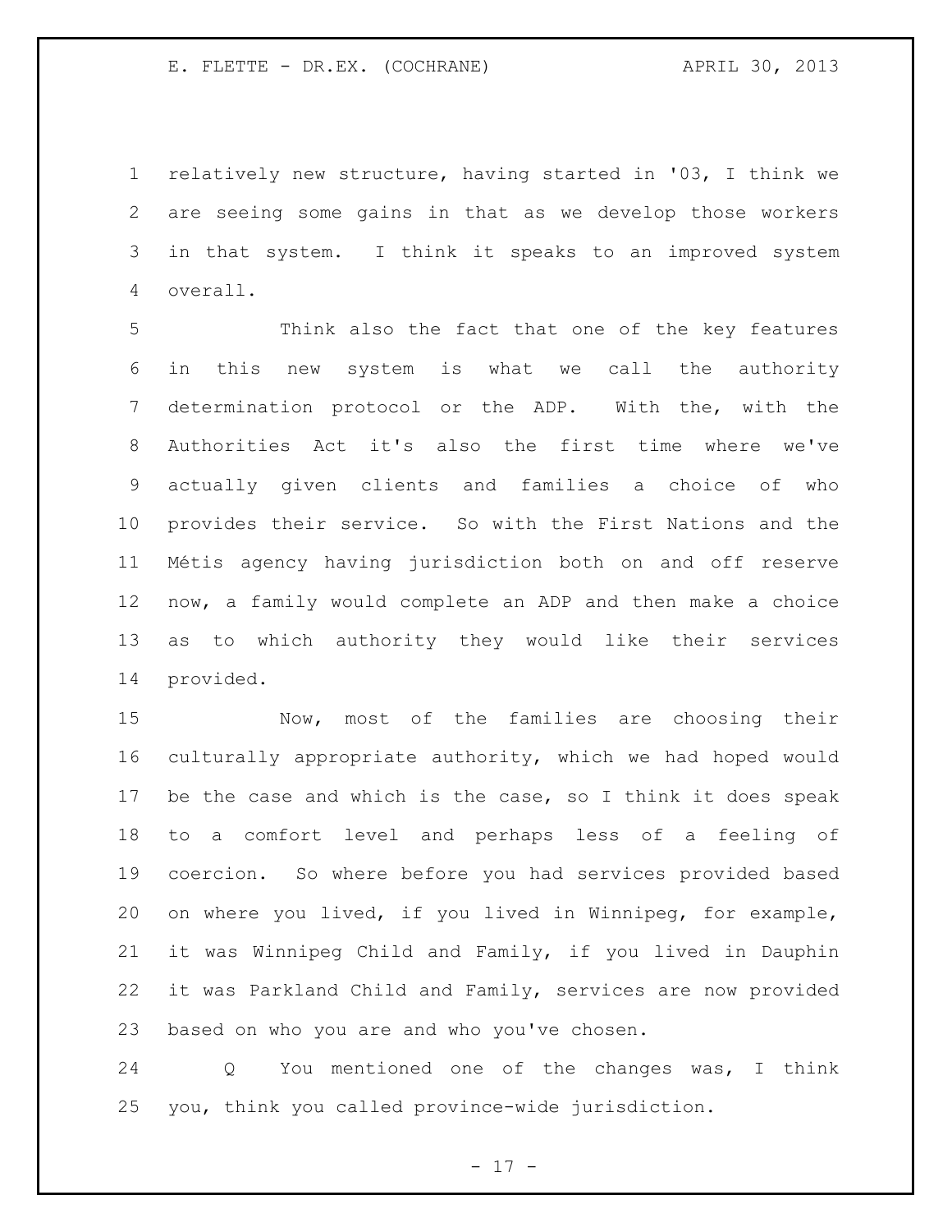relatively new structure, having started in '03, I think we are seeing some gains in that as we develop those workers in that system. I think it speaks to an improved system overall.

Think also the fact that one of the key features in this new system is what we call the authority determination protocol or the ADP. With the, with the Authorities Act it's also the first time where we've actually given clients and families a choice of who provides their service. So with the First Nations and the Métis agency having jurisdiction both on and off reserve now, a family would complete an ADP and then make a choice as to which authority they would like their services provided.

Now, most of the families are choosing their culturally appropriate authority, which we had hoped would be the case and which is the case, so I think it does speak to a comfort level and perhaps less of a feeling of coercion. So where before you had services provided based on where you lived, if you lived in Winnipeg, for example, it was Winnipeg Child and Family, if you lived in Dauphin it was Parkland Child and Family, services are now provided based on who you are and who you've chosen.

Q You mentioned one of the changes was, I think you, think you called province-wide jurisdiction.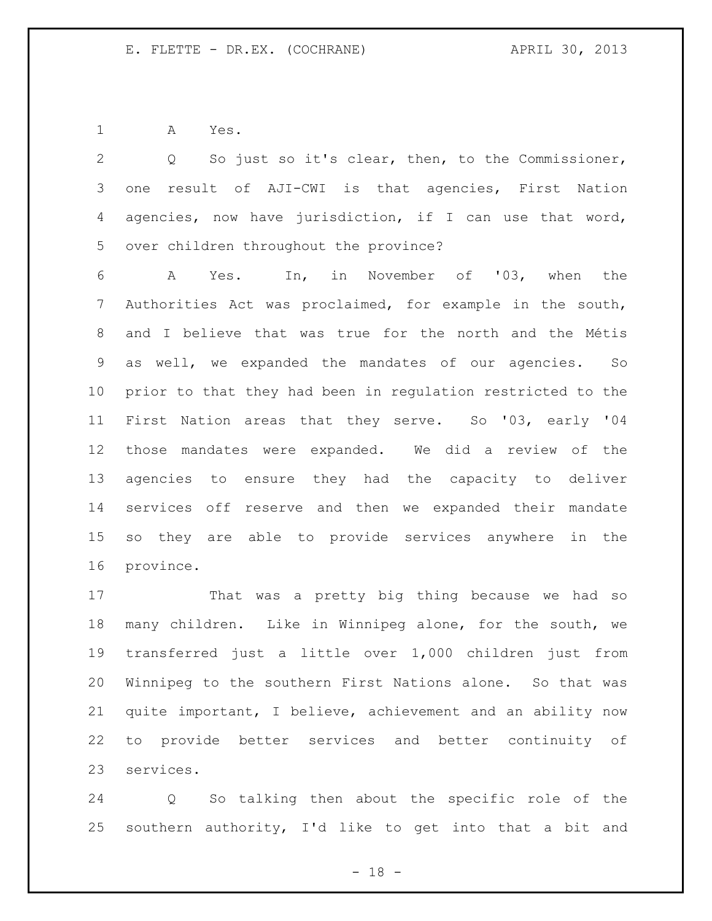A Yes.

Q So just so it's clear, then, to the Commissioner, one result of AJI-CWI is that agencies, First Nation agencies, now have jurisdiction, if I can use that word, over children throughout the province?

A Yes. In, in November of '03, when the Authorities Act was proclaimed, for example in the south, and I believe that was true for the north and the Métis as well, we expanded the mandates of our agencies. So prior to that they had been in regulation restricted to the First Nation areas that they serve. So '03, early '04 those mandates were expanded. We did a review of the agencies to ensure they had the capacity to deliver services off reserve and then we expanded their mandate so they are able to provide services anywhere in the province.

That was a pretty big thing because we had so many children. Like in Winnipeg alone, for the south, we transferred just a little over 1,000 children just from Winnipeg to the southern First Nations alone. So that was quite important, I believe, achievement and an ability now to provide better services and better continuity of services.

Q So talking then about the specific role of the southern authority, I'd like to get into that a bit and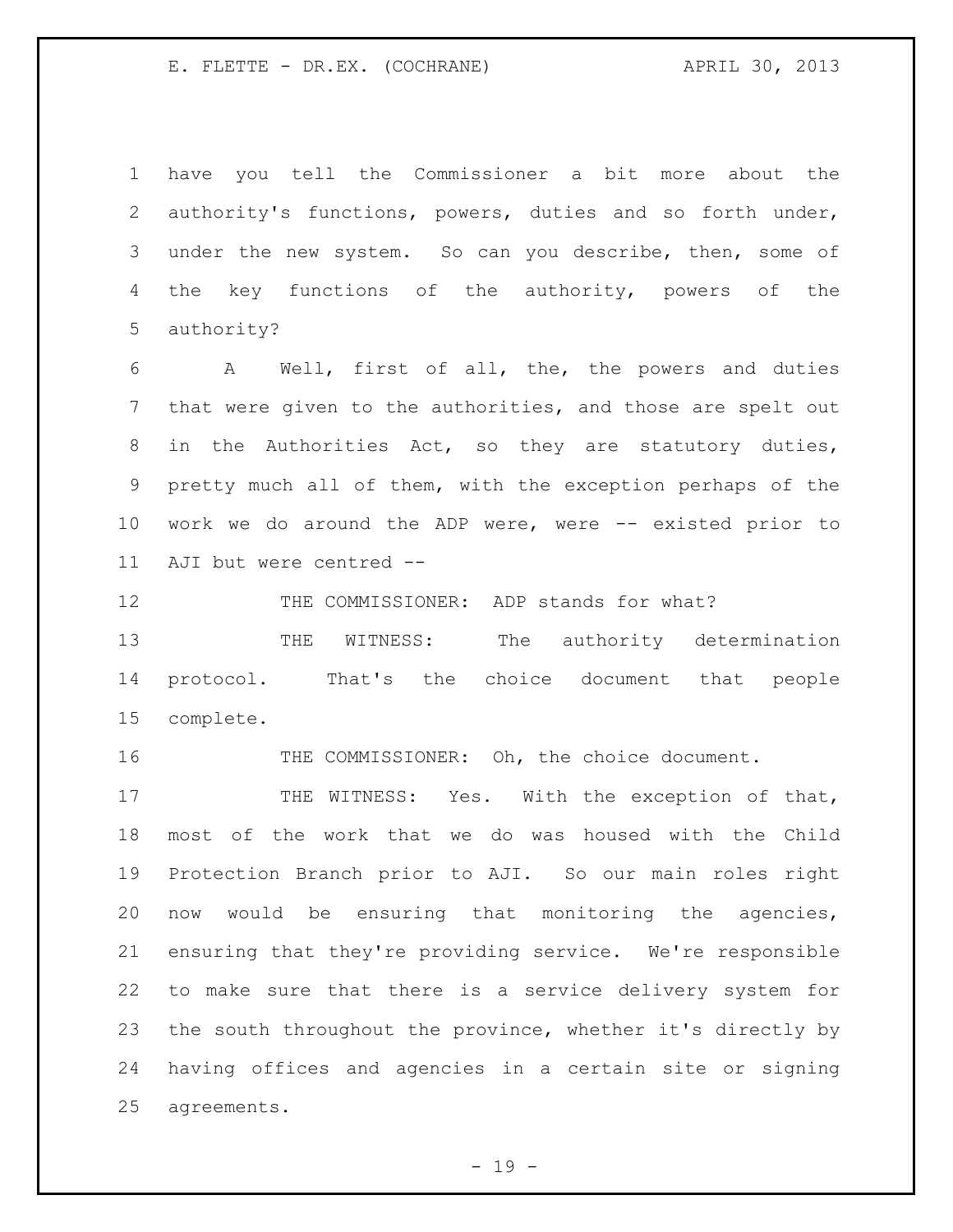have you tell the Commissioner a bit more about the authority's functions, powers, duties and so forth under, under the new system. So can you describe, then, some of the key functions of the authority, powers of the authority?

A Well, first of all, the, the powers and duties that were given to the authorities, and those are spelt out in the Authorities Act, so they are statutory duties, pretty much all of them, with the exception perhaps of the work we do around the ADP were, were -- existed prior to AJI but were centred --

THE COMMISSIONER: ADP stands for what?

THE WITNESS: The authority determination protocol. That's the choice document that people complete.

THE COMMISSIONER: Oh, the choice document.

THE WITNESS: Yes. With the exception of that, most of the work that we do was housed with the Child Protection Branch prior to AJI. So our main roles right now would be ensuring that monitoring the agencies, ensuring that they're providing service. We're responsible to make sure that there is a service delivery system for the south throughout the province, whether it's directly by having offices and agencies in a certain site or signing agreements.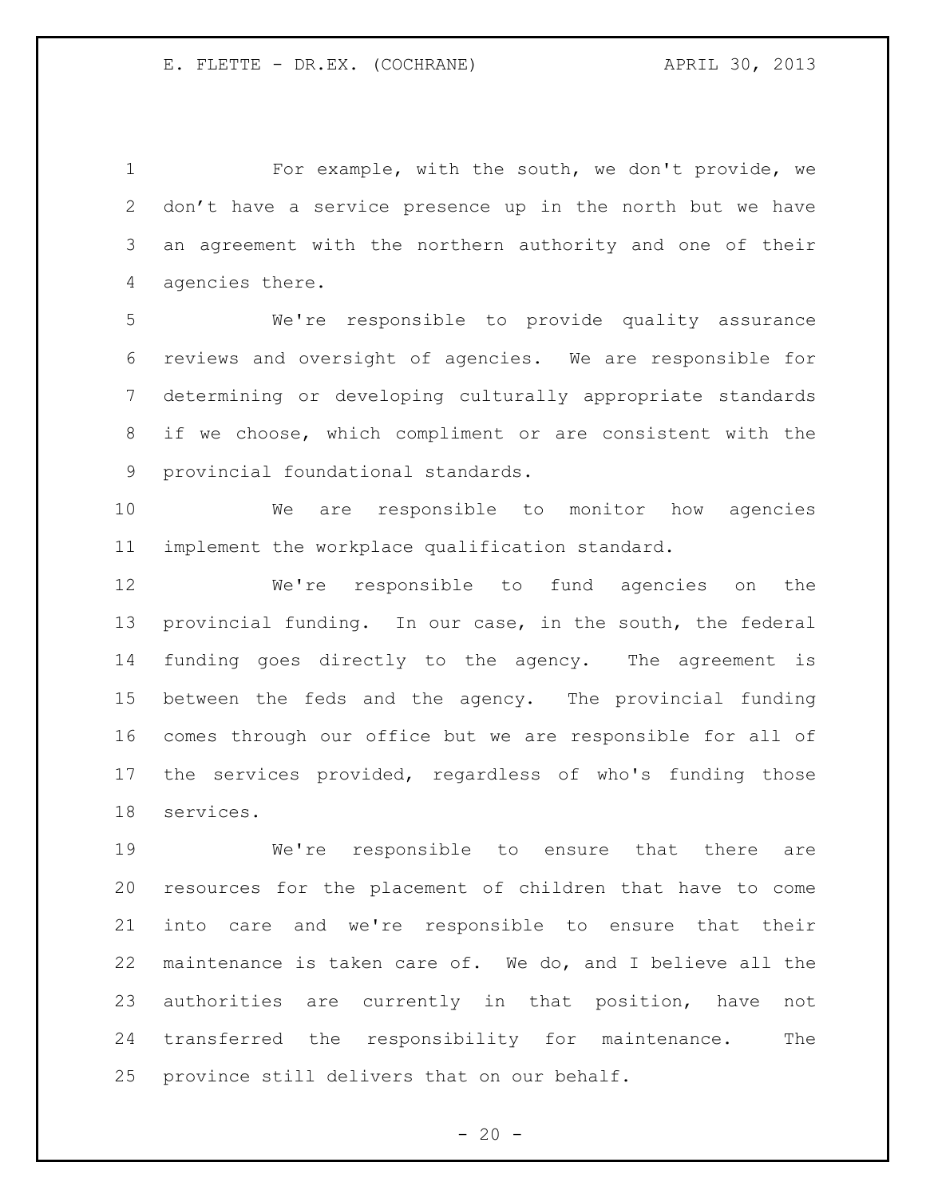For example, with the south, we don't provide, we don't have a service presence up in the north but we have an agreement with the northern authority and one of their agencies there.

We're responsible to provide quality assurance reviews and oversight of agencies. We are responsible for determining or developing culturally appropriate standards if we choose, which compliment or are consistent with the provincial foundational standards.

We are responsible to monitor how agencies implement the workplace qualification standard.

We're responsible to fund agencies on the provincial funding. In our case, in the south, the federal funding goes directly to the agency. The agreement is between the feds and the agency. The provincial funding comes through our office but we are responsible for all of the services provided, regardless of who's funding those services.

We're responsible to ensure that there are resources for the placement of children that have to come into care and we're responsible to ensure that their maintenance is taken care of. We do, and I believe all the authorities are currently in that position, have not transferred the responsibility for maintenance. The province still delivers that on our behalf.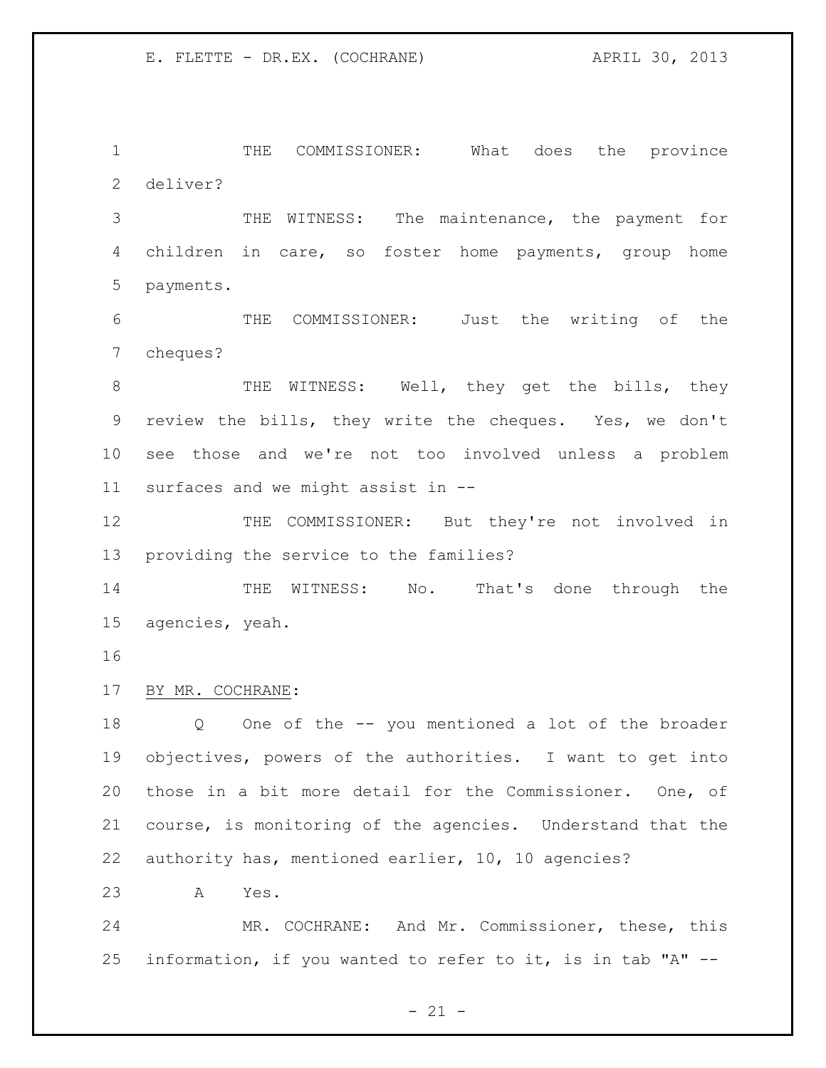THE COMMISSIONER: What does the province deliver?

THE WITNESS: The maintenance, the payment for children in care, so foster home payments, group home payments.

THE COMMISSIONER: Just the writing of the cheques?

THE WITNESS: Well, they get the bills, they review the bills, they write the cheques. Yes, we don't see those and we're not too involved unless a problem surfaces and we might assist in --

THE COMMISSIONER: But they're not involved in providing the service to the families?

THE WITNESS: No. That's done through the agencies, yeah.

BY MR. COCHRANE:

Q One of the -- you mentioned a lot of the broader objectives, powers of the authorities. I want to get into those in a bit more detail for the Commissioner. One, of course, is monitoring of the agencies. Understand that the authority has, mentioned earlier, 10, 10 agencies?

A Yes.

MR. COCHRANE: And Mr. Commissioner, these, this information, if you wanted to refer to it, is in tab "A" --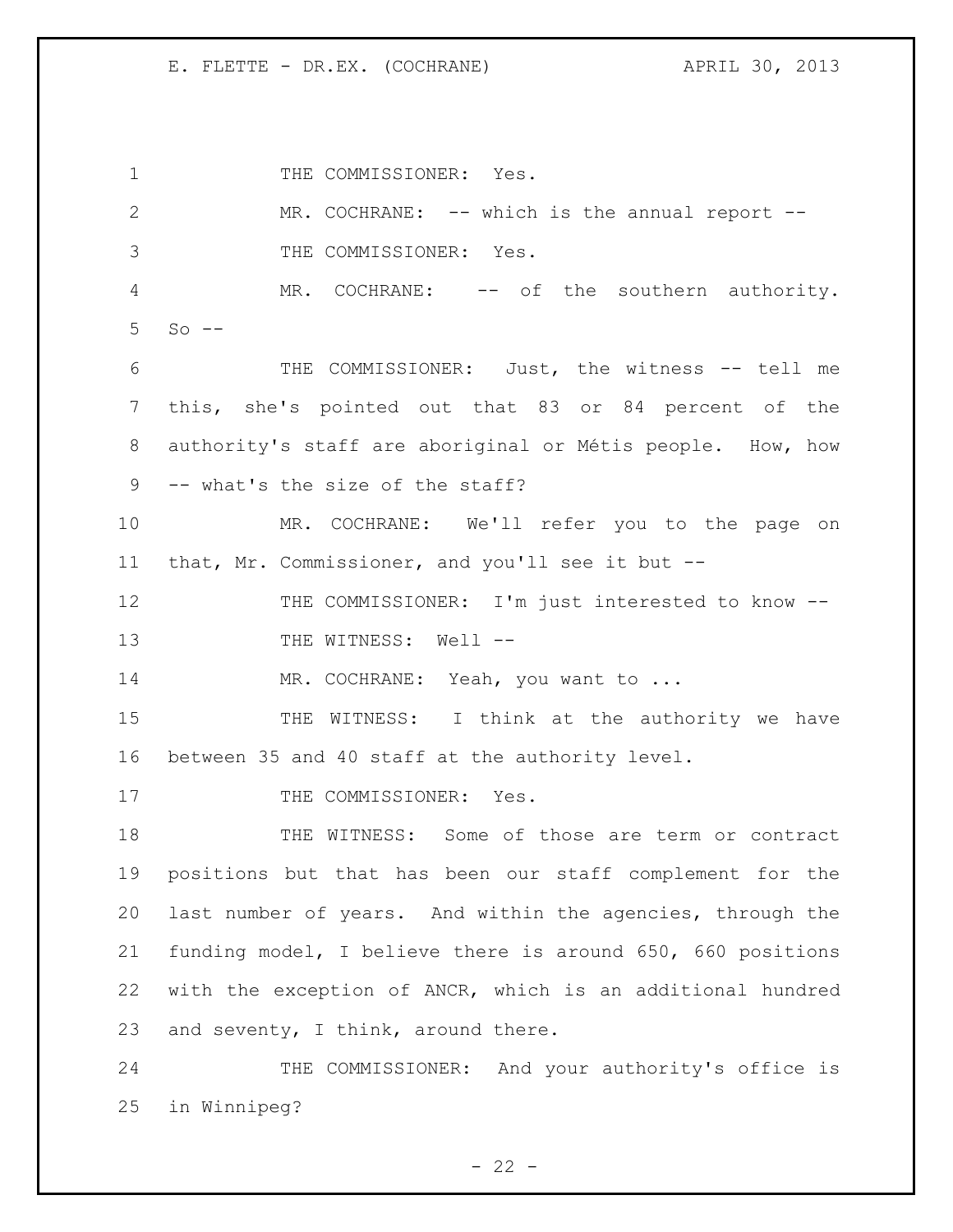THE COMMISSIONER: Yes.

MR. COCHRANE: -- which is the annual report --

THE COMMISSIONER: Yes.

MR. COCHRANE: -- of the southern authority. So --

THE COMMISSIONER: Just, the witness -- tell me this, she's pointed out that 83 or 84 percent of the authority's staff are aboriginal or Métis people. How, how -- what's the size of the staff?

MR. COCHRANE: We'll refer you to the page on that, Mr. Commissioner, and you'll see it but --

THE COMMISSIONER: I'm just interested to know --

THE WITNESS: Well --

MR. COCHRANE: Yeah, you want to ...

THE WITNESS: I think at the authority we have between 35 and 40 staff at the authority level.

THE COMMISSIONER: Yes.

THE WITNESS: Some of those are term or contract positions but that has been our staff complement for the last number of years. And within the agencies, through the funding model, I believe there is around 650, 660 positions with the exception of ANCR, which is an additional hundred and seventy, I think, around there.

THE COMMISSIONER: And your authority's office is in Winnipeg?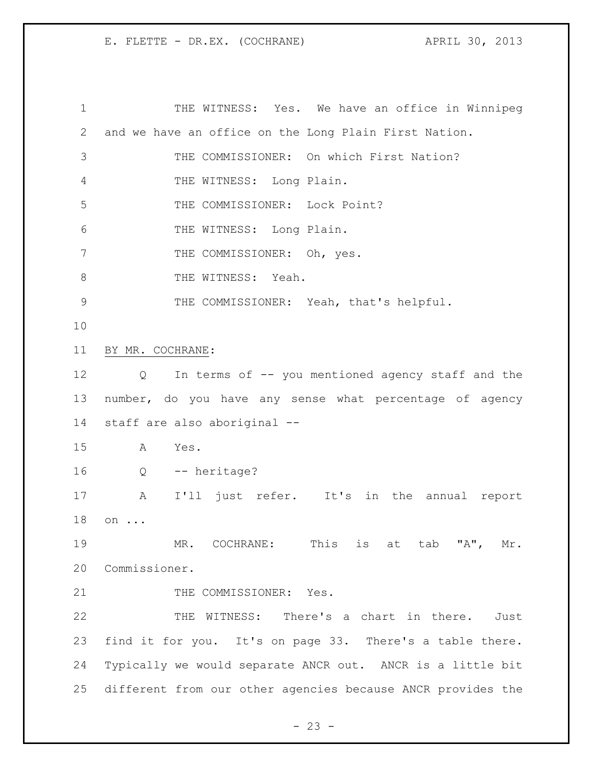THE WITNESS: Yes. We have an office in Winnipeg and we have an office on the Long Plain First Nation.

THE COMMISSIONER: On which First Nation?

THE WITNESS: Long Plain.

THE COMMISSIONER: Lock Point?

THE WITNESS: Long Plain.

THE COMMISSIONER: Oh, yes.

THE WITNESS: Yeah.

THE COMMISSIONER: Yeah, that's helpful.

BY MR. COCHRANE:

Q In terms of -- you mentioned agency staff and the number, do you have any sense what percentage of agency staff are also aboriginal --

A Yes.

Q -- heritage?

A I'll just refer. It's in the annual report on ...

MR. COCHRANE: This is at tab "A", Mr. Commissioner.

THE COMMISSIONER: Yes.

THE WITNESS: There's a chart in there. Just find it for you. It's on page 33. There's a table there. Typically we would separate ANCR out. ANCR is a little bit different from our other agencies because ANCR provides the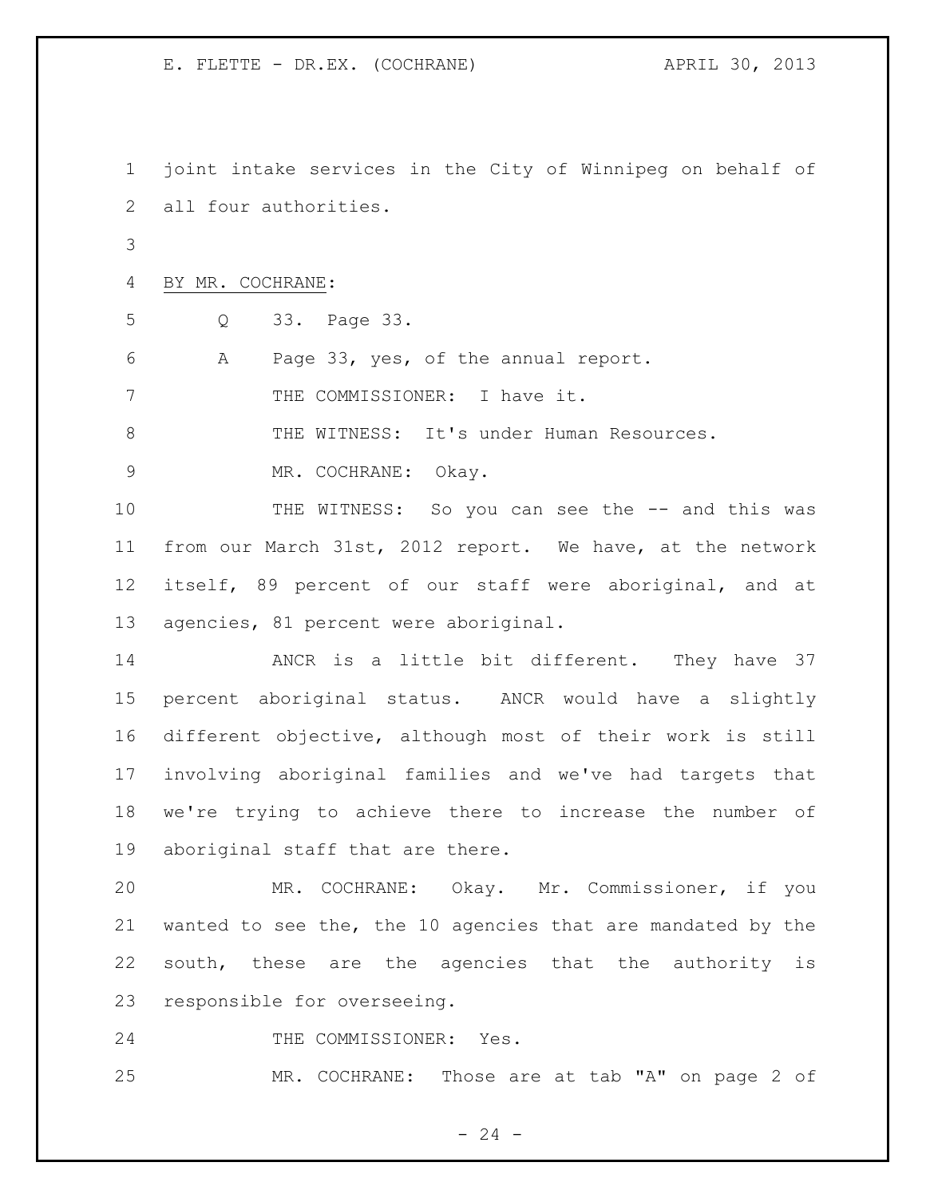joint intake services in the City of Winnipeg on behalf of all four authorities.

BY MR. COCHRANE:

Q 33. Page 33.

A Page 33, yes, of the annual report.

THE COMMISSIONER: I have it.

THE WITNESS: It's under Human Resources.

MR. COCHRANE: Okay.

THE WITNESS: So you can see the -- and this was from our March 31st, 2012 report. We have, at the network itself, 89 percent of our staff were aboriginal, and at agencies, 81 percent were aboriginal.

ANCR is a little bit different. They have 37 percent aboriginal status. ANCR would have a slightly different objective, although most of their work is still involving aboriginal families and we've had targets that we're trying to achieve there to increase the number of aboriginal staff that are there.

MR. COCHRANE: Okay. Mr. Commissioner, if you wanted to see the, the 10 agencies that are mandated by the south, these are the agencies that the authority is responsible for overseeing.

THE COMMISSIONER: Yes.

MR. COCHRANE: Those are at tab "A" on page 2 of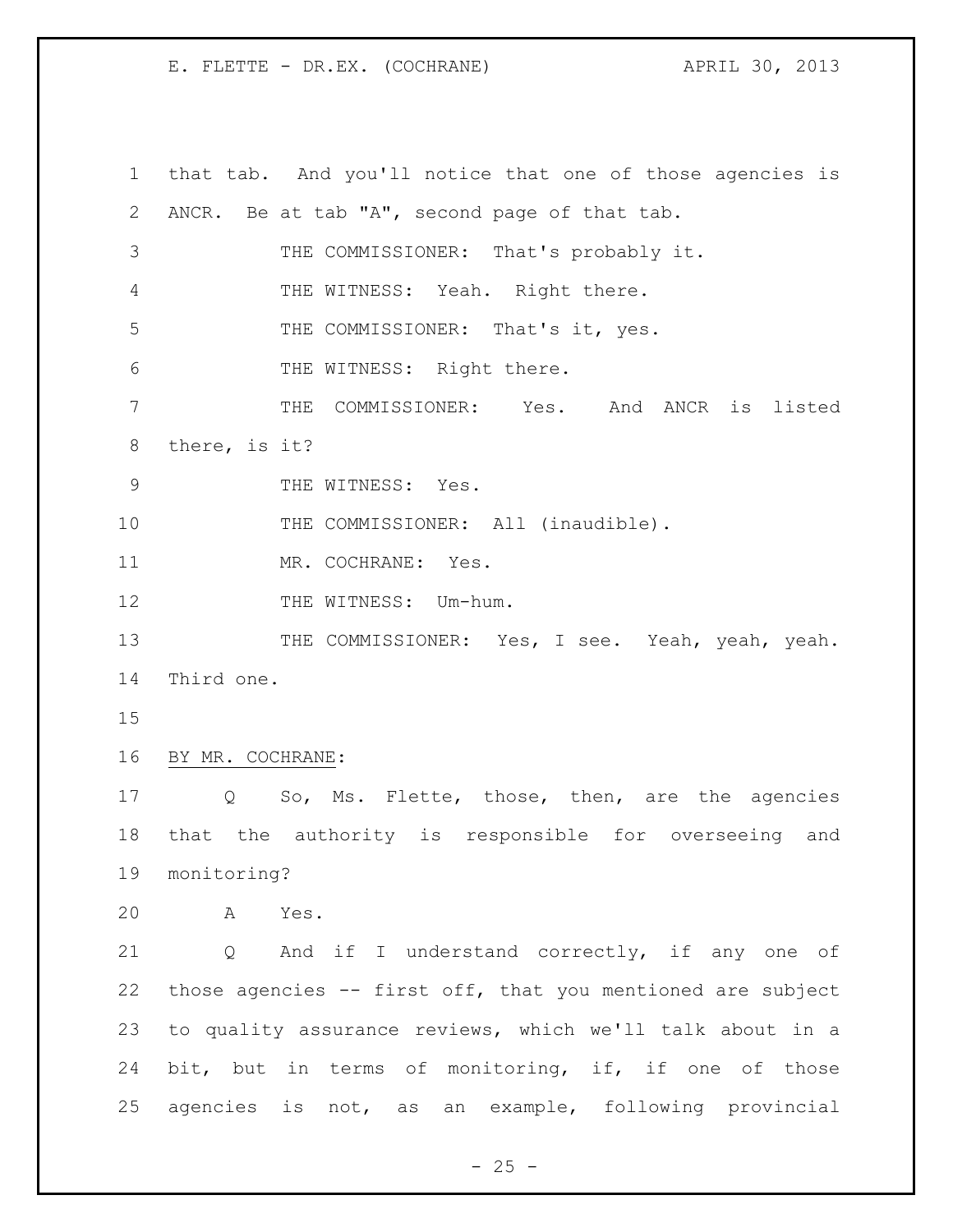that tab. And you'll notice that one of those agencies is ANCR. Be at tab "A", second page of that tab.

THE COMMISSIONER: That's probably it.

THE WITNESS: Yeah. Right there.

THE COMMISSIONER: That's it, yes.

THE WITNESS: Right there.

THE COMMISSIONER: Yes. And ANCR is listed there, is it?

THE WITNESS: Yes.

THE COMMISSIONER: All (inaudible).

MR. COCHRANE: Yes.

THE WITNESS: Um-hum.

THE COMMISSIONER: Yes, I see. Yeah, yeah, yeah. Third one.

BY MR. COCHRANE:

Q So, Ms. Flette, those, then, are the agencies that the authority is responsible for overseeing and monitoring?

A Yes.

Q And if I understand correctly, if any one of those agencies -- first off, that you mentioned are subject to quality assurance reviews, which we'll talk about in a bit, but in terms of monitoring, if, if one of those agencies is not, as an example, following provincial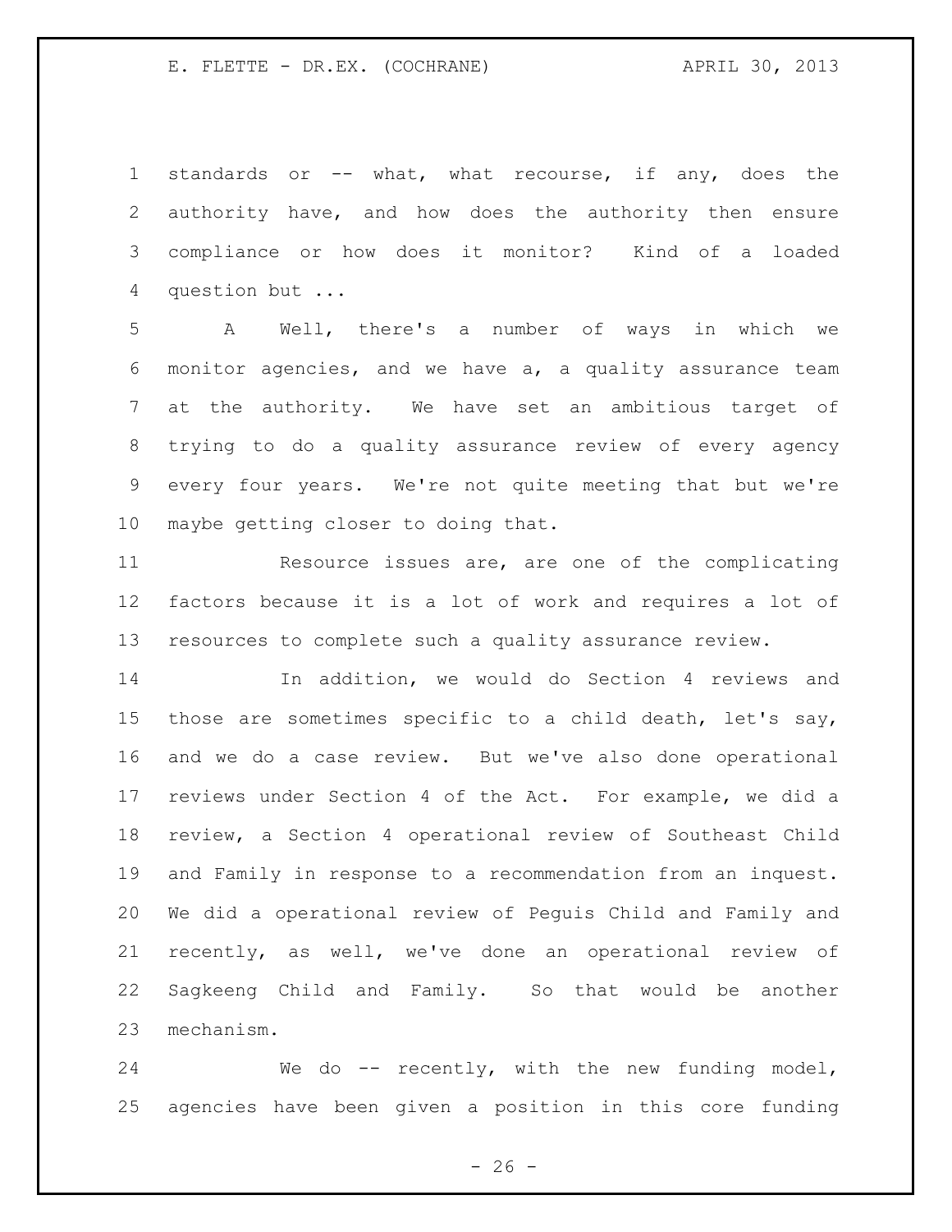standards or -- what, what recourse, if any, does the authority have, and how does the authority then ensure compliance or how does it monitor? Kind of a loaded question but ...

A Well, there's a number of ways in which we monitor agencies, and we have a, a quality assurance team at the authority. We have set an ambitious target of trying to do a quality assurance review of every agency every four years. We're not quite meeting that but we're maybe getting closer to doing that.

Resource issues are, are one of the complicating factors because it is a lot of work and requires a lot of resources to complete such a quality assurance review.

In addition, we would do Section 4 reviews and those are sometimes specific to a child death, let's say, and we do a case review. But we've also done operational reviews under Section 4 of the Act. For example, we did a review, a Section 4 operational review of Southeast Child and Family in response to a recommendation from an inquest. We did a operational review of Peguis Child and Family and recently, as well, we've done an operational review of Sagkeeng Child and Family. So that would be another mechanism.

We do -- recently, with the new funding model, agencies have been given a position in this core funding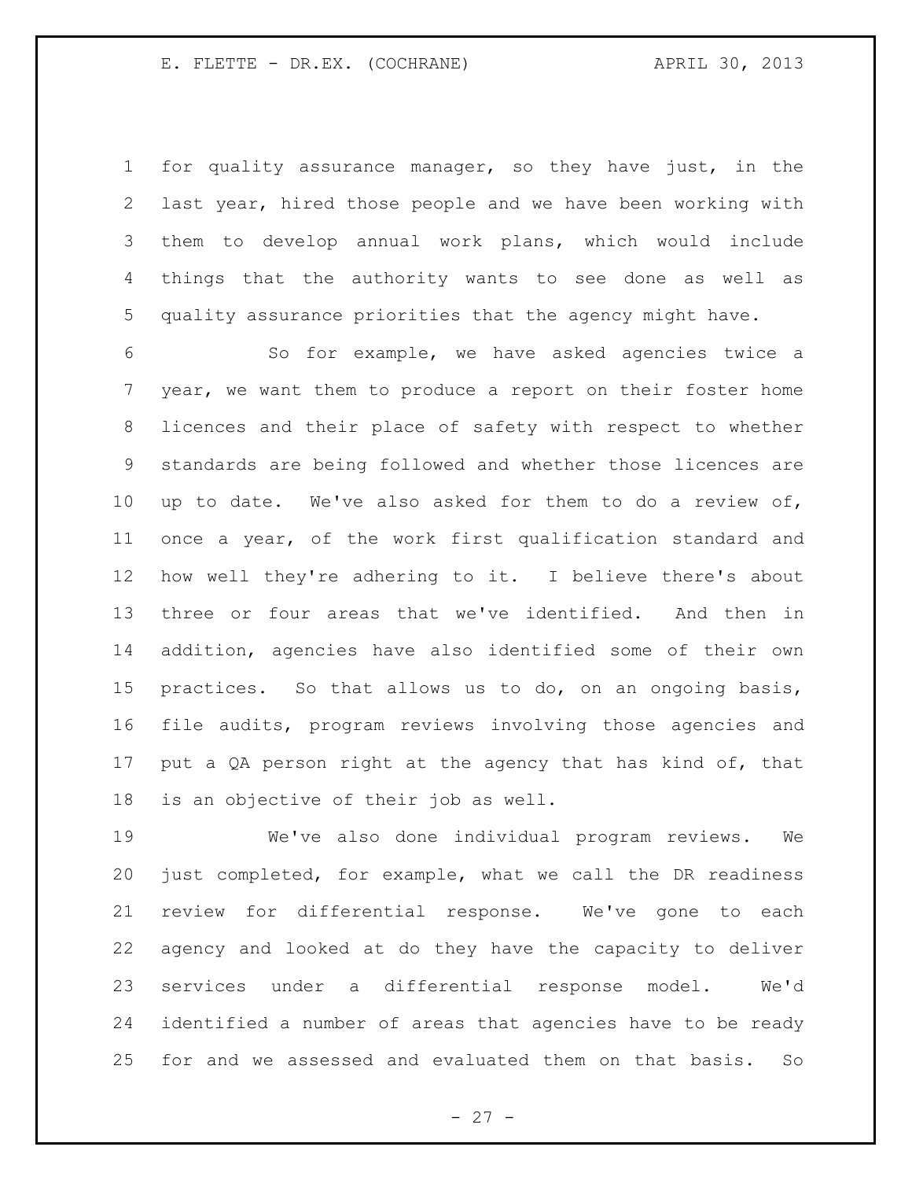for quality assurance manager, so they have just, in the last year, hired those people and we have been working with them to develop annual work plans, which would include things that the authority wants to see done as well as quality assurance priorities that the agency might have.

So for example, we have asked agencies twice a year, we want them to produce a report on their foster home licences and their place of safety with respect to whether standards are being followed and whether those licences are up to date. We've also asked for them to do a review of, once a year, of the work first qualification standard and how well they're adhering to it. I believe there's about three or four areas that we've identified. And then in addition, agencies have also identified some of their own practices. So that allows us to do, on an ongoing basis, file audits, program reviews involving those agencies and put a QA person right at the agency that has kind of, that is an objective of their job as well.

We've also done individual program reviews. We just completed, for example, what we call the DR readiness review for differential response. We've gone to each agency and looked at do they have the capacity to deliver services under a differential response model. We'd identified a number of areas that agencies have to be ready for and we assessed and evaluated them on that basis. So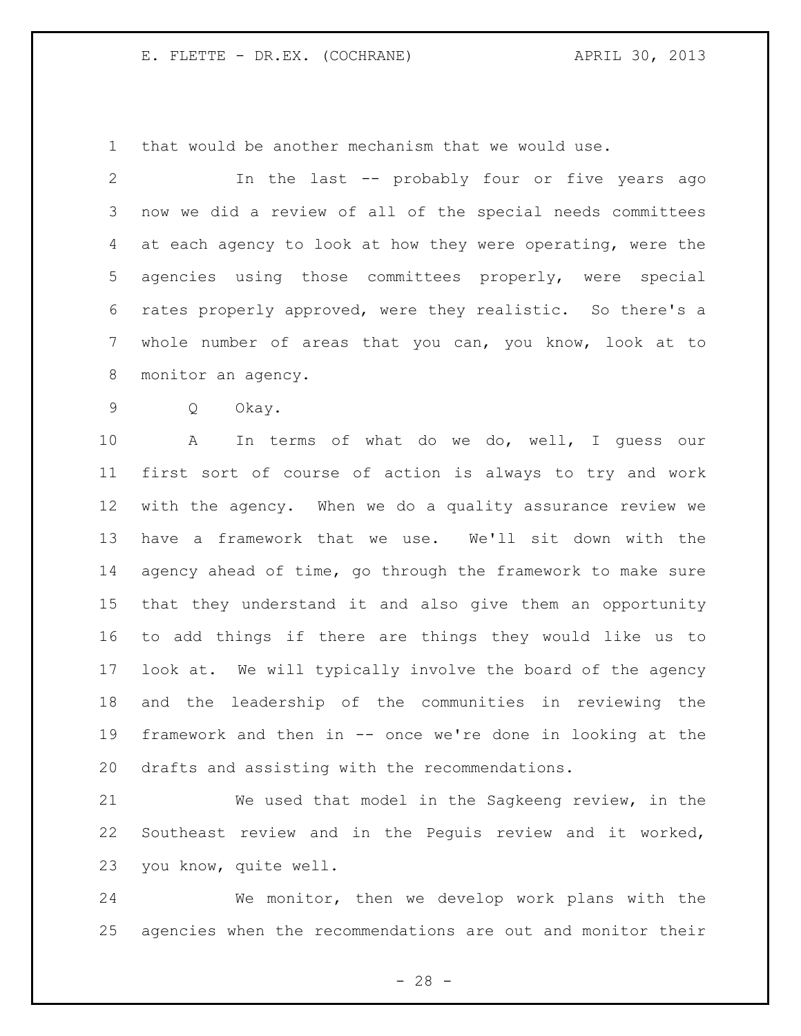that would be another mechanism that we would use.

In the last -- probably four or five years ago now we did a review of all of the special needs committees at each agency to look at how they were operating, were the agencies using those committees properly, were special rates properly approved, were they realistic. So there's a whole number of areas that you can, you know, look at to monitor an agency.

Q Okay.

A In terms of what do we do, well, I guess our first sort of course of action is always to try and work with the agency. When we do a quality assurance review we have a framework that we use. We'll sit down with the agency ahead of time, go through the framework to make sure that they understand it and also give them an opportunity to add things if there are things they would like us to look at. We will typically involve the board of the agency and the leadership of the communities in reviewing the framework and then in -- once we're done in looking at the drafts and assisting with the recommendations.

We used that model in the Sagkeeng review, in the Southeast review and in the Peguis review and it worked, you know, quite well.

We monitor, then we develop work plans with the agencies when the recommendations are out and monitor their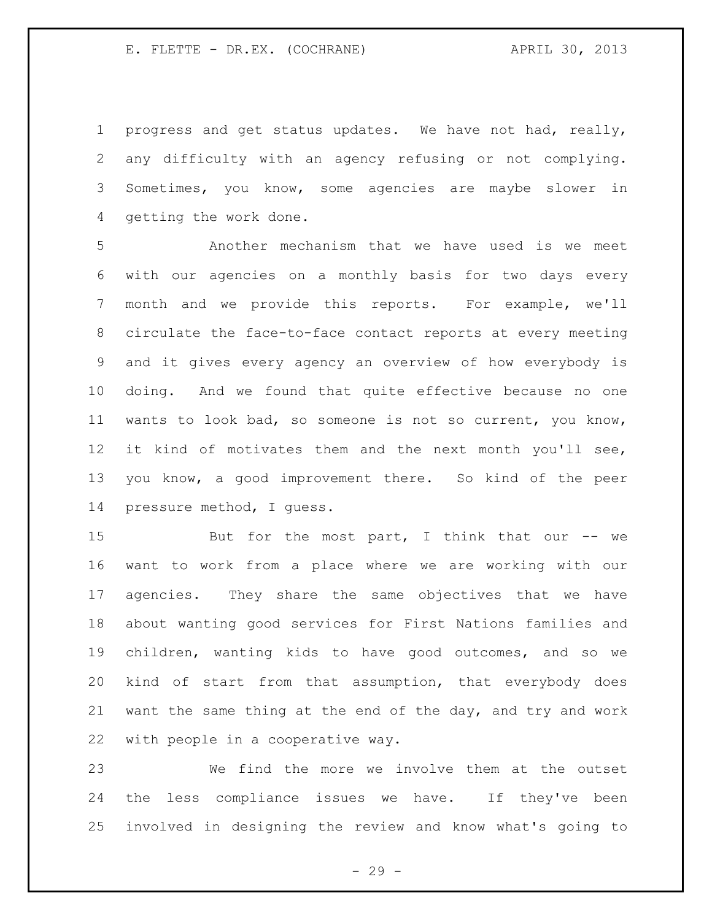progress and get status updates. We have not had, really, any difficulty with an agency refusing or not complying. Sometimes, you know, some agencies are maybe slower in getting the work done.

Another mechanism that we have used is we meet with our agencies on a monthly basis for two days every month and we provide this reports. For example, we'll circulate the face-to-face contact reports at every meeting and it gives every agency an overview of how everybody is doing. And we found that quite effective because no one wants to look bad, so someone is not so current, you know, it kind of motivates them and the next month you'll see, you know, a good improvement there. So kind of the peer pressure method, I guess.

But for the most part, I think that our -- we want to work from a place where we are working with our agencies. They share the same objectives that we have about wanting good services for First Nations families and children, wanting kids to have good outcomes, and so we kind of start from that assumption, that everybody does want the same thing at the end of the day, and try and work with people in a cooperative way.

We find the more we involve them at the outset the less compliance issues we have. If they've been involved in designing the review and know what's going to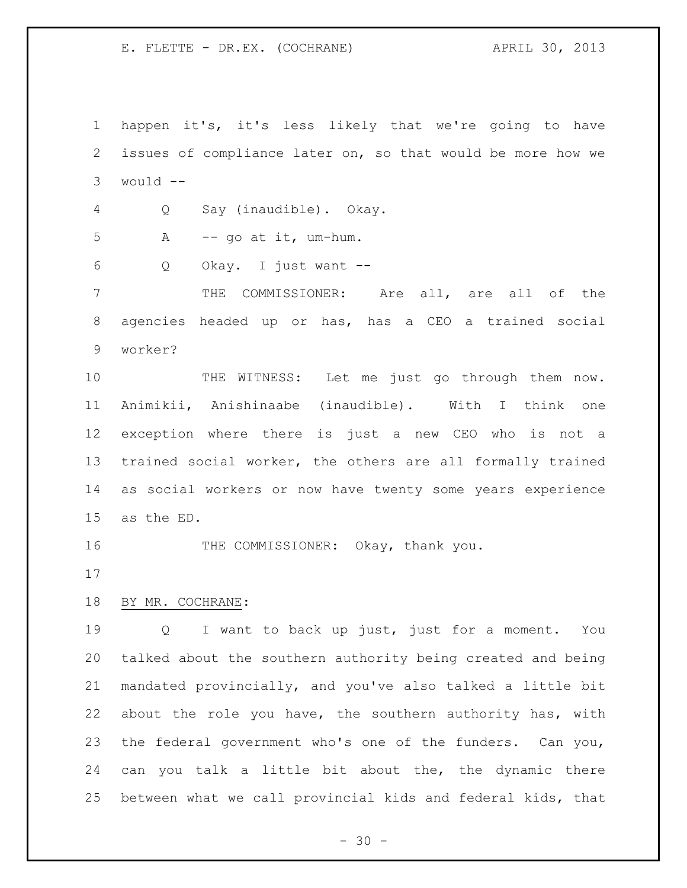happen it's, it's less likely that we're going to have issues of compliance later on, so that would be more how we would --

Q Say (inaudible). Okay.

A -- go at it, um-hum.

Q Okay. I just want --

THE COMMISSIONER: Are all, are all of the agencies headed up or has, has a CEO a trained social worker?

THE WITNESS: Let me just go through them now. Animikii, Anishinaabe (inaudible). With I think one exception where there is just a new CEO who is not a trained social worker, the others are all formally trained as social workers or now have twenty some years experience as the ED.

THE COMMISSIONER: Okay, thank you.

BY MR. COCHRANE:

Q I want to back up just, just for a moment. You talked about the southern authority being created and being mandated provincially, and you've also talked a little bit about the role you have, the southern authority has, with the federal government who's one of the funders. Can you, can you talk a little bit about the, the dynamic there between what we call provincial kids and federal kids, that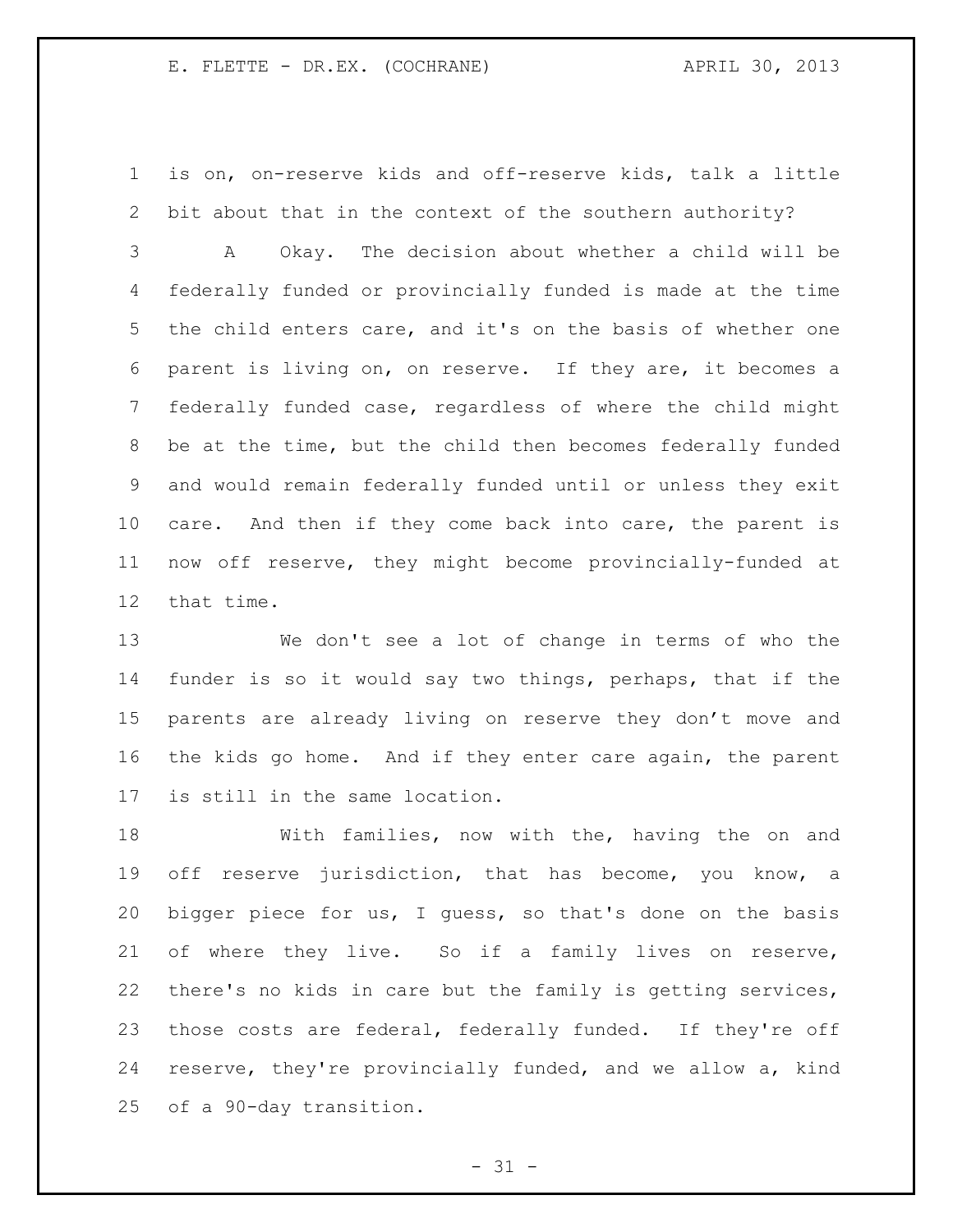is on, on-reserve kids and off-reserve kids, talk a little bit about that in the context of the southern authority?

A Okay. The decision about whether a child will be federally funded or provincially funded is made at the time the child enters care, and it's on the basis of whether one parent is living on, on reserve. If they are, it becomes a federally funded case, regardless of where the child might be at the time, but the child then becomes federally funded and would remain federally funded until or unless they exit care. And then if they come back into care, the parent is now off reserve, they might become provincially-funded at that time.

We don't see a lot of change in terms of who the funder is so it would say two things, perhaps, that if the parents are already living on reserve they don't move and the kids go home. And if they enter care again, the parent is still in the same location.

With families, now with the, having the on and off reserve jurisdiction, that has become, you know, a bigger piece for us, I guess, so that's done on the basis of where they live. So if a family lives on reserve, there's no kids in care but the family is getting services, those costs are federal, federally funded. If they're off reserve, they're provincially funded, and we allow a, kind of a 90-day transition.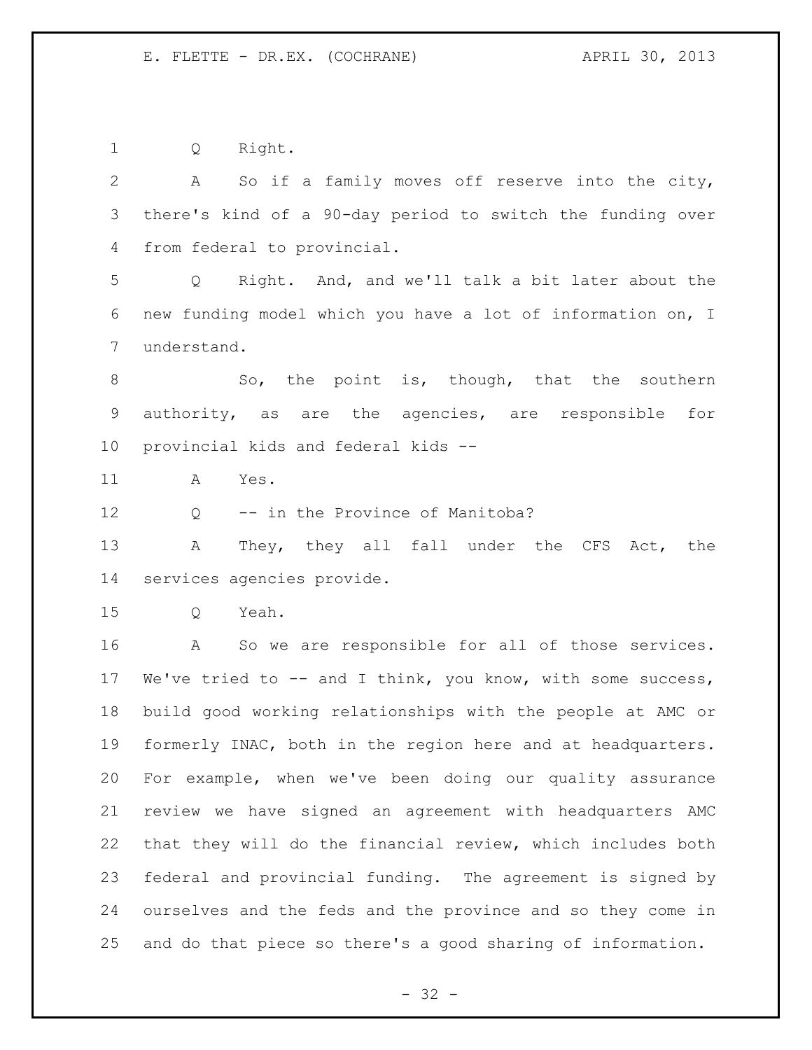Q Right.

A So if a family moves off reserve into the city, there's kind of a 90-day period to switch the funding over from federal to provincial.

Q Right. And, and we'll talk a bit later about the new funding model which you have a lot of information on, I understand.

So, the point is, though, that the southern authority, as are the agencies, are responsible for provincial kids and federal kids --

A Yes.

Q -- in the Province of Manitoba?

A They, they all fall under the CFS Act, the services agencies provide.

Q Yeah.

A So we are responsible for all of those services. We've tried to -- and I think, you know, with some success, build good working relationships with the people at AMC or formerly INAC, both in the region here and at headquarters. For example, when we've been doing our quality assurance review we have signed an agreement with headquarters AMC that they will do the financial review, which includes both federal and provincial funding. The agreement is signed by ourselves and the feds and the province and so they come in and do that piece so there's a good sharing of information.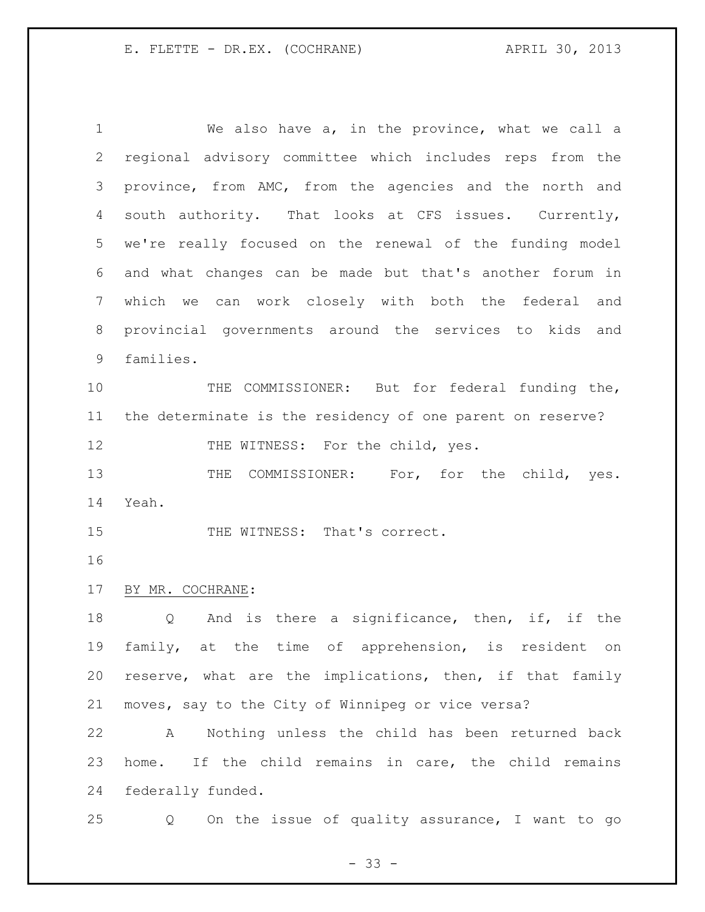We also have a, in the province, what we call a regional advisory committee which includes reps from the province, from AMC, from the agencies and the north and south authority. That looks at CFS issues. Currently, we're really focused on the renewal of the funding model and what changes can be made but that's another forum in which we can work closely with both the federal and provincial governments around the services to kids and families.

THE COMMISSIONER: But for federal funding the, the determinate is the residency of one parent on reserve?

THE WITNESS: For the child, yes.

THE COMMISSIONER: For, for the child, yes. Yeah.

THE WITNESS: That's correct.

BY MR. COCHRANE:

Q And is there a significance, then, if, if the family, at the time of apprehension, is resident on reserve, what are the implications, then, if that family moves, say to the City of Winnipeg or vice versa?

A Nothing unless the child has been returned back home. If the child remains in care, the child remains federally funded.

Q On the issue of quality assurance, I want to go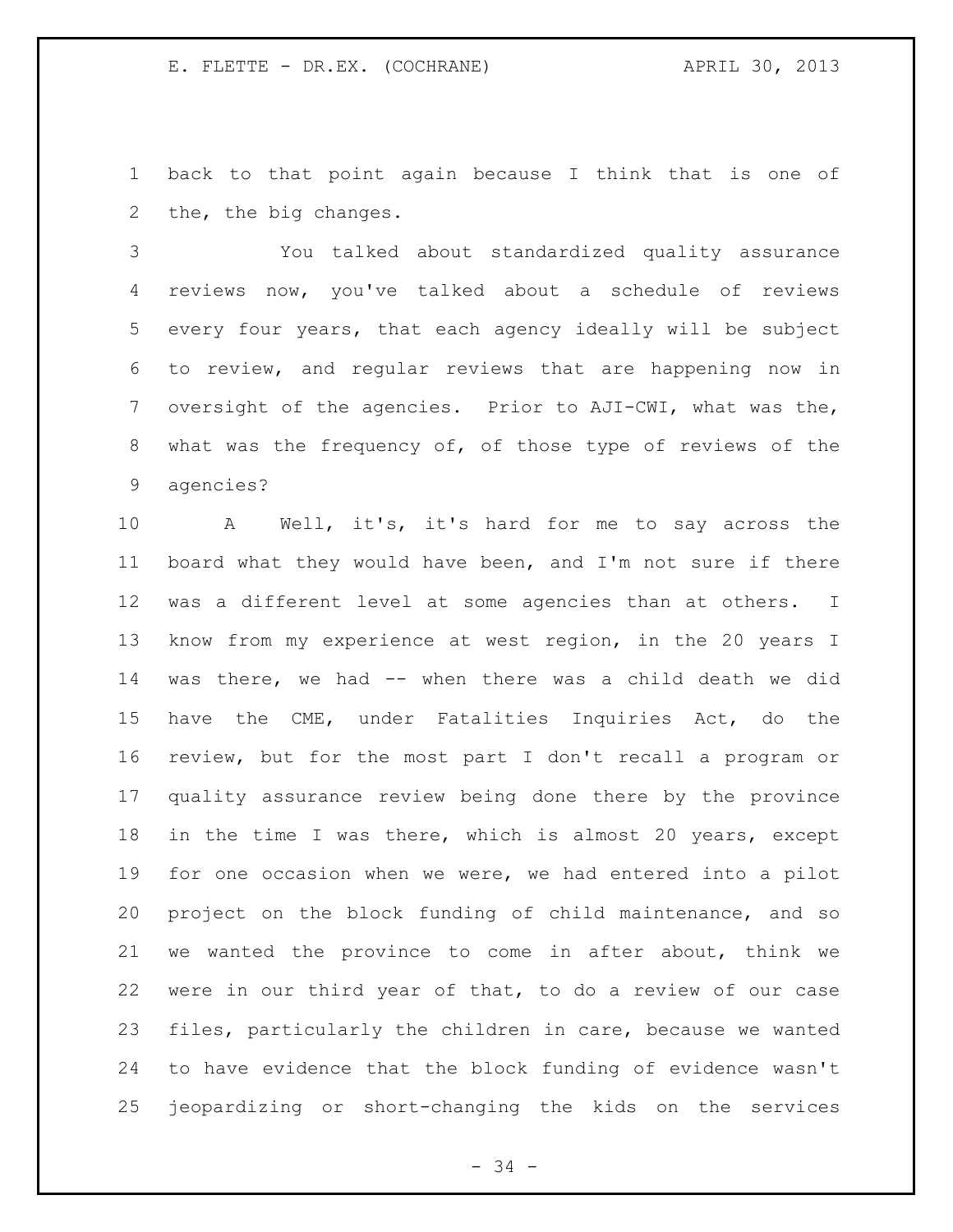back to that point again because I think that is one of the, the big changes.

You talked about standardized quality assurance reviews now, you've talked about a schedule of reviews every four years, that each agency ideally will be subject to review, and regular reviews that are happening now in oversight of the agencies. Prior to AJI-CWI, what was the, what was the frequency of, of those type of reviews of the agencies?

A Well, it's, it's hard for me to say across the board what they would have been, and I'm not sure if there was a different level at some agencies than at others. I know from my experience at west region, in the 20 years I was there, we had -- when there was a child death we did have the CME, under Fatalities Inquiries Act, do the review, but for the most part I don't recall a program or quality assurance review being done there by the province in the time I was there, which is almost 20 years, except for one occasion when we were, we had entered into a pilot project on the block funding of child maintenance, and so we wanted the province to come in after about, think we were in our third year of that, to do a review of our case files, particularly the children in care, because we wanted to have evidence that the block funding of evidence wasn't jeopardizing or short-changing the kids on the services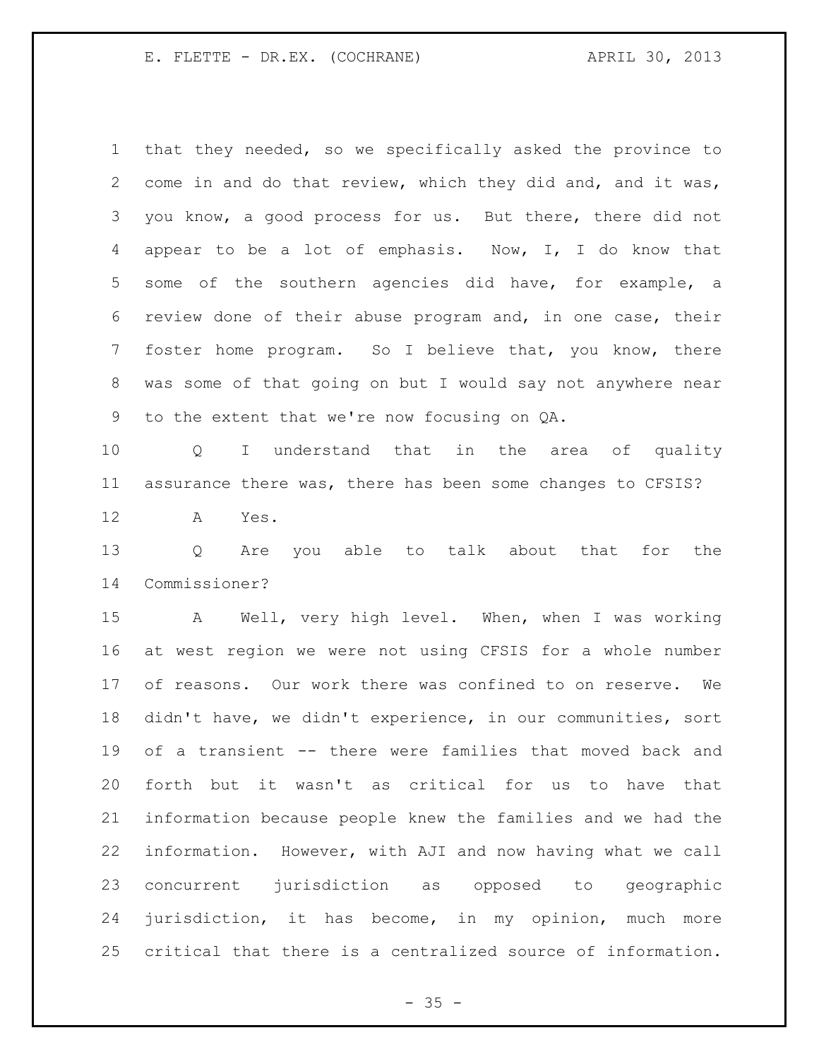that they needed, so we specifically asked the province to come in and do that review, which they did and, and it was, you know, a good process for us. But there, there did not appear to be a lot of emphasis. Now, I, I do know that some of the southern agencies did have, for example, a review done of their abuse program and, in one case, their foster home program. So I believe that, you know, there was some of that going on but I would say not anywhere near to the extent that we're now focusing on QA.

Q I understand that in the area of quality assurance there was, there has been some changes to CFSIS?

A Yes.

Q Are you able to talk about that for the Commissioner?

A Well, very high level. When, when I was working at west region we were not using CFSIS for a whole number of reasons. Our work there was confined to on reserve. We didn't have, we didn't experience, in our communities, sort of a transient -- there were families that moved back and forth but it wasn't as critical for us to have that information because people knew the families and we had the information. However, with AJI and now having what we call concurrent jurisdiction as opposed to geographic jurisdiction, it has become, in my opinion, much more critical that there is a centralized source of information.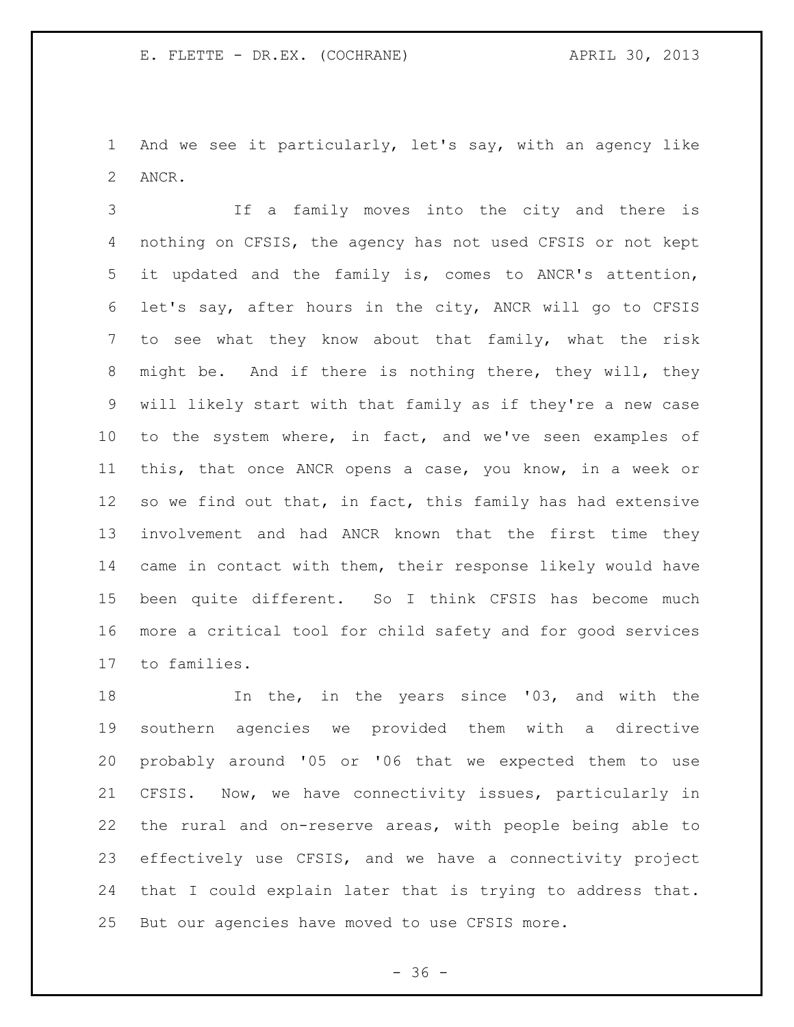And we see it particularly, let's say, with an agency like ANCR.

If a family moves into the city and there is nothing on CFSIS, the agency has not used CFSIS or not kept it updated and the family is, comes to ANCR's attention, let's say, after hours in the city, ANCR will go to CFSIS to see what they know about that family, what the risk might be. And if there is nothing there, they will, they will likely start with that family as if they're a new case to the system where, in fact, and we've seen examples of this, that once ANCR opens a case, you know, in a week or so we find out that, in fact, this family has had extensive involvement and had ANCR known that the first time they came in contact with them, their response likely would have been quite different. So I think CFSIS has become much more a critical tool for child safety and for good services to families.

In the, in the years since '03, and with the southern agencies we provided them with a directive probably around '05 or '06 that we expected them to use CFSIS. Now, we have connectivity issues, particularly in the rural and on-reserve areas, with people being able to effectively use CFSIS, and we have a connectivity project that I could explain later that is trying to address that. But our agencies have moved to use CFSIS more.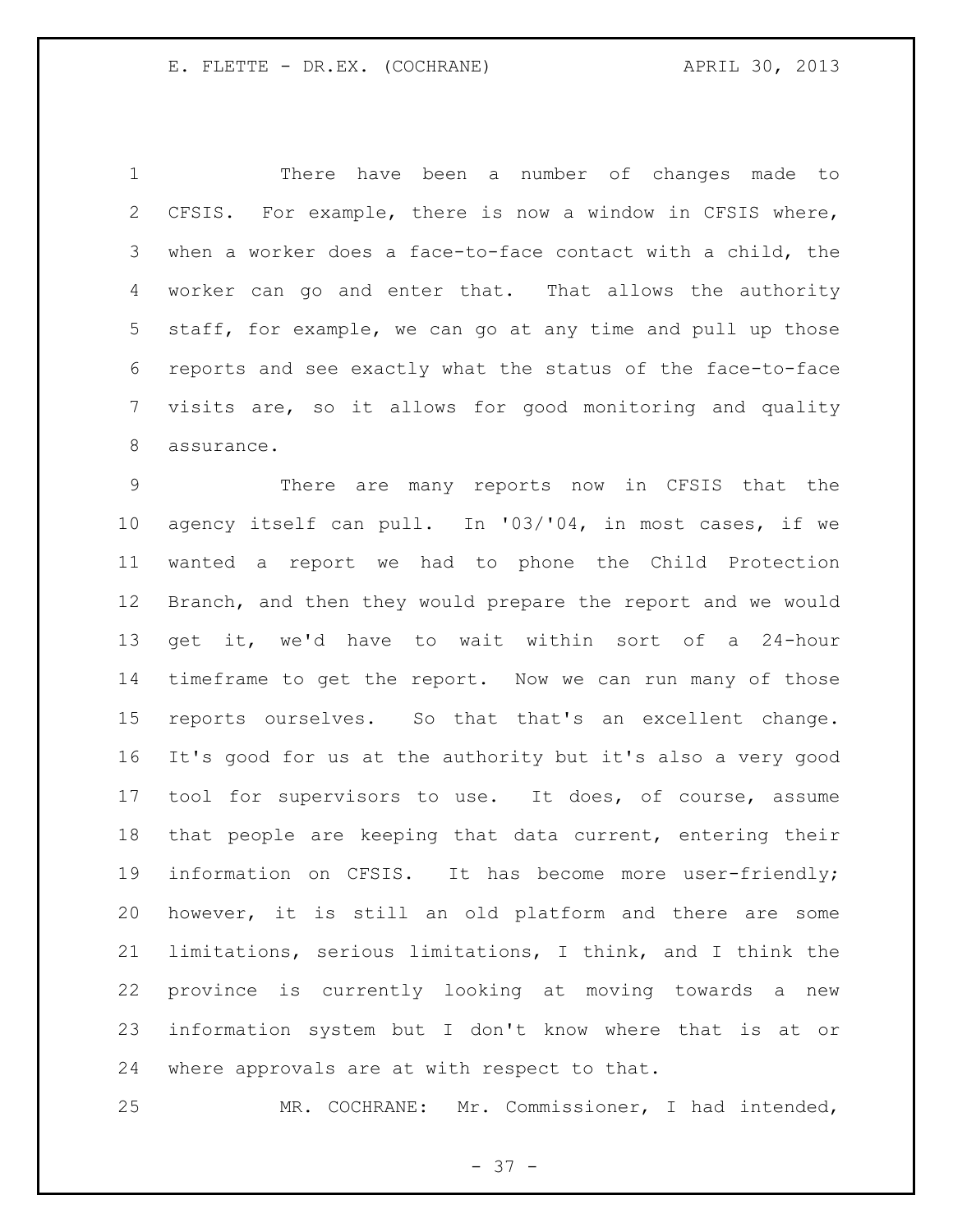There have been a number of changes made to CFSIS. For example, there is now a window in CFSIS where, when a worker does a face-to-face contact with a child, the worker can go and enter that. That allows the authority staff, for example, we can go at any time and pull up those reports and see exactly what the status of the face-to-face visits are, so it allows for good monitoring and quality assurance.

There are many reports now in CFSIS that the agency itself can pull. In '03/'04, in most cases, if we wanted a report we had to phone the Child Protection Branch, and then they would prepare the report and we would get it, we'd have to wait within sort of a 24-hour timeframe to get the report. Now we can run many of those reports ourselves. So that that's an excellent change. It's good for us at the authority but it's also a very good tool for supervisors to use. It does, of course, assume that people are keeping that data current, entering their information on CFSIS. It has become more user-friendly; however, it is still an old platform and there are some limitations, serious limitations, I think, and I think the province is currently looking at moving towards a new information system but I don't know where that is at or where approvals are at with respect to that.

MR. COCHRANE: Mr. Commissioner, I had intended,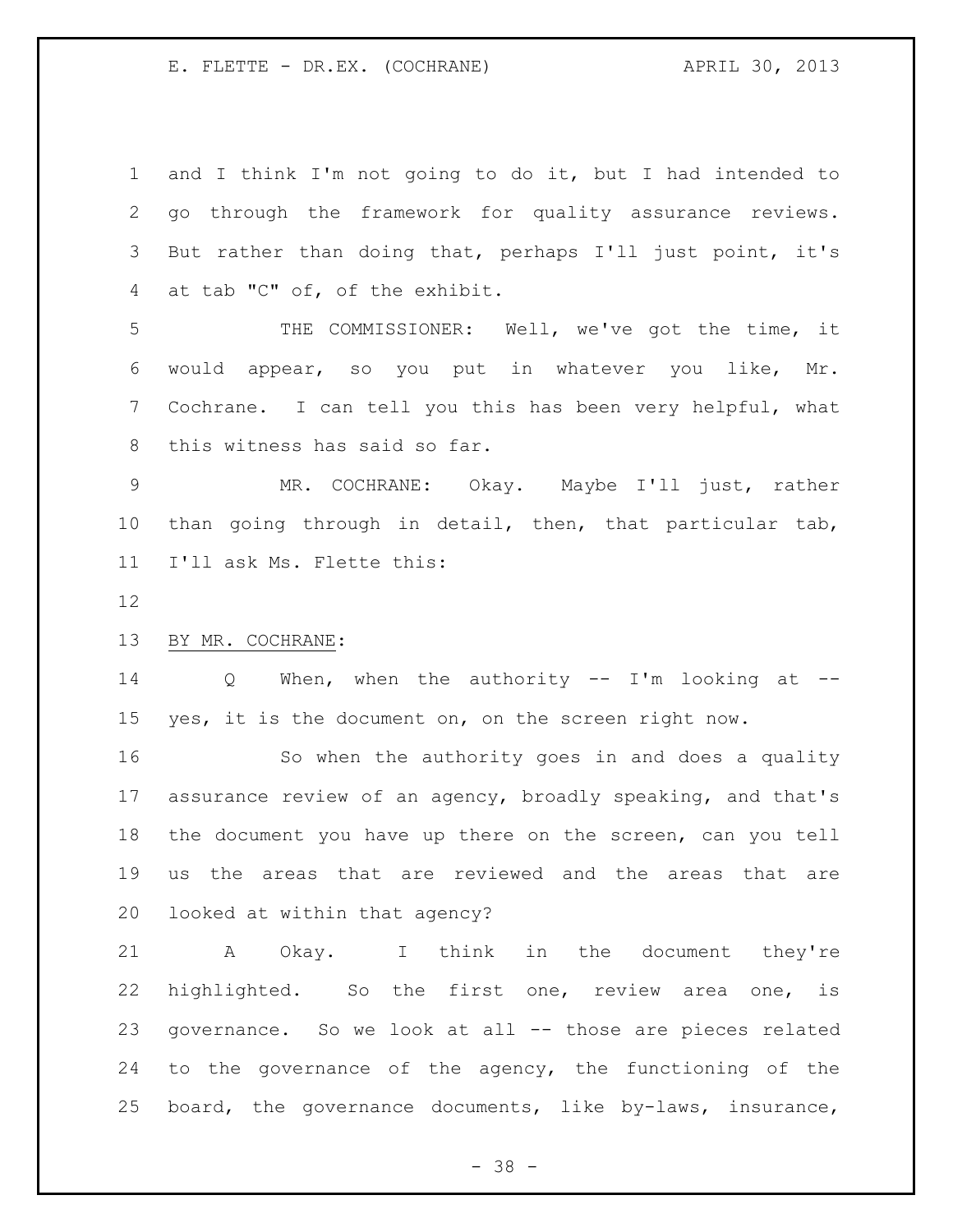and I think I'm not going to do it, but I had intended to go through the framework for quality assurance reviews. But rather than doing that, perhaps I'll just point, it's at tab "C" of, of the exhibit.

THE COMMISSIONER: Well, we've got the time, it would appear, so you put in whatever you like, Mr. Cochrane. I can tell you this has been very helpful, what this witness has said so far.

MR. COCHRANE: Okay. Maybe I'll just, rather than going through in detail, then, that particular tab, I'll ask Ms. Flette this:

BY MR. COCHRANE:

Q When, when the authority -- I'm looking at -- yes, it is the document on, on the screen right now.

So when the authority goes in and does a quality assurance review of an agency, broadly speaking, and that's the document you have up there on the screen, can you tell us the areas that are reviewed and the areas that are looked at within that agency?

A Okay. I think in the document they're highlighted. So the first one, review area one, is governance. So we look at all -- those are pieces related to the governance of the agency, the functioning of the board, the governance documents, like by-laws, insurance,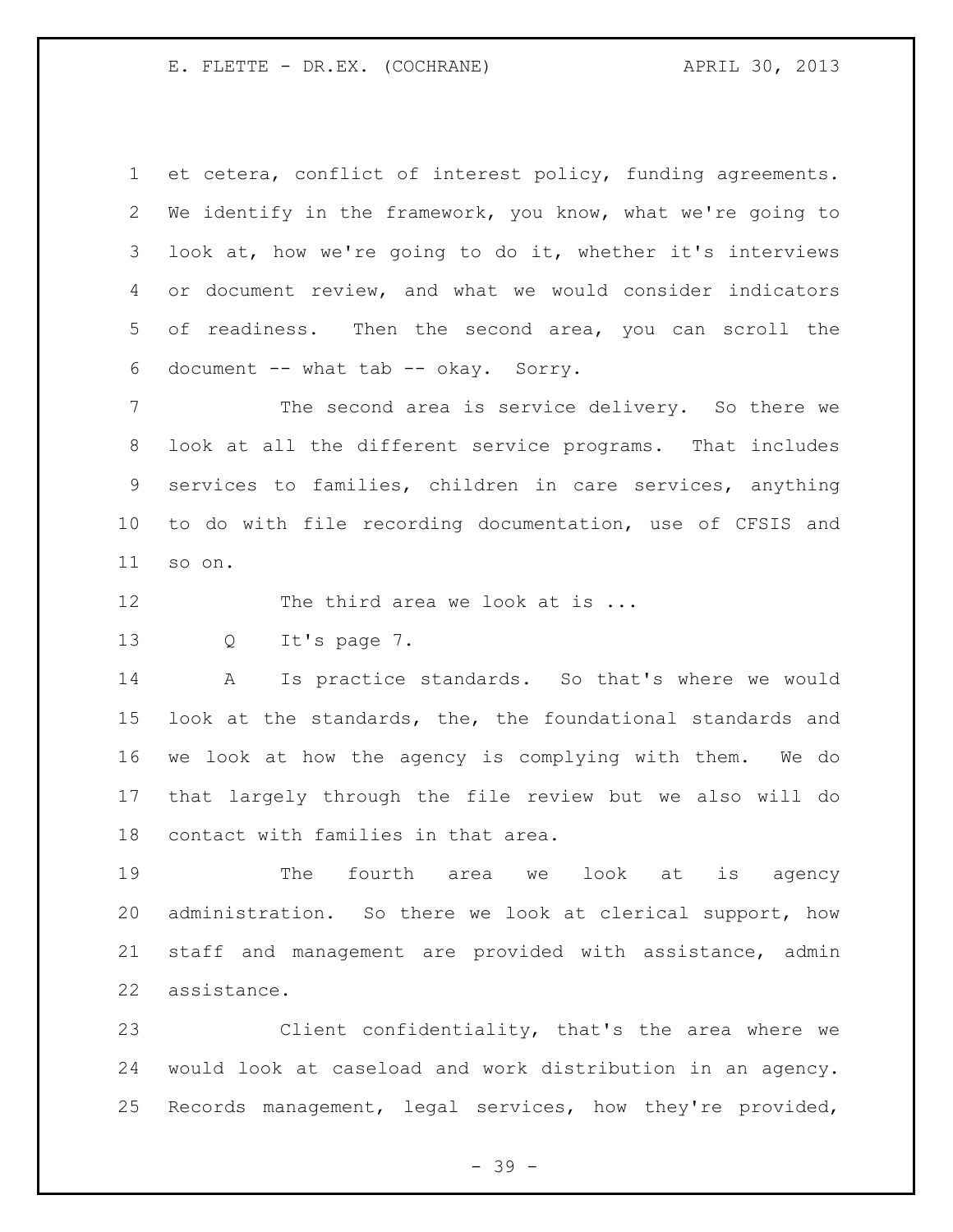et cetera, conflict of interest policy, funding agreements. We identify in the framework, you know, what we're going to look at, how we're going to do it, whether it's interviews or document review, and what we would consider indicators of readiness. Then the second area, you can scroll the document -- what tab -- okay. Sorry.

The second area is service delivery. So there we look at all the different service programs. That includes services to families, children in care services, anything to do with file recording documentation, use of CFSIS and so on.

The third area we look at is ...

Q It's page 7.

A Is practice standards. So that's where we would look at the standards, the, the foundational standards and we look at how the agency is complying with them. We do that largely through the file review but we also will do contact with families in that area.

The fourth area we look at is agency administration. So there we look at clerical support, how staff and management are provided with assistance, admin assistance.

Client confidentiality, that's the area where we would look at caseload and work distribution in an agency. Records management, legal services, how they're provided,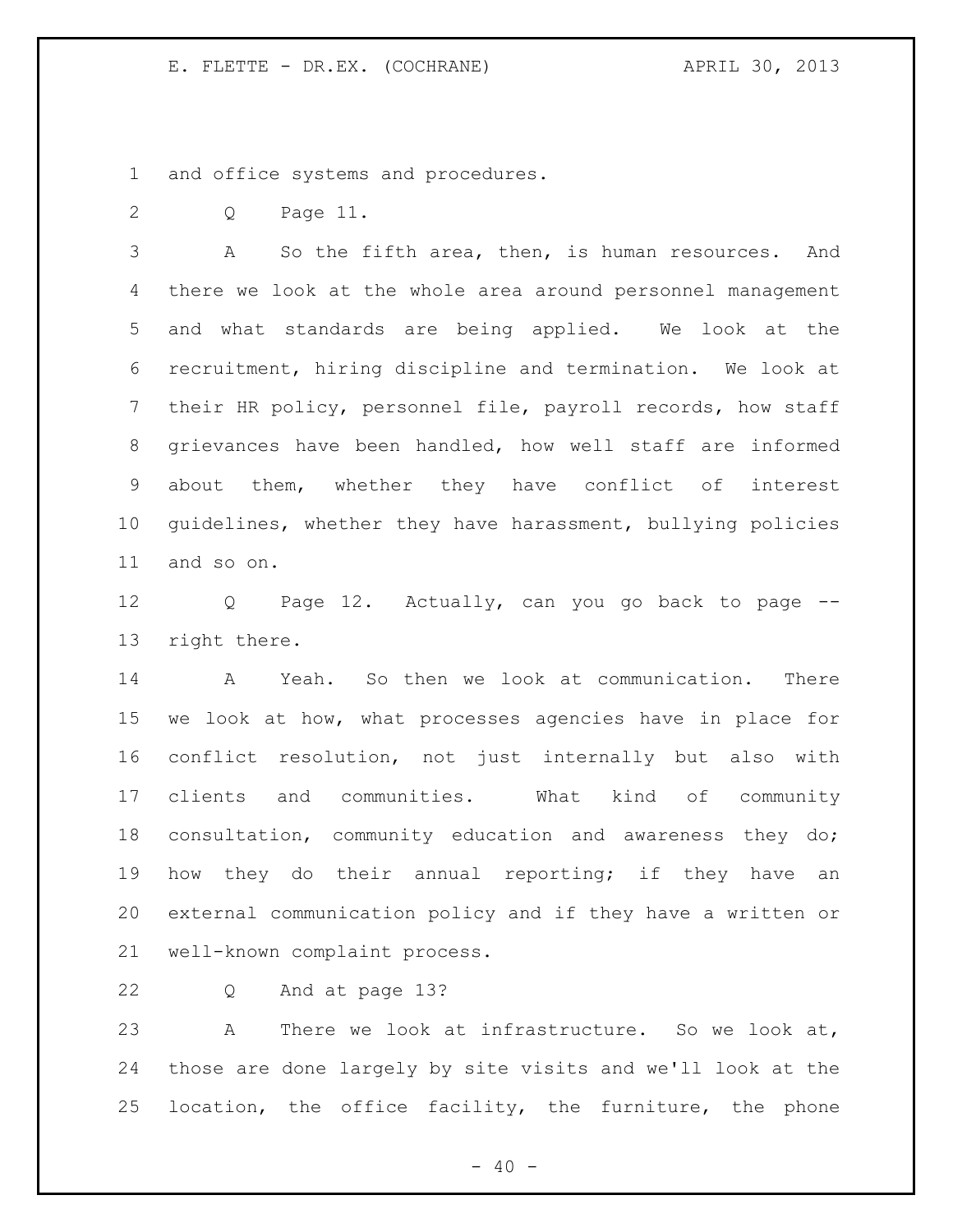and office systems and procedures.

Q Page 11.

A So the fifth area, then, is human resources. And there we look at the whole area around personnel management and what standards are being applied. We look at the recruitment, hiring discipline and termination. We look at their HR policy, personnel file, payroll records, how staff grievances have been handled, how well staff are informed about them, whether they have conflict of interest guidelines, whether they have harassment, bullying policies and so on.

Q Page 12. Actually, can you go back to page -- right there.

A Yeah. So then we look at communication. There we look at how, what processes agencies have in place for conflict resolution, not just internally but also with clients and communities. What kind of community consultation, community education and awareness they do; how they do their annual reporting; if they have an external communication policy and if they have a written or well-known complaint process.

Q And at page 13?

A There we look at infrastructure. So we look at, those are done largely by site visits and we'll look at the location, the office facility, the furniture, the phone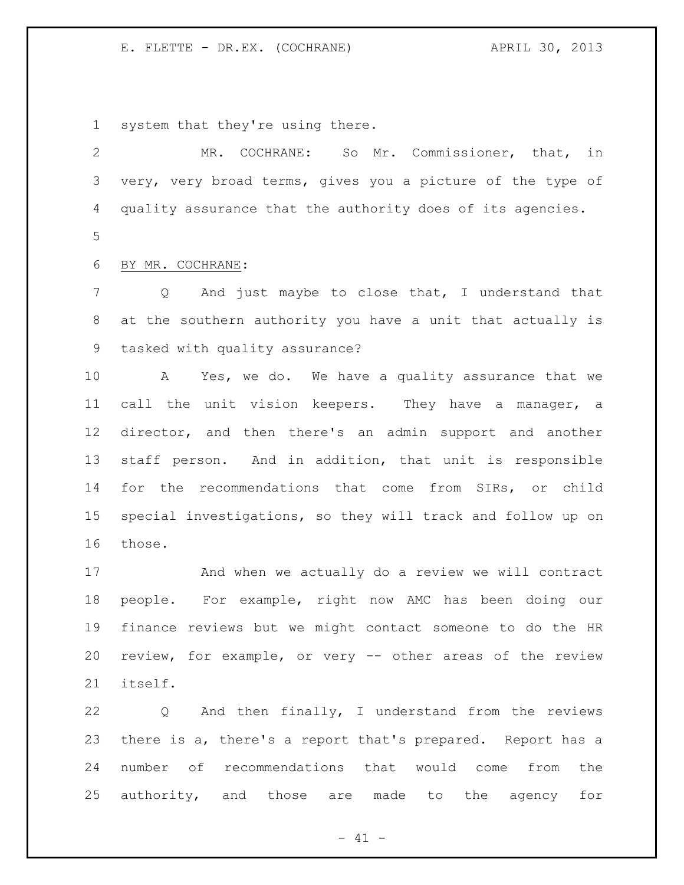system that they're using there.

MR. COCHRANE: So Mr. Commissioner, that, in very, very broad terms, gives you a picture of the type of quality assurance that the authority does of its agencies.

BY MR. COCHRANE:

Q And just maybe to close that, I understand that at the southern authority you have a unit that actually is tasked with quality assurance?

A Yes, we do. We have a quality assurance that we call the unit vision keepers. They have a manager, a director, and then there's an admin support and another staff person. And in addition, that unit is responsible for the recommendations that come from SIRs, or child special investigations, so they will track and follow up on those.

And when we actually do a review we will contract people. For example, right now AMC has been doing our finance reviews but we might contact someone to do the HR review, for example, or very -- other areas of the review itself.

Q And then finally, I understand from the reviews there is a, there's a report that's prepared. Report has a number of recommendations that would come from the authority, and those are made to the agency for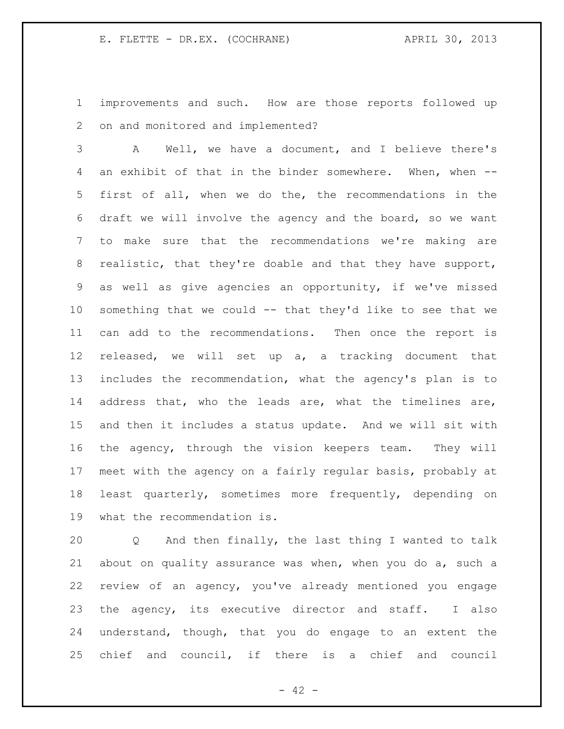improvements and such. How are those reports followed up on and monitored and implemented?

A Well, we have a document, and I believe there's an exhibit of that in the binder somewhere. When, when -- first of all, when we do the, the recommendations in the draft we will involve the agency and the board, so we want to make sure that the recommendations we're making are realistic, that they're doable and that they have support, as well as give agencies an opportunity, if we've missed something that we could -- that they'd like to see that we can add to the recommendations. Then once the report is released, we will set up a, a tracking document that includes the recommendation, what the agency's plan is to address that, who the leads are, what the timelines are, and then it includes a status update. And we will sit with the agency, through the vision keepers team. They will meet with the agency on a fairly regular basis, probably at least quarterly, sometimes more frequently, depending on what the recommendation is.

Q And then finally, the last thing I wanted to talk about on quality assurance was when, when you do a, such a review of an agency, you've already mentioned you engage the agency, its executive director and staff. I also understand, though, that you do engage to an extent the chief and council, if there is a chief and council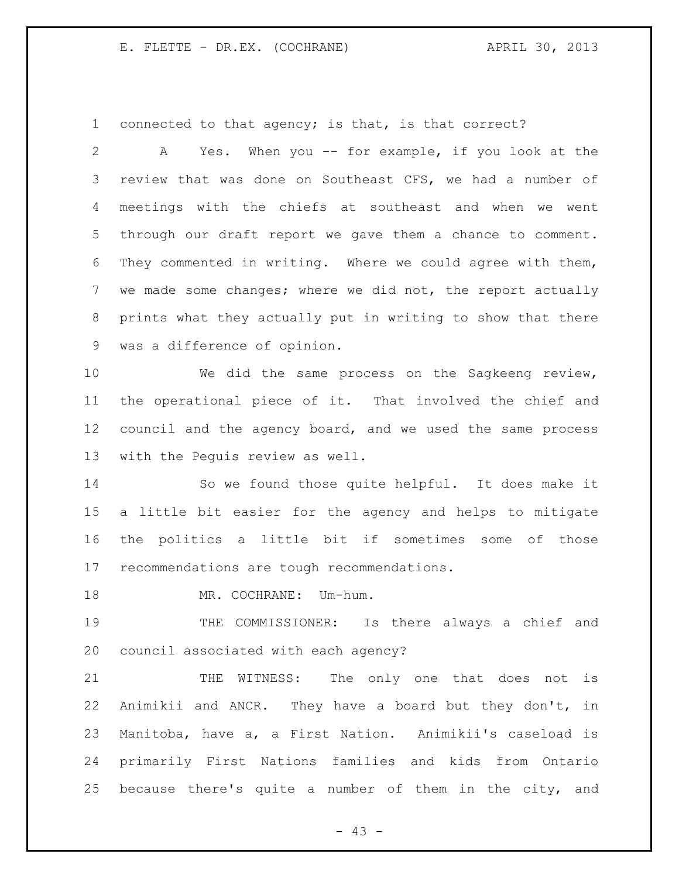connected to that agency; is that, is that correct?

A Yes. When you -- for example, if you look at the review that was done on Southeast CFS, we had a number of meetings with the chiefs at southeast and when we went through our draft report we gave them a chance to comment. They commented in writing. Where we could agree with them, we made some changes; where we did not, the report actually prints what they actually put in writing to show that there was a difference of opinion.

We did the same process on the Sagkeeng review, the operational piece of it. That involved the chief and council and the agency board, and we used the same process with the Peguis review as well.

So we found those quite helpful. It does make it a little bit easier for the agency and helps to mitigate the politics a little bit if sometimes some of those recommendations are tough recommendations.

MR. COCHRANE: Um-hum.

THE COMMISSIONER: Is there always a chief and council associated with each agency?

THE WITNESS: The only one that does not is Animikii and ANCR. They have a board but they don't, in Manitoba, have a, a First Nation. Animikii's caseload is primarily First Nations families and kids from Ontario because there's quite a number of them in the city, and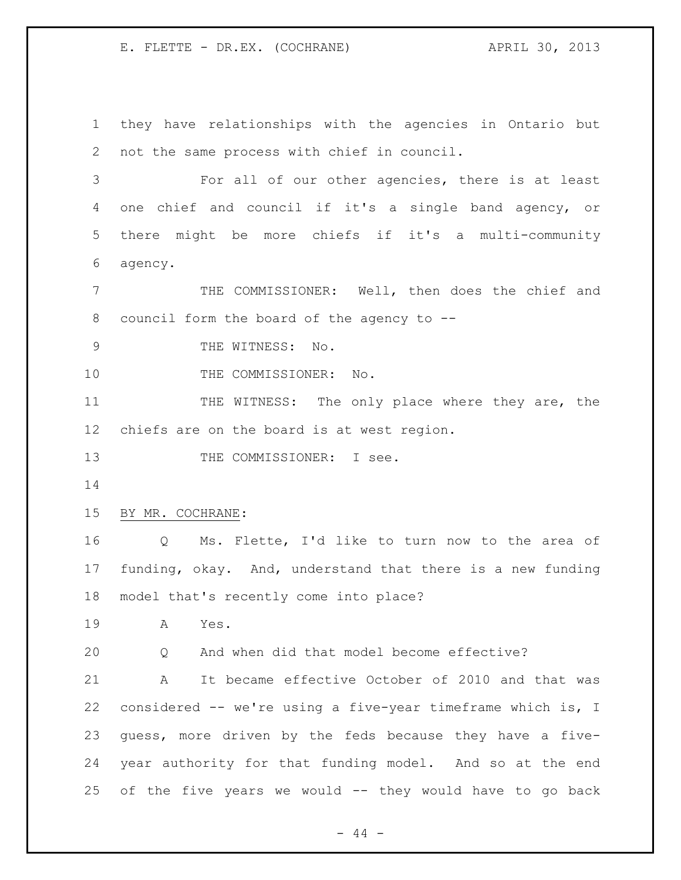they have relationships with the agencies in Ontario but not the same process with chief in council.

For all of our other agencies, there is at least one chief and council if it's a single band agency, or there might be more chiefs if it's a multi-community agency.

THE COMMISSIONER: Well, then does the chief and council form the board of the agency to --

THE WITNESS: No.

THE COMMISSIONER: No.

THE WITNESS: The only place where they are, the chiefs are on the board is at west region.

THE COMMISSIONER: I see.

BY MR. COCHRANE:

Q Ms. Flette, I'd like to turn now to the area of funding, okay. And, understand that there is a new funding model that's recently come into place?

A Yes.

Q And when did that model become effective?

A It became effective October of 2010 and that was considered -- we're using a five-year timeframe which is, I guess, more driven by the feds because they have a five-year authority for that funding model. And so at the end of the five years we would -- they would have to go back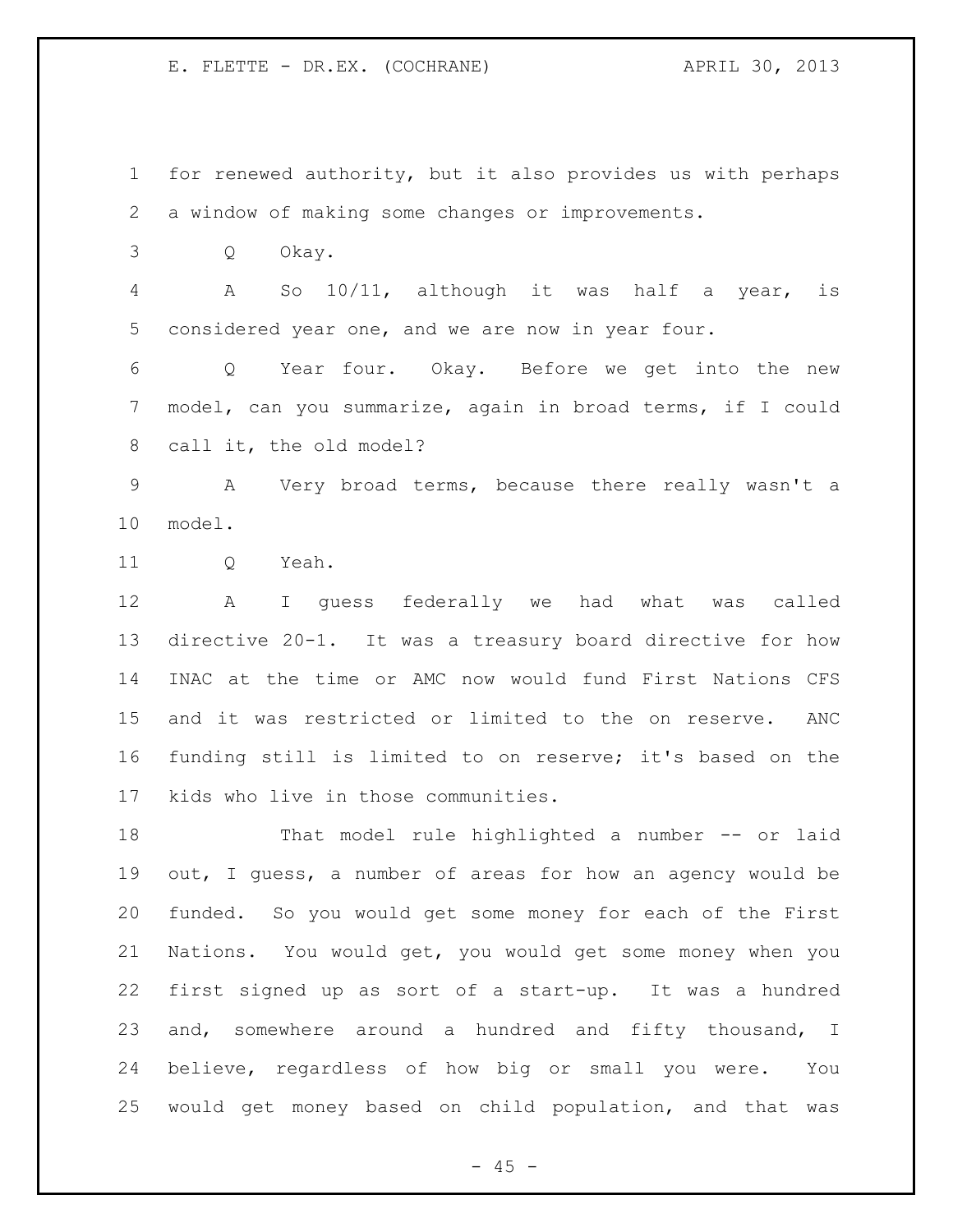for renewed authority, but it also provides us with perhaps a window of making some changes or improvements.

Q Okay.

A So 10/11, although it was half a year, is considered year one, and we are now in year four.

Q Year four. Okay. Before we get into the new model, can you summarize, again in broad terms, if I could call it, the old model?

A Very broad terms, because there really wasn't a model.

Q Yeah.

A I guess federally we had what was called directive 20-1. It was a treasury board directive for how INAC at the time or AMC now would fund First Nations CFS and it was restricted or limited to the on reserve. ANC funding still is limited to on reserve; it's based on the kids who live in those communities.

That model rule highlighted a number -- or laid out, I guess, a number of areas for how an agency would be funded. So you would get some money for each of the First Nations. You would get, you would get some money when you first signed up as sort of a start-up. It was a hundred and, somewhere around a hundred and fifty thousand, I believe, regardless of how big or small you were. You would get money based on child population, and that was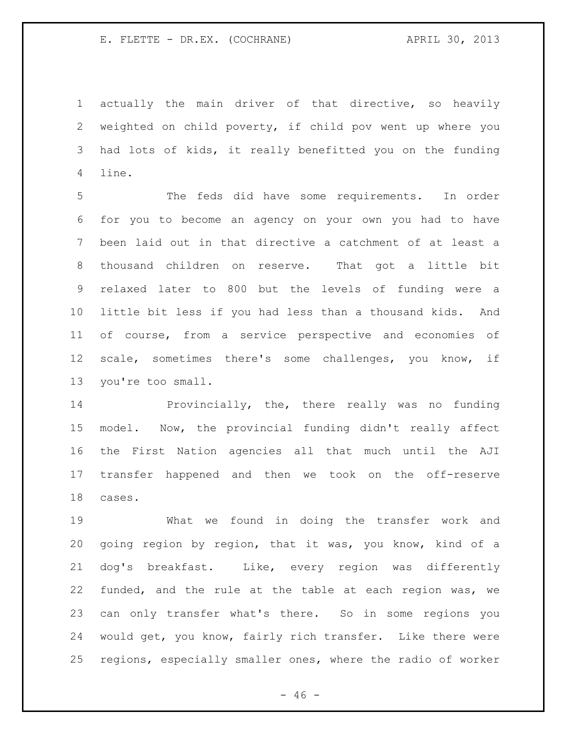actually the main driver of that directive, so heavily weighted on child poverty, if child pov went up where you had lots of kids, it really benefitted you on the funding line.

The feds did have some requirements. In order for you to become an agency on your own you had to have been laid out in that directive a catchment of at least a thousand children on reserve. That got a little bit relaxed later to 800 but the levels of funding were a little bit less if you had less than a thousand kids. And of course, from a service perspective and economies of scale, sometimes there's some challenges, you know, if you're too small.

Provincially, the, there really was no funding model. Now, the provincial funding didn't really affect the First Nation agencies all that much until the AJI transfer happened and then we took on the off-reserve cases.

What we found in doing the transfer work and going region by region, that it was, you know, kind of a dog's breakfast. Like, every region was differently funded, and the rule at the table at each region was, we can only transfer what's there. So in some regions you would get, you know, fairly rich transfer. Like there were regions, especially smaller ones, where the radio of worker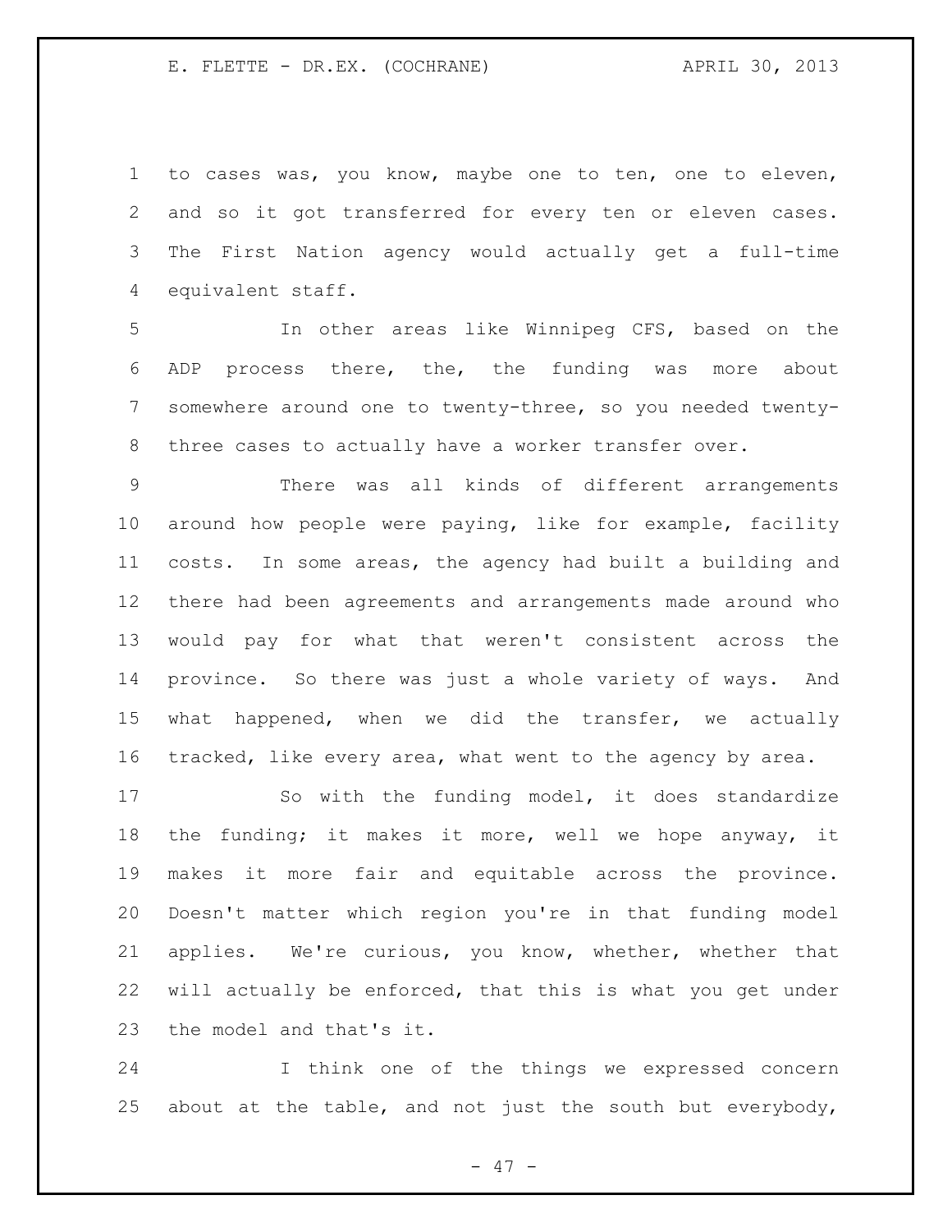to cases was, you know, maybe one to ten, one to eleven, and so it got transferred for every ten or eleven cases. The First Nation agency would actually get a full-time equivalent staff.

In other areas like Winnipeg CFS, based on the ADP process there, the, the funding was more about somewhere around one to twenty-three, so you needed twenty-three cases to actually have a worker transfer over.

There was all kinds of different arrangements around how people were paying, like for example, facility costs. In some areas, the agency had built a building and there had been agreements and arrangements made around who would pay for what that weren't consistent across the province. So there was just a whole variety of ways. And what happened, when we did the transfer, we actually tracked, like every area, what went to the agency by area.

So with the funding model, it does standardize the funding; it makes it more, well we hope anyway, it makes it more fair and equitable across the province. Doesn't matter which region you're in that funding model applies. We're curious, you know, whether, whether that will actually be enforced, that this is what you get under the model and that's it.

I think one of the things we expressed concern about at the table, and not just the south but everybody,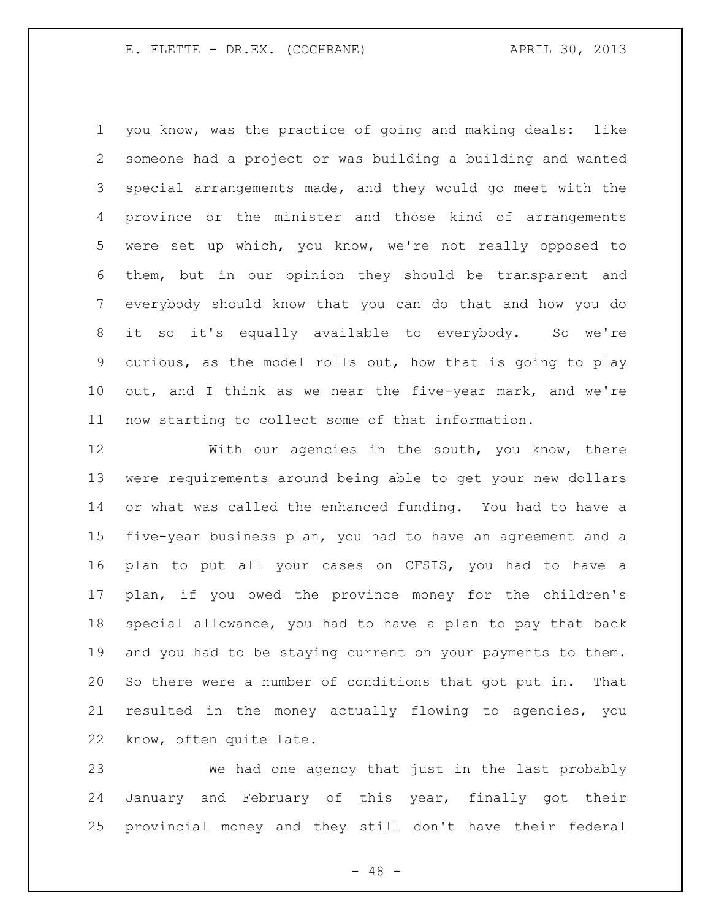you know, was the practice of going and making deals: like someone had a project or was building a building and wanted special arrangements made, and they would go meet with the province or the minister and those kind of arrangements were set up which, you know, we're not really opposed to them, but in our opinion they should be transparent and everybody should know that you can do that and how you do it so it's equally available to everybody. So we're curious, as the model rolls out, how that is going to play out, and I think as we near the five-year mark, and we're now starting to collect some of that information.

With our agencies in the south, you know, there were requirements around being able to get your new dollars or what was called the enhanced funding. You had to have a five-year business plan, you had to have an agreement and a plan to put all your cases on CFSIS, you had to have a plan, if you owed the province money for the children's special allowance, you had to have a plan to pay that back and you had to be staying current on your payments to them. So there were a number of conditions that got put in. That resulted in the money actually flowing to agencies, you know, often quite late.

We had one agency that just in the last probably January and February of this year, finally got their provincial money and they still don't have their federal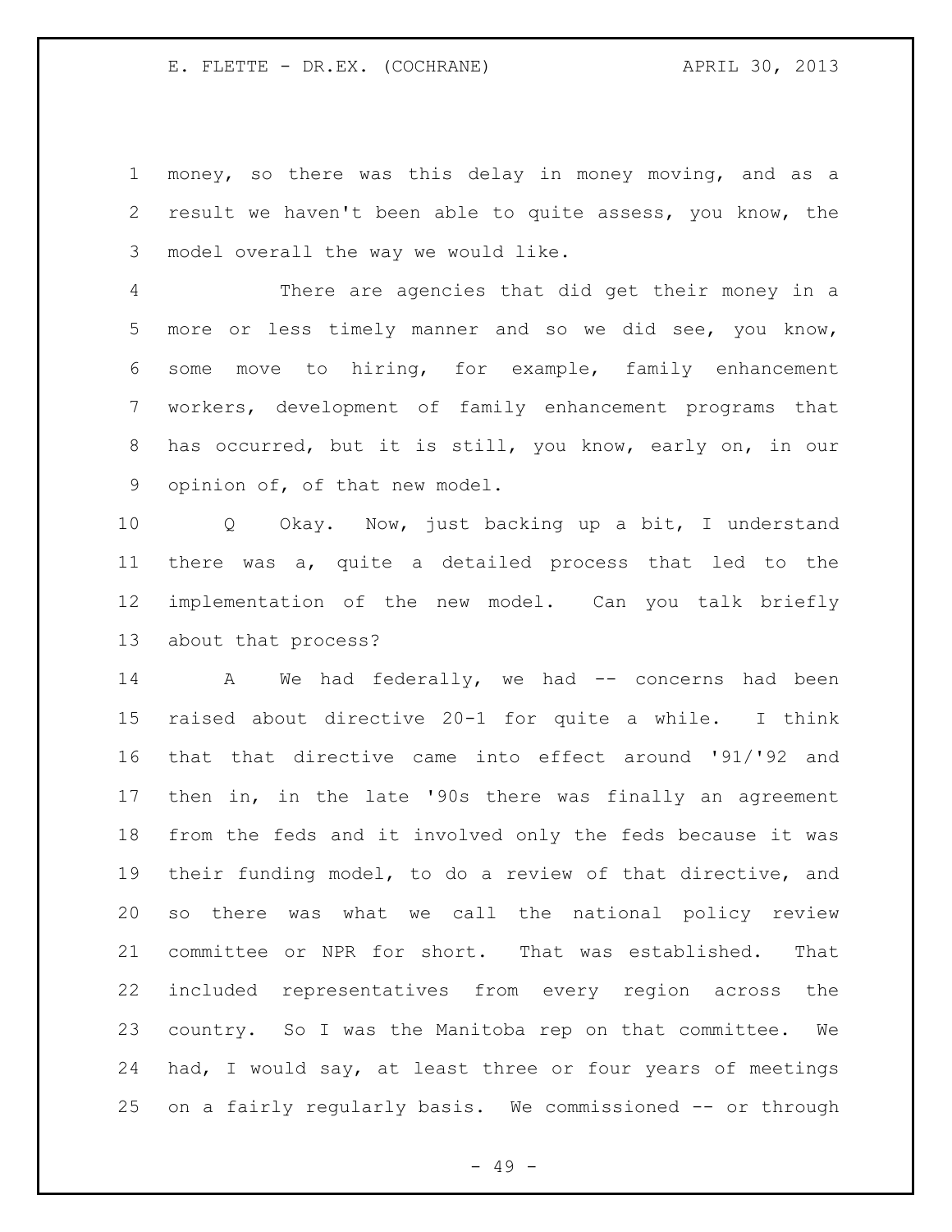money, so there was this delay in money moving, and as a result we haven't been able to quite assess, you know, the model overall the way we would like.

There are agencies that did get their money in a more or less timely manner and so we did see, you know, some move to hiring, for example, family enhancement workers, development of family enhancement programs that has occurred, but it is still, you know, early on, in our opinion of, of that new model.

Q Okay. Now, just backing up a bit, I understand there was a, quite a detailed process that led to the implementation of the new model. Can you talk briefly about that process?

A We had federally, we had -- concerns had been raised about directive 20-1 for quite a while. I think that that directive came into effect around '91/'92 and then in, in the late '90s there was finally an agreement from the feds and it involved only the feds because it was their funding model, to do a review of that directive, and so there was what we call the national policy review committee or NPR for short. That was established. That included representatives from every region across the country. So I was the Manitoba rep on that committee. We had, I would say, at least three or four years of meetings on a fairly regularly basis. We commissioned -- or through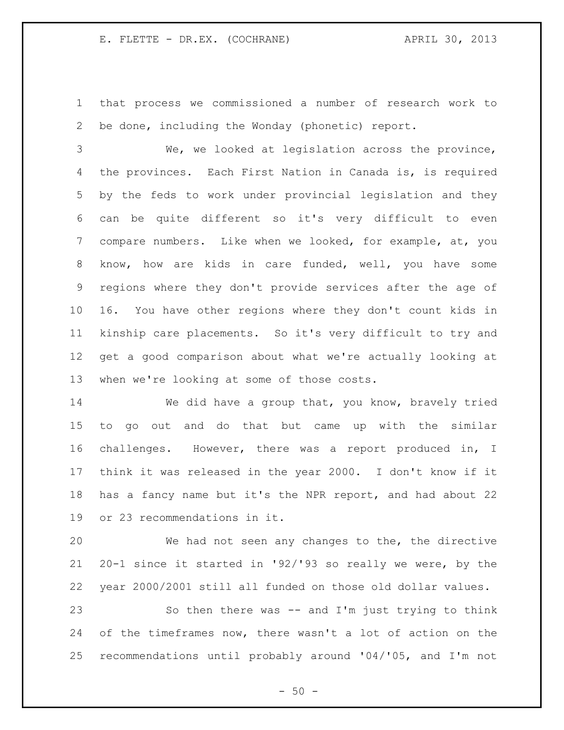that process we commissioned a number of research work to be done, including the Wonday (phonetic) report.

We, we looked at legislation across the province, the provinces. Each First Nation in Canada is, is required by the feds to work under provincial legislation and they can be quite different so it's very difficult to even compare numbers. Like when we looked, for example, at, you know, how are kids in care funded, well, you have some regions where they don't provide services after the age of 16. You have other regions where they don't count kids in kinship care placements. So it's very difficult to try and get a good comparison about what we're actually looking at when we're looking at some of those costs.

We did have a group that, you know, bravely tried to go out and do that but came up with the similar challenges. However, there was a report produced in, I think it was released in the year 2000. I don't know if it has a fancy name but it's the NPR report, and had about 22 or 23 recommendations in it.

We had not seen any changes to the, the directive 20-1 since it started in '92/'93 so really we were, by the year 2000/2001 still all funded on those old dollar values.

So then there was -- and I'm just trying to think of the timeframes now, there wasn't a lot of action on the recommendations until probably around '04/'05, and I'm not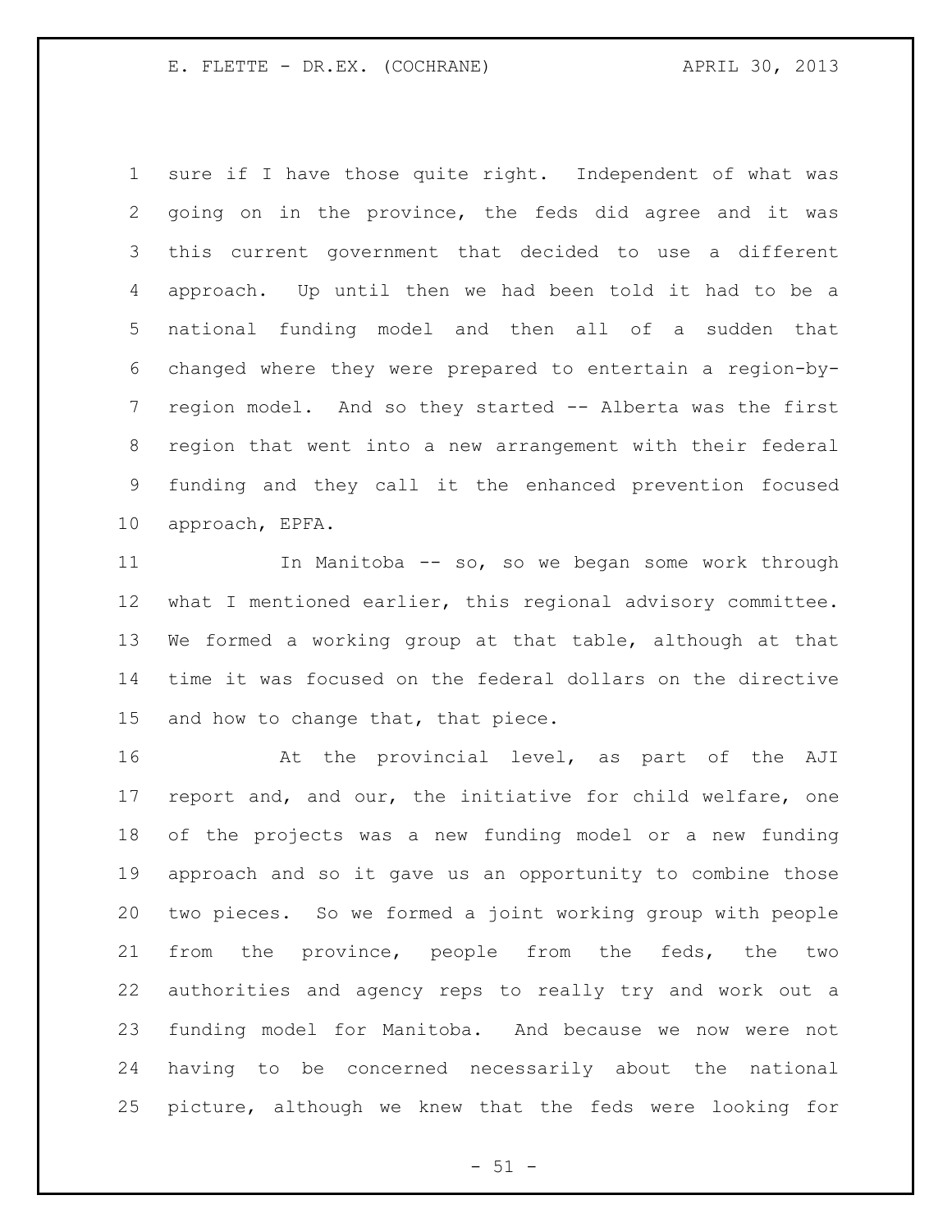sure if I have those quite right. Independent of what was going on in the province, the feds did agree and it was this current government that decided to use a different approach. Up until then we had been told it had to be a national funding model and then all of a sudden that changed where they were prepared to entertain a region-by-region model. And so they started -- Alberta was the first region that went into a new arrangement with their federal funding and they call it the enhanced prevention focused approach, EPFA.

In Manitoba -- so, so we began some work through what I mentioned earlier, this regional advisory committee. We formed a working group at that table, although at that time it was focused on the federal dollars on the directive and how to change that, that piece.

At the provincial level, as part of the AJI report and, and our, the initiative for child welfare, one of the projects was a new funding model or a new funding approach and so it gave us an opportunity to combine those two pieces. So we formed a joint working group with people from the province, people from the feds, the two authorities and agency reps to really try and work out a funding model for Manitoba. And because we now were not having to be concerned necessarily about the national picture, although we knew that the feds were looking for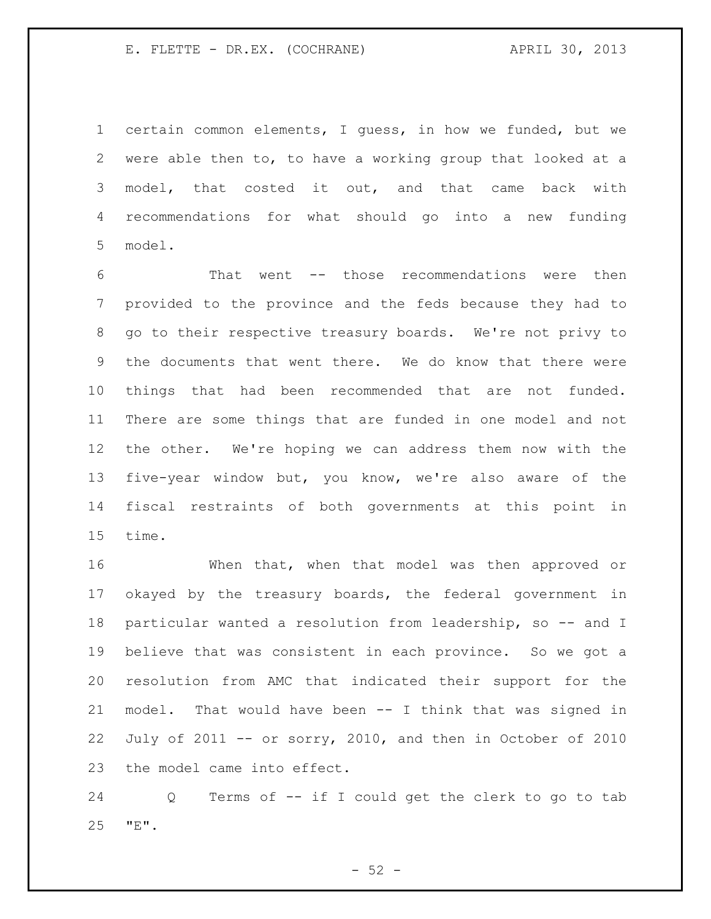certain common elements, I guess, in how we funded, but we were able then to, to have a working group that looked at a model, that costed it out, and that came back with recommendations for what should go into a new funding model.

That went -- those recommendations were then provided to the province and the feds because they had to go to their respective treasury boards. We're not privy to the documents that went there. We do know that there were things that had been recommended that are not funded. There are some things that are funded in one model and not the other. We're hoping we can address them now with the five-year window but, you know, we're also aware of the fiscal restraints of both governments at this point in time.

When that, when that model was then approved or okayed by the treasury boards, the federal government in particular wanted a resolution from leadership, so -- and I believe that was consistent in each province. So we got a resolution from AMC that indicated their support for the model. That would have been -- I think that was signed in July of 2011 -- or sorry, 2010, and then in October of 2010 the model came into effect.

Q Terms of -- if I could get the clerk to go to tab "E".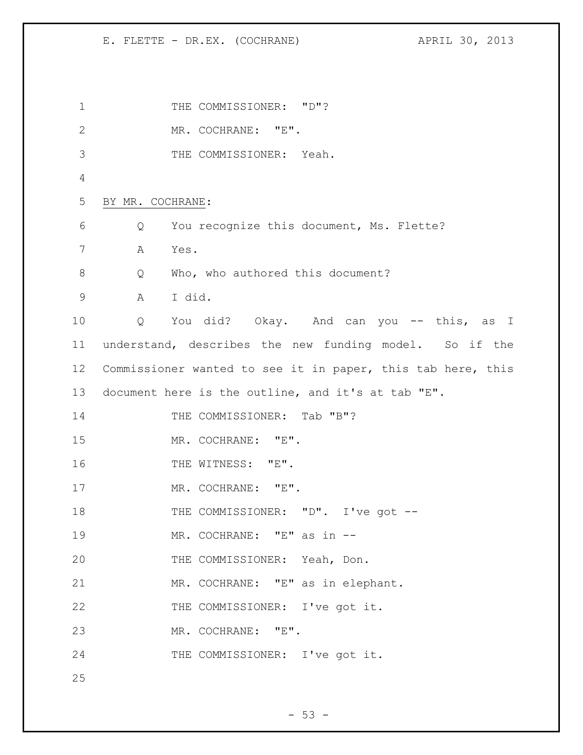THE COMMISSIONER: "D"?

MR. COCHRANE: "E".

THE COMMISSIONER: Yeah.

BY MR. COCHRANE:

Q You recognize this document, Ms. Flette?

A Yes.

Q Who, who authored this document?

A I did.

Q You did? Okay. And can you -- this, as I understand, describes the new funding model. So if the Commissioner wanted to see it in paper, this tab here, this document here is the outline, and it's at tab "E".

THE COMMISSIONER: Tab "B"?

MR. COCHRANE: "E".

THE WITNESS: "E".

MR. COCHRANE: "E".

THE COMMISSIONER: "D". I've got --

MR. COCHRANE: "E" as in --

THE COMMISSIONER: Yeah, Don.

MR. COCHRANE: "E" as in elephant.

THE COMMISSIONER: I've got it.

MR. COCHRANE: "E".

THE COMMISSIONER: I've got it.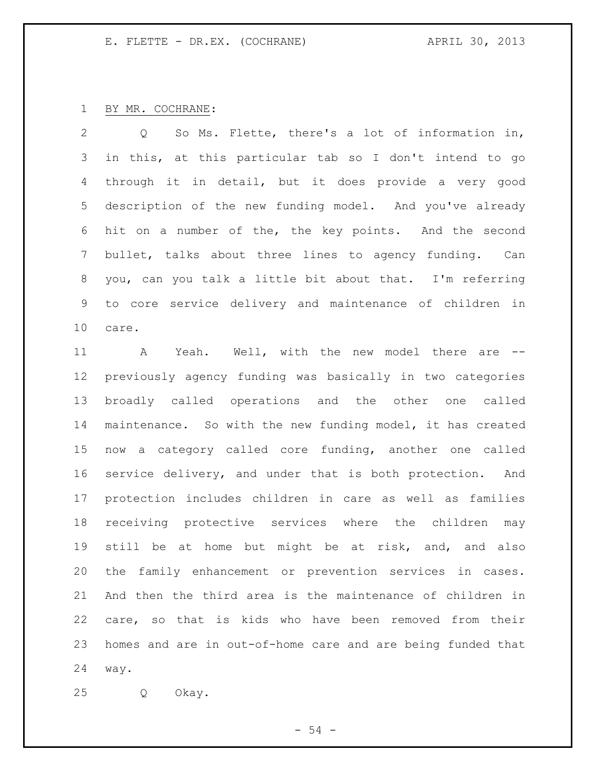BY MR. COCHRANE:

Q So Ms. Flette, there's a lot of information in, in this, at this particular tab so I don't intend to go through it in detail, but it does provide a very good description of the new funding model. And you've already hit on a number of the, the key points. And the second bullet, talks about three lines to agency funding. Can you, can you talk a little bit about that. I'm referring to core service delivery and maintenance of children in care.

A Yeah. Well, with the new model there are -- previously agency funding was basically in two categories broadly called operations and the other one called maintenance. So with the new funding model, it has created now a category called core funding, another one called service delivery, and under that is both protection. And protection includes children in care as well as families receiving protective services where the children may still be at home but might be at risk, and, and also the family enhancement or prevention services in cases. And then the third area is the maintenance of children in care, so that is kids who have been removed from their homes and are in out-of-home care and are being funded that way.

Q Okay.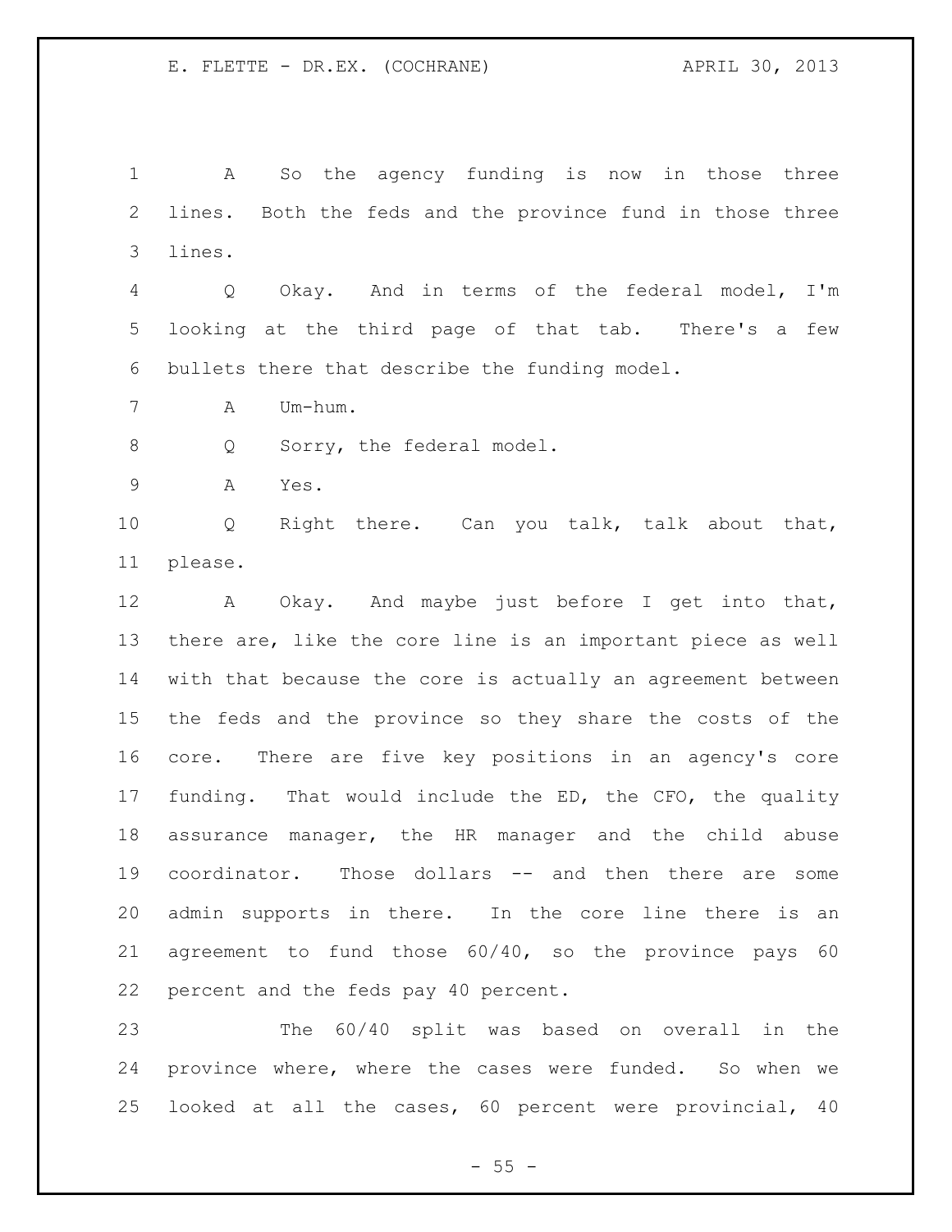A So the agency funding is now in those three lines. Both the feds and the province fund in those three lines.

Q Okay. And in terms of the federal model, I'm looking at the third page of that tab. There's a few bullets there that describe the funding model.

A Um-hum.

Q Sorry, the federal model.

A Yes.

Q Right there. Can you talk, talk about that, please.

A Okay. And maybe just before I get into that, there are, like the core line is an important piece as well with that because the core is actually an agreement between the feds and the province so they share the costs of the core. There are five key positions in an agency's core funding. That would include the ED, the CFO, the quality assurance manager, the HR manager and the child abuse coordinator. Those dollars -- and then there are some admin supports in there. In the core line there is an agreement to fund those 60/40, so the province pays 60 percent and the feds pay 40 percent.

The 60/40 split was based on overall in the province where, where the cases were funded. So when we looked at all the cases, 60 percent were provincial, 40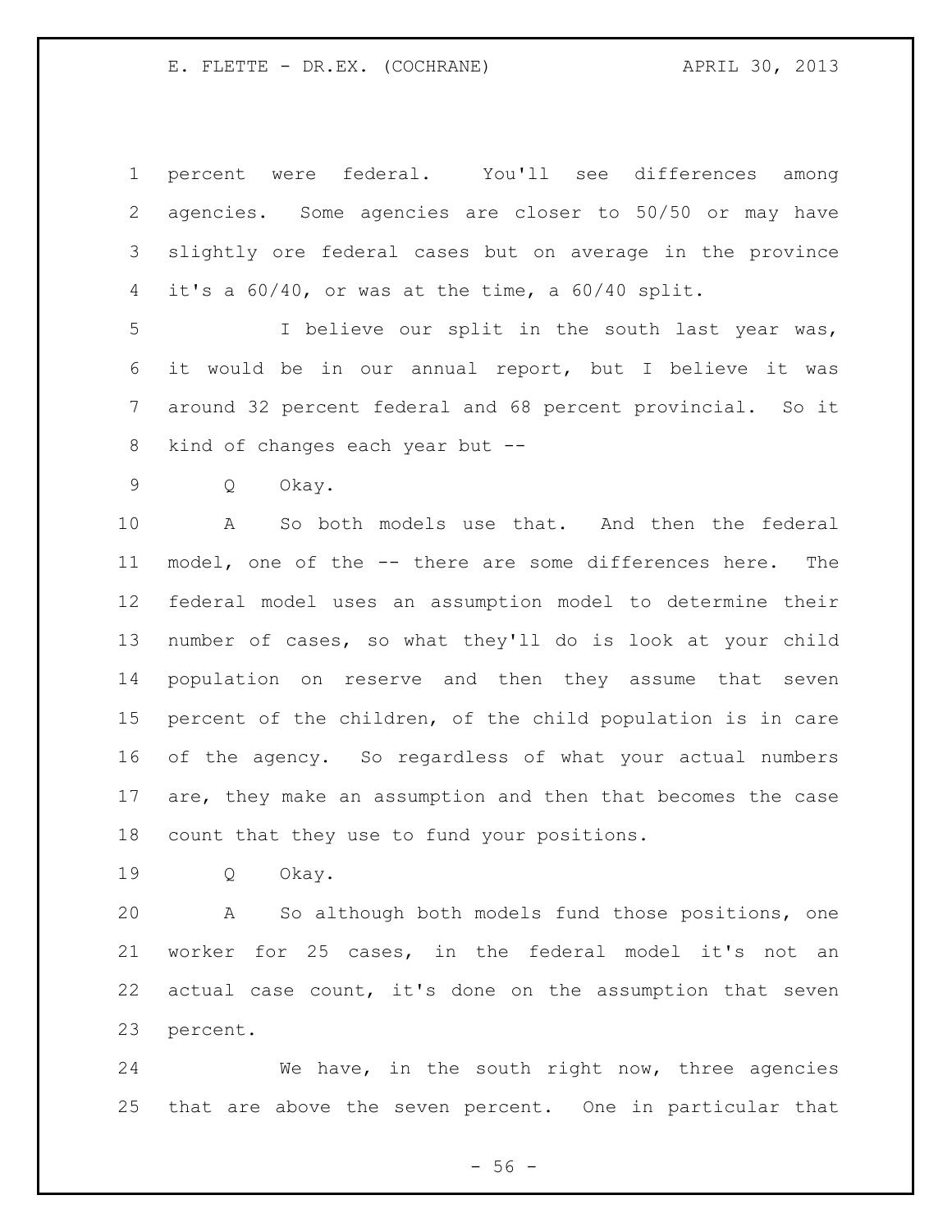percent were federal. You'll see differences among agencies. Some agencies are closer to 50/50 or may have slightly ore federal cases but on average in the province it's a 60/40, or was at the time, a 60/40 split.

I believe our split in the south last year was, it would be in our annual report, but I believe it was around 32 percent federal and 68 percent provincial. So it kind of changes each year but --

Q Okay.

A So both models use that. And then the federal model, one of the -- there are some differences here. The federal model uses an assumption model to determine their number of cases, so what they'll do is look at your child population on reserve and then they assume that seven percent of the children, of the child population is in care of the agency. So regardless of what your actual numbers are, they make an assumption and then that becomes the case count that they use to fund your positions.

Q Okay.

A So although both models fund those positions, one worker for 25 cases, in the federal model it's not an actual case count, it's done on the assumption that seven percent.

We have, in the south right now, three agencies that are above the seven percent. One in particular that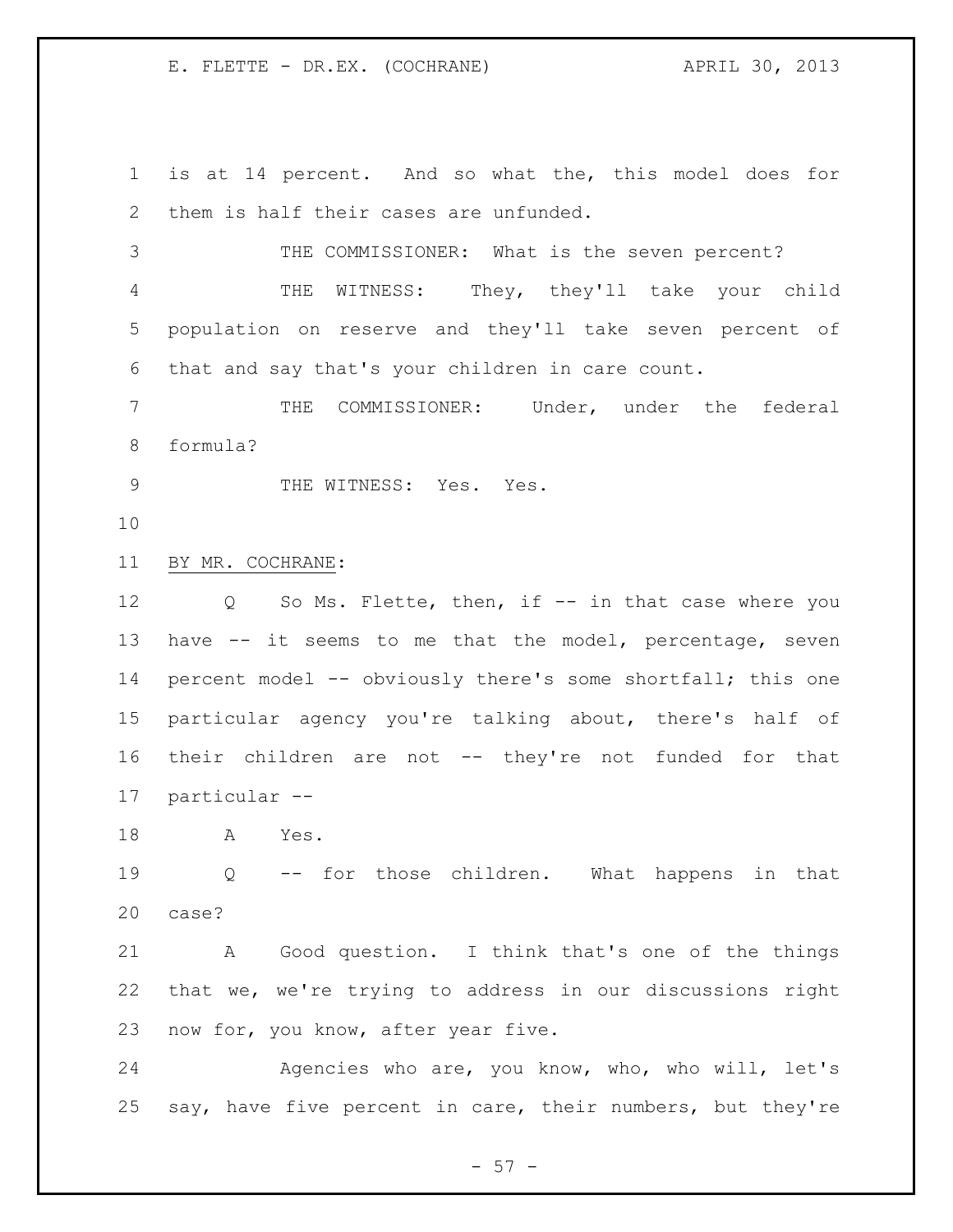is at 14 percent. And so what the, this model does for them is half their cases are unfunded.

THE COMMISSIONER: What is the seven percent?

THE WITNESS: They, they'll take your child population on reserve and they'll take seven percent of that and say that's your children in care count.

THE COMMISSIONER: Under, under the federal formula?

THE WITNESS: Yes. Yes.

BY MR. COCHRANE:

Q So Ms. Flette, then, if -- in that case where you have -- it seems to me that the model, percentage, seven percent model -- obviously there's some shortfall; this one particular agency you're talking about, there's half of their children are not -- they're not funded for that particular --

A Yes.

Q -- for those children. What happens in that case?

A Good question. I think that's one of the things that we, we're trying to address in our discussions right now for, you know, after year five.

Agencies who are, you know, who, who will, let's say, have five percent in care, their numbers, but they're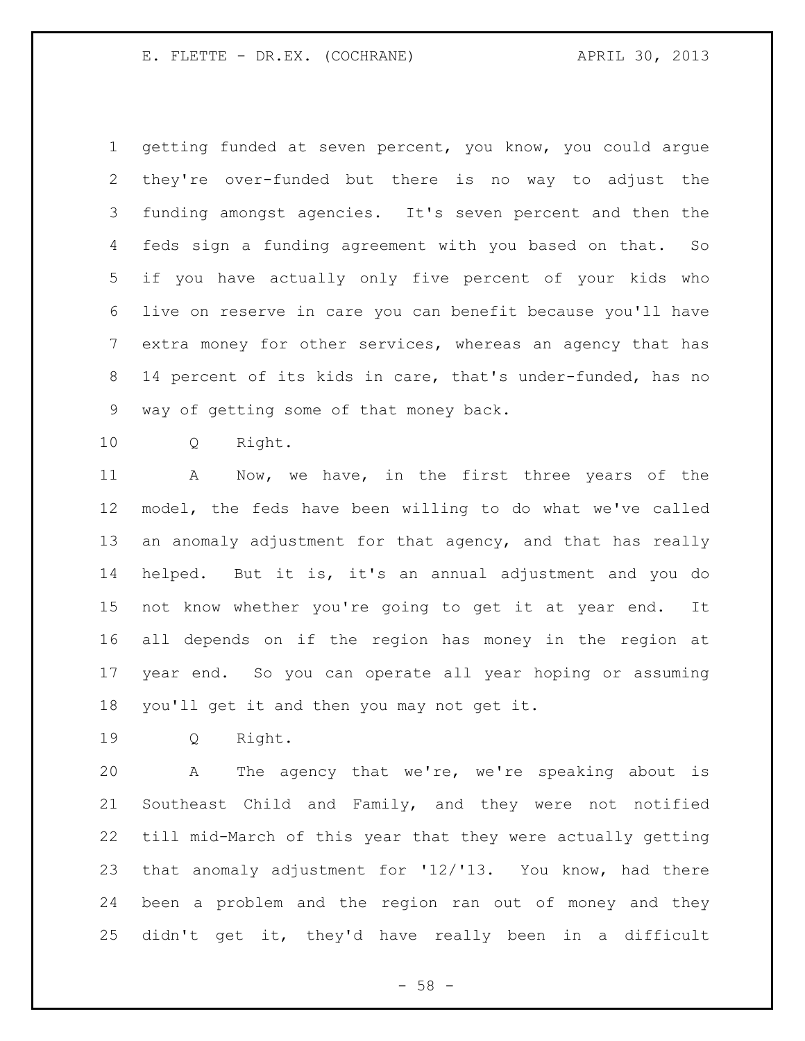getting funded at seven percent, you know, you could argue they're over-funded but there is no way to adjust the funding amongst agencies. It's seven percent and then the feds sign a funding agreement with you based on that. So if you have actually only five percent of your kids who live on reserve in care you can benefit because you'll have extra money for other services, whereas an agency that has 14 percent of its kids in care, that's under-funded, has no way of getting some of that money back.

Q Right.

A Now, we have, in the first three years of the model, the feds have been willing to do what we've called an anomaly adjustment for that agency, and that has really helped. But it is, it's an annual adjustment and you do not know whether you're going to get it at year end. It all depends on if the region has money in the region at year end. So you can operate all year hoping or assuming you'll get it and then you may not get it.

Q Right.

A The agency that we're, we're speaking about is Southeast Child and Family, and they were not notified till mid-March of this year that they were actually getting that anomaly adjustment for '12/'13. You know, had there been a problem and the region ran out of money and they didn't get it, they'd have really been in a difficult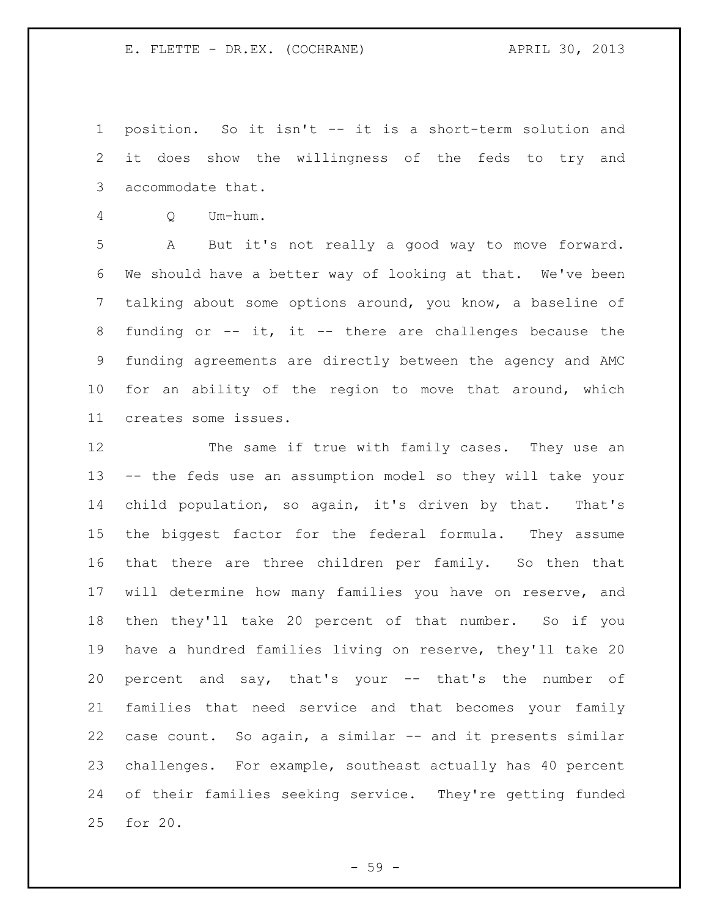position. So it isn't -- it is a short-term solution and it does show the willingness of the feds to try and accommodate that.

Q Um-hum.

A But it's not really a good way to move forward. We should have a better way of looking at that. We've been talking about some options around, you know, a baseline of funding or -- it, it -- there are challenges because the funding agreements are directly between the agency and AMC for an ability of the region to move that around, which creates some issues.

The same if true with family cases. They use an -- the feds use an assumption model so they will take your child population, so again, it's driven by that. That's the biggest factor for the federal formula. They assume that there are three children per family. So then that will determine how many families you have on reserve, and then they'll take 20 percent of that number. So if you have a hundred families living on reserve, they'll take 20 percent and say, that's your -- that's the number of families that need service and that becomes your family case count. So again, a similar -- and it presents similar challenges. For example, southeast actually has 40 percent of their families seeking service. They're getting funded for 20.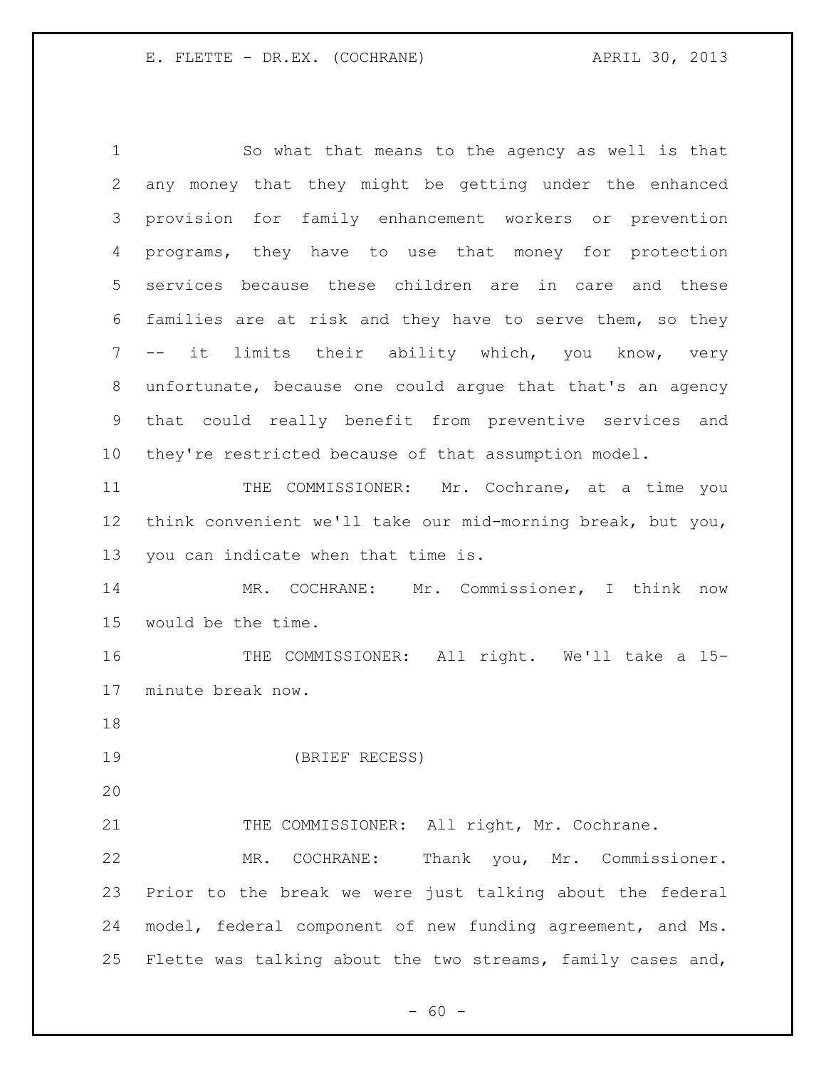So what that means to the agency as well is that any money that they might be getting under the enhanced provision for family enhancement workers or prevention programs, they have to use that money for protection services because these children are in care and these families are at risk and they have to serve them, so they -- it limits their ability which, you know, very unfortunate, because one could argue that that's an agency that could really benefit from preventive services and they're restricted because of that assumption model.

THE COMMISSIONER: Mr. Cochrane, at a time you think convenient we'll take our mid-morning break, but you, you can indicate when that time is.

MR. COCHRANE: Mr. Commissioner, I think now would be the time.

THE COMMISSIONER: All right. We'll take a 15-minute break now.

(BRIEF RECESS)

THE COMMISSIONER: All right, Mr. Cochrane.

MR. COCHRANE: Thank you, Mr. Commissioner. Prior to the break we were just talking about the federal model, federal component of new funding agreement, and Ms. Flette was talking about the two streams, family cases and,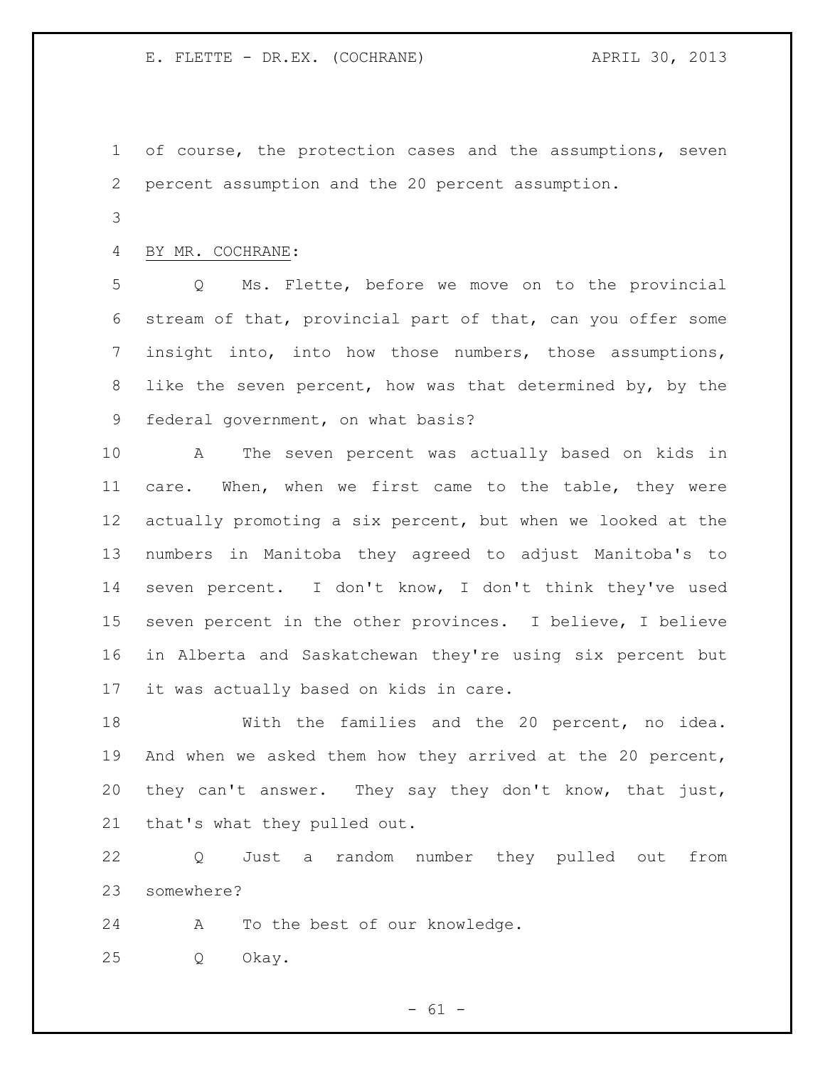of course, the protection cases and the assumptions, seven percent assumption and the 20 percent assumption.

BY MR. COCHRANE:

Q Ms. Flette, before we move on to the provincial stream of that, provincial part of that, can you offer some insight into, into how those numbers, those assumptions, like the seven percent, how was that determined by, by the federal government, on what basis?

A The seven percent was actually based on kids in care. When, when we first came to the table, they were actually promoting a six percent, but when we looked at the numbers in Manitoba they agreed to adjust Manitoba's to seven percent. I don't know, I don't think they've used seven percent in the other provinces. I believe, I believe in Alberta and Saskatchewan they're using six percent but it was actually based on kids in care.

With the families and the 20 percent, no idea. And when we asked them how they arrived at the 20 percent, they can't answer. They say they don't know, that just, that's what they pulled out.

Q Just a random number they pulled out from somewhere?

A To the best of our knowledge.

Q Okay.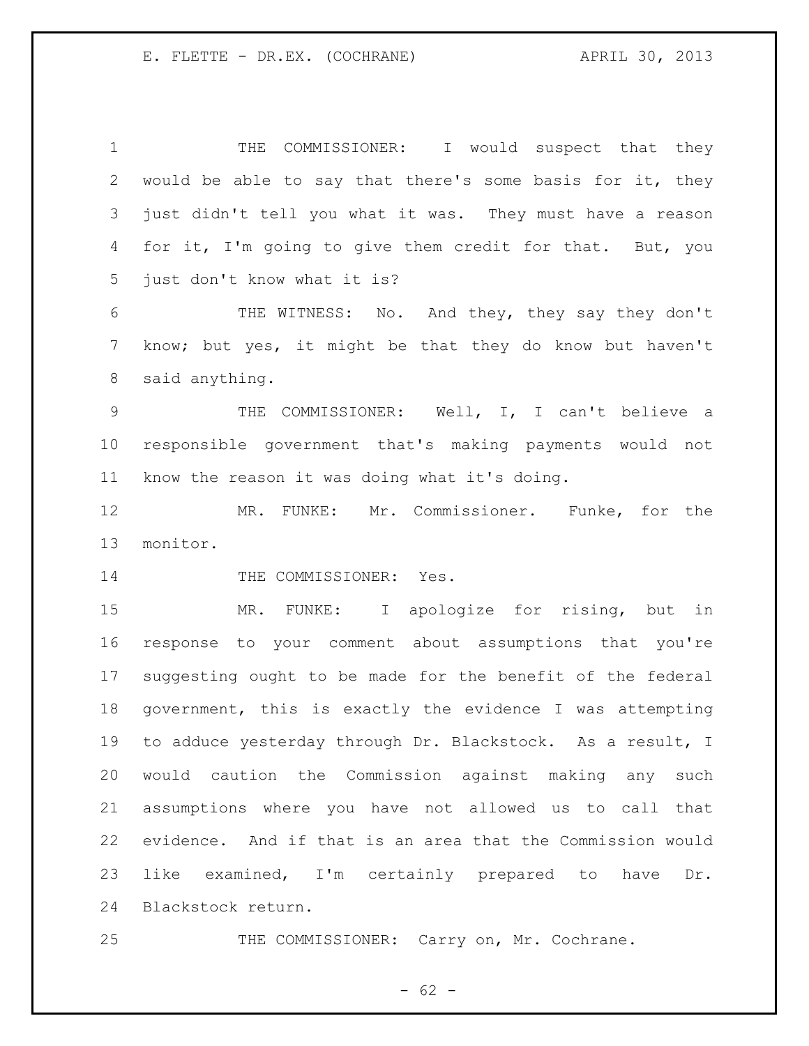THE COMMISSIONER: I would suspect that they would be able to say that there's some basis for it, they just didn't tell you what it was. They must have a reason for it, I'm going to give them credit for that. But, you just don't know what it is?

THE WITNESS: No. And they, they say they don't know; but yes, it might be that they do know but haven't said anything.

THE COMMISSIONER: Well, I, I can't believe a responsible government that's making payments would not know the reason it was doing what it's doing.

MR. FUNKE: Mr. Commissioner. Funke, for the monitor.

THE COMMISSIONER: Yes.

MR. FUNKE: I apologize for rising, but in response to your comment about assumptions that you're suggesting ought to be made for the benefit of the federal government, this is exactly the evidence I was attempting to adduce yesterday through Dr. Blackstock. As a result, I would caution the Commission against making any such assumptions where you have not allowed us to call that evidence. And if that is an area that the Commission would like examined, I'm certainly prepared to have Dr. Blackstock return.

THE COMMISSIONER: Carry on, Mr. Cochrane.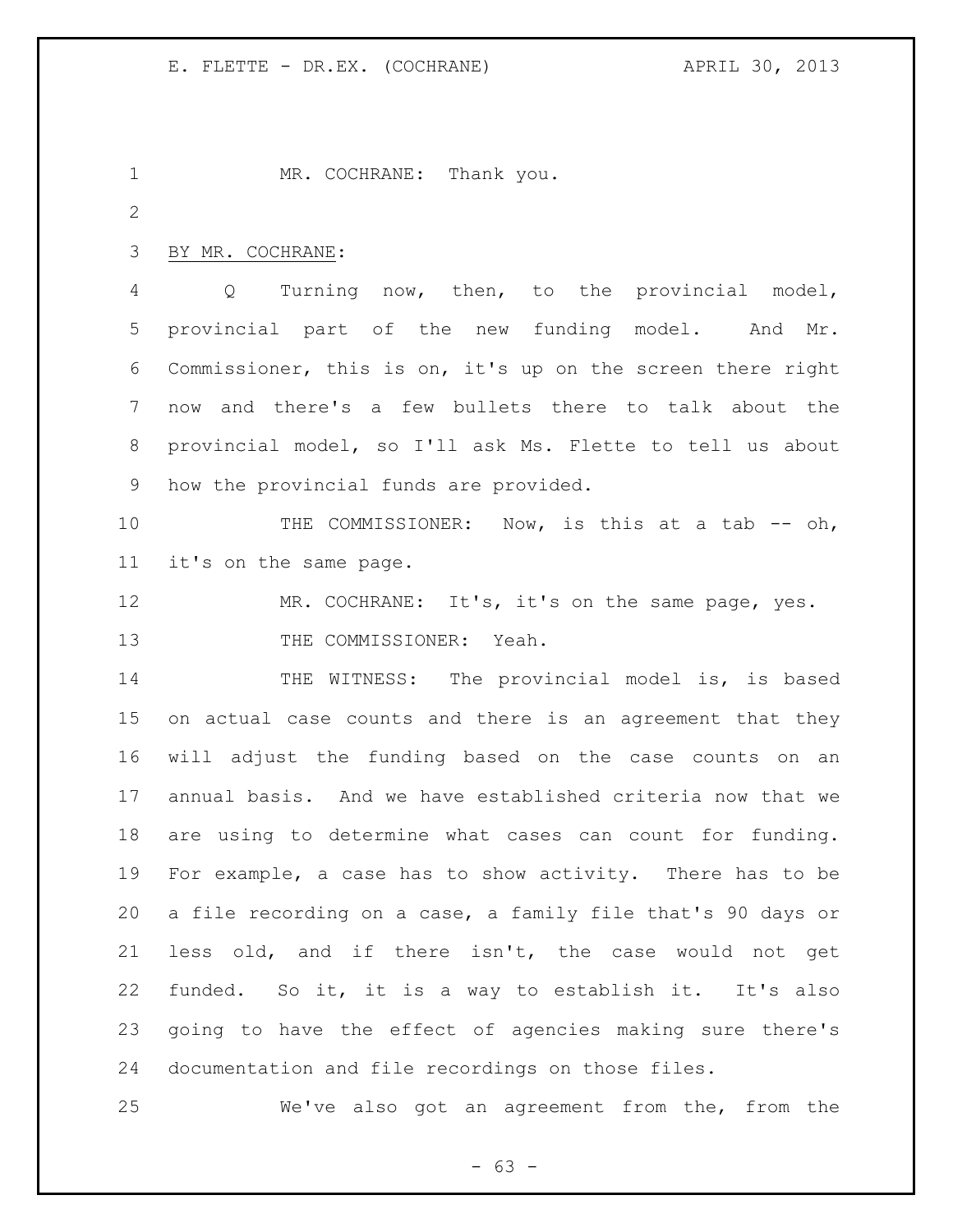MR. COCHRANE: Thank you.

BY MR. COCHRANE:

Q Turning now, then, to the provincial model, provincial part of the new funding model. And Mr. Commissioner, this is on, it's up on the screen there right now and there's a few bullets there to talk about the provincial model, so I'll ask Ms. Flette to tell us about how the provincial funds are provided.

THE COMMISSIONER: Now, is this at a tab -- oh, it's on the same page.

MR. COCHRANE: It's, it's on the same page, yes.

THE COMMISSIONER: Yeah.

THE WITNESS: The provincial model is, is based on actual case counts and there is an agreement that they will adjust the funding based on the case counts on an annual basis. And we have established criteria now that we are using to determine what cases can count for funding. For example, a case has to show activity. There has to be a file recording on a case, a family file that's 90 days or less old, and if there isn't, the case would not get funded. So it, it is a way to establish it. It's also going to have the effect of agencies making sure there's documentation and file recordings on those files.

We've also got an agreement from the, from the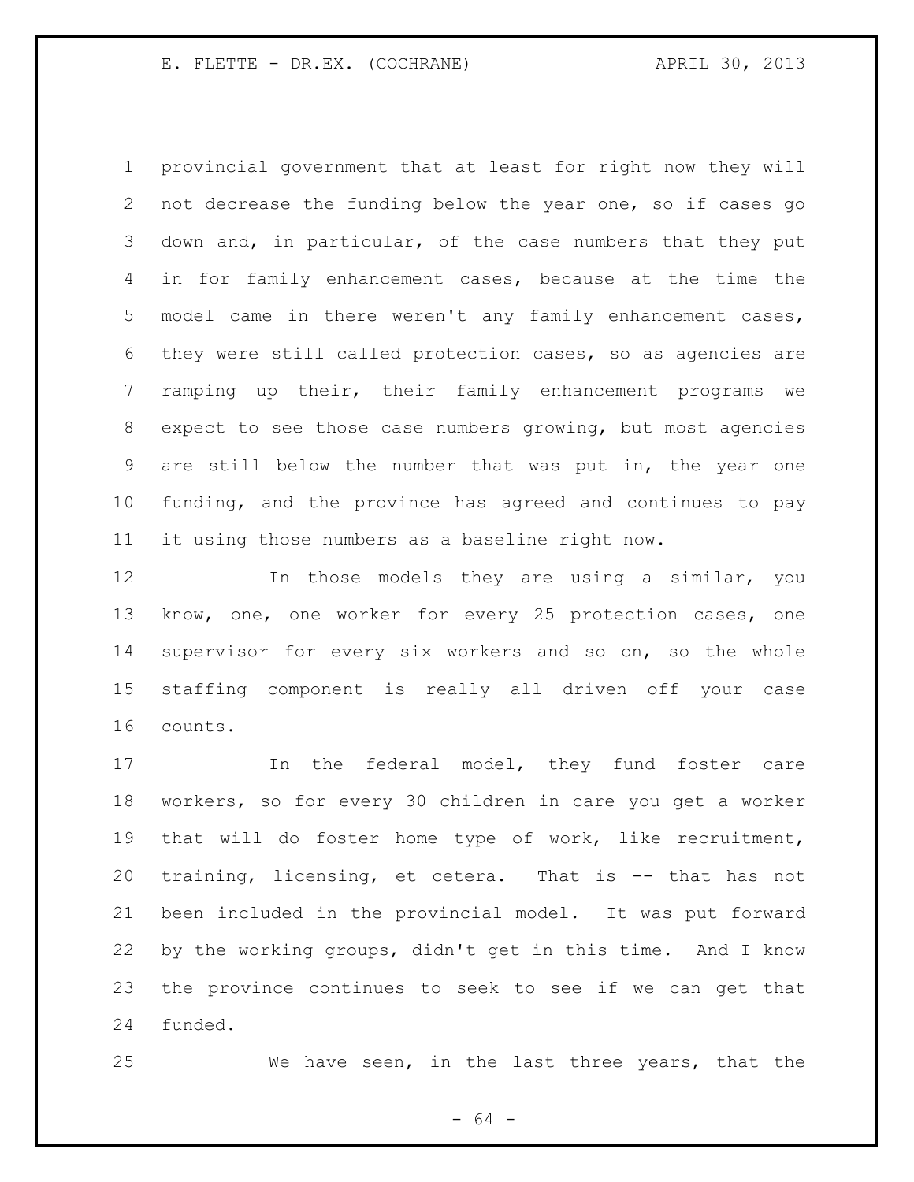provincial government that at least for right now they will not decrease the funding below the year one, so if cases go down and, in particular, of the case numbers that they put in for family enhancement cases, because at the time the model came in there weren't any family enhancement cases, they were still called protection cases, so as agencies are ramping up their, their family enhancement programs we expect to see those case numbers growing, but most agencies are still below the number that was put in, the year one funding, and the province has agreed and continues to pay it using those numbers as a baseline right now.

In those models they are using a similar, you know, one, one worker for every 25 protection cases, one supervisor for every six workers and so on, so the whole staffing component is really all driven off your case counts.

In the federal model, they fund foster care workers, so for every 30 children in care you get a worker that will do foster home type of work, like recruitment, training, licensing, et cetera. That is -- that has not been included in the provincial model. It was put forward by the working groups, didn't get in this time. And I know the province continues to seek to see if we can get that funded.

We have seen, in the last three years, that the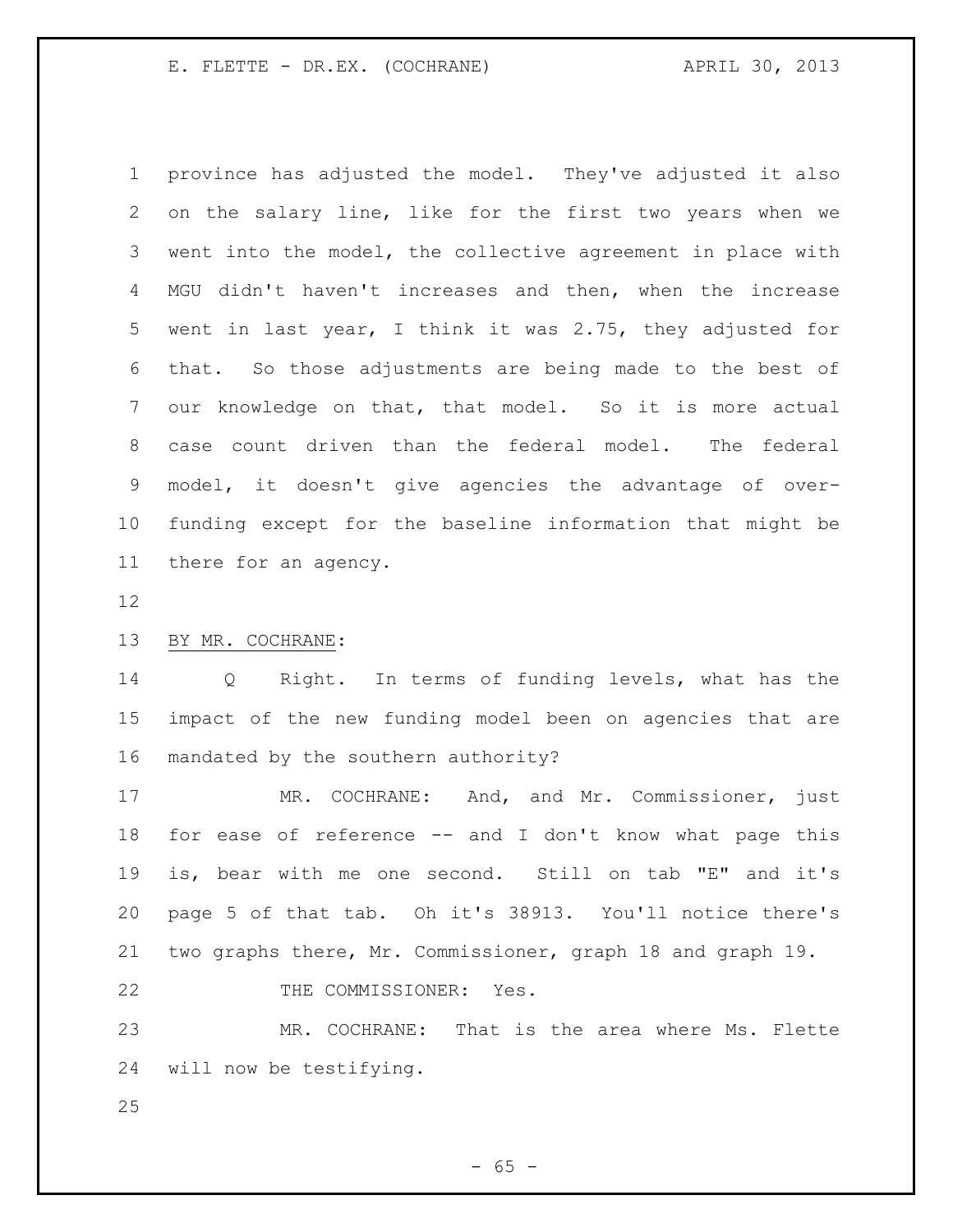province has adjusted the model. They've adjusted it also on the salary line, like for the first two years when we went into the model, the collective agreement in place with MGU didn't haven't increases and then, when the increase went in last year, I think it was 2.75, they adjusted for that. So those adjustments are being made to the best of our knowledge on that, that model. So it is more actual case count driven than the federal model. The federal model, it doesn't give agencies the advantage of over-funding except for the baseline information that might be there for an agency.

BY MR. COCHRANE:

Q Right. In terms of funding levels, what has the impact of the new funding model been on agencies that are mandated by the southern authority?

MR. COCHRANE: And, and Mr. Commissioner, just for ease of reference -- and I don't know what page this is, bear with me one second. Still on tab "E" and it's page 5 of that tab. Oh it's 38913. You'll notice there's two graphs there, Mr. Commissioner, graph 18 and graph 19.

THE COMMISSIONER: Yes.

MR. COCHRANE: That is the area where Ms. Flette will now be testifying.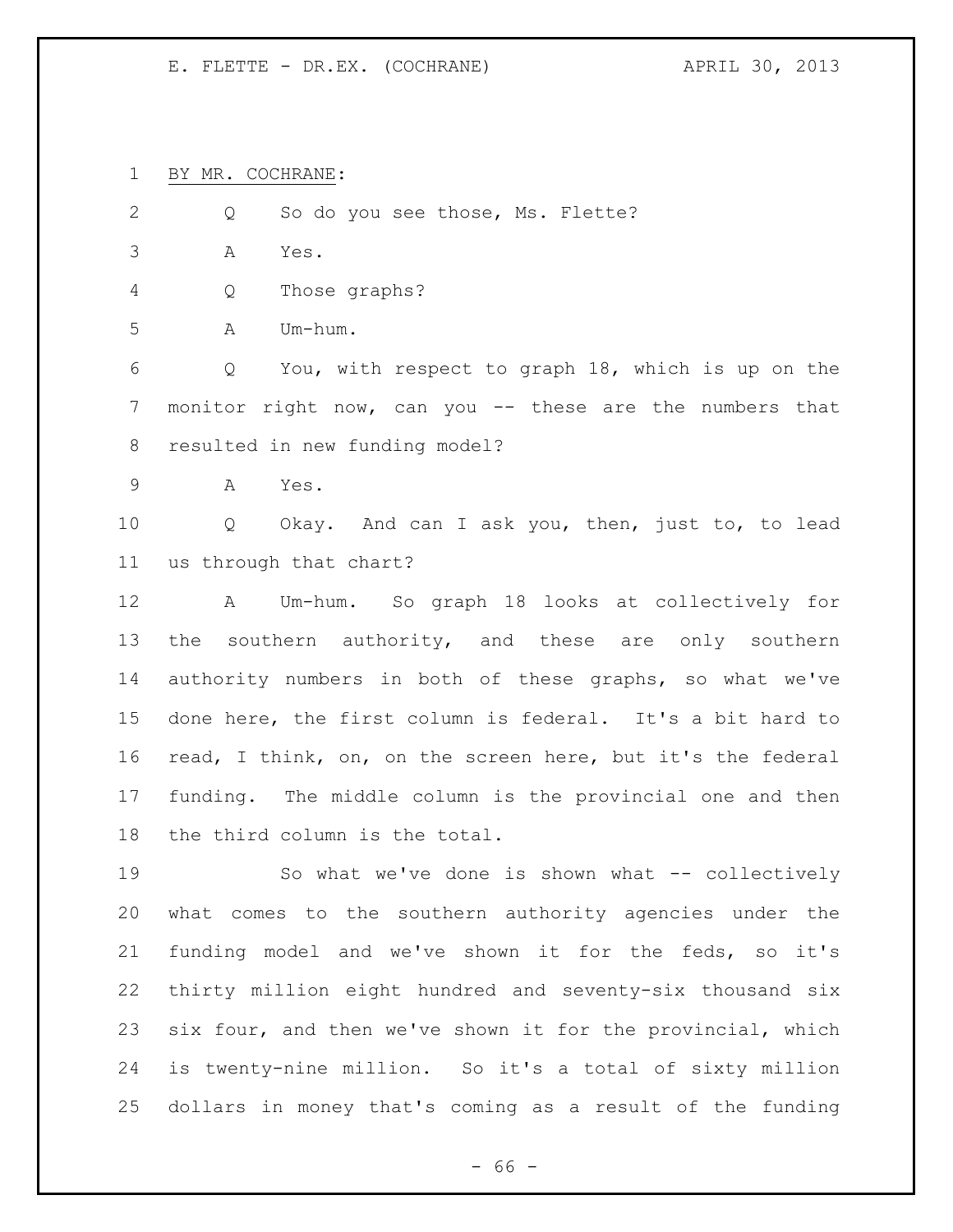BY MR. COCHRANE:

Q So do you see those, Ms. Flette?

A Yes.

Q Those graphs?

A Um-hum.

Q You, with respect to graph 18, which is up on the monitor right now, can you -- these are the numbers that resulted in new funding model?

A Yes.

Q Okay. And can I ask you, then, just to, to lead us through that chart?

A Um-hum. So graph 18 looks at collectively for the southern authority, and these are only southern authority numbers in both of these graphs, so what we've done here, the first column is federal. It's a bit hard to read, I think, on, on the screen here, but it's the federal funding. The middle column is the provincial one and then the third column is the total.

So what we've done is shown what -- collectively what comes to the southern authority agencies under the funding model and we've shown it for the feds, so it's thirty million eight hundred and seventy-six thousand six six four, and then we've shown it for the provincial, which is twenty-nine million. So it's a total of sixty million dollars in money that's coming as a result of the funding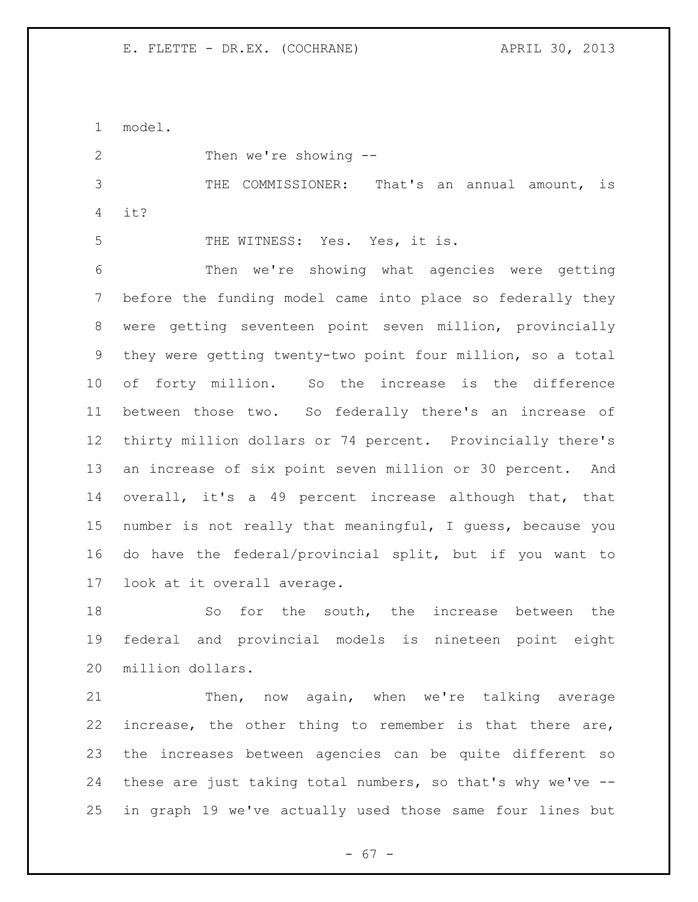model.

Then we're showing --

THE COMMISSIONER: That's an annual amount, is it?

THE WITNESS: Yes. Yes, it is.

Then we're showing what agencies were getting before the funding model came into place so federally they were getting seventeen point seven million, provincially they were getting twenty-two point four million, so a total of forty million. So the increase is the difference between those two. So federally there's an increase of thirty million dollars or 74 percent. Provincially there's an increase of six point seven million or 30 percent. And overall, it's a 49 percent increase although that, that number is not really that meaningful, I guess, because you do have the federal/provincial split, but if you want to look at it overall average.

So for the south, the increase between the federal and provincial models is nineteen point eight million dollars.

Then, now again, when we're talking average increase, the other thing to remember is that there are, the increases between agencies can be quite different so these are just taking total numbers, so that's why we've -- in graph 19 we've actually used those same four lines but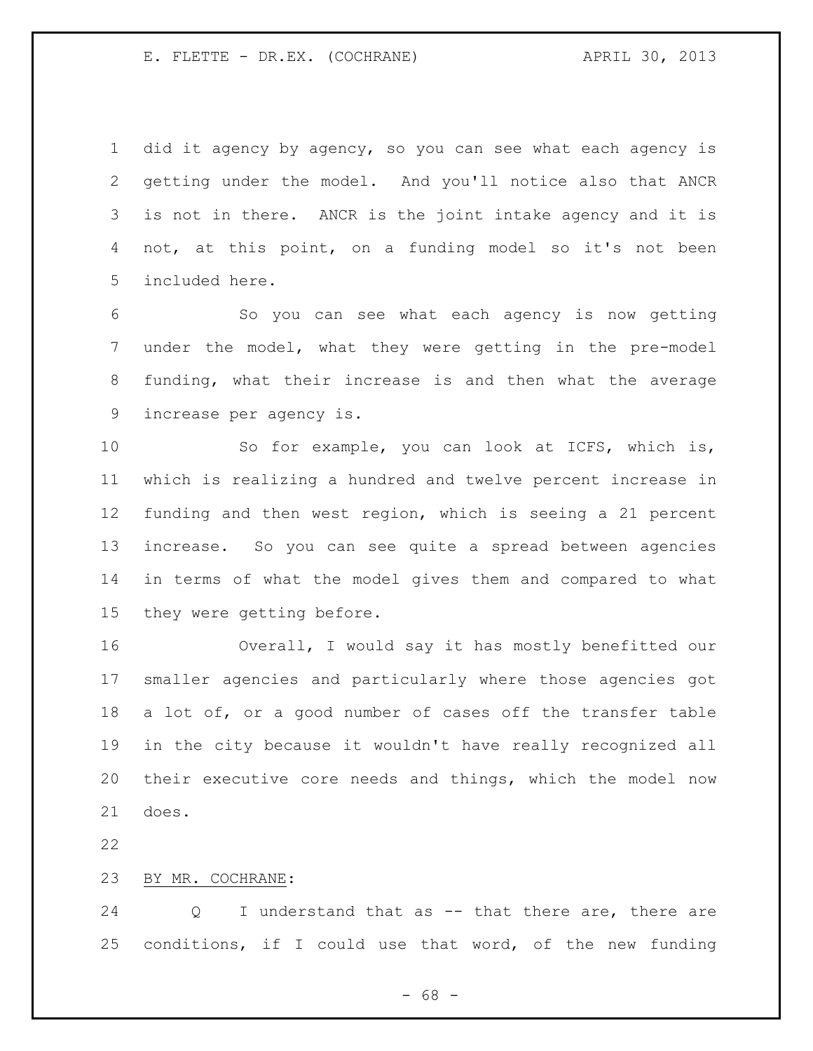did it agency by agency, so you can see what each agency is getting under the model. And you'll notice also that ANCR is not in there. ANCR is the joint intake agency and it is not, at this point, on a funding model so it's not been included here.

So you can see what each agency is now getting under the model, what they were getting in the pre-model funding, what their increase is and then what the average increase per agency is.

So for example, you can look at ICFS, which is, which is realizing a hundred and twelve percent increase in funding and then west region, which is seeing a 21 percent increase. So you can see quite a spread between agencies in terms of what the model gives them and compared to what they were getting before.

Overall, I would say it has mostly benefitted our smaller agencies and particularly where those agencies got a lot of, or a good number of cases off the transfer table in the city because it wouldn't have really recognized all their executive core needs and things, which the model now does.

BY MR. COCHRANE:

Q I understand that as -- that there are, there are conditions, if I could use that word, of the new funding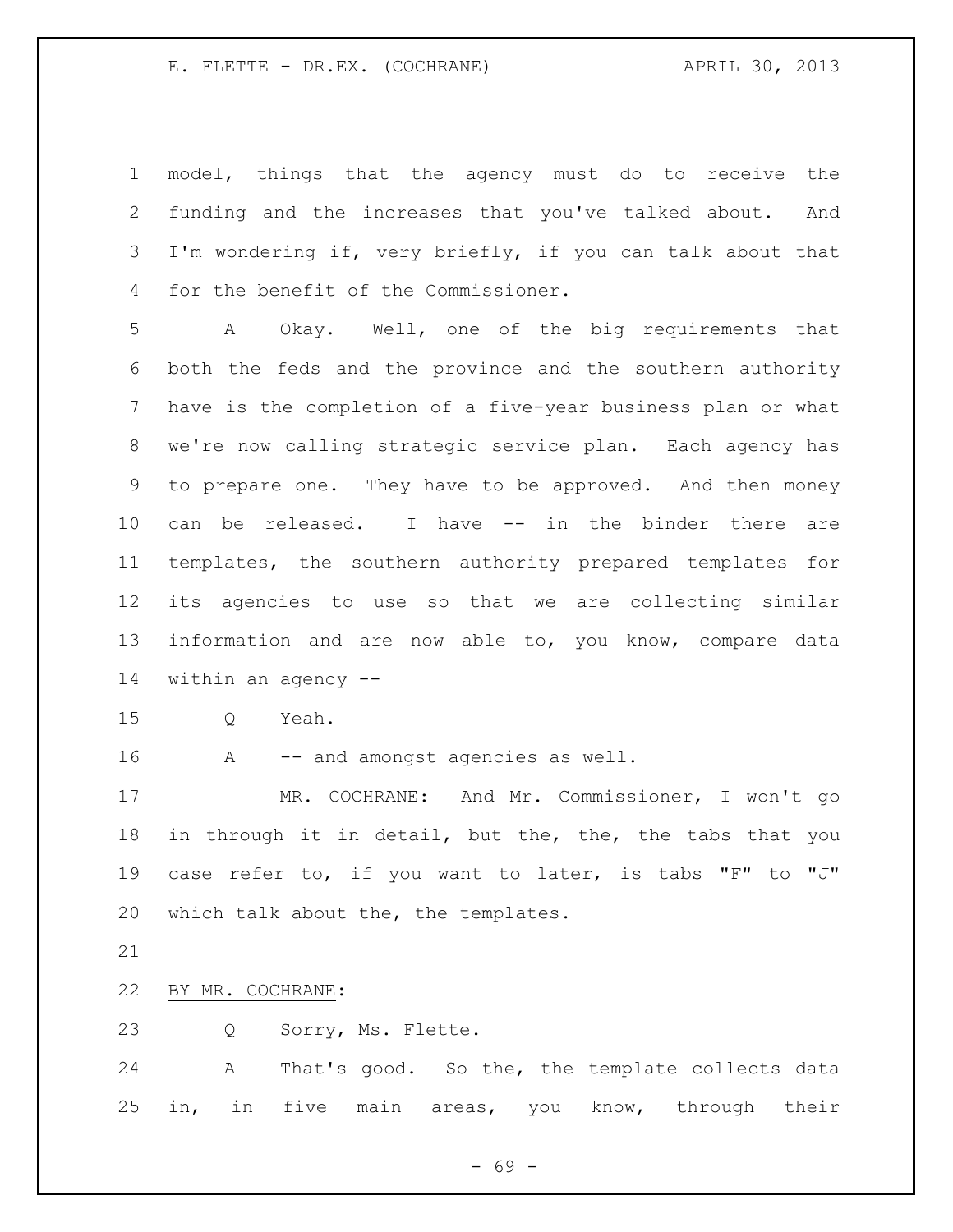model, things that the agency must do to receive the funding and the increases that you've talked about. And I'm wondering if, very briefly, if you can talk about that for the benefit of the Commissioner.

A Okay. Well, one of the big requirements that both the feds and the province and the southern authority have is the completion of a five-year business plan or what we're now calling strategic service plan. Each agency has to prepare one. They have to be approved. And then money can be released. I have -- in the binder there are templates, the southern authority prepared templates for its agencies to use so that we are collecting similar information and are now able to, you know, compare data within an agency --

Q Yeah.

A -- and amongst agencies as well.

MR. COCHRANE: And Mr. Commissioner, I won't go in through it in detail, but the, the, the tabs that you case refer to, if you want to later, is tabs "F" to "J" which talk about the, the templates.

BY MR. COCHRANE:

Q Sorry, Ms. Flette.

A That's good. So the, the template collects data in, in five main areas, you know, through their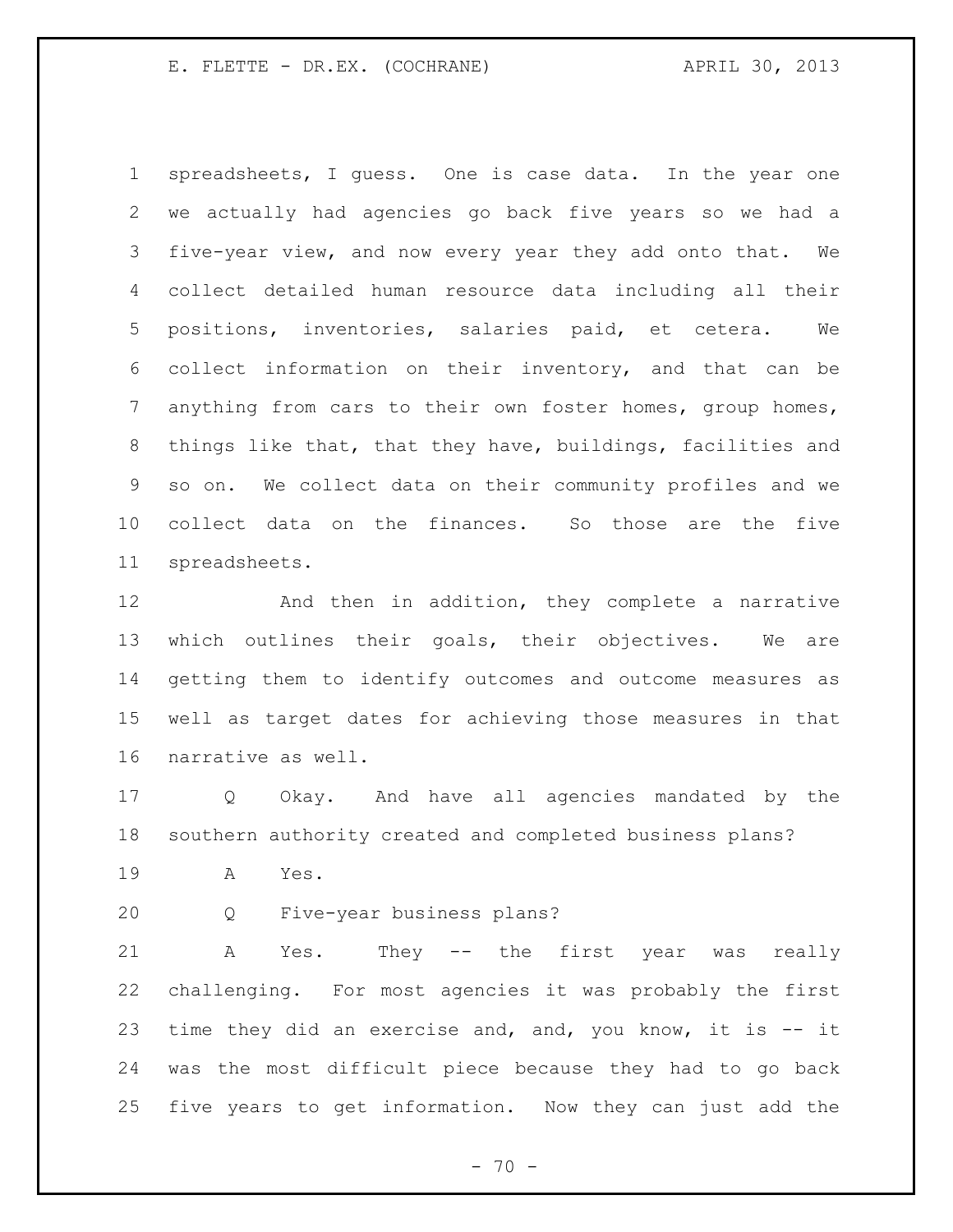spreadsheets, I guess. One is case data. In the year one we actually had agencies go back five years so we had a five-year view, and now every year they add onto that. We collect detailed human resource data including all their positions, inventories, salaries paid, et cetera. We collect information on their inventory, and that can be anything from cars to their own foster homes, group homes, things like that, that they have, buildings, facilities and so on. We collect data on their community profiles and we collect data on the finances. So those are the five spreadsheets.

And then in addition, they complete a narrative which outlines their goals, their objectives. We are getting them to identify outcomes and outcome measures as well as target dates for achieving those measures in that narrative as well.

Q Okay. And have all agencies mandated by the southern authority created and completed business plans?

A Yes.

Q Five-year business plans?

A Yes. They -- the first year was really challenging. For most agencies it was probably the first time they did an exercise and, and, you know, it is -- it was the most difficult piece because they had to go back five years to get information. Now they can just add the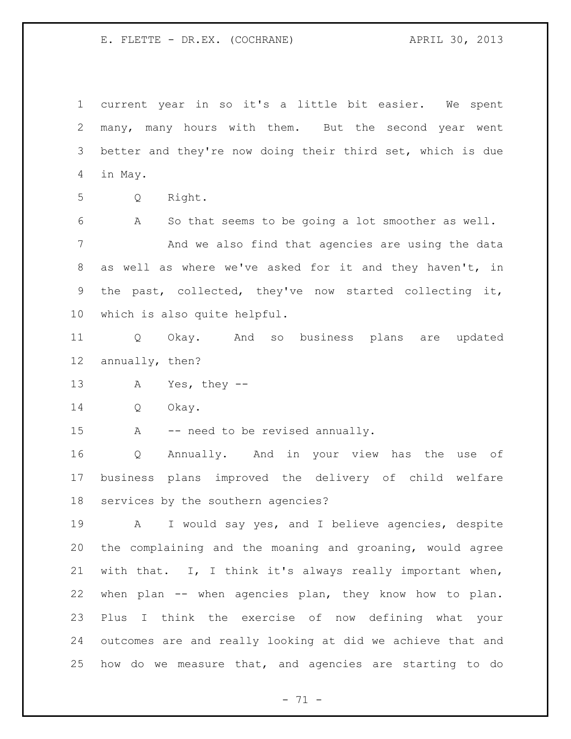current year in so it's a little bit easier. We spent many, many hours with them. But the second year went better and they're now doing their third set, which is due in May.

Q Right.

A So that seems to be going a lot smoother as well.

And we also find that agencies are using the data as well as where we've asked for it and they haven't, in the past, collected, they've now started collecting it, which is also quite helpful.

Q Okay. And so business plans are updated annually, then?

A Yes, they --

Q Okay.

A -- need to be revised annually.

Q Annually. And in your view has the use of business plans improved the delivery of child welfare services by the southern agencies?

A I would say yes, and I believe agencies, despite the complaining and the moaning and groaning, would agree with that. I, I think it's always really important when, when plan -- when agencies plan, they know how to plan. Plus I think the exercise of now defining what your outcomes are and really looking at did we achieve that and how do we measure that, and agencies are starting to do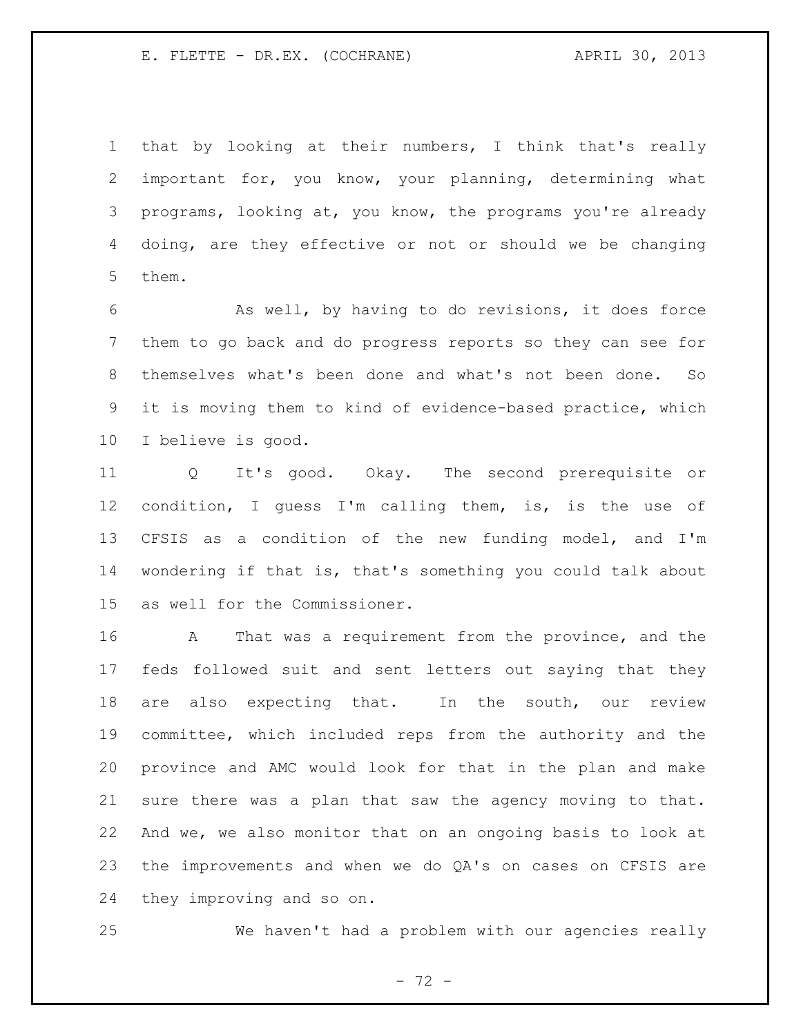that by looking at their numbers, I think that's really important for, you know, your planning, determining what programs, looking at, you know, the programs you're already doing, are they effective or not or should we be changing them.

As well, by having to do revisions, it does force them to go back and do progress reports so they can see for themselves what's been done and what's not been done. So it is moving them to kind of evidence-based practice, which I believe is good.

Q It's good. Okay. The second prerequisite or condition, I guess I'm calling them, is, is the use of CFSIS as a condition of the new funding model, and I'm wondering if that is, that's something you could talk about as well for the Commissioner.

A That was a requirement from the province, and the feds followed suit and sent letters out saying that they are also expecting that. In the south, our review committee, which included reps from the authority and the province and AMC would look for that in the plan and make sure there was a plan that saw the agency moving to that. And we, we also monitor that on an ongoing basis to look at the improvements and when we do QA's on cases on CFSIS are they improving and so on.

We haven't had a problem with our agencies really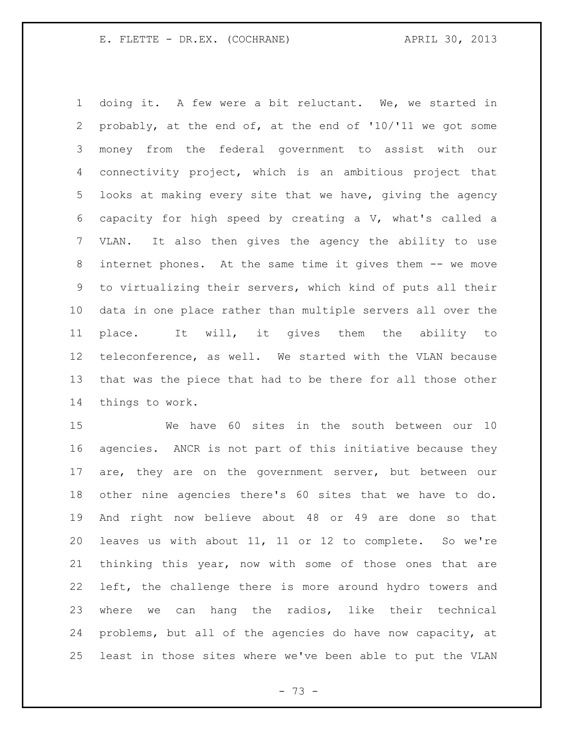doing it. A few were a bit reluctant. We, we started in probably, at the end of, at the end of '10/'11 we got some money from the federal government to assist with our connectivity project, which is an ambitious project that looks at making every site that we have, giving the agency capacity for high speed by creating a V, what's called a VLAN. It also then gives the agency the ability to use internet phones. At the same time it gives them -- we move to virtualizing their servers, which kind of puts all their data in one place rather than multiple servers all over the place. It will, it gives them the ability to teleconference, as well. We started with the VLAN because that was the piece that had to be there for all those other things to work.

We have 60 sites in the south between our 10 agencies. ANCR is not part of this initiative because they are, they are on the government server, but between our other nine agencies there's 60 sites that we have to do. And right now believe about 48 or 49 are done so that leaves us with about 11, 11 or 12 to complete. So we're thinking this year, now with some of those ones that are left, the challenge there is more around hydro towers and where we can hang the radios, like their technical problems, but all of the agencies do have now capacity, at least in those sites where we've been able to put the VLAN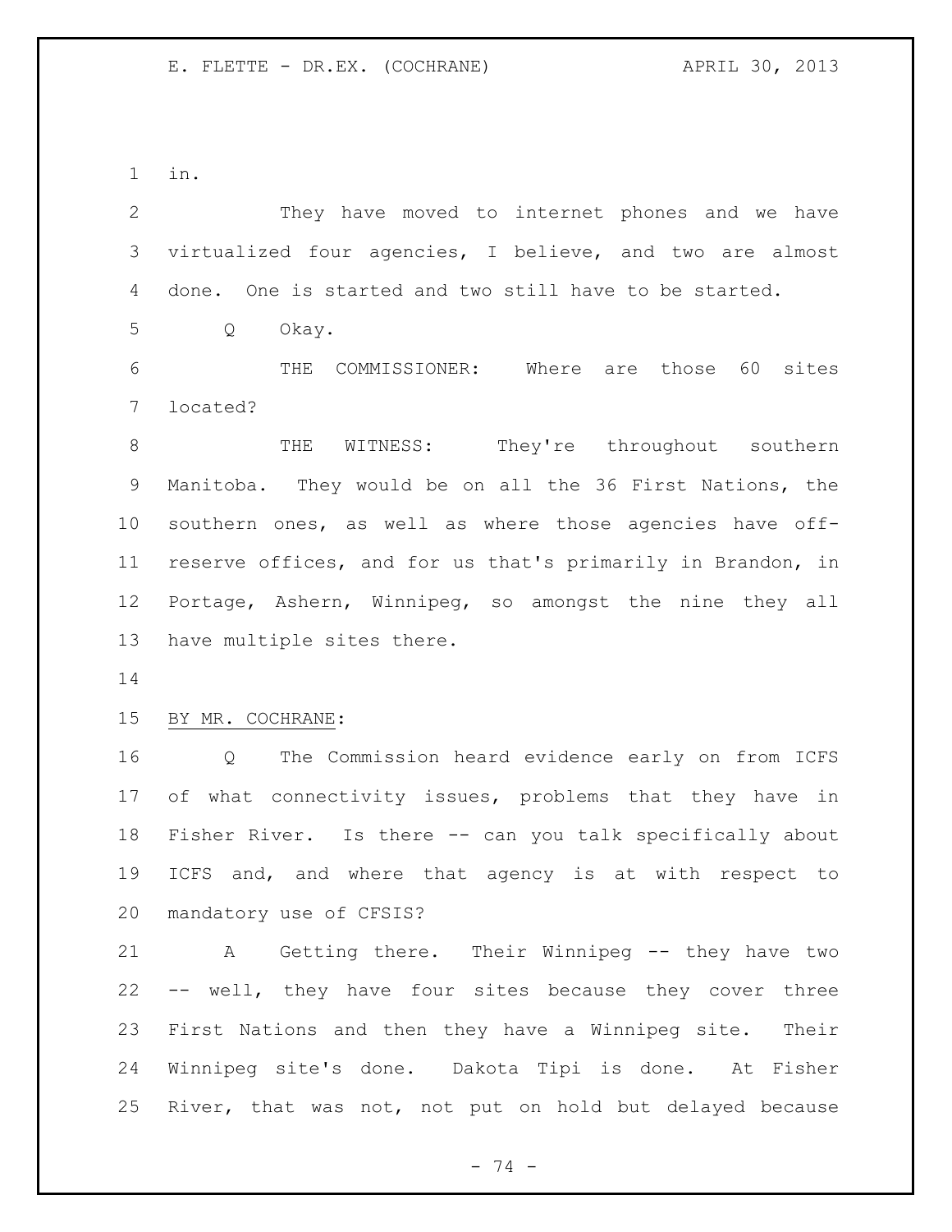in.

They have moved to internet phones and we have virtualized four agencies, I believe, and two are almost done. One is started and two still have to be started.

Q Okay.

THE COMMISSIONER: Where are those 60 sites located?

THE WITNESS: They're throughout southern Manitoba. They would be on all the 36 First Nations, the southern ones, as well as where those agencies have off-reserve offices, and for us that's primarily in Brandon, in Portage, Ashern, Winnipeg, so amongst the nine they all have multiple sites there.

BY MR. COCHRANE:

Q The Commission heard evidence early on from ICFS of what connectivity issues, problems that they have in Fisher River. Is there -- can you talk specifically about ICFS and, and where that agency is at with respect to mandatory use of CFSIS?

A Getting there. Their Winnipeg -- they have two -- well, they have four sites because they cover three First Nations and then they have a Winnipeg site. Their Winnipeg site's done. Dakota Tipi is done. At Fisher River, that was not, not put on hold but delayed because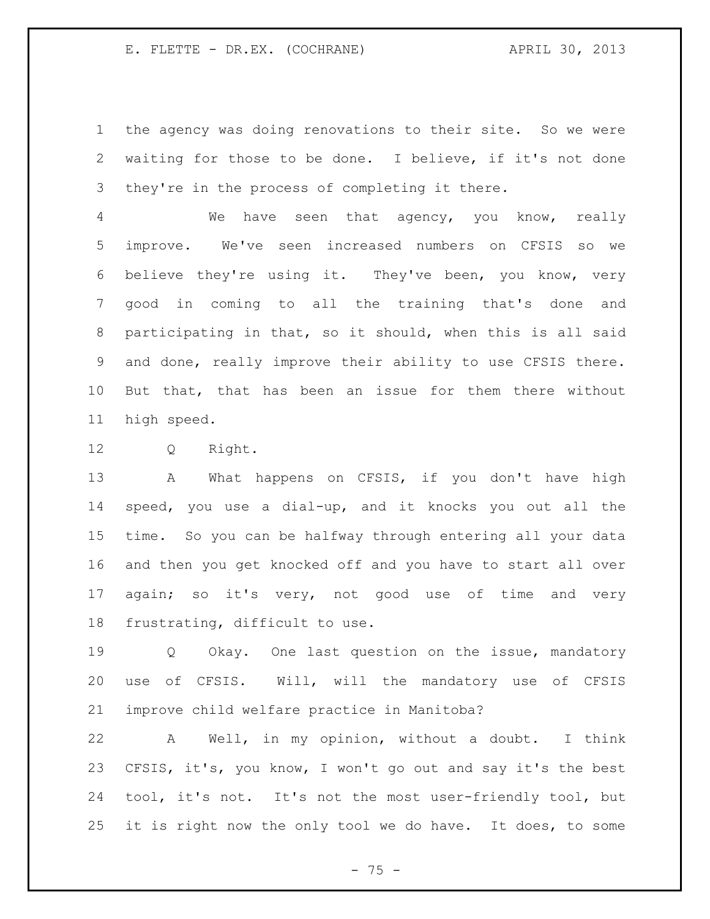the agency was doing renovations to their site. So we were waiting for those to be done. I believe, if it's not done they're in the process of completing it there.

We have seen that agency, you know, really improve. We've seen increased numbers on CFSIS so we believe they're using it. They've been, you know, very good in coming to all the training that's done and participating in that, so it should, when this is all said and done, really improve their ability to use CFSIS there. But that, that has been an issue for them there without high speed.

Q Right.

A What happens on CFSIS, if you don't have high speed, you use a dial-up, and it knocks you out all the time. So you can be halfway through entering all your data and then you get knocked off and you have to start all over again; so it's very, not good use of time and very frustrating, difficult to use.

Q Okay. One last question on the issue, mandatory use of CFSIS. Will, will the mandatory use of CFSIS improve child welfare practice in Manitoba?

A Well, in my opinion, without a doubt. I think CFSIS, it's, you know, I won't go out and say it's the best tool, it's not. It's not the most user-friendly tool, but it is right now the only tool we do have. It does, to some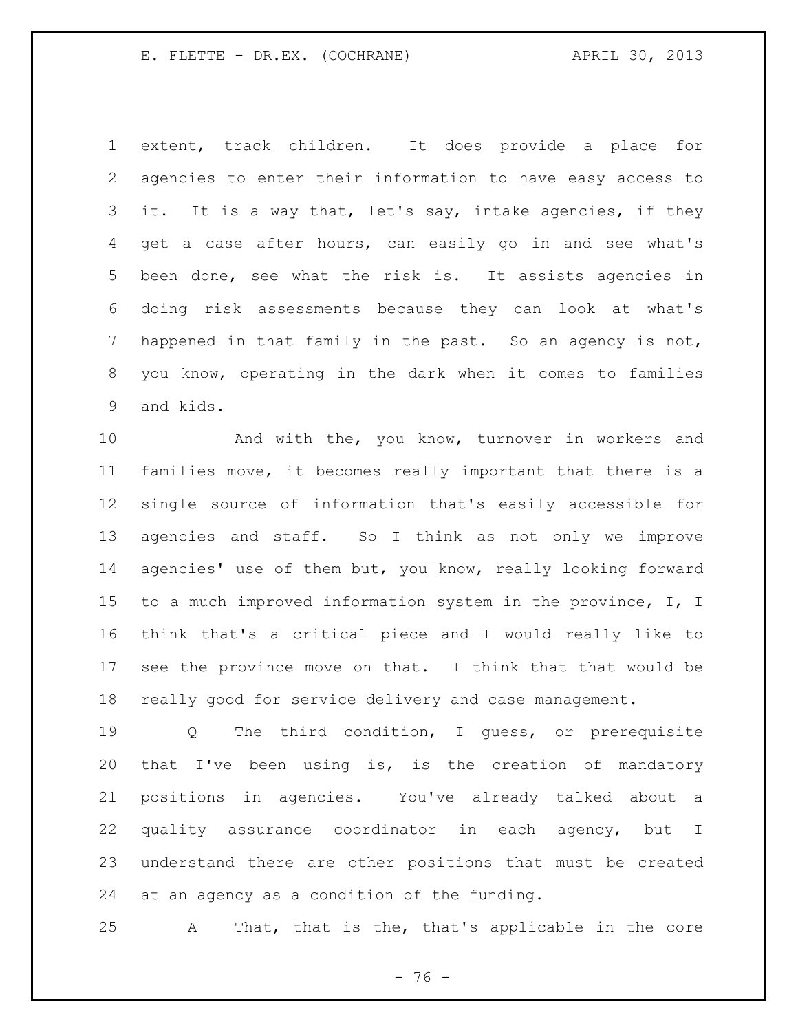extent, track children. It does provide a place for agencies to enter their information to have easy access to it. It is a way that, let's say, intake agencies, if they get a case after hours, can easily go in and see what's been done, see what the risk is. It assists agencies in doing risk assessments because they can look at what's happened in that family in the past. So an agency is not, you know, operating in the dark when it comes to families and kids.

And with the, you know, turnover in workers and families move, it becomes really important that there is a single source of information that's easily accessible for agencies and staff. So I think as not only we improve agencies' use of them but, you know, really looking forward to a much improved information system in the province, I, I think that's a critical piece and I would really like to see the province move on that. I think that that would be really good for service delivery and case management.

Q The third condition, I guess, or prerequisite that I've been using is, is the creation of mandatory positions in agencies. You've already talked about a quality assurance coordinator in each agency, but I understand there are other positions that must be created at an agency as a condition of the funding.

A That, that is the, that's applicable in the core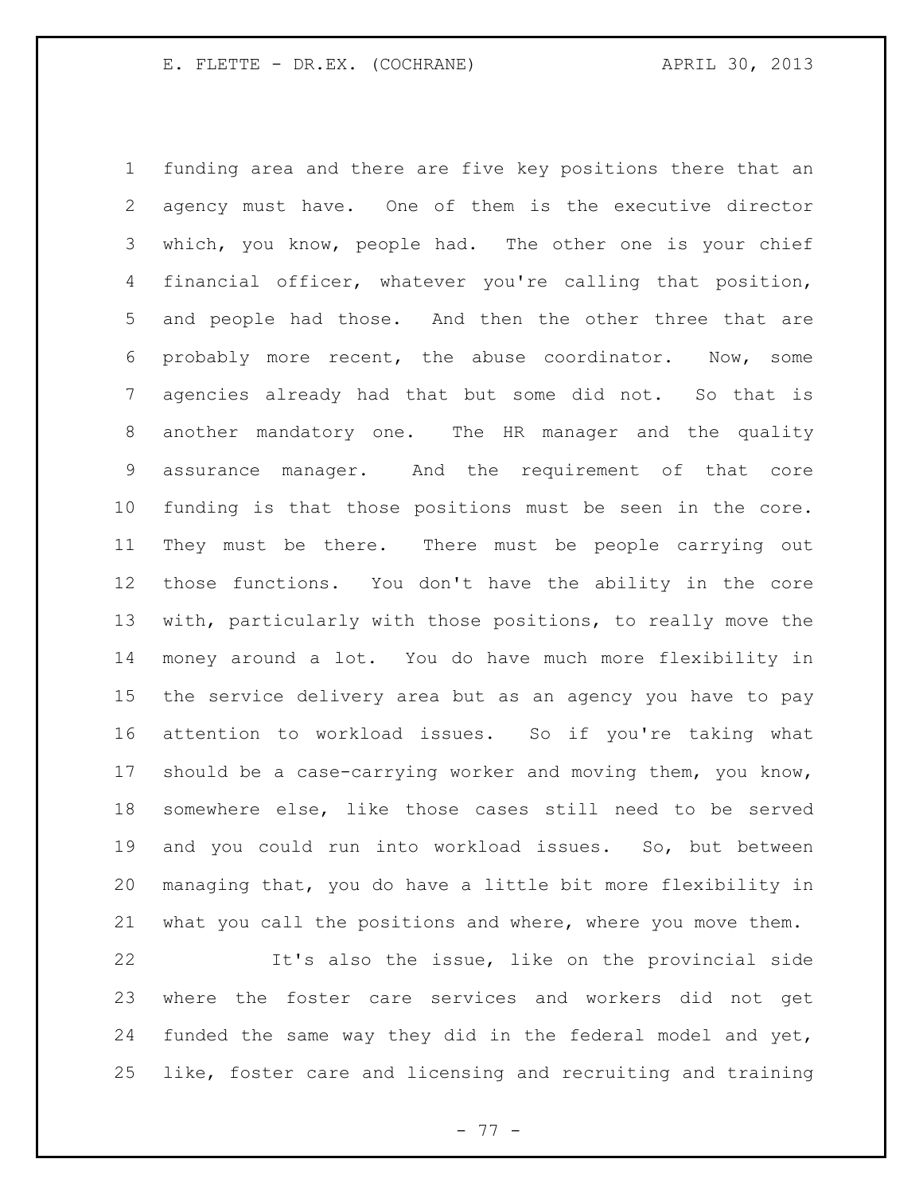funding area and there are five key positions there that an agency must have. One of them is the executive director which, you know, people had. The other one is your chief financial officer, whatever you're calling that position, and people had those. And then the other three that are probably more recent, the abuse coordinator. Now, some agencies already had that but some did not. So that is another mandatory one. The HR manager and the quality assurance manager. And the requirement of that core funding is that those positions must be seen in the core. They must be there. There must be people carrying out those functions. You don't have the ability in the core with, particularly with those positions, to really move the money around a lot. You do have much more flexibility in the service delivery area but as an agency you have to pay attention to workload issues. So if you're taking what should be a case-carrying worker and moving them, you know, somewhere else, like those cases still need to be served and you could run into workload issues. So, but between managing that, you do have a little bit more flexibility in what you call the positions and where, where you move them.

It's also the issue, like on the provincial side where the foster care services and workers did not get funded the same way they did in the federal model and yet, like, foster care and licensing and recruiting and training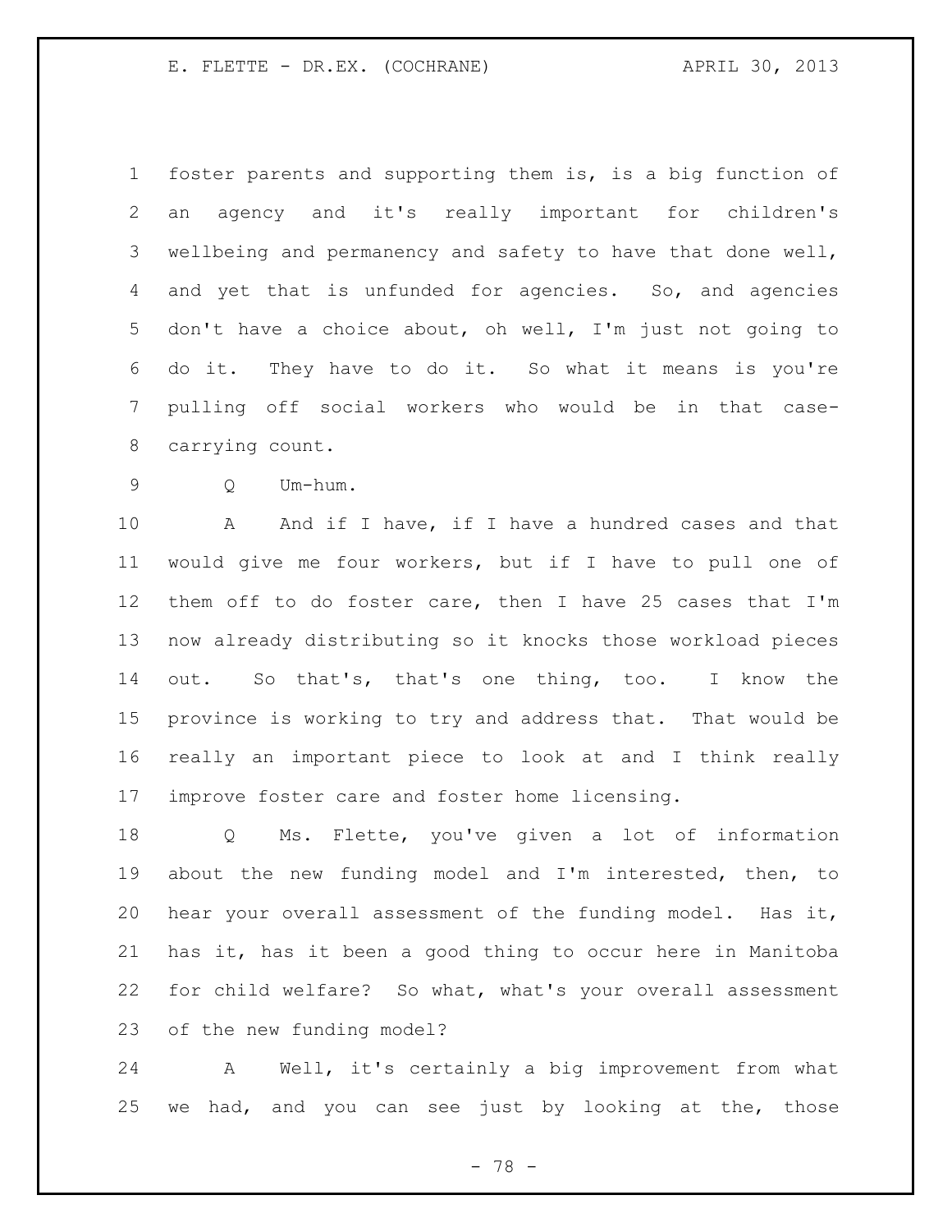foster parents and supporting them is, is a big function of an agency and it's really important for children's wellbeing and permanency and safety to have that done well, and yet that is unfunded for agencies. So, and agencies don't have a choice about, oh well, I'm just not going to do it. They have to do it. So what it means is you're pulling off social workers who would be in that case-carrying count.

Q Um-hum.

A And if I have, if I have a hundred cases and that would give me four workers, but if I have to pull one of them off to do foster care, then I have 25 cases that I'm now already distributing so it knocks those workload pieces out. So that's, that's one thing, too. I know the province is working to try and address that. That would be really an important piece to look at and I think really improve foster care and foster home licensing.

Q Ms. Flette, you've given a lot of information about the new funding model and I'm interested, then, to hear your overall assessment of the funding model. Has it, has it, has it been a good thing to occur here in Manitoba for child welfare? So what, what's your overall assessment of the new funding model?

A Well, it's certainly a big improvement from what we had, and you can see just by looking at the, those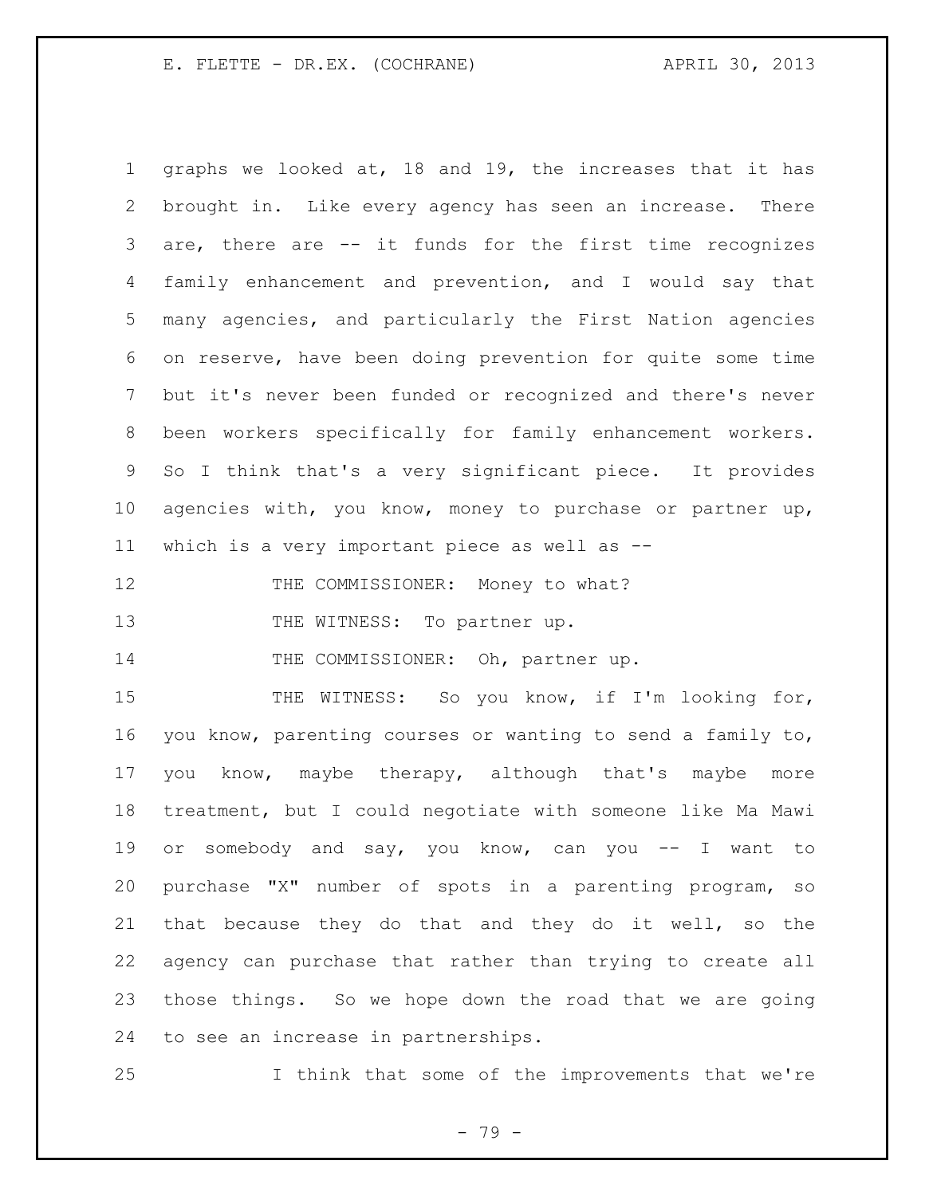graphs we looked at, 18 and 19, the increases that it has brought in. Like every agency has seen an increase. There are, there are -- it funds for the first time recognizes family enhancement and prevention, and I would say that many agencies, and particularly the First Nation agencies on reserve, have been doing prevention for quite some time but it's never been funded or recognized and there's never been workers specifically for family enhancement workers. So I think that's a very significant piece. It provides agencies with, you know, money to purchase or partner up, which is a very important piece as well as --

THE COMMISSIONER: Money to what?

THE WITNESS: To partner up.

THE COMMISSIONER: Oh, partner up.

THE WITNESS: So you know, if I'm looking for, you know, parenting courses or wanting to send a family to, you know, maybe therapy, although that's maybe more treatment, but I could negotiate with someone like Ma Mawi or somebody and say, you know, can you -- I want to purchase "X" number of spots in a parenting program, so that because they do that and they do it well, so the agency can purchase that rather than trying to create all those things. So we hope down the road that we are going to see an increase in partnerships.

I think that some of the improvements that we're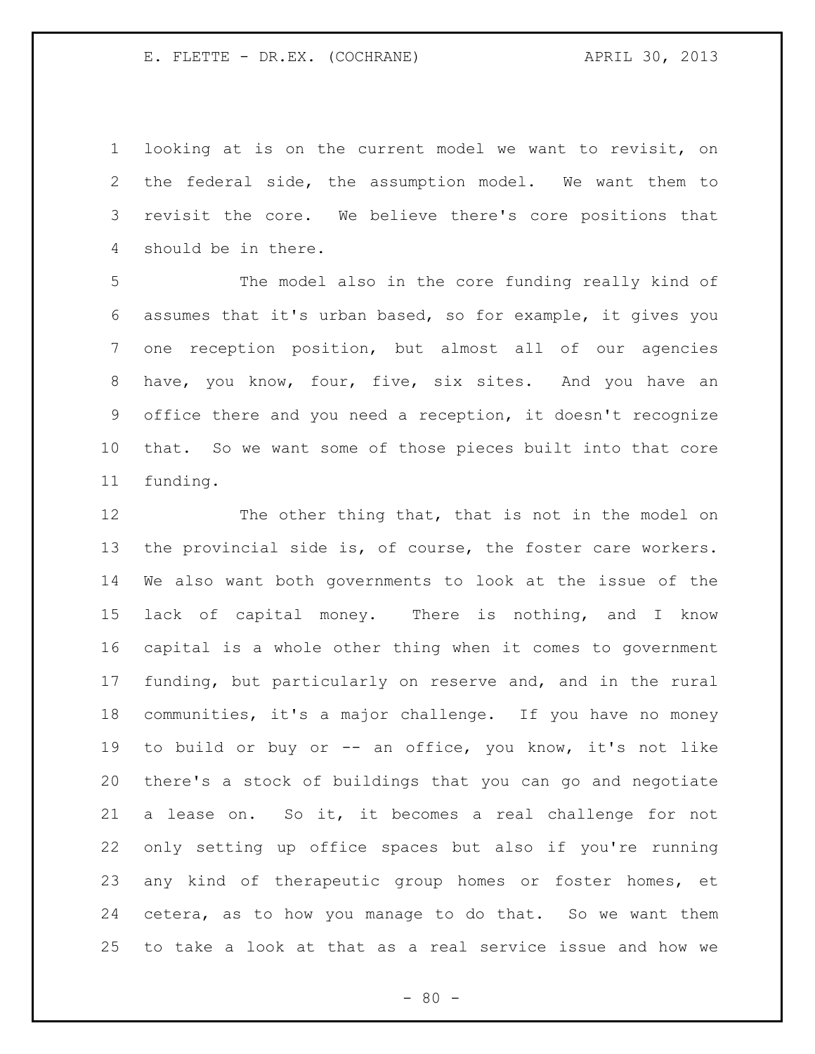looking at is on the current model we want to revisit, on the federal side, the assumption model. We want them to revisit the core. We believe there's core positions that should be in there.

The model also in the core funding really kind of assumes that it's urban based, so for example, it gives you one reception position, but almost all of our agencies have, you know, four, five, six sites. And you have an office there and you need a reception, it doesn't recognize that. So we want some of those pieces built into that core funding.

The other thing that, that is not in the model on the provincial side is, of course, the foster care workers. We also want both governments to look at the issue of the lack of capital money. There is nothing, and I know capital is a whole other thing when it comes to government funding, but particularly on reserve and, and in the rural communities, it's a major challenge. If you have no money to build or buy or -- an office, you know, it's not like there's a stock of buildings that you can go and negotiate a lease on. So it, it becomes a real challenge for not only setting up office spaces but also if you're running any kind of therapeutic group homes or foster homes, et cetera, as to how you manage to do that. So we want them to take a look at that as a real service issue and how we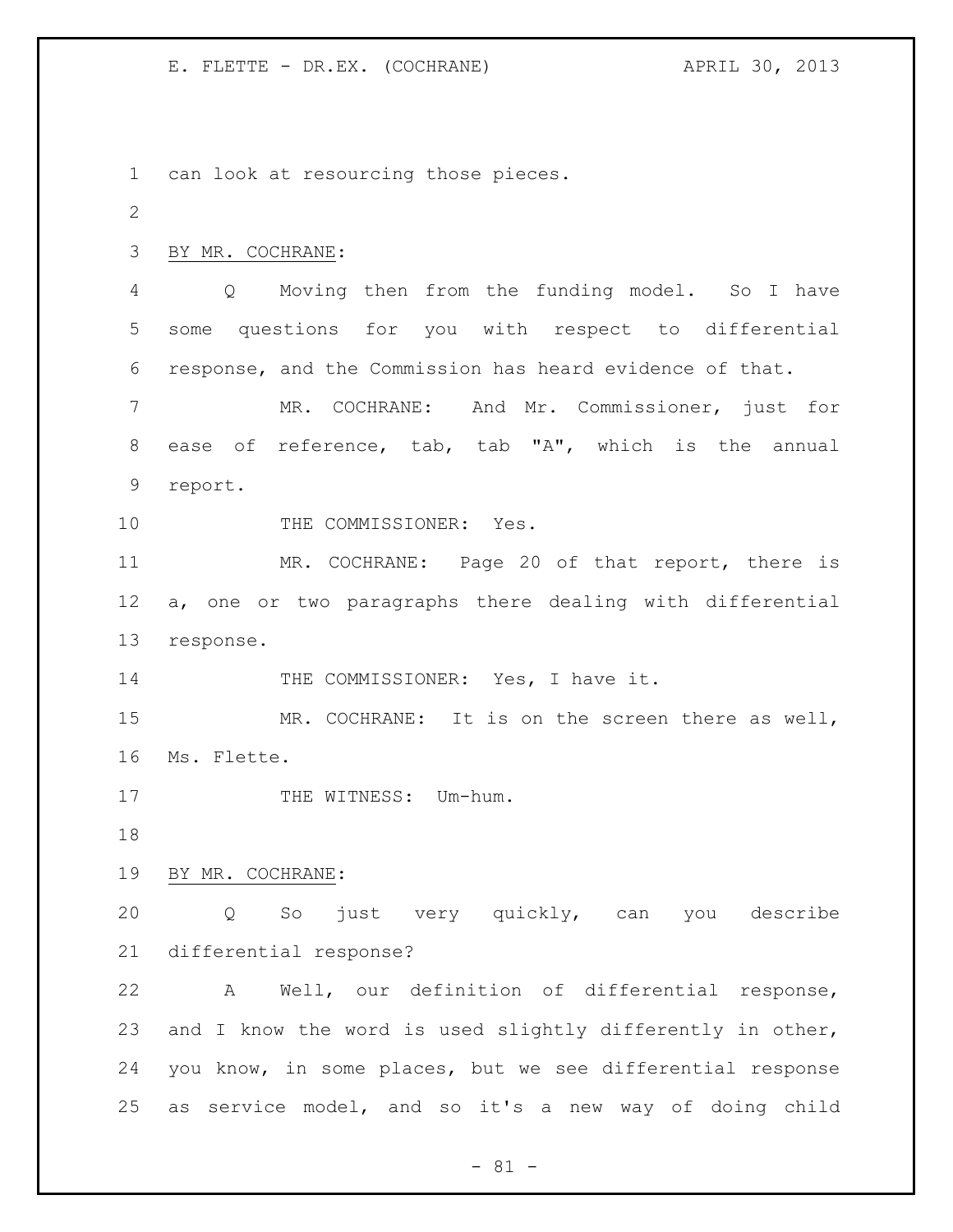can look at resourcing those pieces.

BY MR. COCHRANE:

Q Moving then from the funding model. So I have some questions for you with respect to differential response, and the Commission has heard evidence of that.

MR. COCHRANE: And Mr. Commissioner, just for ease of reference, tab, tab "A", which is the annual report.

THE COMMISSIONER: Yes.

MR. COCHRANE: Page 20 of that report, there is a, one or two paragraphs there dealing with differential response.

THE COMMISSIONER: Yes, I have it.

MR. COCHRANE: It is on the screen there as well, Ms. Flette.

THE WITNESS: Um-hum.

BY MR. COCHRANE:

Q So just very quickly, can you describe differential response?

A Well, our definition of differential response, and I know the word is used slightly differently in other, you know, in some places, but we see differential response as service model, and so it's a new way of doing child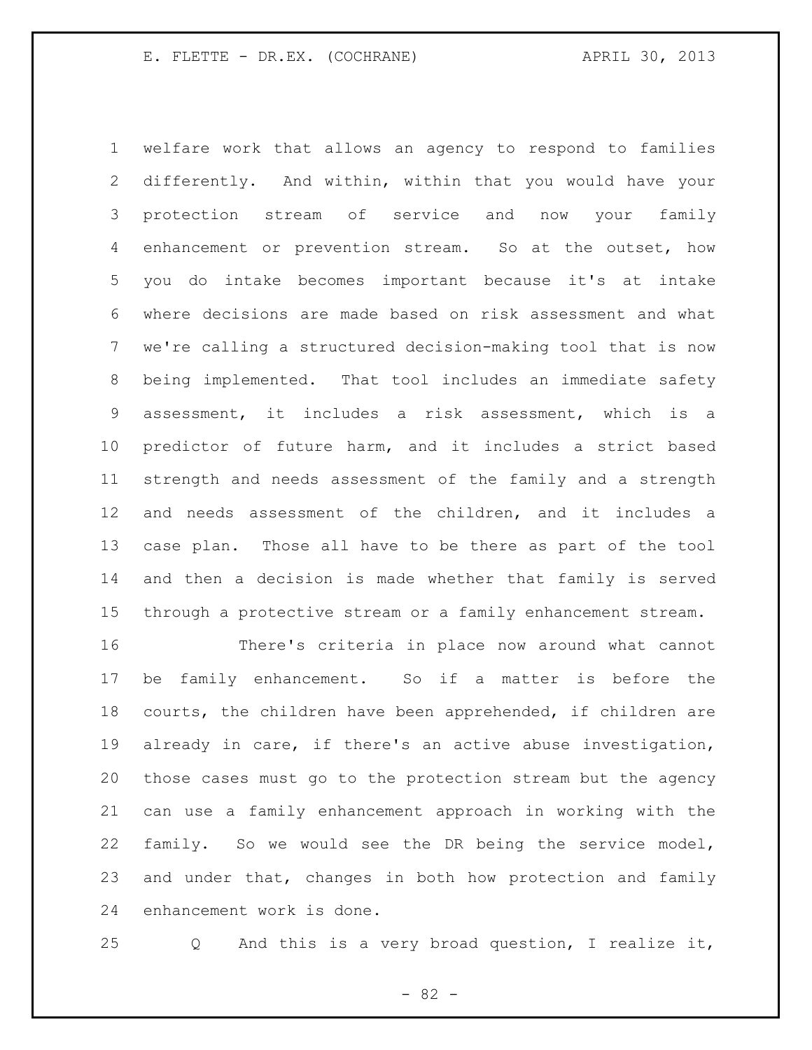welfare work that allows an agency to respond to families differently. And within, within that you would have your protection stream of service and now your family enhancement or prevention stream. So at the outset, how you do intake becomes important because it's at intake where decisions are made based on risk assessment and what we're calling a structured decision-making tool that is now being implemented. That tool includes an immediate safety assessment, it includes a risk assessment, which is a predictor of future harm, and it includes a strict based strength and needs assessment of the family and a strength and needs assessment of the children, and it includes a case plan. Those all have to be there as part of the tool and then a decision is made whether that family is served through a protective stream or a family enhancement stream.

There's criteria in place now around what cannot be family enhancement. So if a matter is before the courts, the children have been apprehended, if children are already in care, if there's an active abuse investigation, those cases must go to the protection stream but the agency can use a family enhancement approach in working with the family. So we would see the DR being the service model, and under that, changes in both how protection and family enhancement work is done.

Q And this is a very broad question, I realize it,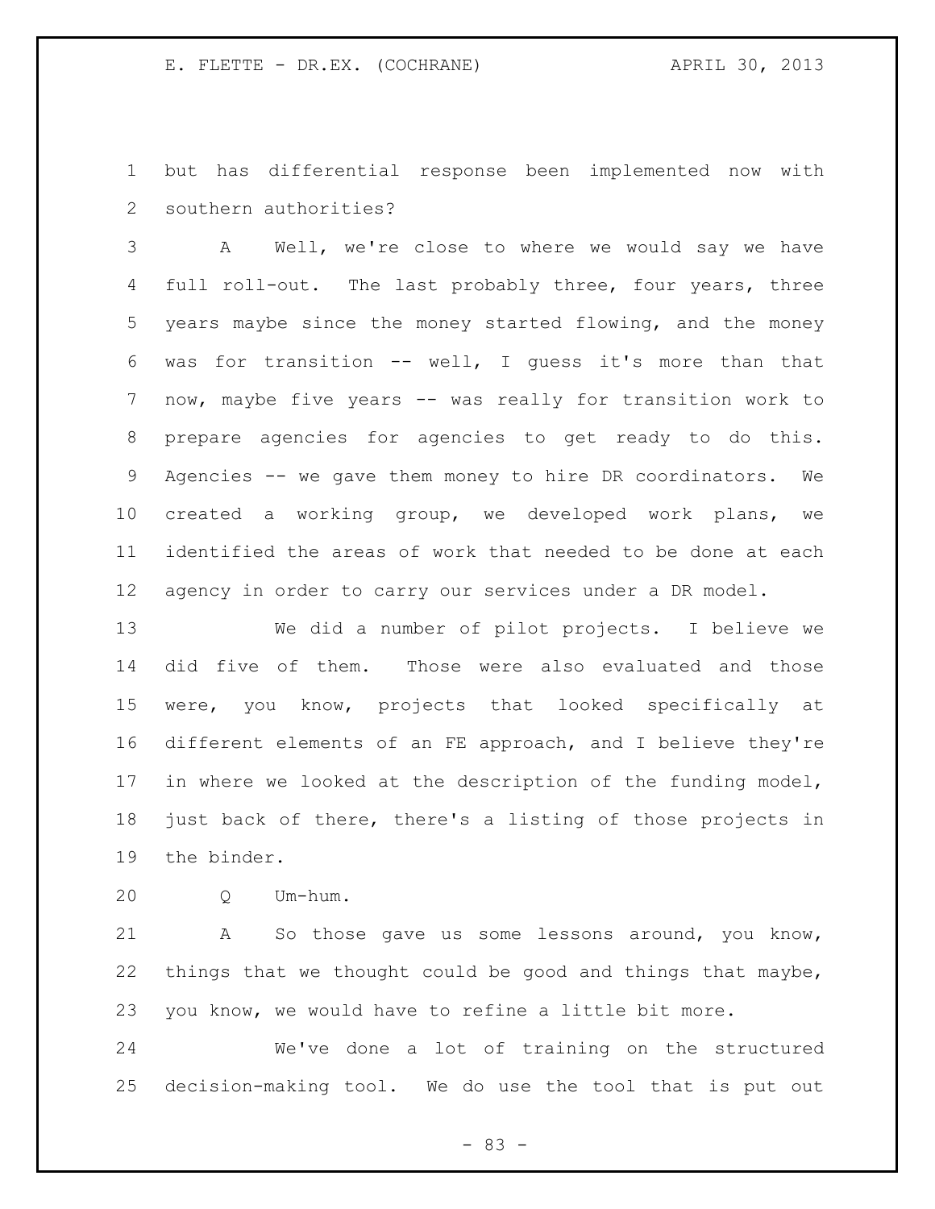but has differential response been implemented now with southern authorities?

A Well, we're close to where we would say we have full roll-out. The last probably three, four years, three years maybe since the money started flowing, and the money was for transition -- well, I guess it's more than that now, maybe five years -- was really for transition work to prepare agencies for agencies to get ready to do this. Agencies -- we gave them money to hire DR coordinators. We created a working group, we developed work plans, we identified the areas of work that needed to be done at each agency in order to carry our services under a DR model.

We did a number of pilot projects. I believe we did five of them. Those were also evaluated and those were, you know, projects that looked specifically at different elements of an FE approach, and I believe they're in where we looked at the description of the funding model, just back of there, there's a listing of those projects in the binder.

Q Um-hum.

A So those gave us some lessons around, you know, things that we thought could be good and things that maybe, you know, we would have to refine a little bit more.

We've done a lot of training on the structured decision-making tool. We do use the tool that is put out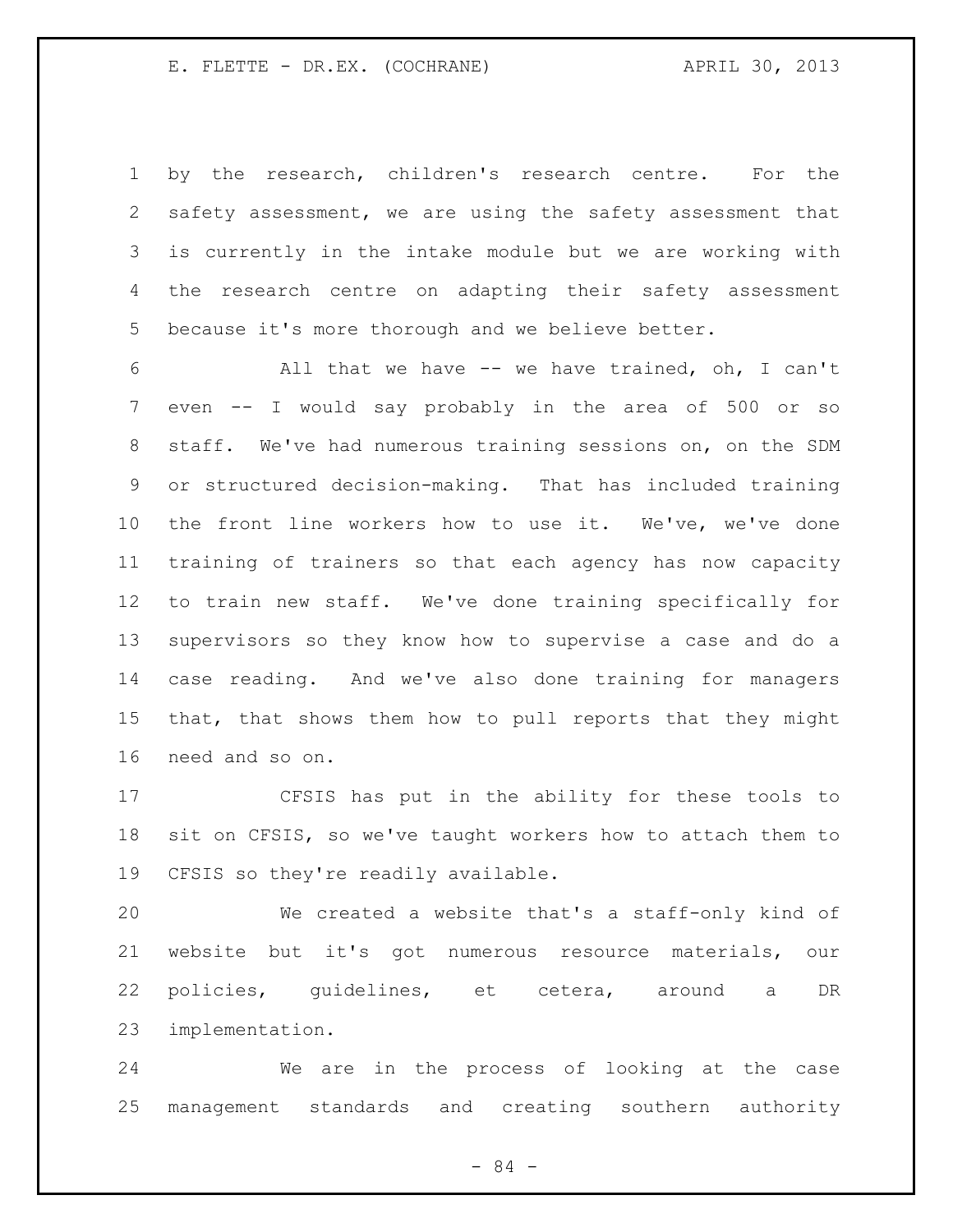by the research, children's research centre. For the safety assessment, we are using the safety assessment that is currently in the intake module but we are working with the research centre on adapting their safety assessment because it's more thorough and we believe better.

All that we have -- we have trained, oh, I can't even -- I would say probably in the area of 500 or so staff. We've had numerous training sessions on, on the SDM or structured decision-making. That has included training the front line workers how to use it. We've, we've done training of trainers so that each agency has now capacity to train new staff. We've done training specifically for supervisors so they know how to supervise a case and do a case reading. And we've also done training for managers that, that shows them how to pull reports that they might need and so on.

CFSIS has put in the ability for these tools to sit on CFSIS, so we've taught workers how to attach them to CFSIS so they're readily available.

We created a website that's a staff-only kind of website but it's got numerous resource materials, our policies, guidelines, et cetera, around a DR implementation.

We are in the process of looking at the case management standards and creating southern authority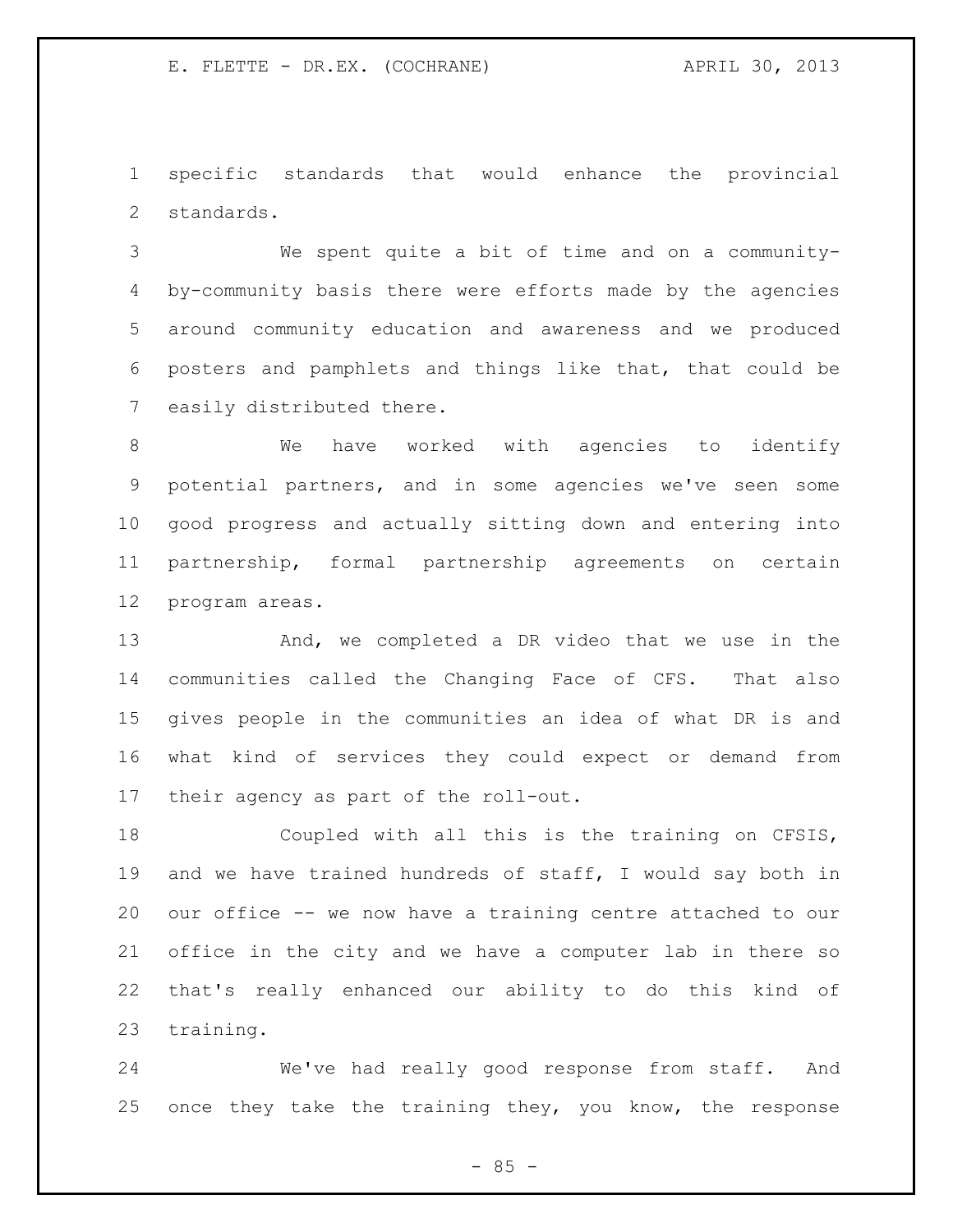specific standards that would enhance the provincial standards.

We spent quite a bit of time and on a community-by-community basis there were efforts made by the agencies around community education and awareness and we produced posters and pamphlets and things like that, that could be easily distributed there.

We have worked with agencies to identify potential partners, and in some agencies we've seen some good progress and actually sitting down and entering into partnership, formal partnership agreements on certain program areas.

And, we completed a DR video that we use in the communities called the Changing Face of CFS. That also gives people in the communities an idea of what DR is and what kind of services they could expect or demand from their agency as part of the roll-out.

Coupled with all this is the training on CFSIS, and we have trained hundreds of staff, I would say both in our office -- we now have a training centre attached to our office in the city and we have a computer lab in there so that's really enhanced our ability to do this kind of training.

We've had really good response from staff. And once they take the training they, you know, the response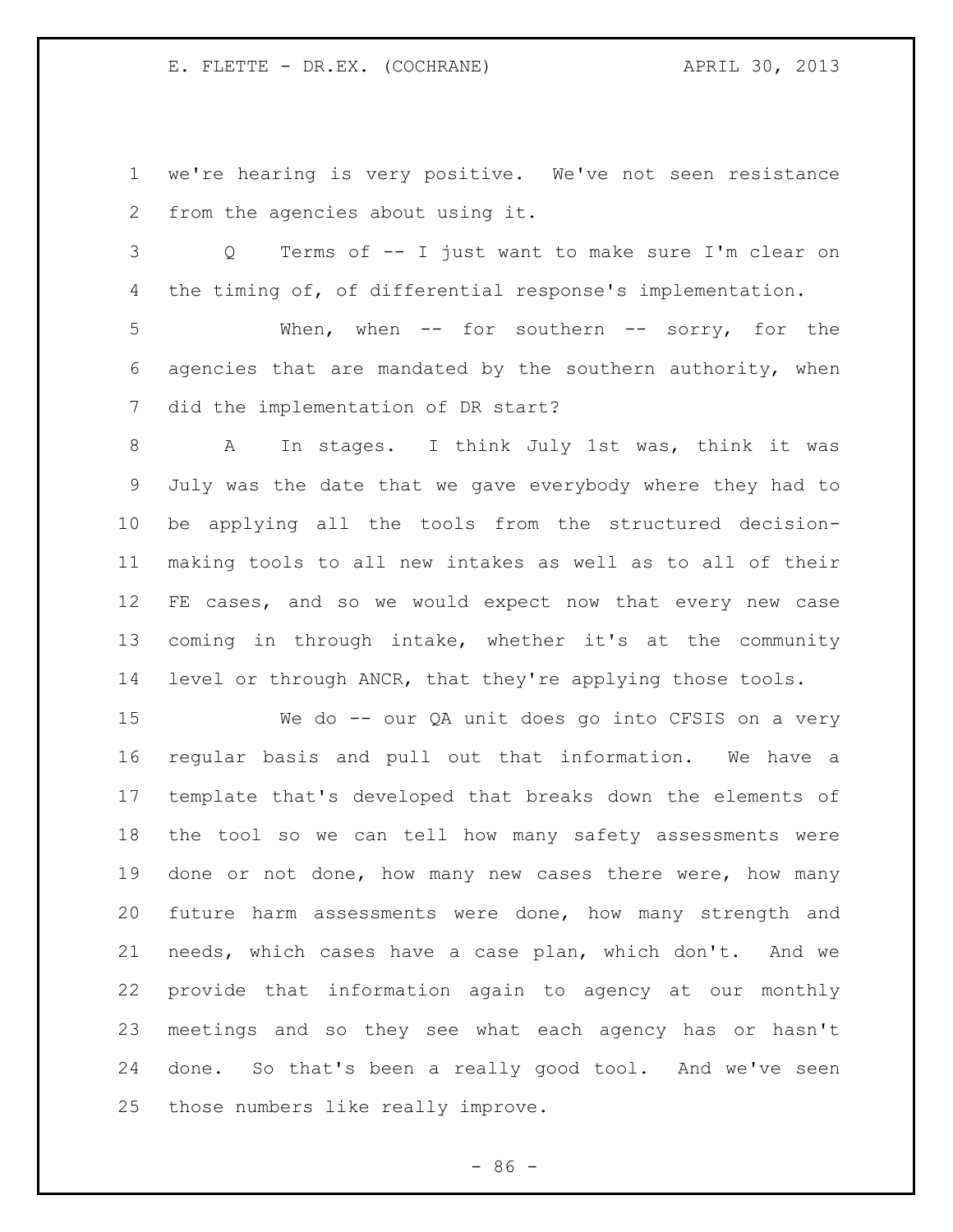we're hearing is very positive. We've not seen resistance from the agencies about using it.

Q Terms of -- I just want to make sure I'm clear on the timing of, of differential response's implementation.

When, when -- for southern -- sorry, for the agencies that are mandated by the southern authority, when did the implementation of DR start?

A In stages. I think July 1st was, think it was July was the date that we gave everybody where they had to be applying all the tools from the structured decision-making tools to all new intakes as well as to all of their FE cases, and so we would expect now that every new case coming in through intake, whether it's at the community level or through ANCR, that they're applying those tools.

We do -- our QA unit does go into CFSIS on a very regular basis and pull out that information. We have a template that's developed that breaks down the elements of the tool so we can tell how many safety assessments were done or not done, how many new cases there were, how many future harm assessments were done, how many strength and needs, which cases have a case plan, which don't. And we provide that information again to agency at our monthly meetings and so they see what each agency has or hasn't done. So that's been a really good tool. And we've seen those numbers like really improve.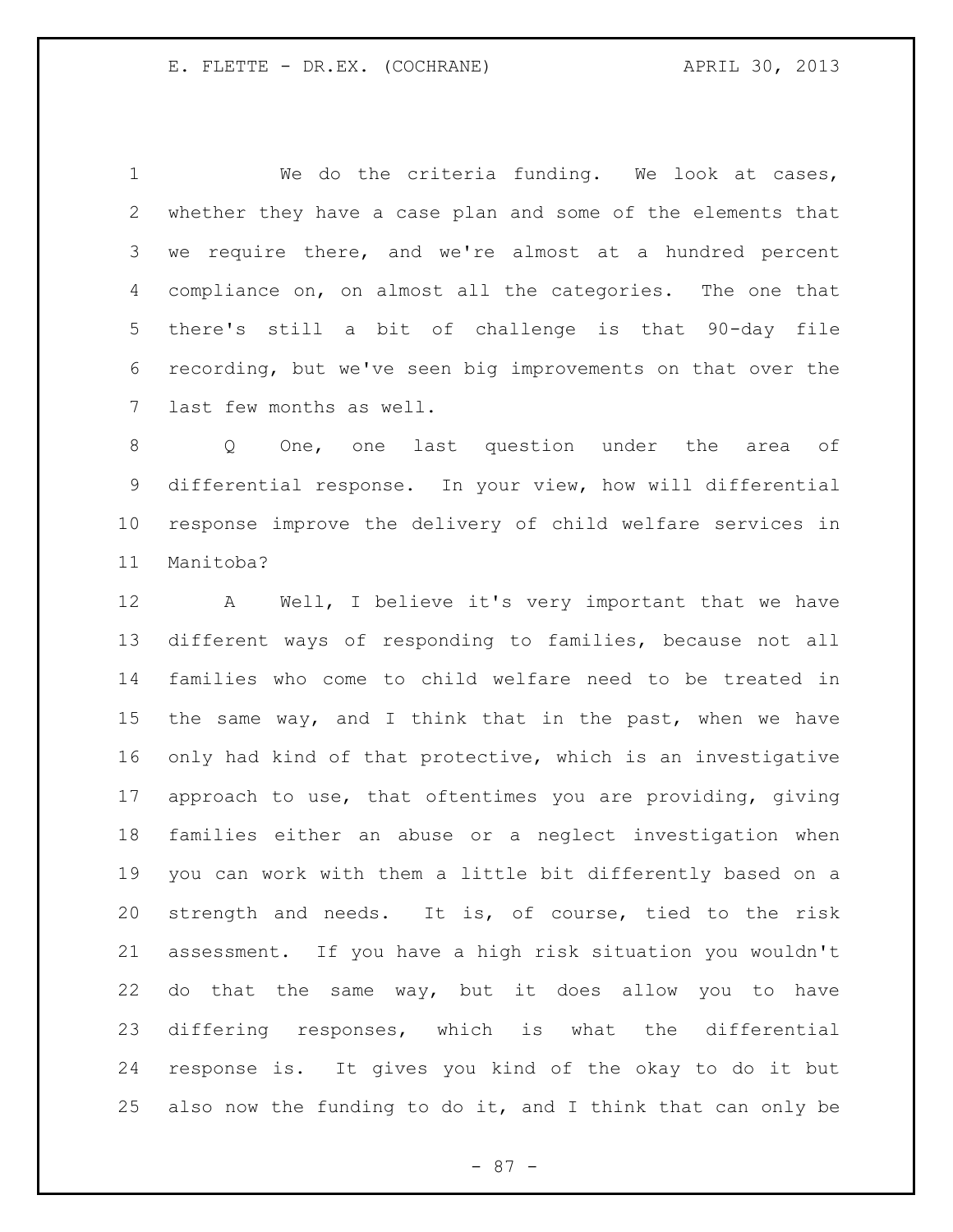We do the criteria funding. We look at cases, whether they have a case plan and some of the elements that we require there, and we're almost at a hundred percent compliance on, on almost all the categories. The one that there's still a bit of challenge is that 90-day file recording, but we've seen big improvements on that over the last few months as well.

Q One, one last question under the area of differential response. In your view, how will differential response improve the delivery of child welfare services in Manitoba?

A Well, I believe it's very important that we have different ways of responding to families, because not all families who come to child welfare need to be treated in the same way, and I think that in the past, when we have only had kind of that protective, which is an investigative approach to use, that oftentimes you are providing, giving families either an abuse or a neglect investigation when you can work with them a little bit differently based on a strength and needs. It is, of course, tied to the risk assessment. If you have a high risk situation you wouldn't do that the same way, but it does allow you to have differing responses, which is what the differential response is. It gives you kind of the okay to do it but also now the funding to do it, and I think that can only be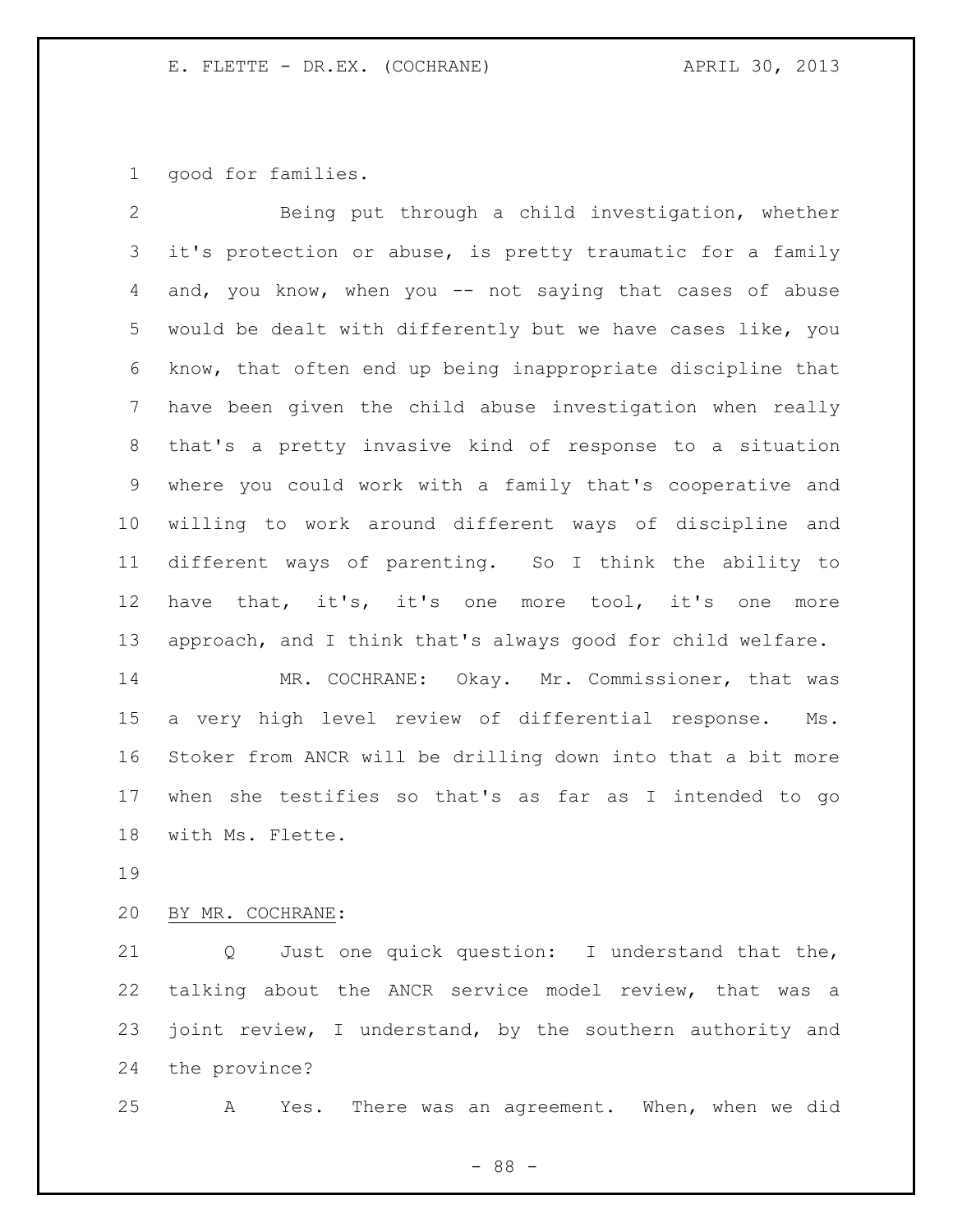good for families.

Being put through a child investigation, whether it's protection or abuse, is pretty traumatic for a family and, you know, when you -- not saying that cases of abuse would be dealt with differently but we have cases like, you know, that often end up being inappropriate discipline that have been given the child abuse investigation when really that's a pretty invasive kind of response to a situation where you could work with a family that's cooperative and willing to work around different ways of discipline and different ways of parenting. So I think the ability to have that, it's, it's one more tool, it's one more approach, and I think that's always good for child welfare.

MR. COCHRANE: Okay. Mr. Commissioner, that was a very high level review of differential response. Ms. Stoker from ANCR will be drilling down into that a bit more when she testifies so that's as far as I intended to go with Ms. Flette.

BY MR. COCHRANE:

Q Just one quick question: I understand that the, talking about the ANCR service model review, that was a joint review, I understand, by the southern authority and the province?

A Yes. There was an agreement. When, when we did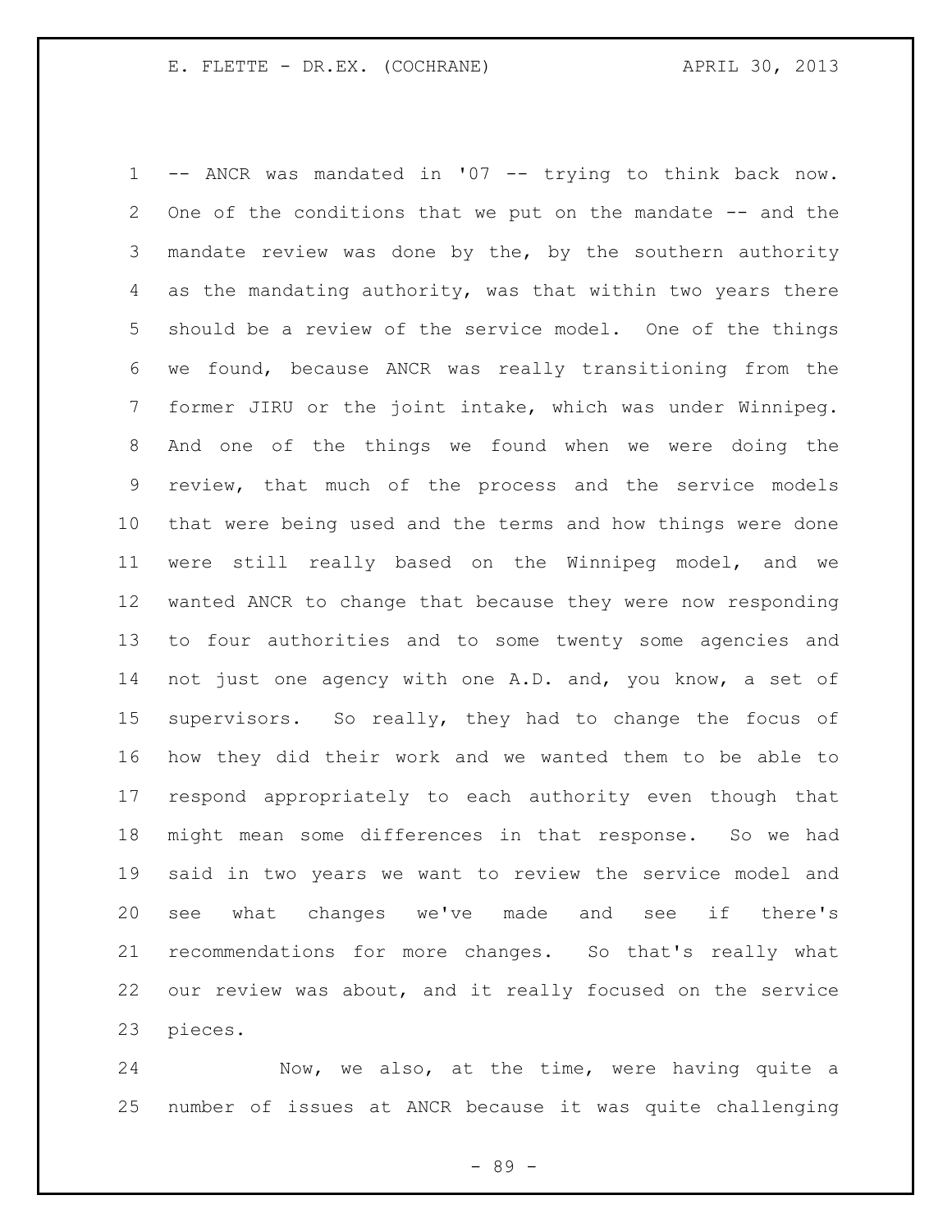-- ANCR was mandated in '07 -- trying to think back now. One of the conditions that we put on the mandate -- and the mandate review was done by the, by the southern authority as the mandating authority, was that within two years there should be a review of the service model. One of the things we found, because ANCR was really transitioning from the former JIRU or the joint intake, which was under Winnipeg. And one of the things we found when we were doing the review, that much of the process and the service models that were being used and the terms and how things were done were still really based on the Winnipeg model, and we wanted ANCR to change that because they were now responding to four authorities and to some twenty some agencies and not just one agency with one A.D. and, you know, a set of supervisors. So really, they had to change the focus of how they did their work and we wanted them to be able to respond appropriately to each authority even though that might mean some differences in that response. So we had said in two years we want to review the service model and see what changes we've made and see if there's recommendations for more changes. So that's really what our review was about, and it really focused on the service pieces.

Now, we also, at the time, were having quite a number of issues at ANCR because it was quite challenging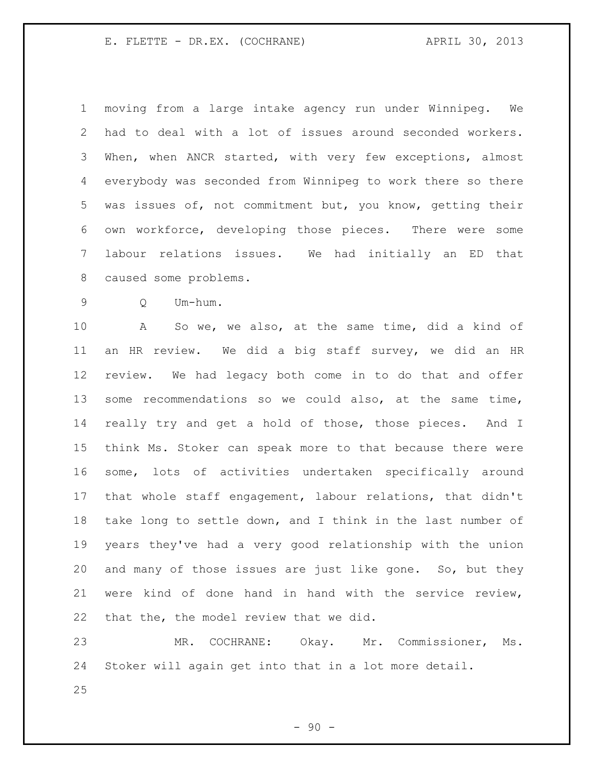moving from a large intake agency run under Winnipeg. We had to deal with a lot of issues around seconded workers. When, when ANCR started, with very few exceptions, almost everybody was seconded from Winnipeg to work there so there was issues of, not commitment but, you know, getting their own workforce, developing those pieces. There were some labour relations issues. We had initially an ED that caused some problems.

Q Um-hum.

A So we, we also, at the same time, did a kind of an HR review. We did a big staff survey, we did an HR review. We had legacy both come in to do that and offer some recommendations so we could also, at the same time, really try and get a hold of those, those pieces. And I think Ms. Stoker can speak more to that because there were some, lots of activities undertaken specifically around that whole staff engagement, labour relations, that didn't take long to settle down, and I think in the last number of years they've had a very good relationship with the union and many of those issues are just like gone. So, but they were kind of done hand in hand with the service review, that the, the model review that we did.

MR. COCHRANE: Okay. Mr. Commissioner, Ms. Stoker will again get into that in a lot more detail.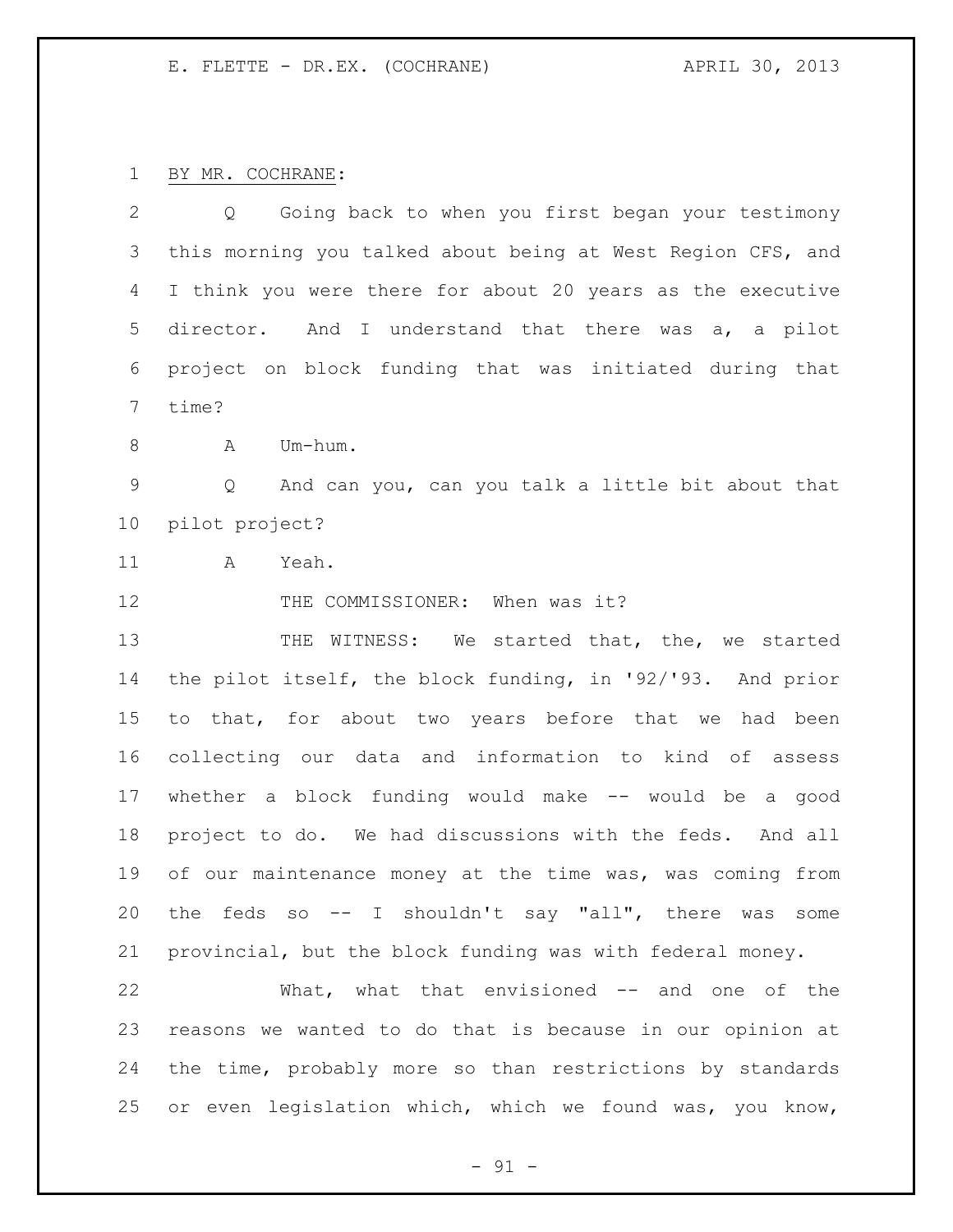BY MR. COCHRANE:

Q Going back to when you first began your testimony this morning you talked about being at West Region CFS, and I think you were there for about 20 years as the executive director. And I understand that there was a, a pilot project on block funding that was initiated during that time?

A Um-hum.

Q And can you, can you talk a little bit about that pilot project?

A Yeah.

THE COMMISSIONER: When was it?

THE WITNESS: We started that, the, we started the pilot itself, the block funding, in '92/'93. And prior to that, for about two years before that we had been collecting our data and information to kind of assess whether a block funding would make -- would be a good project to do. We had discussions with the feds. And all of our maintenance money at the time was, was coming from the feds so -- I shouldn't say "all", there was some provincial, but the block funding was with federal money.

What, what that envisioned -- and one of the reasons we wanted to do that is because in our opinion at the time, probably more so than restrictions by standards or even legislation which, which we found was, you know,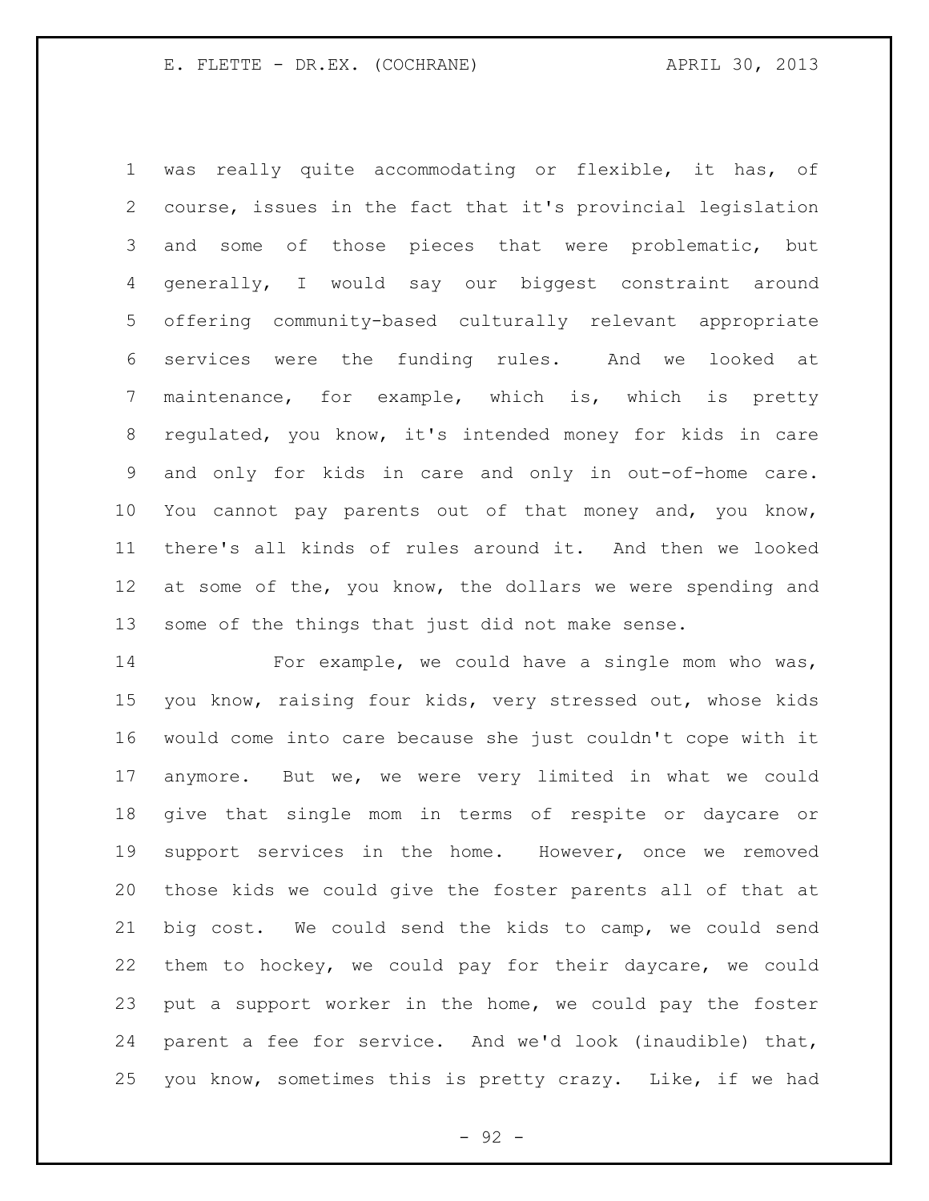was really quite accommodating or flexible, it has, of course, issues in the fact that it's provincial legislation and some of those pieces that were problematic, but generally, I would say our biggest constraint around offering community-based culturally relevant appropriate services were the funding rules. And we looked at maintenance, for example, which is, which is pretty regulated, you know, it's intended money for kids in care and only for kids in care and only in out-of-home care. You cannot pay parents out of that money and, you know, there's all kinds of rules around it. And then we looked at some of the, you know, the dollars we were spending and some of the things that just did not make sense.

For example, we could have a single mom who was, you know, raising four kids, very stressed out, whose kids would come into care because she just couldn't cope with it anymore. But we, we were very limited in what we could give that single mom in terms of respite or daycare or support services in the home. However, once we removed those kids we could give the foster parents all of that at big cost. We could send the kids to camp, we could send them to hockey, we could pay for their daycare, we could put a support worker in the home, we could pay the foster parent a fee for service. And we'd look (inaudible) that, you know, sometimes this is pretty crazy. Like, if we had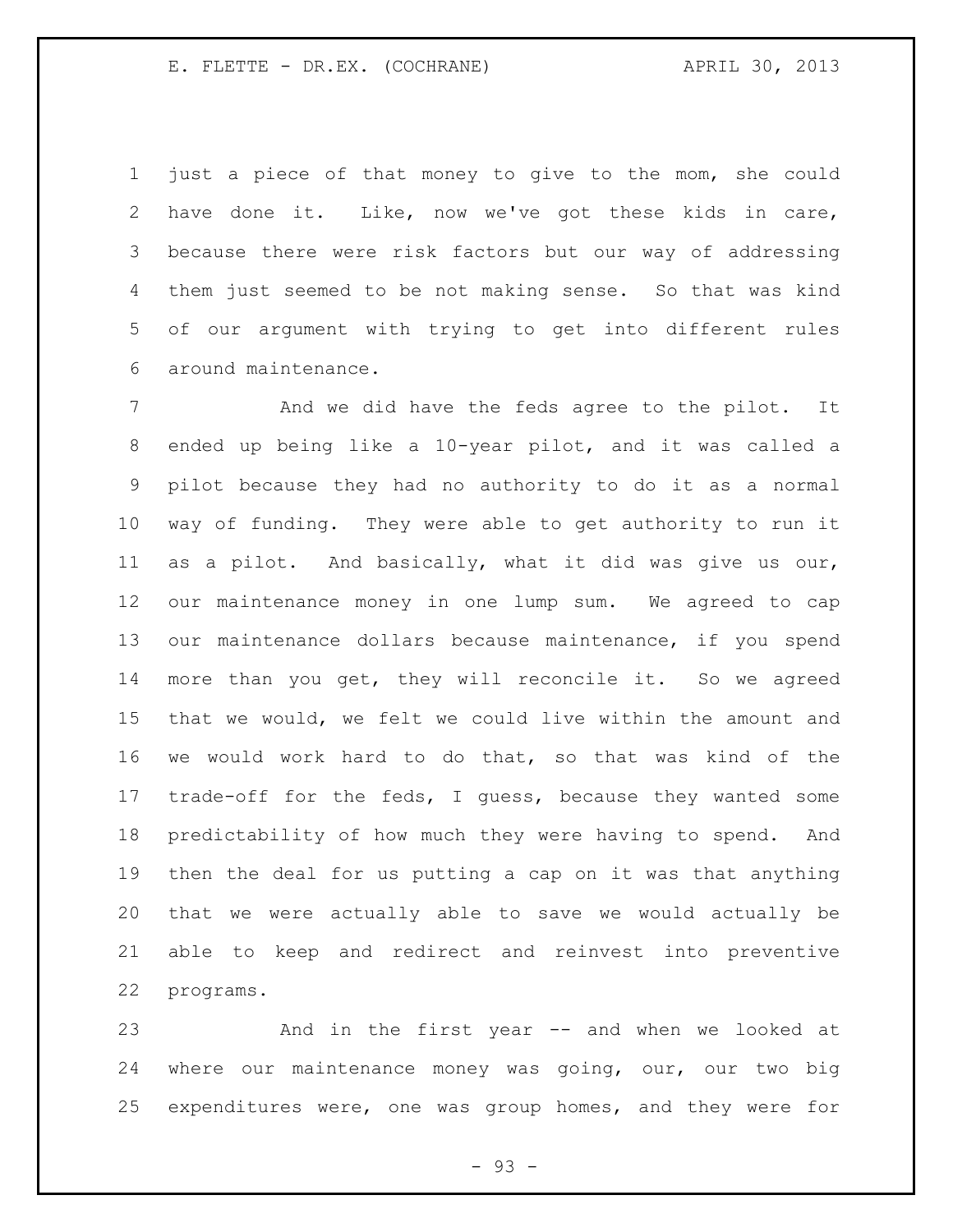just a piece of that money to give to the mom, she could have done it. Like, now we've got these kids in care, because there were risk factors but our way of addressing them just seemed to be not making sense. So that was kind of our argument with trying to get into different rules around maintenance.

And we did have the feds agree to the pilot. It ended up being like a 10-year pilot, and it was called a pilot because they had no authority to do it as a normal way of funding. They were able to get authority to run it as a pilot. And basically, what it did was give us our, our maintenance money in one lump sum. We agreed to cap our maintenance dollars because maintenance, if you spend more than you get, they will reconcile it. So we agreed that we would, we felt we could live within the amount and we would work hard to do that, so that was kind of the trade-off for the feds, I guess, because they wanted some predictability of how much they were having to spend. And then the deal for us putting a cap on it was that anything that we were actually able to save we would actually be able to keep and redirect and reinvest into preventive programs.

And in the first year -- and when we looked at where our maintenance money was going, our, our two big expenditures were, one was group homes, and they were for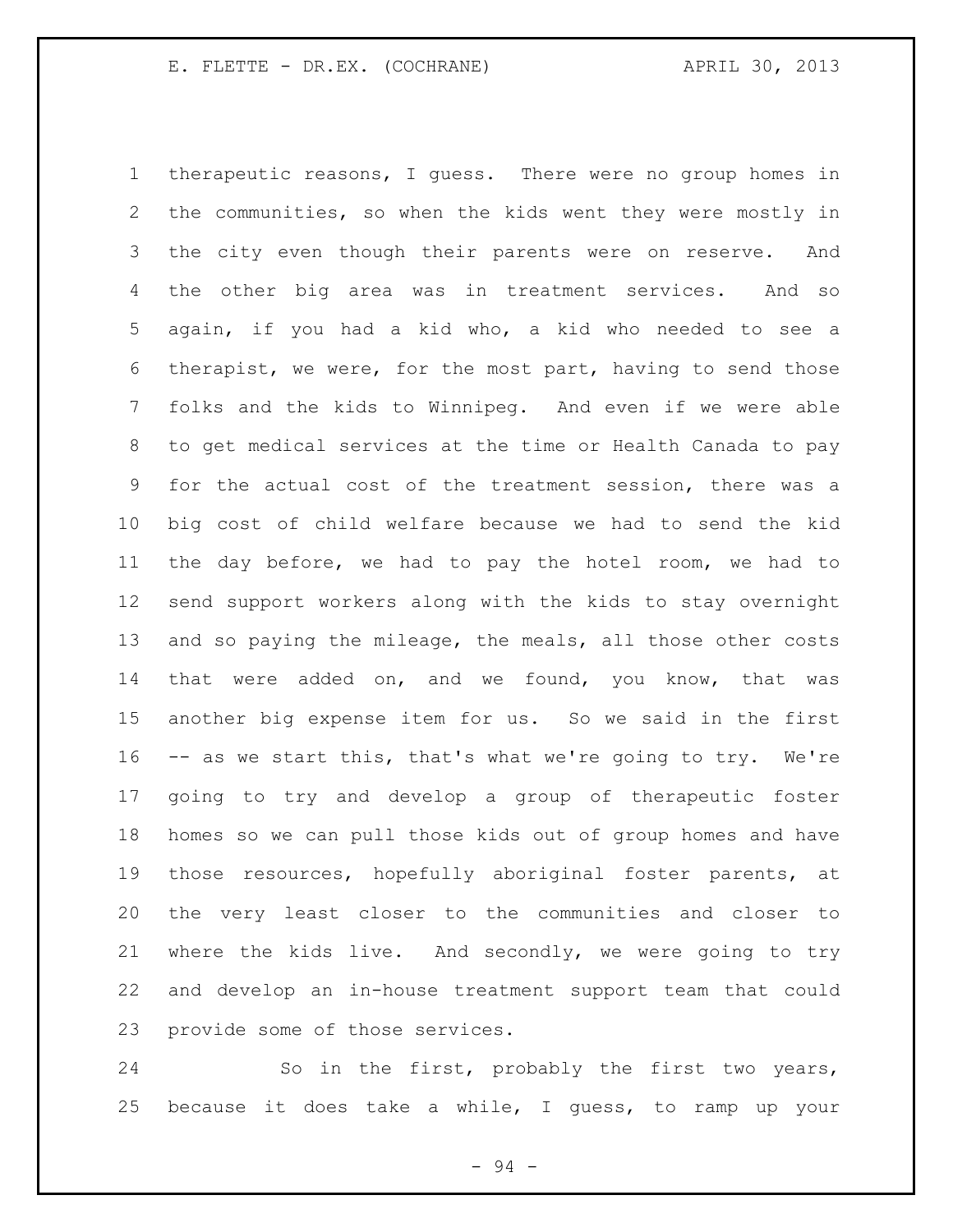therapeutic reasons, I guess. There were no group homes in the communities, so when the kids went they were mostly in the city even though their parents were on reserve. And the other big area was in treatment services. And so again, if you had a kid who, a kid who needed to see a therapist, we were, for the most part, having to send those folks and the kids to Winnipeg. And even if we were able to get medical services at the time or Health Canada to pay for the actual cost of the treatment session, there was a big cost of child welfare because we had to send the kid the day before, we had to pay the hotel room, we had to send support workers along with the kids to stay overnight and so paying the mileage, the meals, all those other costs that were added on, and we found, you know, that was another big expense item for us. So we said in the first -- as we start this, that's what we're going to try. We're going to try and develop a group of therapeutic foster homes so we can pull those kids out of group homes and have those resources, hopefully aboriginal foster parents, at the very least closer to the communities and closer to where the kids live. And secondly, we were going to try and develop an in-house treatment support team that could provide some of those services.

So in the first, probably the first two years, because it does take a while, I guess, to ramp up your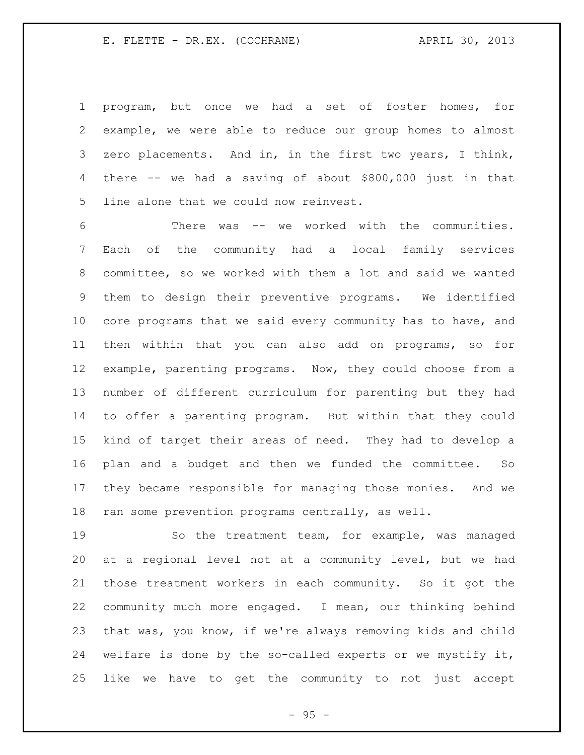program, but once we had a set of foster homes, for example, we were able to reduce our group homes to almost zero placements. And in, in the first two years, I think, there -- we had a saving of about $800,000 just in that line alone that we could now reinvest.

There was -- we worked with the communities. Each of the community had a local family services committee, so we worked with them a lot and said we wanted them to design their preventive programs. We identified core programs that we said every community has to have, and then within that you can also add on programs, so for example, parenting programs. Now, they could choose from a number of different curriculum for parenting but they had to offer a parenting program. But within that they could kind of target their areas of need. They had to develop a plan and a budget and then we funded the committee. So they became responsible for managing those monies. And we ran some prevention programs centrally, as well.

So the treatment team, for example, was managed at a regional level not at a community level, but we had those treatment workers in each community. So it got the community much more engaged. I mean, our thinking behind that was, you know, if we're always removing kids and child welfare is done by the so-called experts or we mystify it, like we have to get the community to not just accept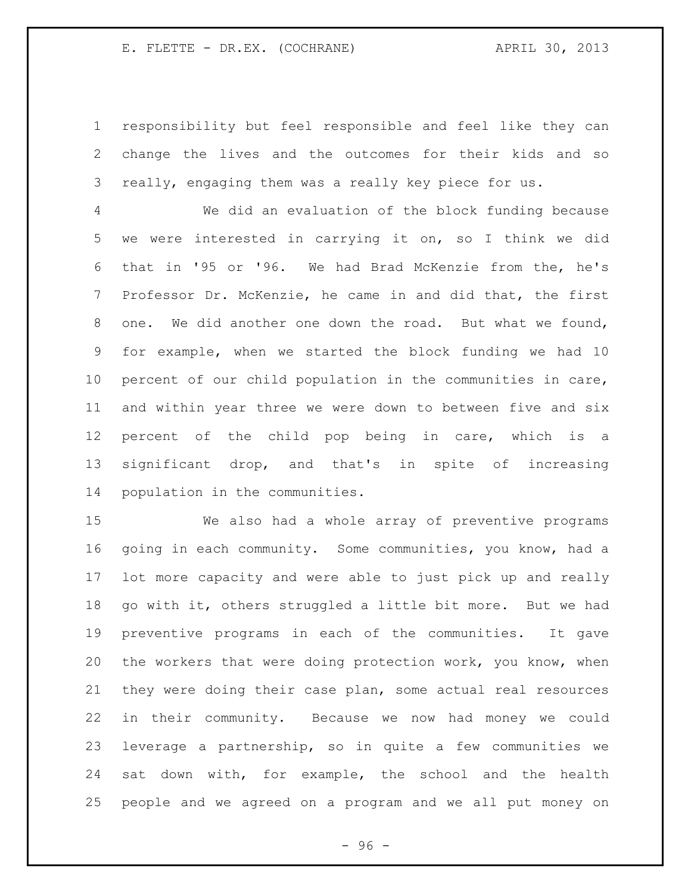responsibility but feel responsible and feel like they can change the lives and the outcomes for their kids and so really, engaging them was a really key piece for us.

We did an evaluation of the block funding because we were interested in carrying it on, so I think we did that in '95 or '96. We had Brad McKenzie from the, he's Professor Dr. McKenzie, he came in and did that, the first one. We did another one down the road. But what we found, for example, when we started the block funding we had 10 percent of our child population in the communities in care, and within year three we were down to between five and six percent of the child pop being in care, which is a significant drop, and that's in spite of increasing population in the communities.

We also had a whole array of preventive programs going in each community. Some communities, you know, had a lot more capacity and were able to just pick up and really go with it, others struggled a little bit more. But we had preventive programs in each of the communities. It gave the workers that were doing protection work, you know, when they were doing their case plan, some actual real resources in their community. Because we now had money we could leverage a partnership, so in quite a few communities we sat down with, for example, the school and the health people and we agreed on a program and we all put money on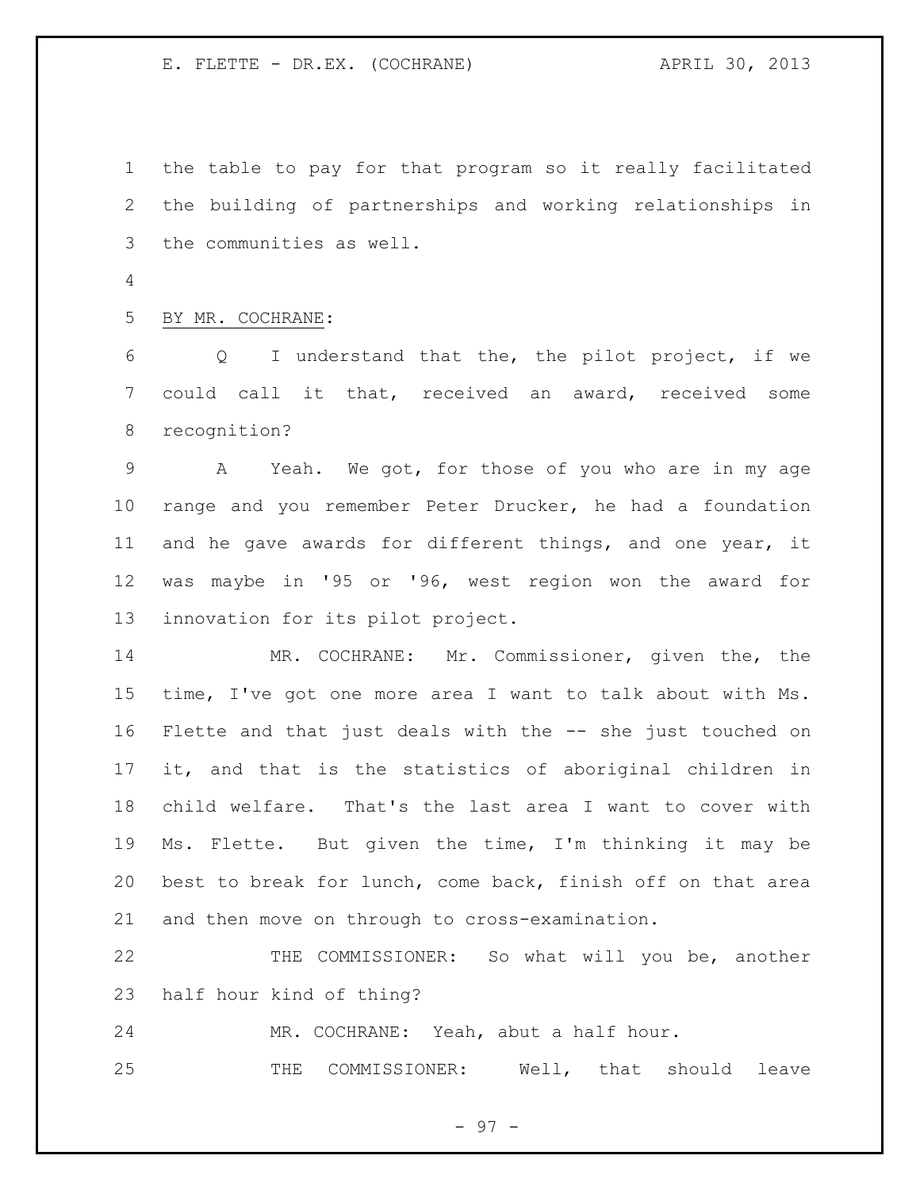the table to pay for that program so it really facilitated the building of partnerships and working relationships in the communities as well.

BY MR. COCHRANE:

Q I understand that the, the pilot project, if we could call it that, received an award, received some recognition?

A Yeah. We got, for those of you who are in my age range and you remember Peter Drucker, he had a foundation and he gave awards for different things, and one year, it was maybe in '95 or '96, west region won the award for innovation for its pilot project.

MR. COCHRANE: Mr. Commissioner, given the, the time, I've got one more area I want to talk about with Ms. Flette and that just deals with the -- she just touched on it, and that is the statistics of aboriginal children in child welfare. That's the last area I want to cover with Ms. Flette. But given the time, I'm thinking it may be best to break for lunch, come back, finish off on that area and then move on through to cross-examination.

THE COMMISSIONER: So what will you be, another half hour kind of thing?

MR. COCHRANE: Yeah, abut a half hour.

THE COMMISSIONER: Well, that should leave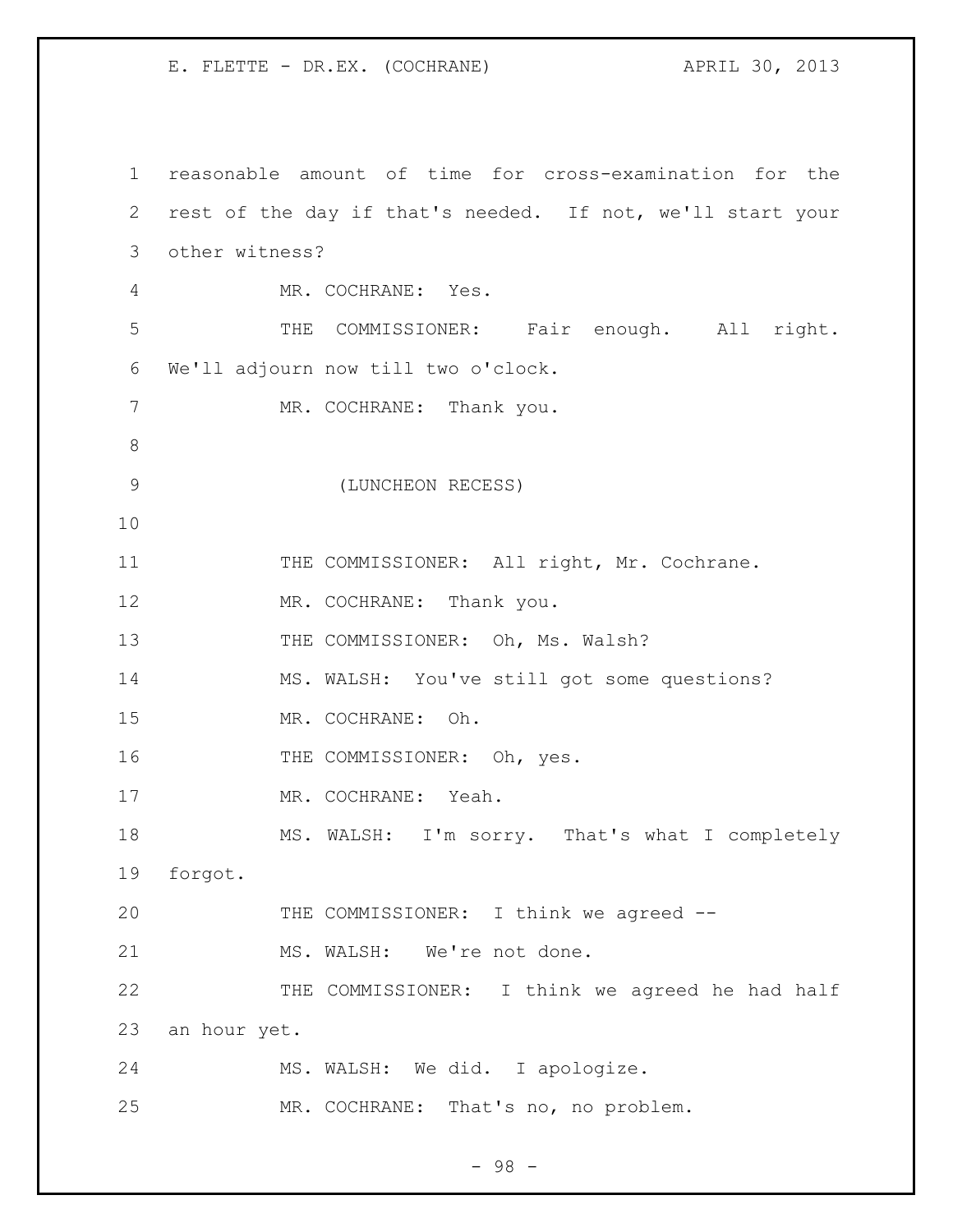reasonable amount of time for cross-examination for the rest of the day if that's needed. If not, we'll start your other witness?

MR. COCHRANE: Yes.

THE COMMISSIONER: Fair enough. All right. We'll adjourn now till two o'clock.

MR. COCHRANE: Thank you.

(LUNCHEON RECESS)

THE COMMISSIONER: All right, Mr. Cochrane.

MR. COCHRANE: Thank you.

THE COMMISSIONER: Oh, Ms. Walsh?

MS. WALSH: You've still got some questions?

MR. COCHRANE: Oh.

THE COMMISSIONER: Oh, yes.

MR. COCHRANE: Yeah.

MS. WALSH: I'm sorry. That's what I completely forgot.

THE COMMISSIONER: I think we agreed --

MS. WALSH: We're not done.

THE COMMISSIONER: I think we agreed he had half an hour yet.

MS. WALSH: We did. I apologize.

MR. COCHRANE: That's no, no problem.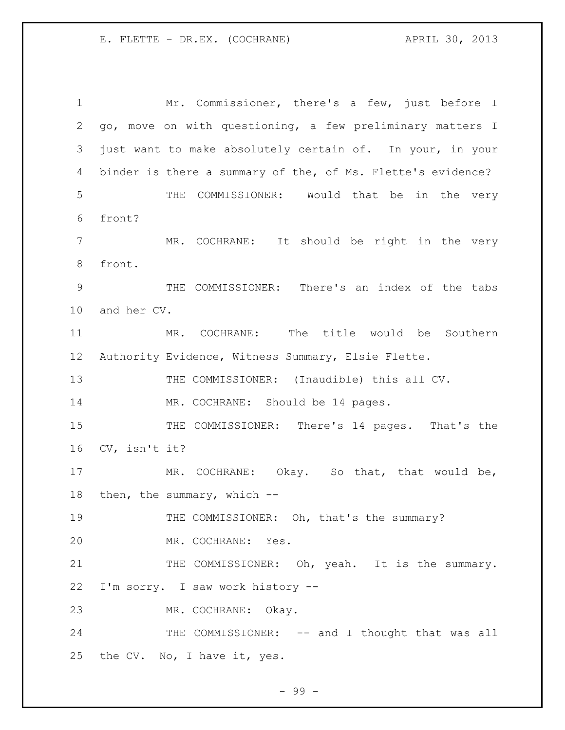Mr. Commissioner, there's a few, just before I go, move on with questioning, a few preliminary matters I just want to make absolutely certain of. In your, in your binder is there a summary of the, of Ms. Flette's evidence?

THE COMMISSIONER: Would that be in the very front?

MR. COCHRANE: It should be right in the very front.

THE COMMISSIONER: There's an index of the tabs and her CV.

MR. COCHRANE: The title would be Southern Authority Evidence, Witness Summary, Elsie Flette.

THE COMMISSIONER: (Inaudible) this all CV.

MR. COCHRANE: Should be 14 pages.

THE COMMISSIONER: There's 14 pages. That's the CV, isn't it?

MR. COCHRANE: Okay. So that, that would be, then, the summary, which --

THE COMMISSIONER: Oh, that's the summary?

MR. COCHRANE: Yes.

THE COMMISSIONER: Oh, yeah. It is the summary. I'm sorry. I saw work history --

MR. COCHRANE: Okay.

THE COMMISSIONER: -- and I thought that was all the CV. No, I have it, yes.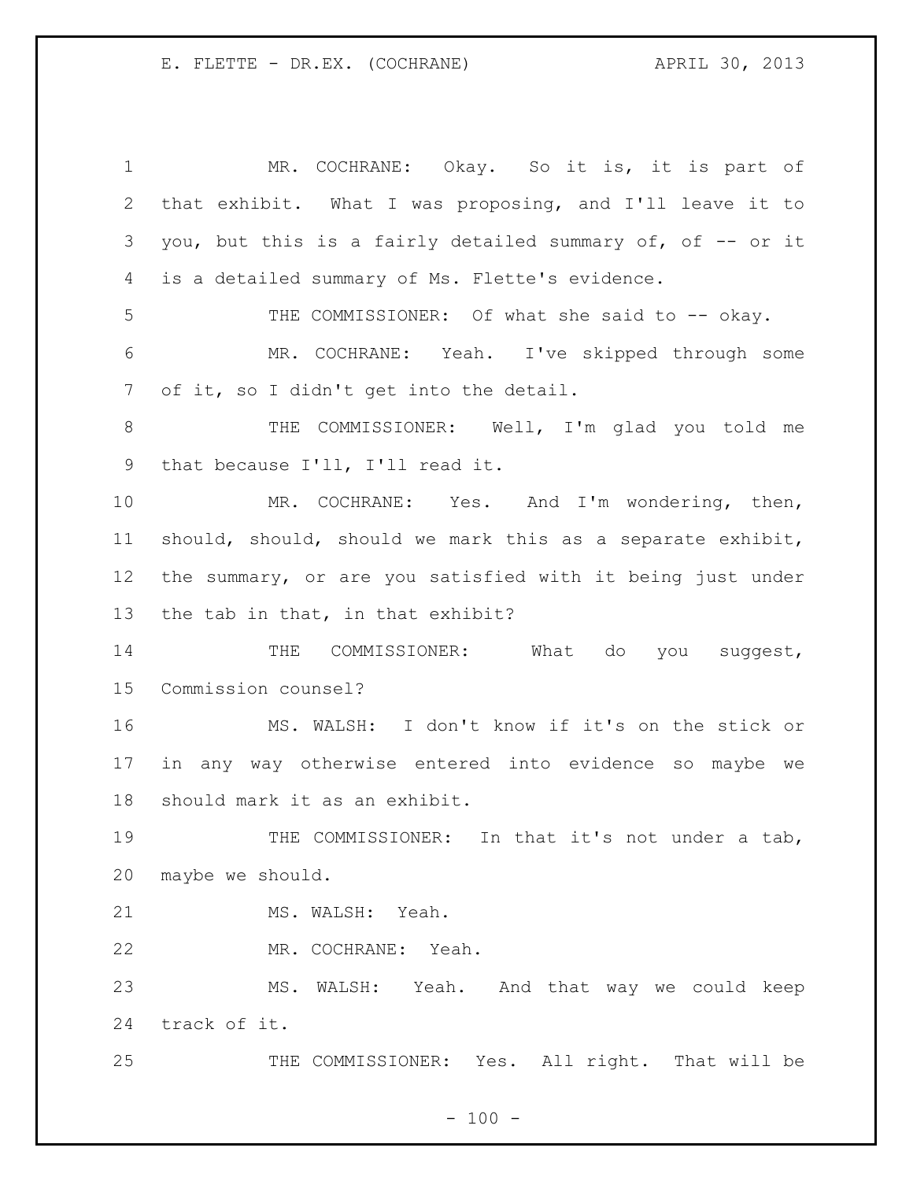MR. COCHRANE: Okay. So it is, it is part of that exhibit. What I was proposing, and I'll leave it to you, but this is a fairly detailed summary of, of -- or it is a detailed summary of Ms. Flette's evidence.

THE COMMISSIONER: Of what she said to -- okay.

MR. COCHRANE: Yeah. I've skipped through some of it, so I didn't get into the detail.

THE COMMISSIONER: Well, I'm glad you told me that because I'll, I'll read it.

MR. COCHRANE: Yes. And I'm wondering, then, should, should, should we mark this as a separate exhibit, the summary, or are you satisfied with it being just under the tab in that, in that exhibit?

THE COMMISSIONER: What do you suggest, Commission counsel?

MS. WALSH: I don't know if it's on the stick or in any way otherwise entered into evidence so maybe we should mark it as an exhibit.

THE COMMISSIONER: In that it's not under a tab, maybe we should.

MS. WALSH: Yeah.

MR. COCHRANE: Yeah.

MS. WALSH: Yeah. And that way we could keep track of it.

THE COMMISSIONER: Yes. All right. That will be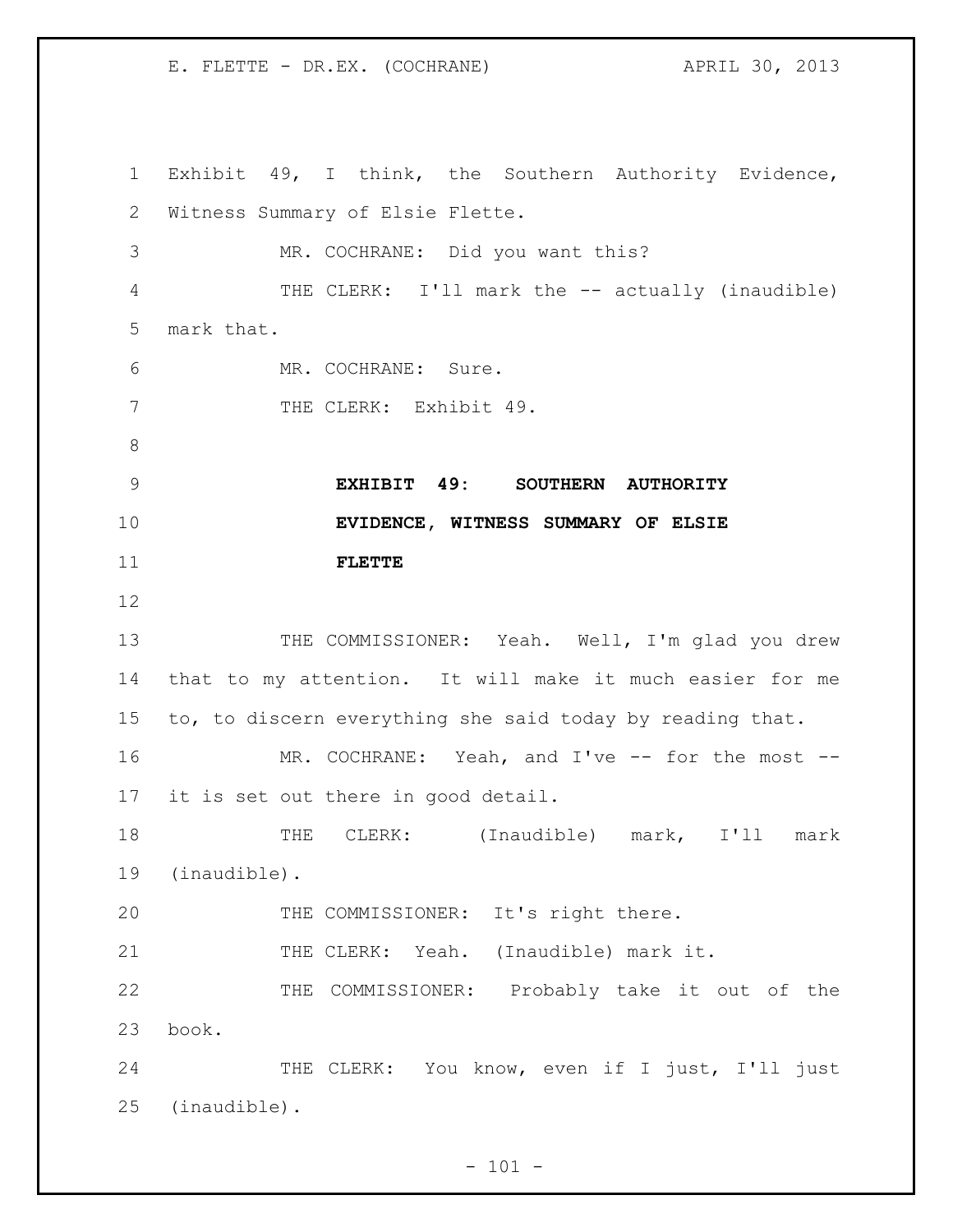Exhibit 49, I think, the Southern Authority Evidence, Witness Summary of Elsie Flette.

MR. COCHRANE: Did you want this?

THE CLERK: I'll mark the -- actually (inaudible) mark that.

MR. COCHRANE: Sure.

THE CLERK: Exhibit 49.

**EXHIBIT 49: SOUTHERN AUTHORITY EVIDENCE, WITNESS SUMMARY OF ELSIE FLETTE**

THE COMMISSIONER: Yeah. Well, I'm glad you drew that to my attention. It will make it much easier for me to, to discern everything she said today by reading that.

MR. COCHRANE: Yeah, and I've -- for the most -- it is set out there in good detail.

THE CLERK: (Inaudible) mark, I'll mark (inaudible).

THE COMMISSIONER: It's right there.

THE CLERK: Yeah. (Inaudible) mark it.

THE COMMISSIONER: Probably take it out of the book.

THE CLERK: You know, even if I just, I'll just (inaudible).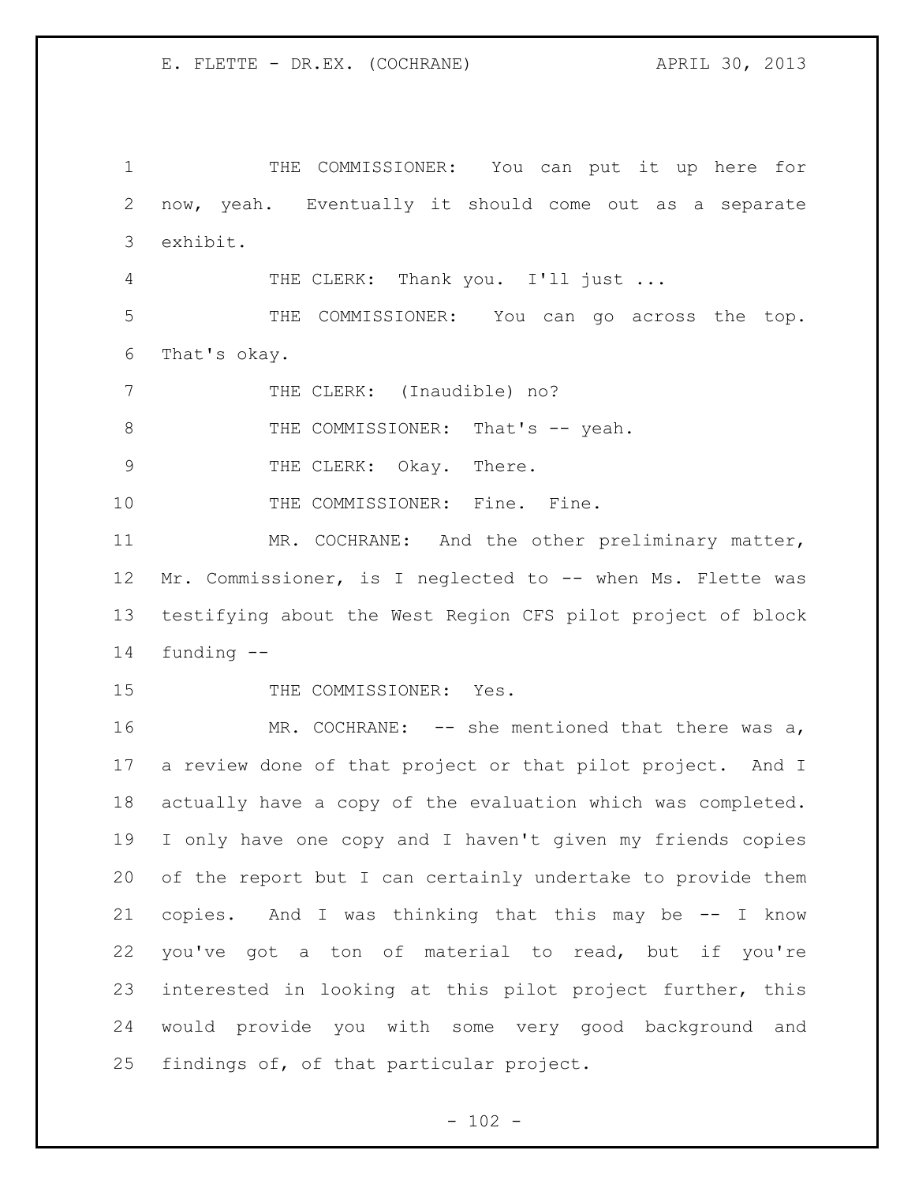THE COMMISSIONER: You can put it up here for now, yeah. Eventually it should come out as a separate exhibit.

THE CLERK: Thank you. I'll just ...

THE COMMISSIONER: You can go across the top. That's okay.

THE CLERK: (Inaudible) no?

THE COMMISSIONER: That's -- yeah.

THE CLERK: Okay. There.

THE COMMISSIONER: Fine. Fine.

MR. COCHRANE: And the other preliminary matter, Mr. Commissioner, is I neglected to -- when Ms. Flette was testifying about the West Region CFS pilot project of block funding --

THE COMMISSIONER: Yes.

MR. COCHRANE: -- she mentioned that there was a, a review done of that project or that pilot project. And I actually have a copy of the evaluation which was completed. I only have one copy and I haven't given my friends copies of the report but I can certainly undertake to provide them copies. And I was thinking that this may be -- I know you've got a ton of material to read, but if you're interested in looking at this pilot project further, this would provide you with some very good background and findings of, of that particular project.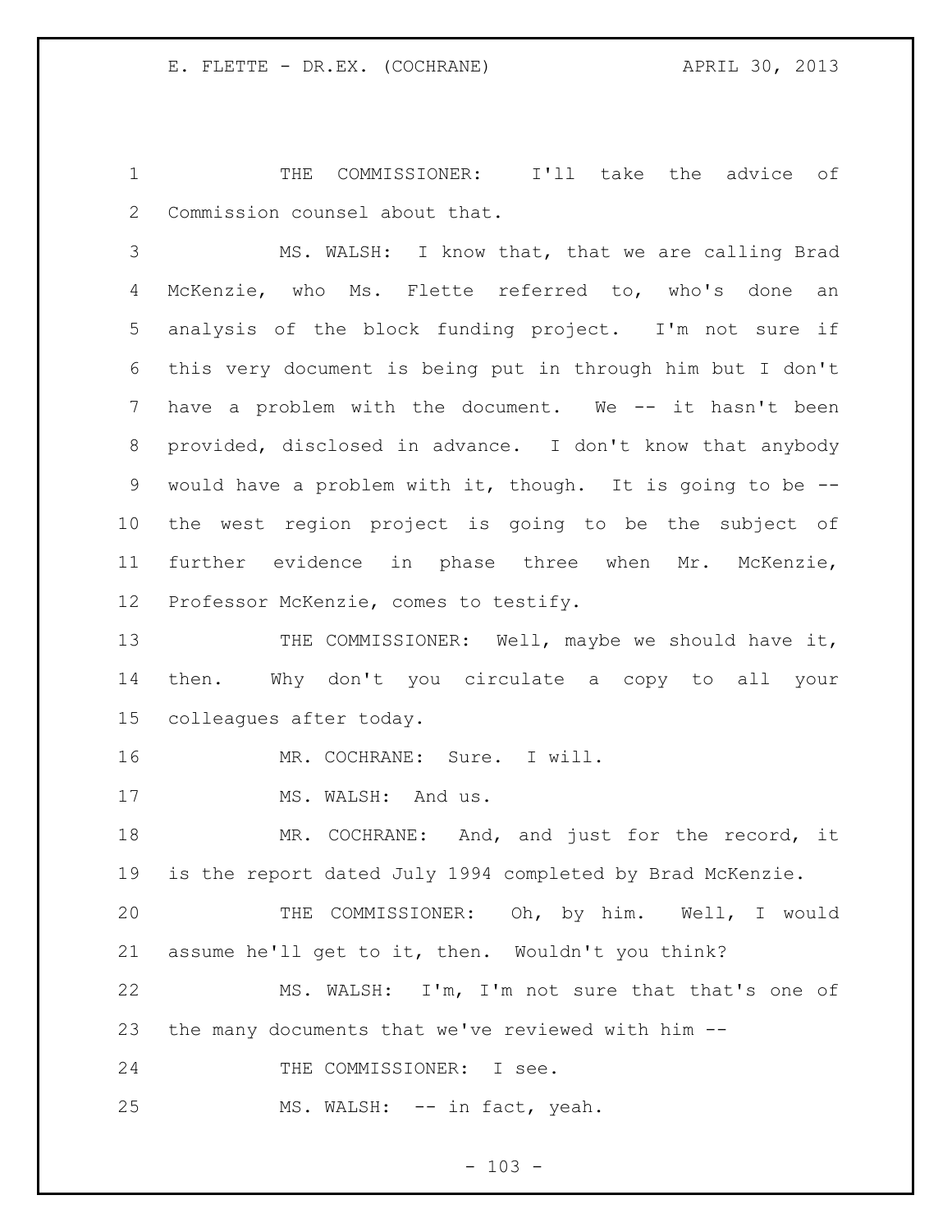THE COMMISSIONER: I'll take the advice of Commission counsel about that.

MS. WALSH: I know that, that we are calling Brad McKenzie, who Ms. Flette referred to, who's done an analysis of the block funding project. I'm not sure if this very document is being put in through him but I don't have a problem with the document. We -- it hasn't been provided, disclosed in advance. I don't know that anybody would have a problem with it, though. It is going to be -- the west region project is going to be the subject of further evidence in phase three when Mr. McKenzie, Professor McKenzie, comes to testify.

THE COMMISSIONER: Well, maybe we should have it, then. Why don't you circulate a copy to all your colleagues after today.

MR. COCHRANE: Sure. I will.

MS. WALSH: And us.

MR. COCHRANE: And, and just for the record, it is the report dated July 1994 completed by Brad McKenzie.

THE COMMISSIONER: Oh, by him. Well, I would assume he'll get to it, then. Wouldn't you think?

MS. WALSH: I'm, I'm not sure that that's one of the many documents that we've reviewed with him --

THE COMMISSIONER: I see.

MS. WALSH: -- in fact, yeah.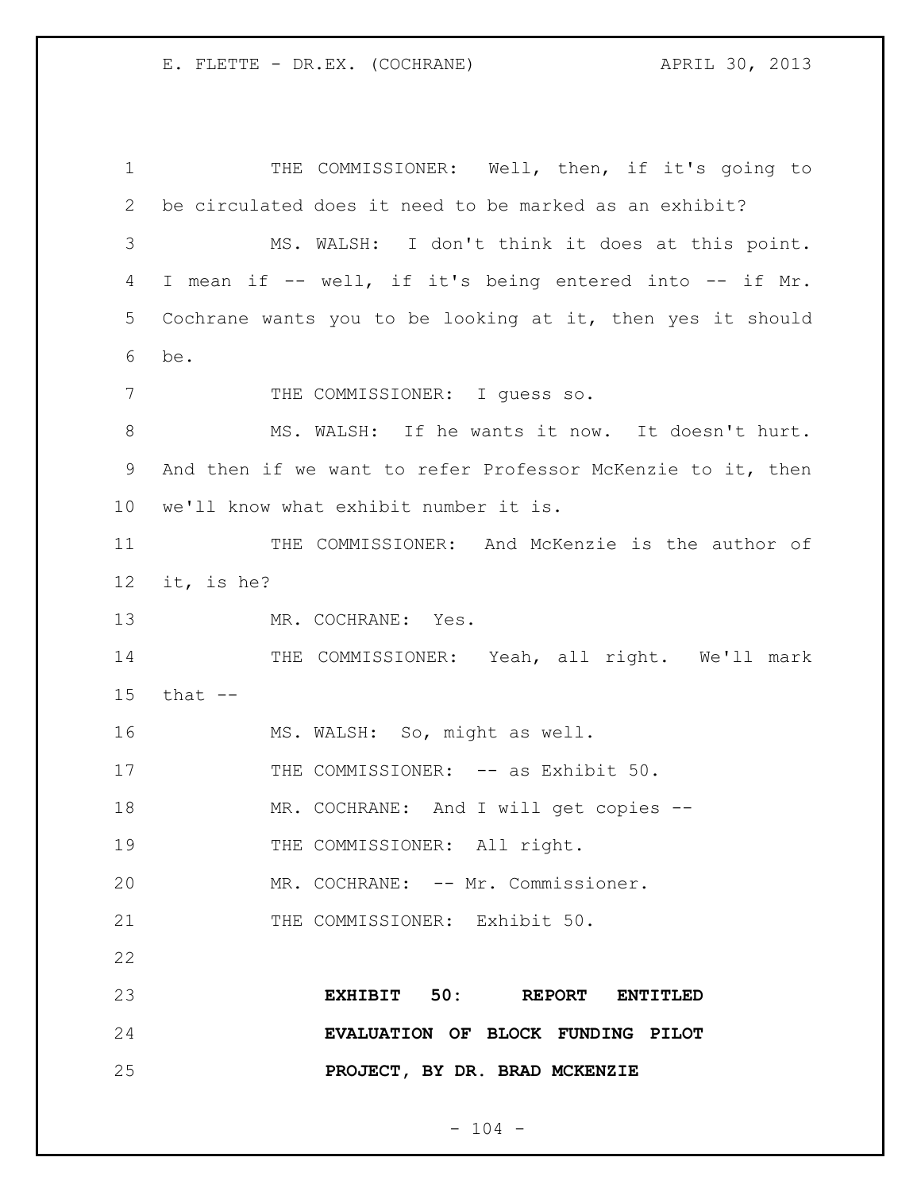THE COMMISSIONER: Well, then, if it's going to be circulated does it need to be marked as an exhibit?

MS. WALSH: I don't think it does at this point. I mean if -- well, if it's being entered into -- if Mr. Cochrane wants you to be looking at it, then yes it should be.

THE COMMISSIONER: I guess so.

MS. WALSH: If he wants it now. It doesn't hurt. And then if we want to refer Professor McKenzie to it, then we'll know what exhibit number it is.

THE COMMISSIONER: And McKenzie is the author of it, is he?

MR. COCHRANE: Yes.

THE COMMISSIONER: Yeah, all right. We'll mark that --

MS. WALSH: So, might as well.

THE COMMISSIONER: -- as Exhibit 50.

MR. COCHRANE: And I will get copies --

THE COMMISSIONER: All right.

MR. COCHRANE: -- Mr. Commissioner.

THE COMMISSIONER: Exhibit 50.

**EXHIBIT 50: REPORT ENTITLED EVALUATION OF BLOCK FUNDING PILOT PROJECT, BY DR. BRAD MCKENZIE**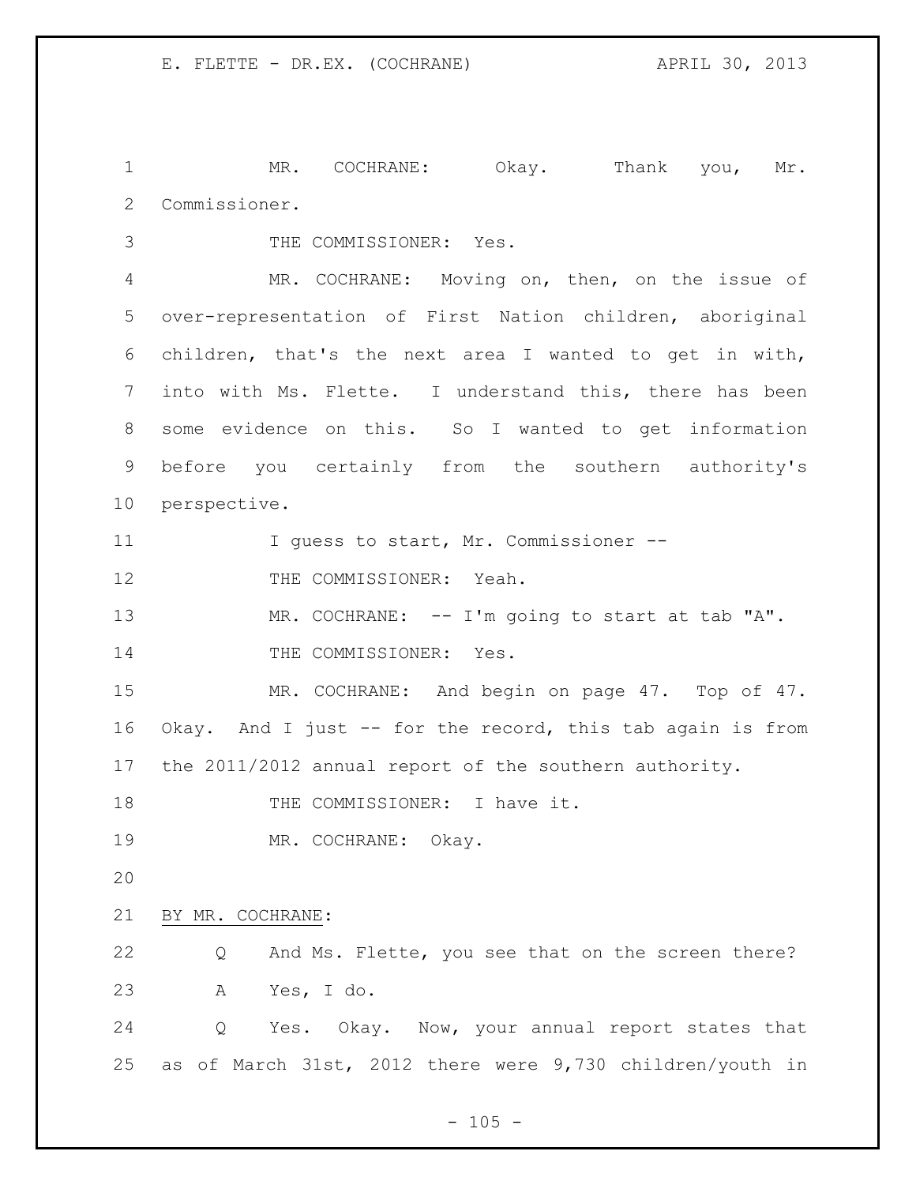MR. COCHRANE: Okay. Thank you, Mr. Commissioner.

THE COMMISSIONER: Yes.

MR. COCHRANE: Moving on, then, on the issue of over-representation of First Nation children, aboriginal children, that's the next area I wanted to get in with, into with Ms. Flette. I understand this, there has been some evidence on this. So I wanted to get information before you certainly from the southern authority's perspective.

I guess to start, Mr. Commissioner --

THE COMMISSIONER: Yeah.

MR. COCHRANE: -- I'm going to start at tab "A".

THE COMMISSIONER: Yes.

MR. COCHRANE: And begin on page 47. Top of 47. Okay. And I just -- for the record, this tab again is from the 2011/2012 annual report of the southern authority.

THE COMMISSIONER: I have it.

MR. COCHRANE: Okay.

BY MR. COCHRANE:

Q And Ms. Flette, you see that on the screen there?

A Yes, I do.

Q Yes. Okay. Now, your annual report states that as of March 31st, 2012 there were 9,730 children/youth in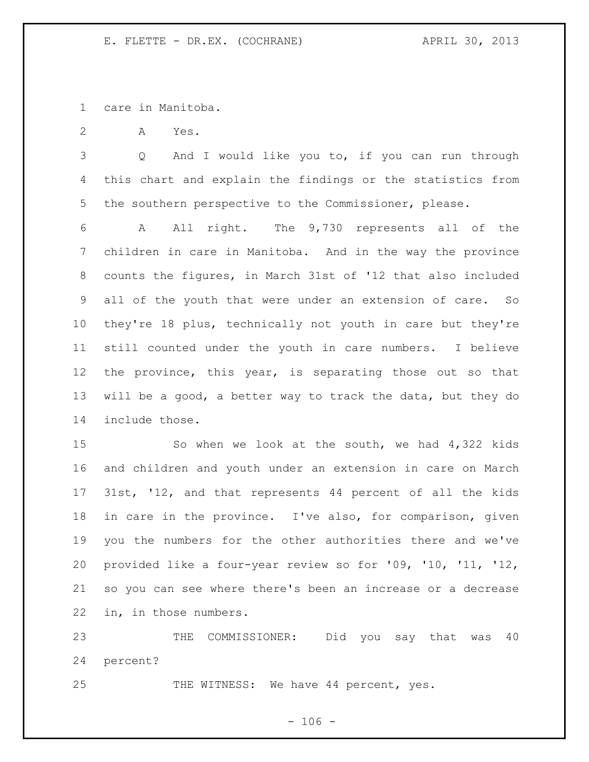care in Manitoba.

A Yes.

Q And I would like you to, if you can run through this chart and explain the findings or the statistics from the southern perspective to the Commissioner, please.

A All right. The 9,730 represents all of the children in care in Manitoba. And in the way the province counts the figures, in March 31st of '12 that also included all of the youth that were under an extension of care. So they're 18 plus, technically not youth in care but they're still counted under the youth in care numbers. I believe the province, this year, is separating those out so that will be a good, a better way to track the data, but they do include those.

So when we look at the south, we had 4,322 kids and children and youth under an extension in care on March 31st, '12, and that represents 44 percent of all the kids in care in the province. I've also, for comparison, given you the numbers for the other authorities there and we've provided like a four-year review so for '09, '10, '11, '12, so you can see where there's been an increase or a decrease in, in those numbers.

THE COMMISSIONER: Did you say that was 40 percent?

THE WITNESS: We have 44 percent, yes.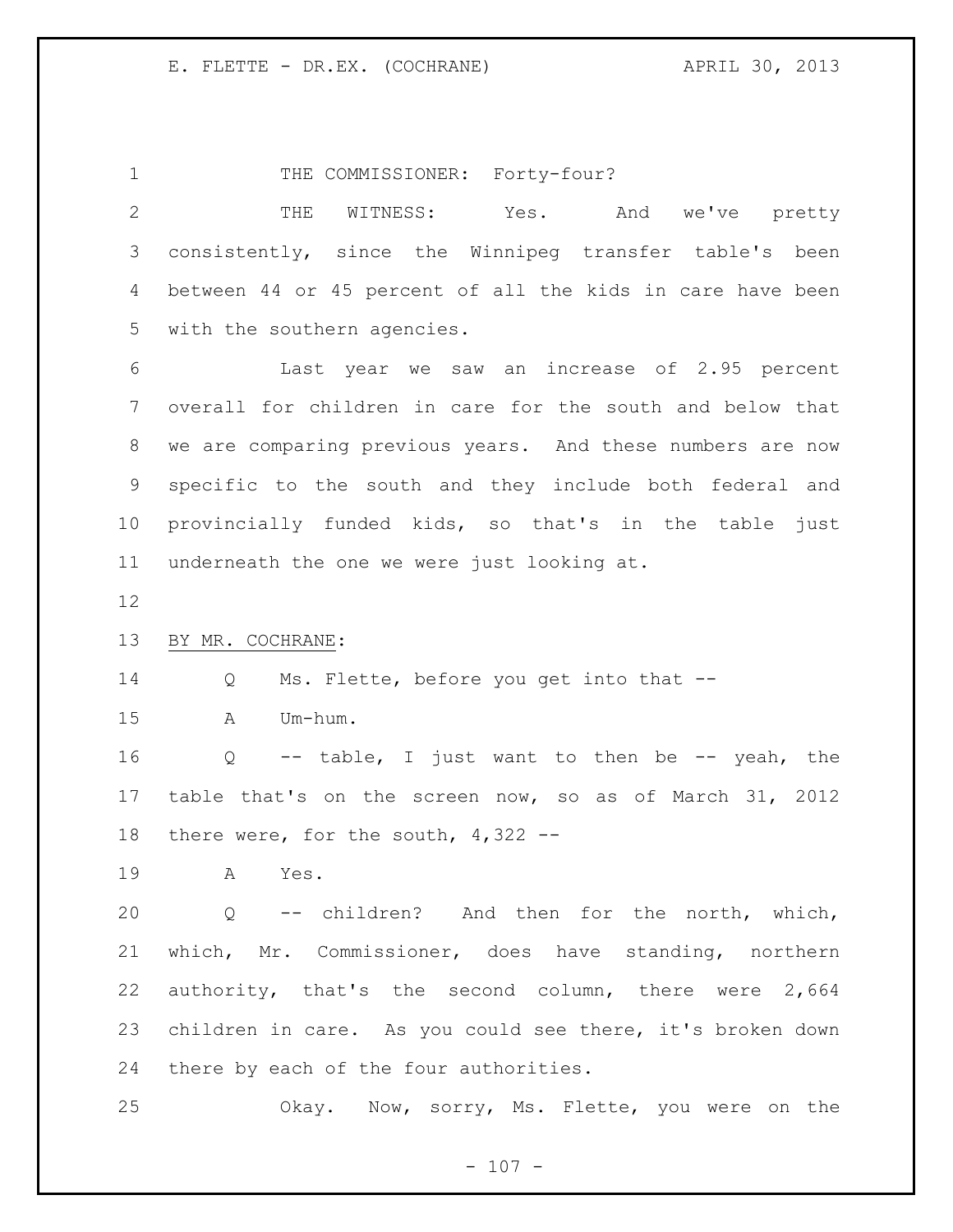THE COMMISSIONER: Forty-four?

THE WITNESS: Yes. And we've pretty consistently, since the Winnipeg transfer table's been between 44 or 45 percent of all the kids in care have been with the southern agencies.

Last year we saw an increase of 2.95 percent overall for children in care for the south and below that we are comparing previous years. And these numbers are now specific to the south and they include both federal and provincially funded kids, so that's in the table just underneath the one we were just looking at.

BY MR. COCHRANE:

Q Ms. Flette, before you get into that --

A Um-hum.

Q -- table, I just want to then be -- yeah, the table that's on the screen now, so as of March 31, 2012 there were, for the south, 4,322 --

A Yes.

Q -- children? And then for the north, which, which, Mr. Commissioner, does have standing, northern authority, that's the second column, there were 2,664 children in care. As you could see there, it's broken down there by each of the four authorities.

Okay. Now, sorry, Ms. Flette, you were on the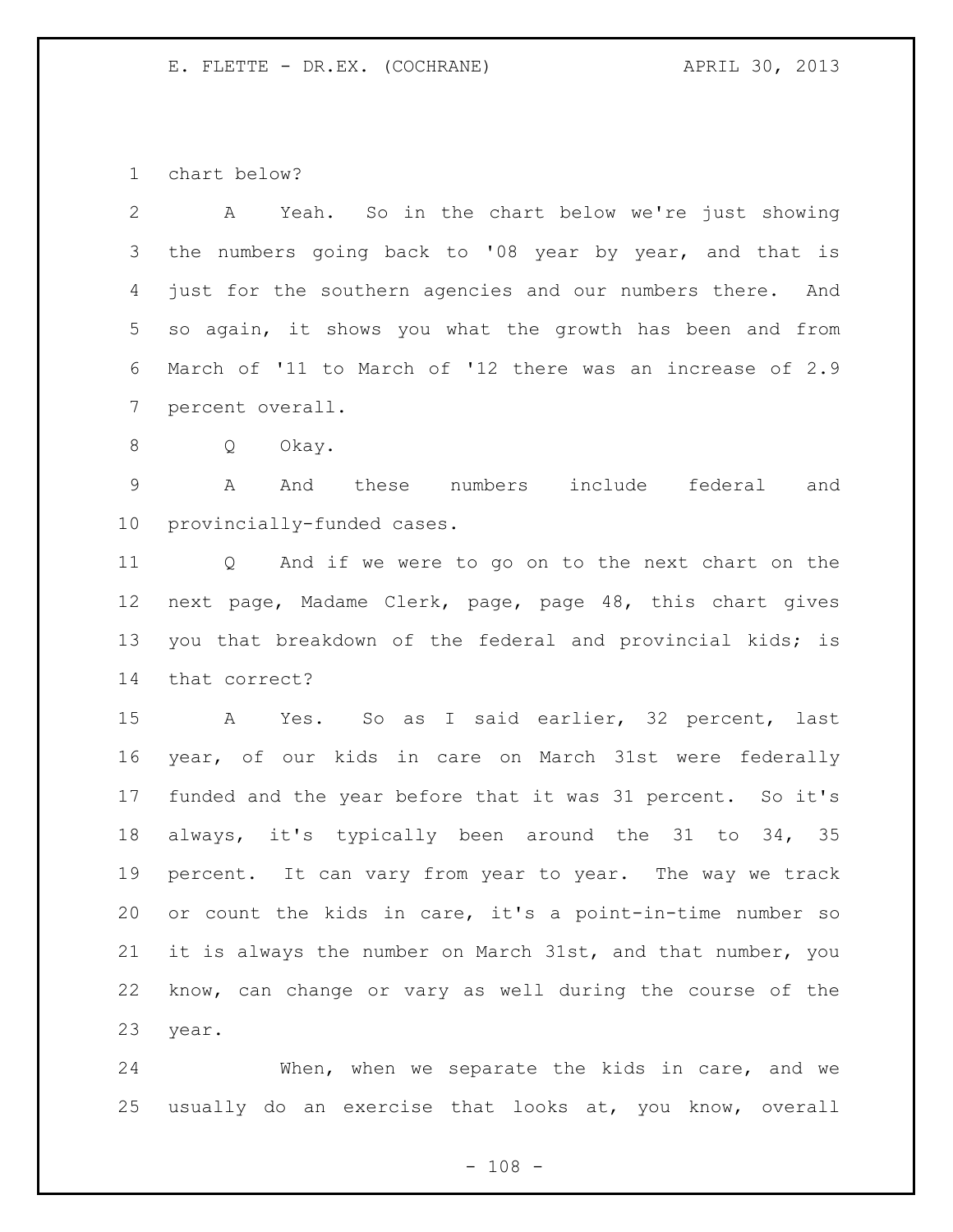chart below?

A Yeah. So in the chart below we're just showing the numbers going back to '08 year by year, and that is just for the southern agencies and our numbers there. And so again, it shows you what the growth has been and from March of '11 to March of '12 there was an increase of 2.9 percent overall.

Q Okay.

A And these numbers include federal and provincially-funded cases.

Q And if we were to go on to the next chart on the next page, Madame Clerk, page, page 48, this chart gives you that breakdown of the federal and provincial kids; is that correct?

A Yes. So as I said earlier, 32 percent, last year, of our kids in care on March 31st were federally funded and the year before that it was 31 percent. So it's always, it's typically been around the 31 to 34, 35 percent. It can vary from year to year. The way we track or count the kids in care, it's a point-in-time number so it is always the number on March 31st, and that number, you know, can change or vary as well during the course of the year.

When, when we separate the kids in care, and we usually do an exercise that looks at, you know, overall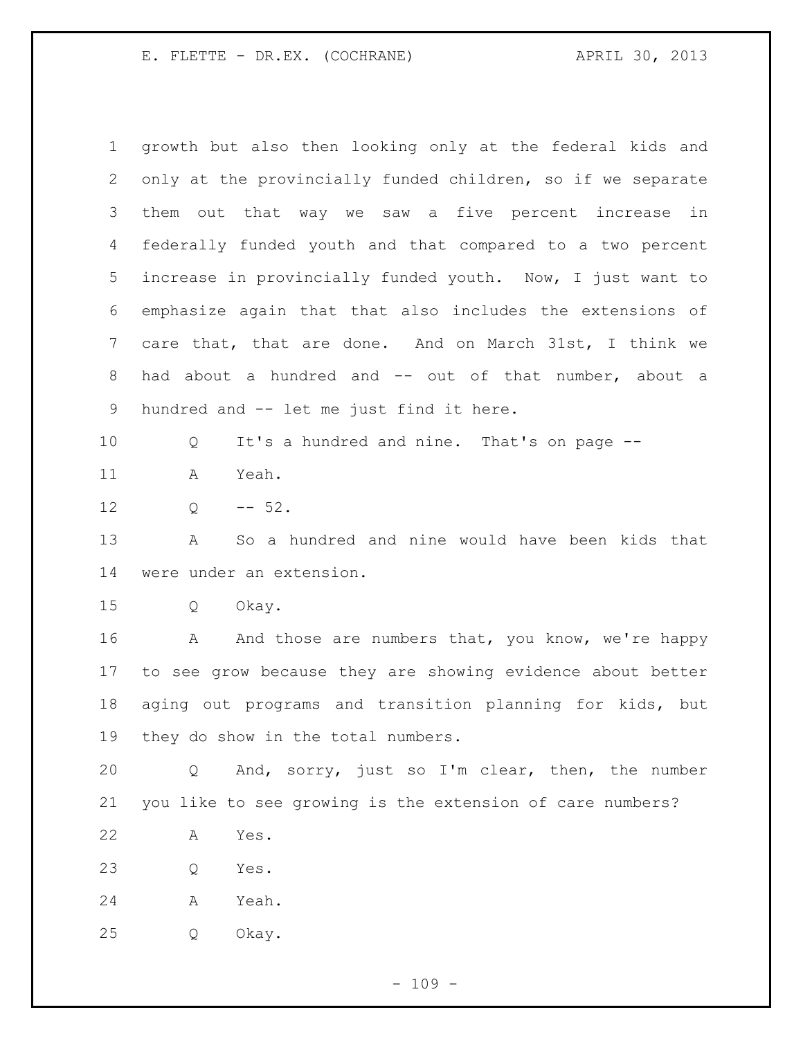growth but also then looking only at the federal kids and only at the provincially funded children, so if we separate them out that way we saw a five percent increase in federally funded youth and that compared to a two percent increase in provincially funded youth. Now, I just want to emphasize again that that also includes the extensions of care that, that are done. And on March 31st, I think we had about a hundred and -- out of that number, about a hundred and -- let me just find it here.

Q It's a hundred and nine. That's on page --

A Yeah.

Q -- 52.

A So a hundred and nine would have been kids that were under an extension.

Q Okay.

A And those are numbers that, you know, we're happy to see grow because they are showing evidence about better aging out programs and transition planning for kids, but they do show in the total numbers.

Q And, sorry, just so I'm clear, then, the number you like to see growing is the extension of care numbers?

A Yes.

Q Yes.

A Yeah.

Q Okay.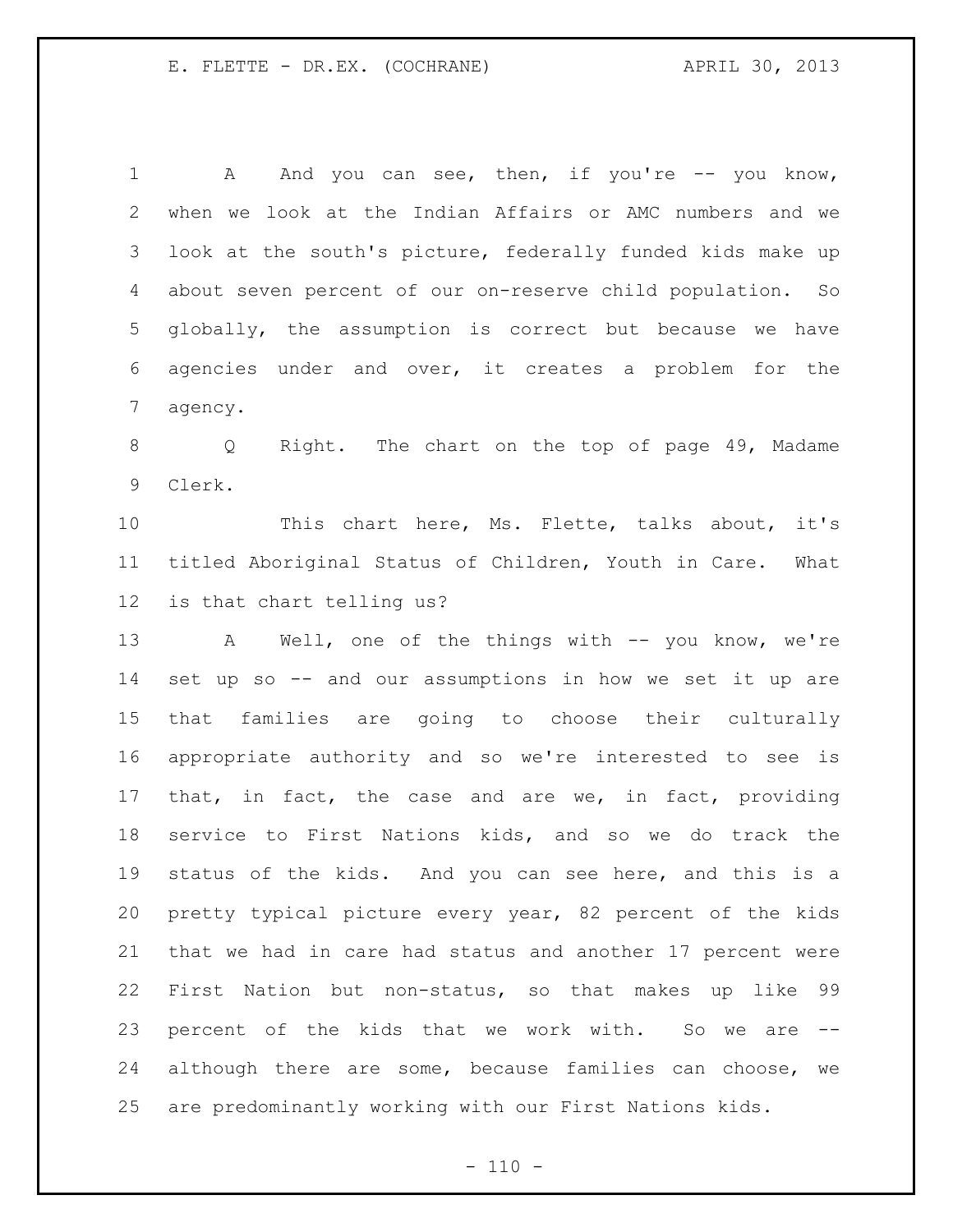A And you can see, then, if you're -- you know, when we look at the Indian Affairs or AMC numbers and we look at the south's picture, federally funded kids make up about seven percent of our on-reserve child population. So globally, the assumption is correct but because we have agencies under and over, it creates a problem for the agency.

Q Right. The chart on the top of page 49, Madame Clerk.

This chart here, Ms. Flette, talks about, it's titled Aboriginal Status of Children, Youth in Care. What is that chart telling us?

A Well, one of the things with -- you know, we're set up so -- and our assumptions in how we set it up are that families are going to choose their culturally appropriate authority and so we're interested to see is that, in fact, the case and are we, in fact, providing service to First Nations kids, and so we do track the status of the kids. And you can see here, and this is a pretty typical picture every year, 82 percent of the kids that we had in care had status and another 17 percent were First Nation but non-status, so that makes up like 99 percent of the kids that we work with. So we are -- although there are some, because families can choose, we are predominantly working with our First Nations kids.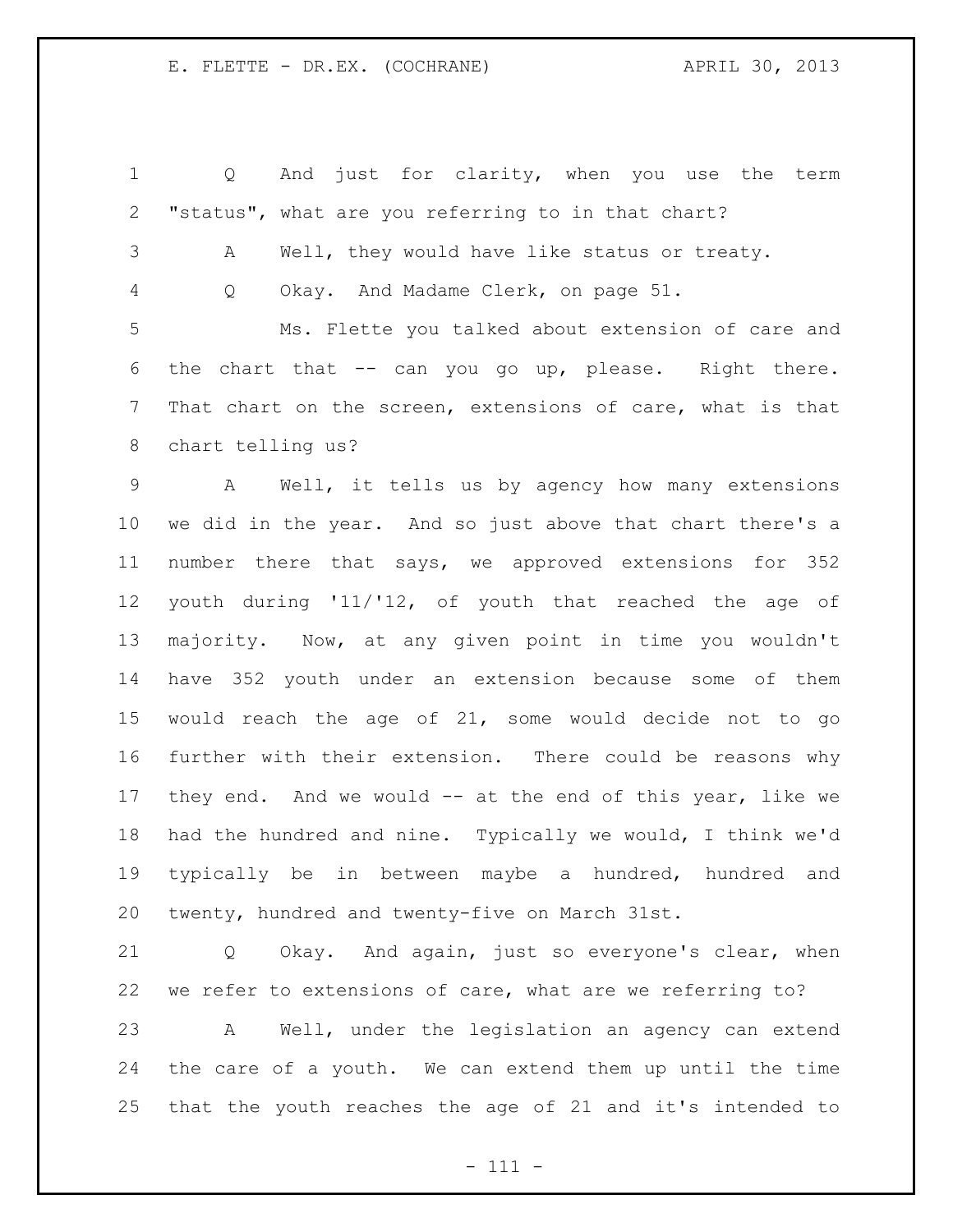Q And just for clarity, when you use the term "status", what are you referring to in that chart?

A Well, they would have like status or treaty.

Q Okay. And Madame Clerk, on page 51.

Ms. Flette you talked about extension of care and the chart that -- can you go up, please. Right there. That chart on the screen, extensions of care, what is that chart telling us?

A Well, it tells us by agency how many extensions we did in the year. And so just above that chart there's a number there that says, we approved extensions for 352 youth during '11/'12, of youth that reached the age of majority. Now, at any given point in time you wouldn't have 352 youth under an extension because some of them would reach the age of 21, some would decide not to go further with their extension. There could be reasons why they end. And we would -- at the end of this year, like we had the hundred and nine. Typically we would, I think we'd typically be in between maybe a hundred, hundred and twenty, hundred and twenty-five on March 31st.

Q Okay. And again, just so everyone's clear, when we refer to extensions of care, what are we referring to?

A Well, under the legislation an agency can extend the care of a youth. We can extend them up until the time that the youth reaches the age of 21 and it's intended to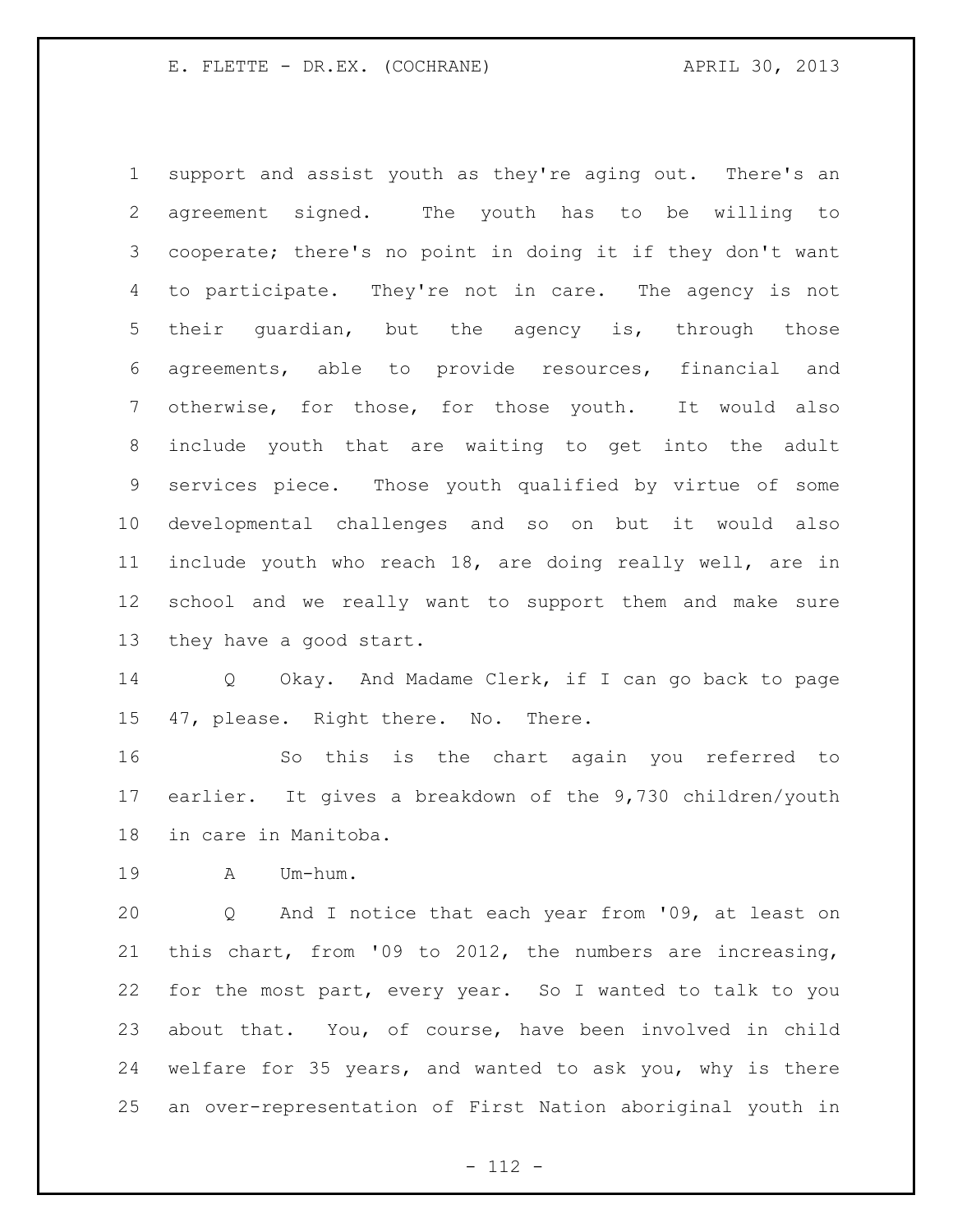support and assist youth as they're aging out. There's an agreement signed. The youth has to be willing to cooperate; there's no point in doing it if they don't want to participate. They're not in care. The agency is not their guardian, but the agency is, through those agreements, able to provide resources, financial and otherwise, for those, for those youth. It would also include youth that are waiting to get into the adult services piece. Those youth qualified by virtue of some developmental challenges and so on but it would also include youth who reach 18, are doing really well, are in school and we really want to support them and make sure they have a good start.

Q Okay. And Madame Clerk, if I can go back to page 47, please. Right there. No. There.

So this is the chart again you referred to earlier. It gives a breakdown of the 9,730 children/youth in care in Manitoba.

A Um-hum.

Q And I notice that each year from '09, at least on this chart, from '09 to 2012, the numbers are increasing, for the most part, every year. So I wanted to talk to you about that. You, of course, have been involved in child welfare for 35 years, and wanted to ask you, why is there an over-representation of First Nation aboriginal youth in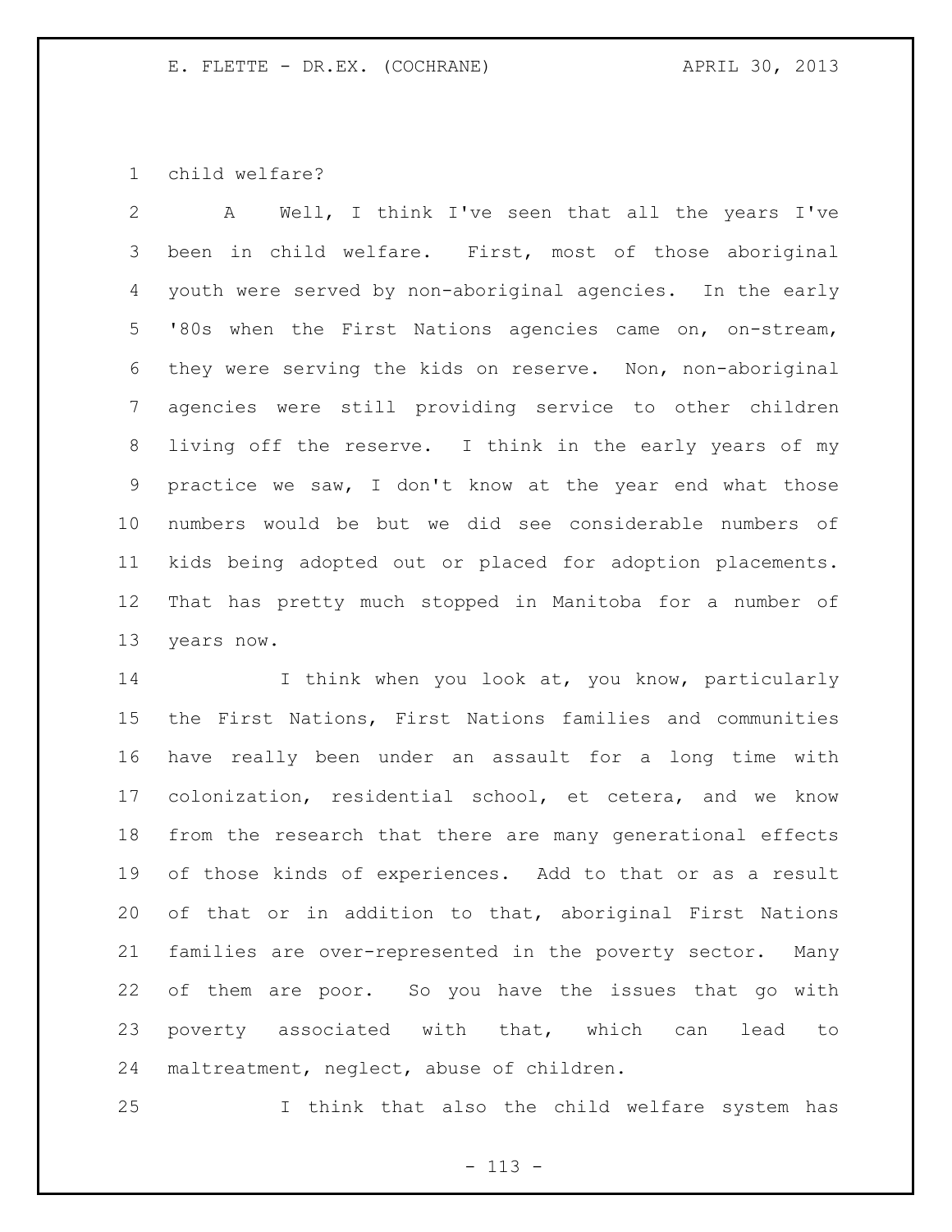child welfare?

A Well, I think I've seen that all the years I've been in child welfare. First, most of those aboriginal youth were served by non-aboriginal agencies. In the early '80s when the First Nations agencies came on, on-stream, they were serving the kids on reserve. Non, non-aboriginal agencies were still providing service to other children living off the reserve. I think in the early years of my practice we saw, I don't know at the year end what those numbers would be but we did see considerable numbers of kids being adopted out or placed for adoption placements. That has pretty much stopped in Manitoba for a number of years now.

I think when you look at, you know, particularly the First Nations, First Nations families and communities have really been under an assault for a long time with colonization, residential school, et cetera, and we know from the research that there are many generational effects of those kinds of experiences. Add to that or as a result of that or in addition to that, aboriginal First Nations families are over-represented in the poverty sector. Many of them are poor. So you have the issues that go with poverty associated with that, which can lead to maltreatment, neglect, abuse of children.

I think that also the child welfare system has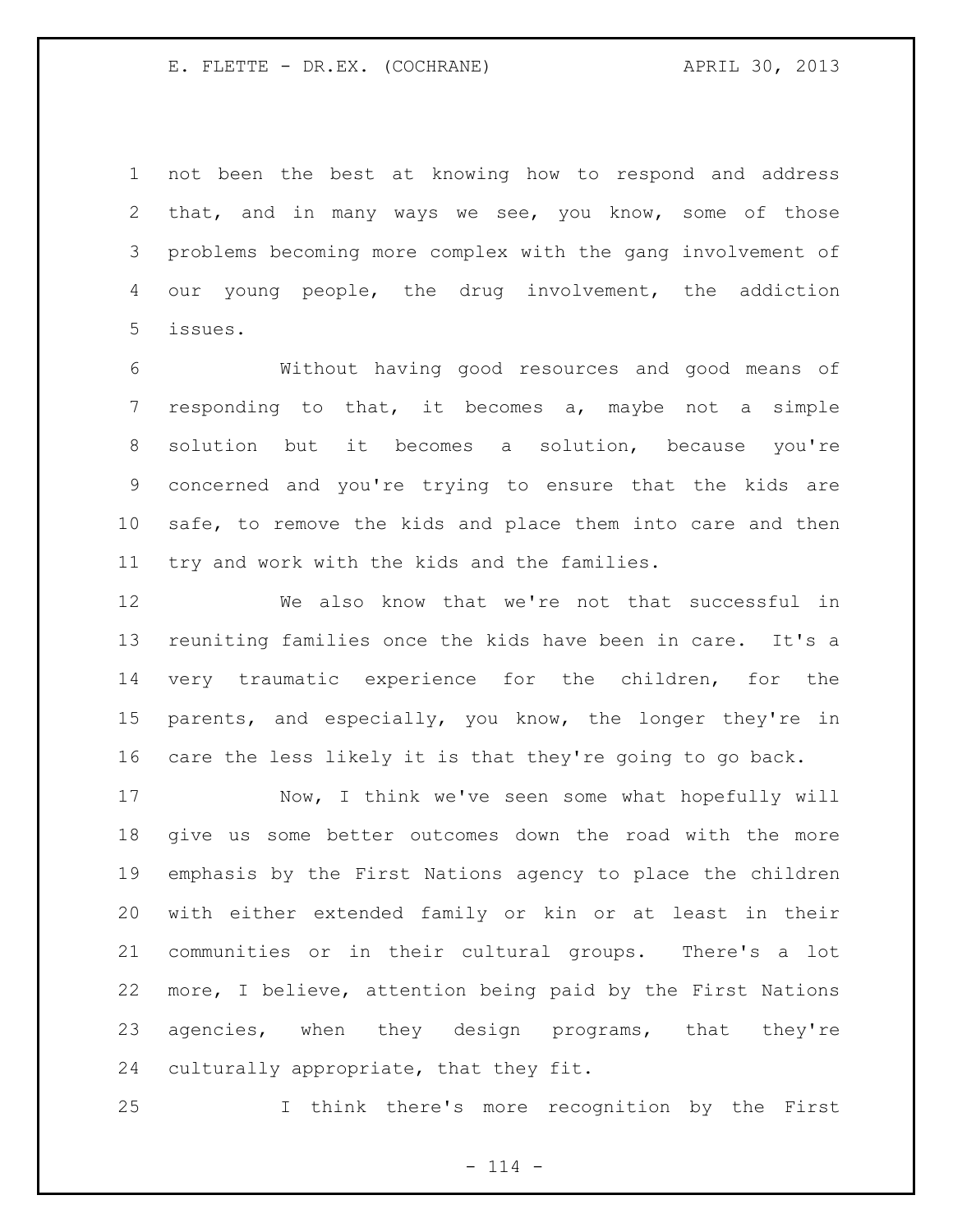not been the best at knowing how to respond and address that, and in many ways we see, you know, some of those problems becoming more complex with the gang involvement of our young people, the drug involvement, the addiction issues.

Without having good resources and good means of responding to that, it becomes a, maybe not a simple solution but it becomes a solution, because you're concerned and you're trying to ensure that the kids are safe, to remove the kids and place them into care and then try and work with the kids and the families.

We also know that we're not that successful in reuniting families once the kids have been in care. It's a very traumatic experience for the children, for the parents, and especially, you know, the longer they're in care the less likely it is that they're going to go back.

Now, I think we've seen some what hopefully will give us some better outcomes down the road with the more emphasis by the First Nations agency to place the children with either extended family or kin or at least in their communities or in their cultural groups. There's a lot more, I believe, attention being paid by the First Nations agencies, when they design programs, that they're culturally appropriate, that they fit.

I think there's more recognition by the First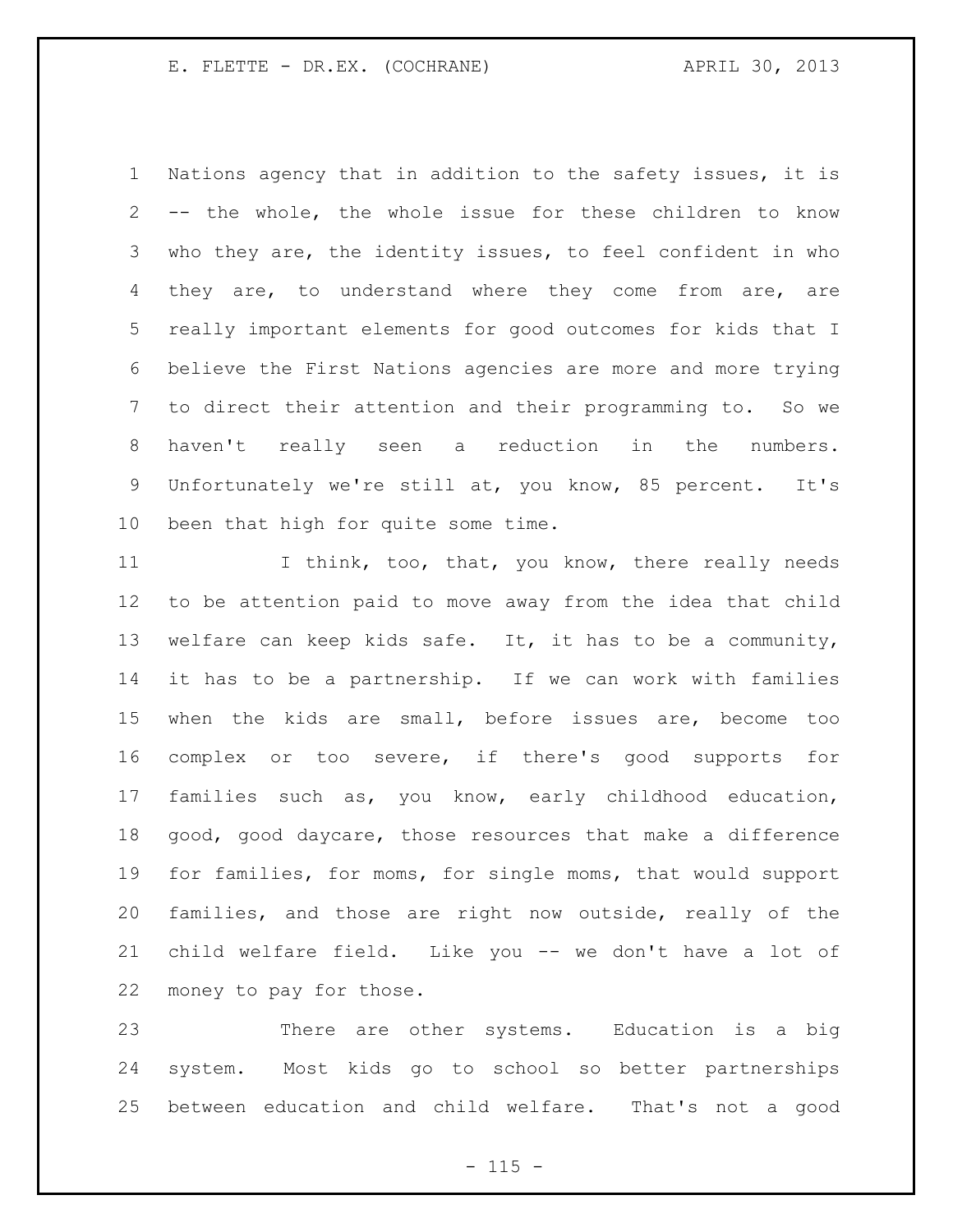Nations agency that in addition to the safety issues, it is -- the whole, the whole issue for these children to know who they are, the identity issues, to feel confident in who they are, to understand where they come from are, are really important elements for good outcomes for kids that I believe the First Nations agencies are more and more trying to direct their attention and their programming to. So we haven't really seen a reduction in the numbers. Unfortunately we're still at, you know, 85 percent. It's been that high for quite some time.

I think, too, that, you know, there really needs to be attention paid to move away from the idea that child welfare can keep kids safe. It, it has to be a community, it has to be a partnership. If we can work with families when the kids are small, before issues are, become too complex or too severe, if there's good supports for families such as, you know, early childhood education, good, good daycare, those resources that make a difference for families, for moms, for single moms, that would support families, and those are right now outside, really of the child welfare field. Like you -- we don't have a lot of money to pay for those.

There are other systems. Education is a big system. Most kids go to school so better partnerships between education and child welfare. That's not a good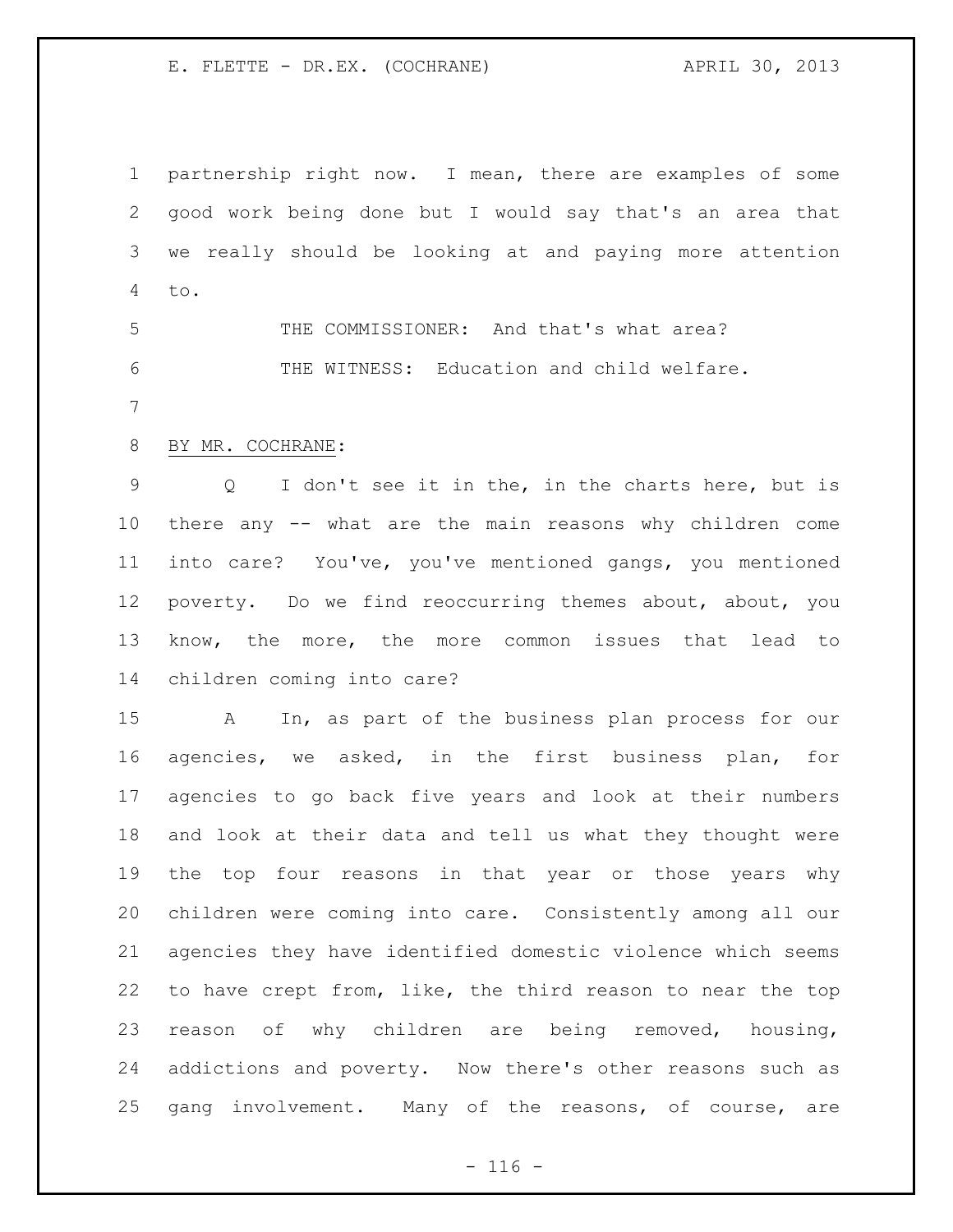partnership right now. I mean, there are examples of some good work being done but I would say that's an area that we really should be looking at and paying more attention to.

THE COMMISSIONER: And that's what area?

THE WITNESS: Education and child welfare.

BY MR. COCHRANE:

Q I don't see it in the, in the charts here, but is there any -- what are the main reasons why children come into care? You've, you've mentioned gangs, you mentioned poverty. Do we find reoccurring themes about, about, you know, the more, the more common issues that lead to children coming into care?

A In, as part of the business plan process for our agencies, we asked, in the first business plan, for agencies to go back five years and look at their numbers and look at their data and tell us what they thought were the top four reasons in that year or those years why children were coming into care. Consistently among all our agencies they have identified domestic violence which seems to have crept from, like, the third reason to near the top reason of why children are being removed, housing, addictions and poverty. Now there's other reasons such as gang involvement. Many of the reasons, of course, are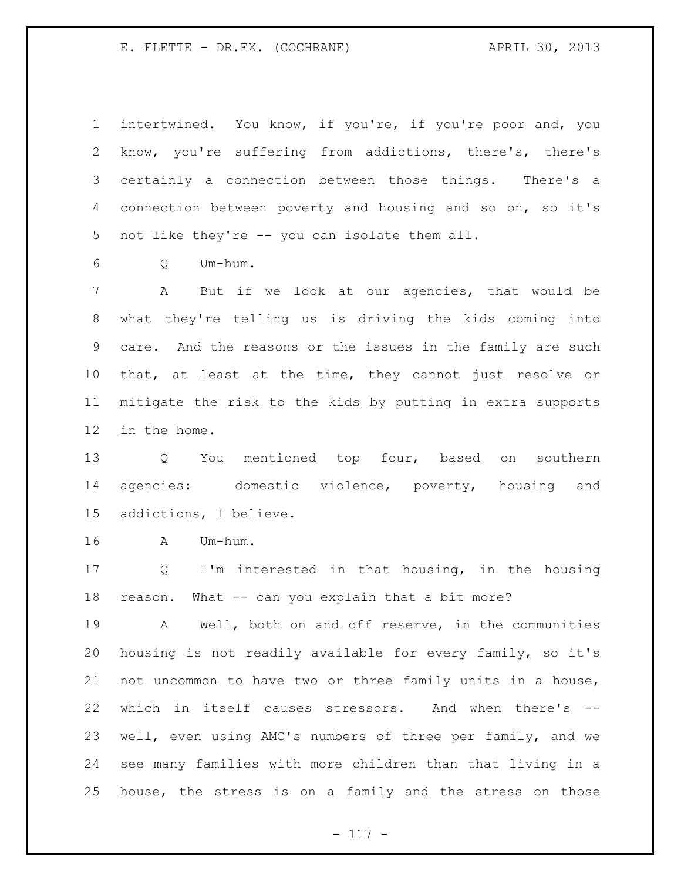intertwined. You know, if you're, if you're poor and, you know, you're suffering from addictions, there's, there's certainly a connection between those things. There's a connection between poverty and housing and so on, so it's not like they're -- you can isolate them all.

Q Um-hum.

A But if we look at our agencies, that would be what they're telling us is driving the kids coming into care. And the reasons or the issues in the family are such that, at least at the time, they cannot just resolve or mitigate the risk to the kids by putting in extra supports in the home.

Q You mentioned top four, based on southern agencies: domestic violence, poverty, housing and addictions, I believe.

A Um-hum.

Q I'm interested in that housing, in the housing reason. What -- can you explain that a bit more?

A Well, both on and off reserve, in the communities housing is not readily available for every family, so it's not uncommon to have two or three family units in a house, which in itself causes stressors. And when there's -- well, even using AMC's numbers of three per family, and we see many families with more children than that living in a house, the stress is on a family and the stress on those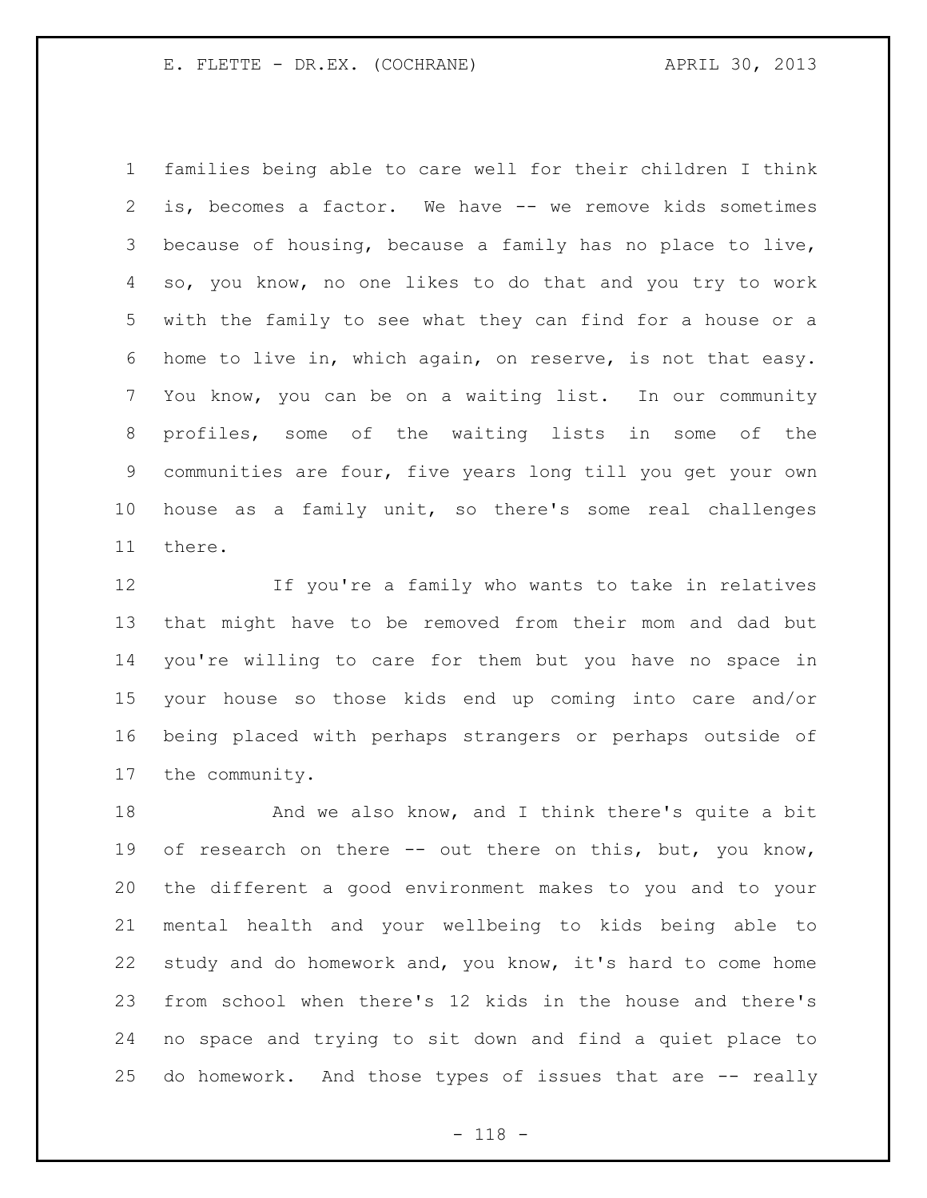families being able to care well for their children I think is, becomes a factor. We have -- we remove kids sometimes because of housing, because a family has no place to live, so, you know, no one likes to do that and you try to work with the family to see what they can find for a house or a home to live in, which again, on reserve, is not that easy. You know, you can be on a waiting list. In our community profiles, some of the waiting lists in some of the communities are four, five years long till you get your own house as a family unit, so there's some real challenges there.

If you're a family who wants to take in relatives that might have to be removed from their mom and dad but you're willing to care for them but you have no space in your house so those kids end up coming into care and/or being placed with perhaps strangers or perhaps outside of the community.

And we also know, and I think there's quite a bit of research on there -- out there on this, but, you know, the different a good environment makes to you and to your mental health and your wellbeing to kids being able to study and do homework and, you know, it's hard to come home from school when there's 12 kids in the house and there's no space and trying to sit down and find a quiet place to do homework. And those types of issues that are -- really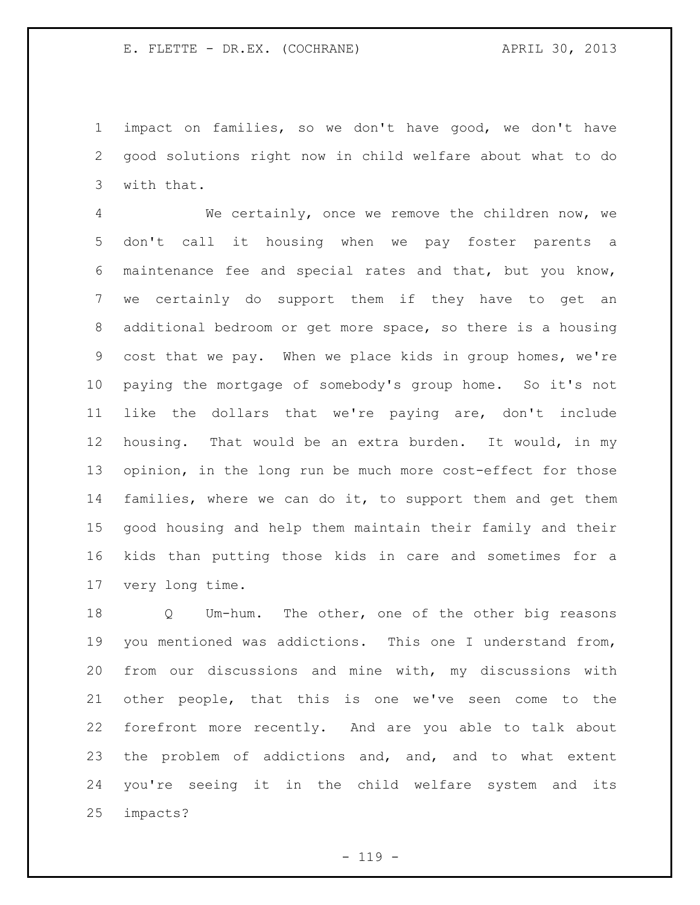impact on families, so we don't have good, we don't have good solutions right now in child welfare about what to do with that.

We certainly, once we remove the children now, we don't call it housing when we pay foster parents a maintenance fee and special rates and that, but you know, we certainly do support them if they have to get an additional bedroom or get more space, so there is a housing cost that we pay. When we place kids in group homes, we're paying the mortgage of somebody's group home. So it's not like the dollars that we're paying are, don't include housing. That would be an extra burden. It would, in my opinion, in the long run be much more cost-effect for those families, where we can do it, to support them and get them good housing and help them maintain their family and their kids than putting those kids in care and sometimes for a very long time.

Q Um-hum. The other, one of the other big reasons you mentioned was addictions. This one I understand from, from our discussions and mine with, my discussions with other people, that this is one we've seen come to the forefront more recently. And are you able to talk about the problem of addictions and, and, and to what extent you're seeing it in the child welfare system and its impacts?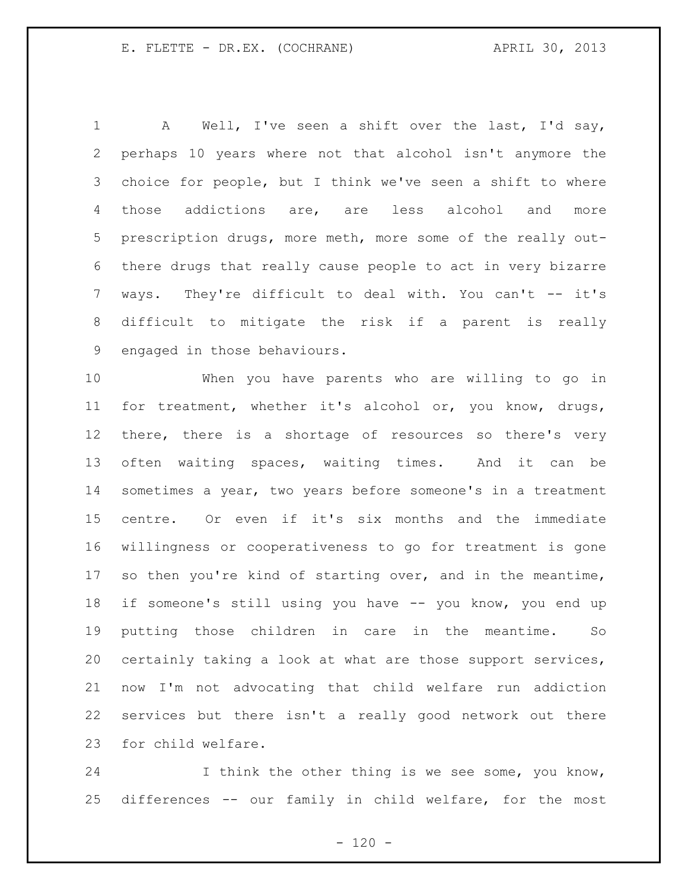A Well, I've seen a shift over the last, I'd say, perhaps 10 years where not that alcohol isn't anymore the choice for people, but I think we've seen a shift to where those addictions are, are less alcohol and more prescription drugs, more meth, more some of the really out-there drugs that really cause people to act in very bizarre ways. They're difficult to deal with. You can't -- it's difficult to mitigate the risk if a parent is really engaged in those behaviours.

When you have parents who are willing to go in for treatment, whether it's alcohol or, you know, drugs, there, there is a shortage of resources so there's very often waiting spaces, waiting times. And it can be sometimes a year, two years before someone's in a treatment centre. Or even if it's six months and the immediate willingness or cooperativeness to go for treatment is gone so then you're kind of starting over, and in the meantime, if someone's still using you have -- you know, you end up putting those children in care in the meantime. So certainly taking a look at what are those support services, now I'm not advocating that child welfare run addiction services but there isn't a really good network out there for child welfare.

I think the other thing is we see some, you know, differences -- our family in child welfare, for the most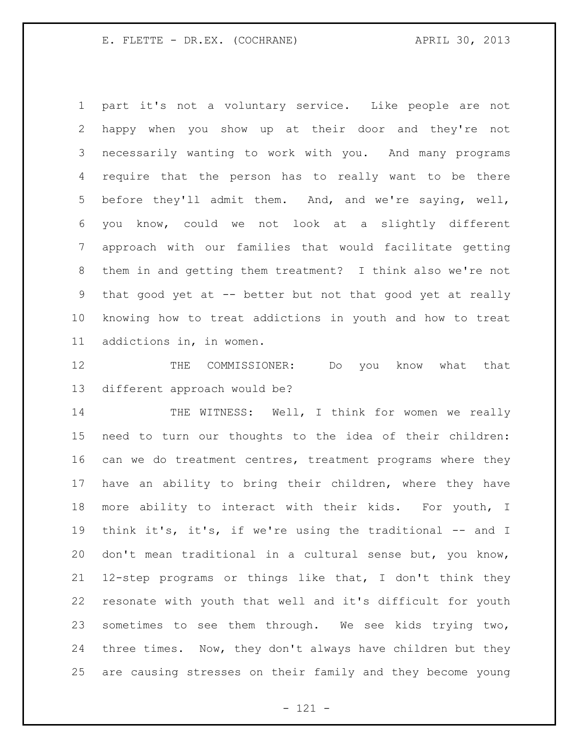part it's not a voluntary service. Like people are not happy when you show up at their door and they're not necessarily wanting to work with you. And many programs require that the person has to really want to be there before they'll admit them. And, and we're saying, well, you know, could we not look at a slightly different approach with our families that would facilitate getting them in and getting them treatment? I think also we're not that good yet at -- better but not that good yet at really knowing how to treat addictions in youth and how to treat addictions in, in women.

THE COMMISSIONER: Do you know what that different approach would be?

THE WITNESS: Well, I think for women we really need to turn our thoughts to the idea of their children: can we do treatment centres, treatment programs where they have an ability to bring their children, where they have more ability to interact with their kids. For youth, I think it's, it's, if we're using the traditional -- and I don't mean traditional in a cultural sense but, you know, 12-step programs or things like that, I don't think they resonate with youth that well and it's difficult for youth sometimes to see them through. We see kids trying two, three times. Now, they don't always have children but they are causing stresses on their family and they become young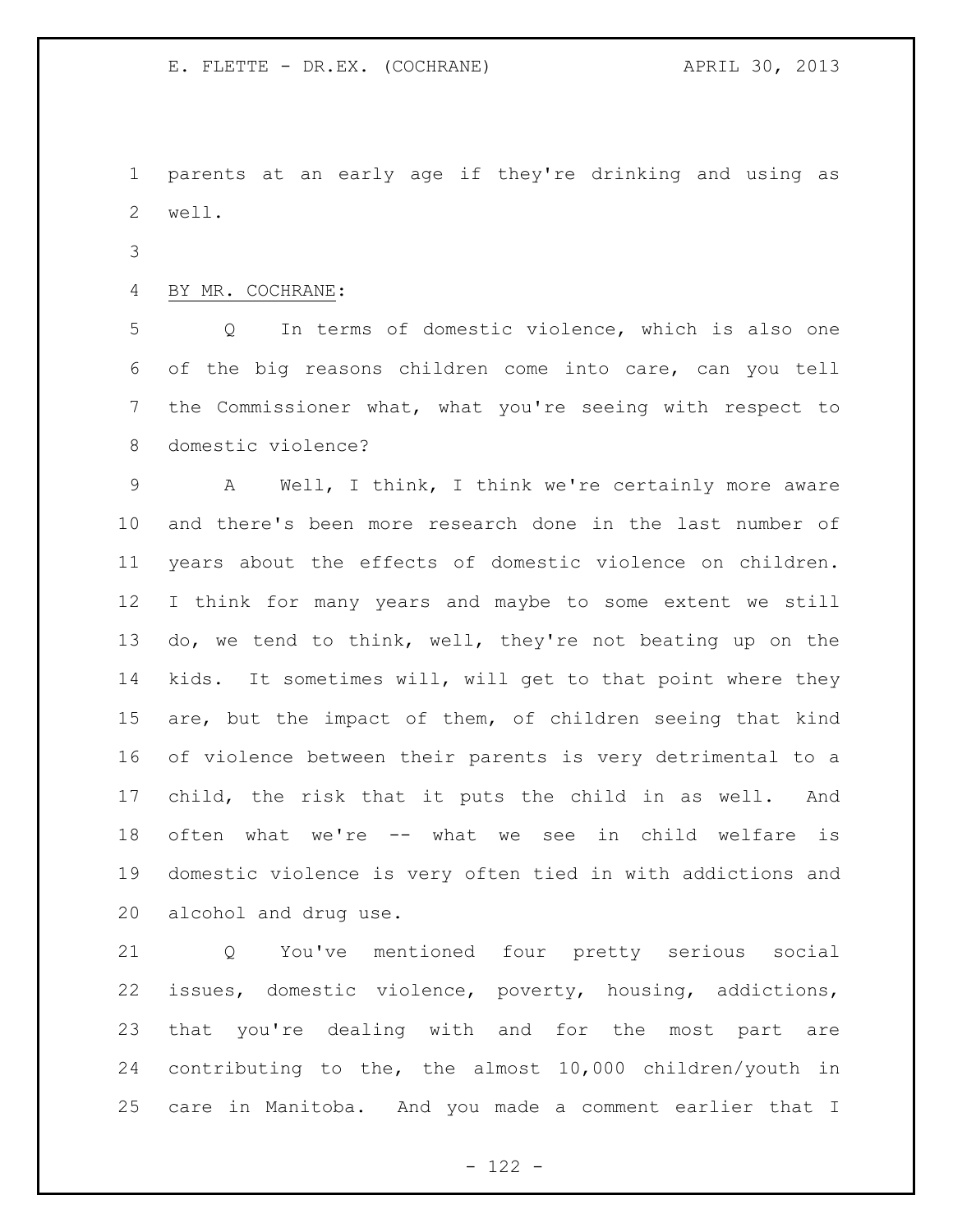parents at an early age if they're drinking and using as well.

BY MR. COCHRANE:

Q In terms of domestic violence, which is also one of the big reasons children come into care, can you tell the Commissioner what, what you're seeing with respect to domestic violence?

A Well, I think, I think we're certainly more aware and there's been more research done in the last number of years about the effects of domestic violence on children. I think for many years and maybe to some extent we still do, we tend to think, well, they're not beating up on the kids. It sometimes will, will get to that point where they are, but the impact of them, of children seeing that kind of violence between their parents is very detrimental to a child, the risk that it puts the child in as well. And often what we're -- what we see in child welfare is domestic violence is very often tied in with addictions and alcohol and drug use.

Q You've mentioned four pretty serious social issues, domestic violence, poverty, housing, addictions, that you're dealing with and for the most part are contributing to the, the almost 10,000 children/youth in care in Manitoba. And you made a comment earlier that I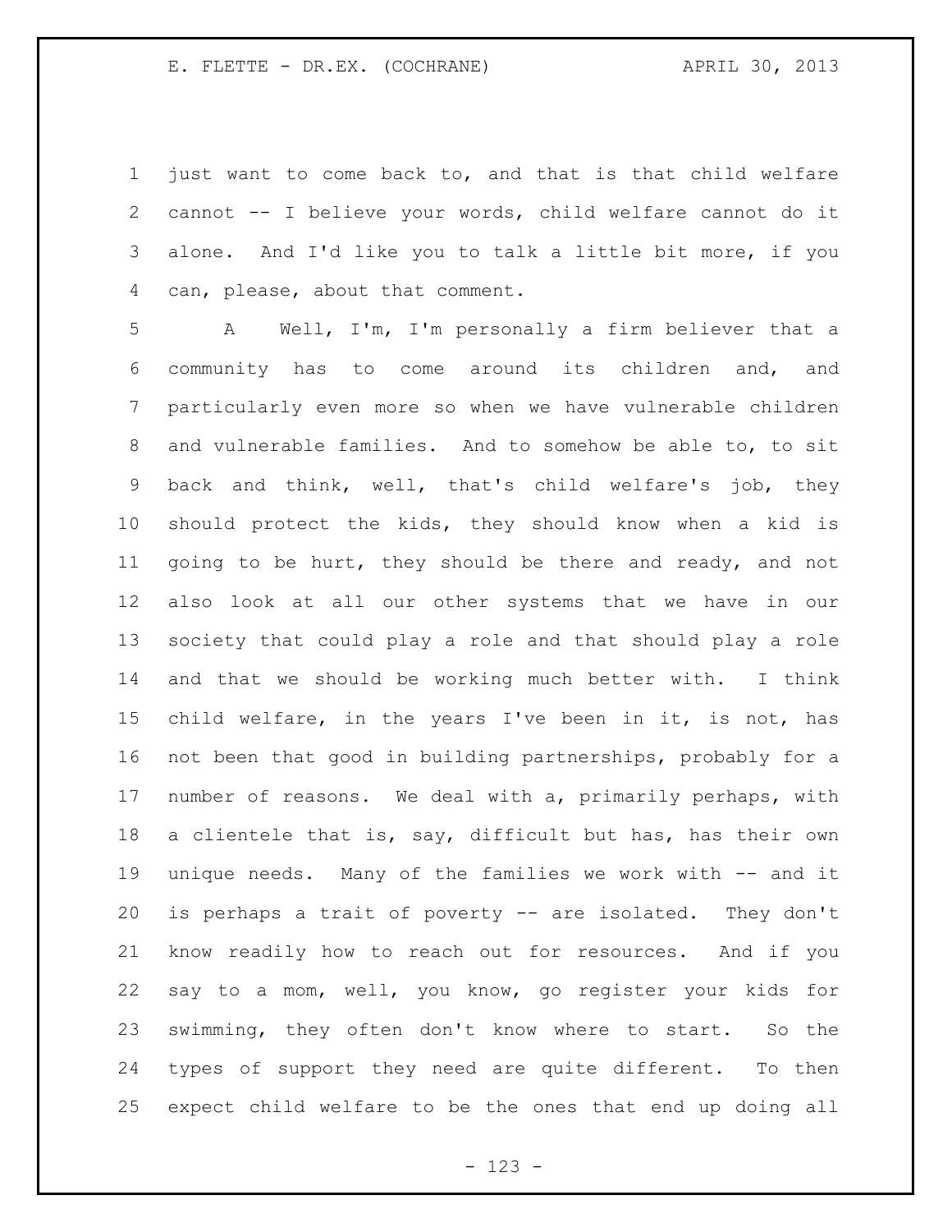just want to come back to, and that is that child welfare cannot -- I believe your words, child welfare cannot do it alone. And I'd like you to talk a little bit more, if you can, please, about that comment.

A Well, I'm, I'm personally a firm believer that a community has to come around its children and, and particularly even more so when we have vulnerable children and vulnerable families. And to somehow be able to, to sit back and think, well, that's child welfare's job, they should protect the kids, they should know when a kid is going to be hurt, they should be there and ready, and not also look at all our other systems that we have in our society that could play a role and that should play a role and that we should be working much better with. I think child welfare, in the years I've been in it, is not, has not been that good in building partnerships, probably for a number of reasons. We deal with a, primarily perhaps, with a clientele that is, say, difficult but has, has their own unique needs. Many of the families we work with -- and it is perhaps a trait of poverty -- are isolated. They don't know readily how to reach out for resources. And if you say to a mom, well, you know, go register your kids for swimming, they often don't know where to start. So the types of support they need are quite different. To then expect child welfare to be the ones that end up doing all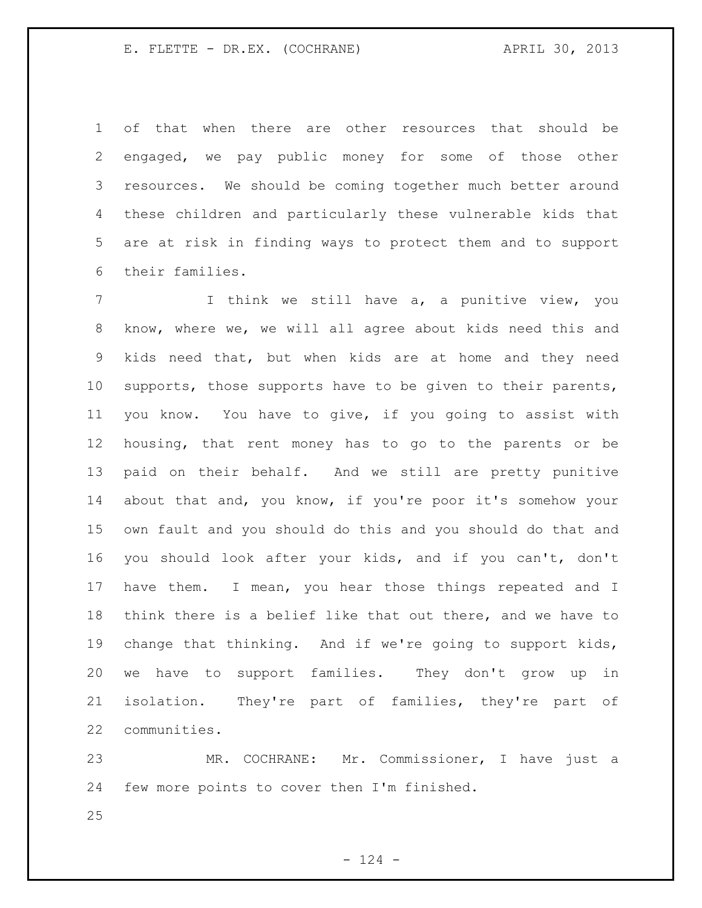of that when there are other resources that should be engaged, we pay public money for some of those other resources. We should be coming together much better around these children and particularly these vulnerable kids that are at risk in finding ways to protect them and to support their families.

I think we still have a, a punitive view, you know, where we, we will all agree about kids need this and kids need that, but when kids are at home and they need supports, those supports have to be given to their parents, you know. You have to give, if you going to assist with housing, that rent money has to go to the parents or be paid on their behalf. And we still are pretty punitive about that and, you know, if you're poor it's somehow your own fault and you should do this and you should do that and you should look after your kids, and if you can't, don't have them. I mean, you hear those things repeated and I think there is a belief like that out there, and we have to change that thinking. And if we're going to support kids, we have to support families. They don't grow up in isolation. They're part of families, they're part of communities.

MR. COCHRANE: Mr. Commissioner, I have just a few more points to cover then I'm finished.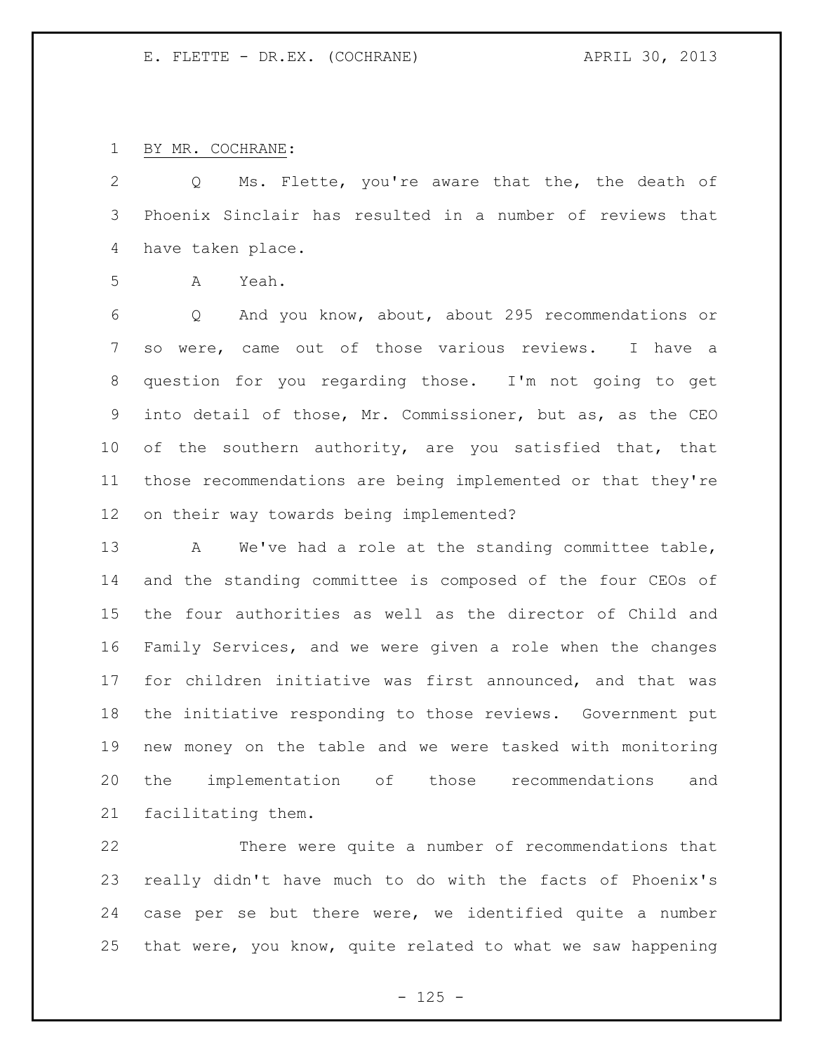BY MR. COCHRANE:

Q Ms. Flette, you're aware that the, the death of Phoenix Sinclair has resulted in a number of reviews that have taken place.

A Yeah.

Q And you know, about, about 295 recommendations or so were, came out of those various reviews. I have a question for you regarding those. I'm not going to get into detail of those, Mr. Commissioner, but as, as the CEO of the southern authority, are you satisfied that, that those recommendations are being implemented or that they're on their way towards being implemented?

A We've had a role at the standing committee table, and the standing committee is composed of the four CEOs of the four authorities as well as the director of Child and Family Services, and we were given a role when the changes for children initiative was first announced, and that was the initiative responding to those reviews. Government put new money on the table and we were tasked with monitoring the implementation of those recommendations and facilitating them.

There were quite a number of recommendations that really didn't have much to do with the facts of Phoenix's case per se but there were, we identified quite a number that were, you know, quite related to what we saw happening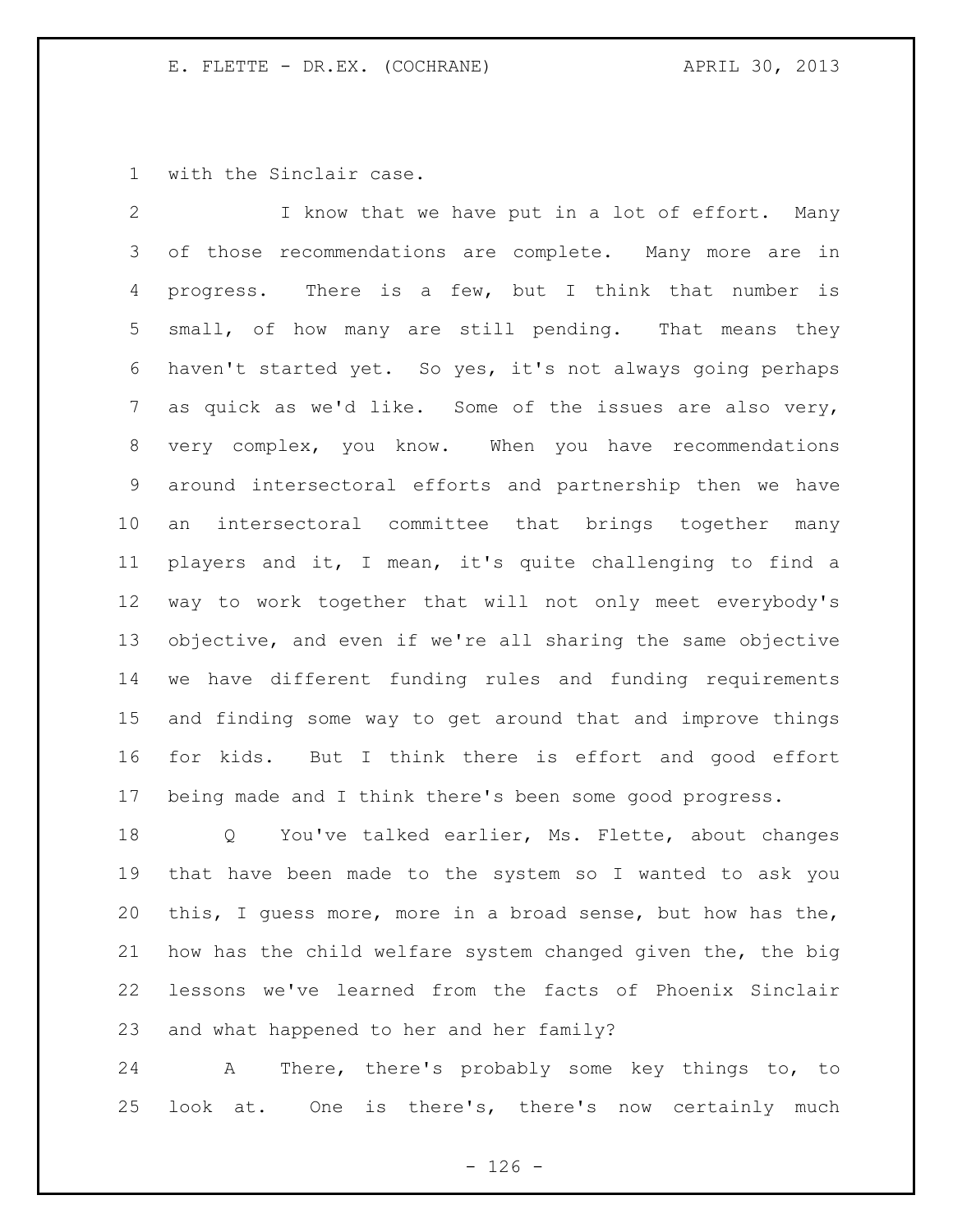with the Sinclair case.

I know that we have put in a lot of effort. Many of those recommendations are complete. Many more are in progress. There is a few, but I think that number is small, of how many are still pending. That means they haven't started yet. So yes, it's not always going perhaps as quick as we'd like. Some of the issues are also very, very complex, you know. When you have recommendations around intersectoral efforts and partnership then we have an intersectoral committee that brings together many players and it, I mean, it's quite challenging to find a way to work together that will not only meet everybody's objective, and even if we're all sharing the same objective we have different funding rules and funding requirements and finding some way to get around that and improve things for kids. But I think there is effort and good effort being made and I think there's been some good progress.

Q You've talked earlier, Ms. Flette, about changes that have been made to the system so I wanted to ask you this, I guess more, more in a broad sense, but how has the, how has the child welfare system changed given the, the big lessons we've learned from the facts of Phoenix Sinclair and what happened to her and her family?

A There, there's probably some key things to, to look at. One is there's, there's now certainly much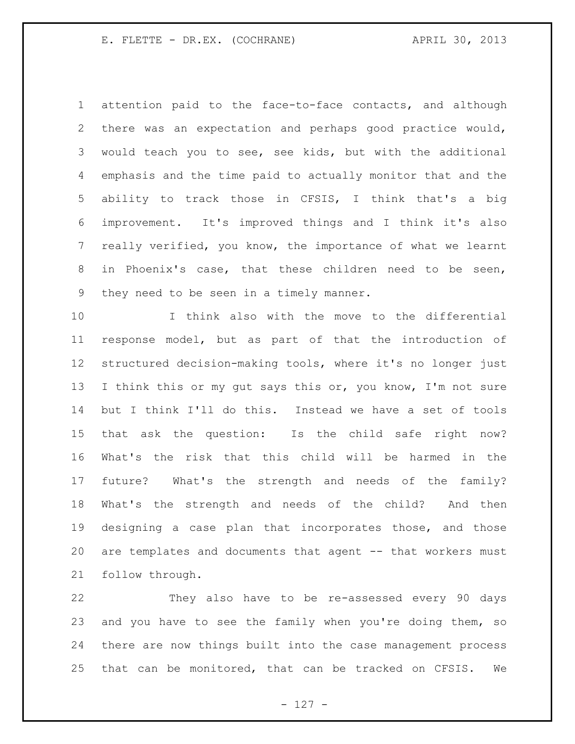attention paid to the face-to-face contacts, and although there was an expectation and perhaps good practice would, would teach you to see, see kids, but with the additional emphasis and the time paid to actually monitor that and the ability to track those in CFSIS, I think that's a big improvement. It's improved things and I think it's also really verified, you know, the importance of what we learnt in Phoenix's case, that these children need to be seen, they need to be seen in a timely manner.

I think also with the move to the differential response model, but as part of that the introduction of structured decision-making tools, where it's no longer just I think this or my gut says this or, you know, I'm not sure but I think I'll do this. Instead we have a set of tools that ask the question: Is the child safe right now? What's the risk that this child will be harmed in the future? What's the strength and needs of the family? What's the strength and needs of the child? And then designing a case plan that incorporates those, and those are templates and documents that agent -- that workers must follow through.

They also have to be re-assessed every 90 days and you have to see the family when you're doing them, so there are now things built into the case management process that can be monitored, that can be tracked on CFSIS. We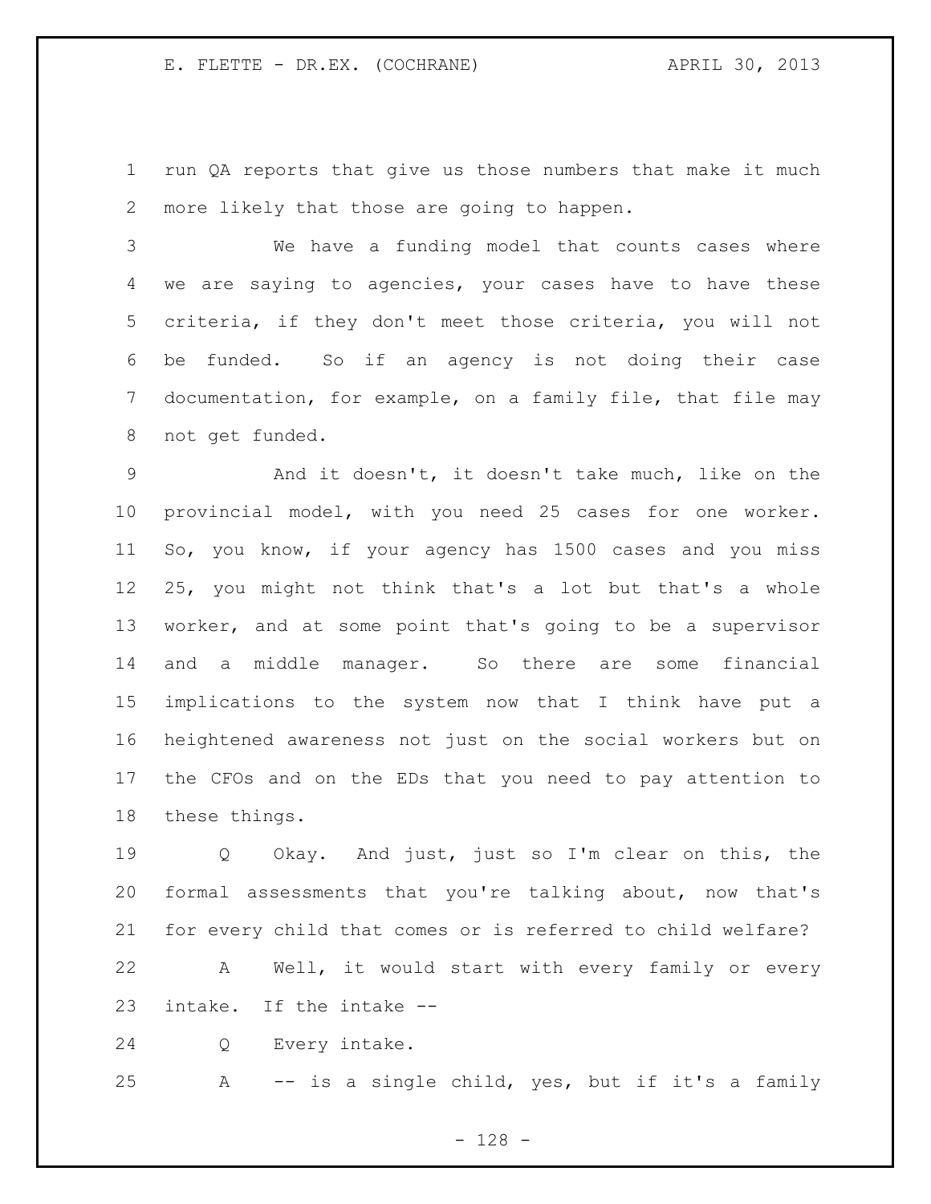run QA reports that give us those numbers that make it much more likely that those are going to happen.

We have a funding model that counts cases where we are saying to agencies, your cases have to have these criteria, if they don't meet those criteria, you will not be funded. So if an agency is not doing their case documentation, for example, on a family file, that file may not get funded.

And it doesn't, it doesn't take much, like on the provincial model, with you need 25 cases for one worker. So, you know, if your agency has 1500 cases and you miss 25, you might not think that's a lot but that's a whole worker, and at some point that's going to be a supervisor and a middle manager. So there are some financial implications to the system now that I think have put a heightened awareness not just on the social workers but on the CFOs and on the EDs that you need to pay attention to these things.

Q Okay. And just, just so I'm clear on this, the formal assessments that you're talking about, now that's for every child that comes or is referred to child welfare?

A Well, it would start with every family or every intake. If the intake --

Q Every intake.

A -- is a single child, yes, but if it's a family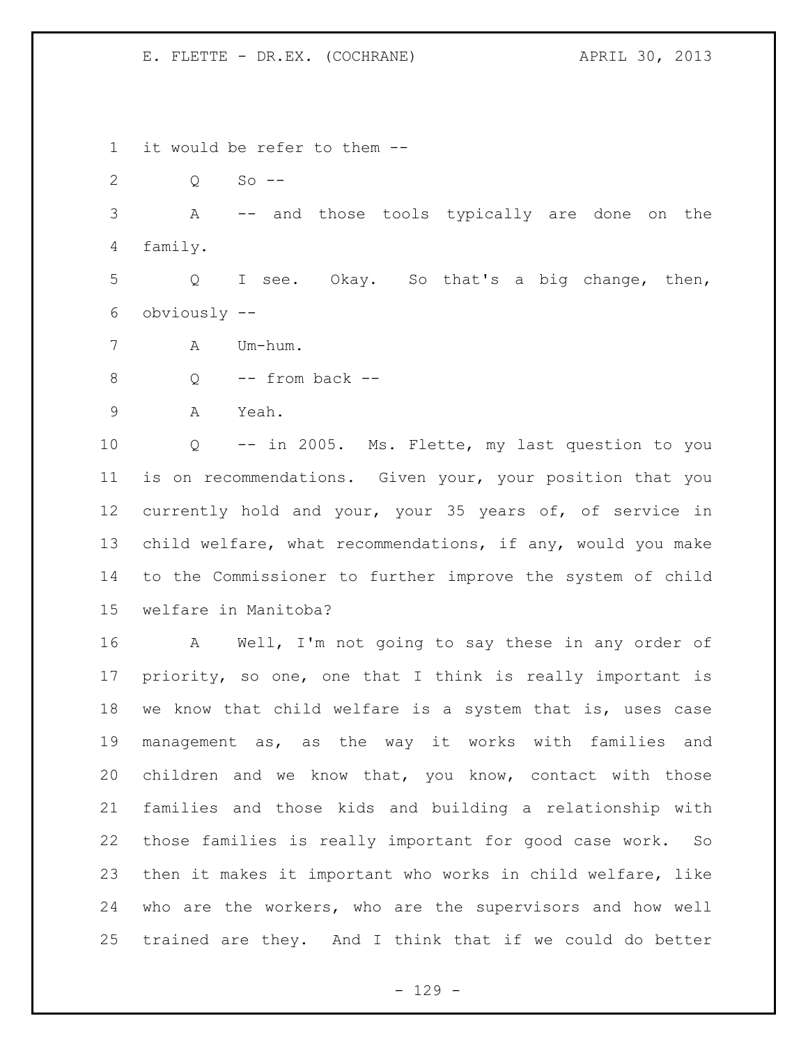it would be refer to them --

Q So --

A -- and those tools typically are done on the family.

Q I see. Okay. So that's a big change, then, obviously --

A Um-hum.

Q -- from back --

A Yeah.

Q -- in 2005. Ms. Flette, my last question to you is on recommendations. Given your, your position that you currently hold and your, your 35 years of, of service in child welfare, what recommendations, if any, would you make to the Commissioner to further improve the system of child welfare in Manitoba?

A Well, I'm not going to say these in any order of priority, so one, one that I think is really important is we know that child welfare is a system that is, uses case management as, as the way it works with families and children and we know that, you know, contact with those families and those kids and building a relationship with those families is really important for good case work. So then it makes it important who works in child welfare, like who are the workers, who are the supervisors and how well trained are they. And I think that if we could do better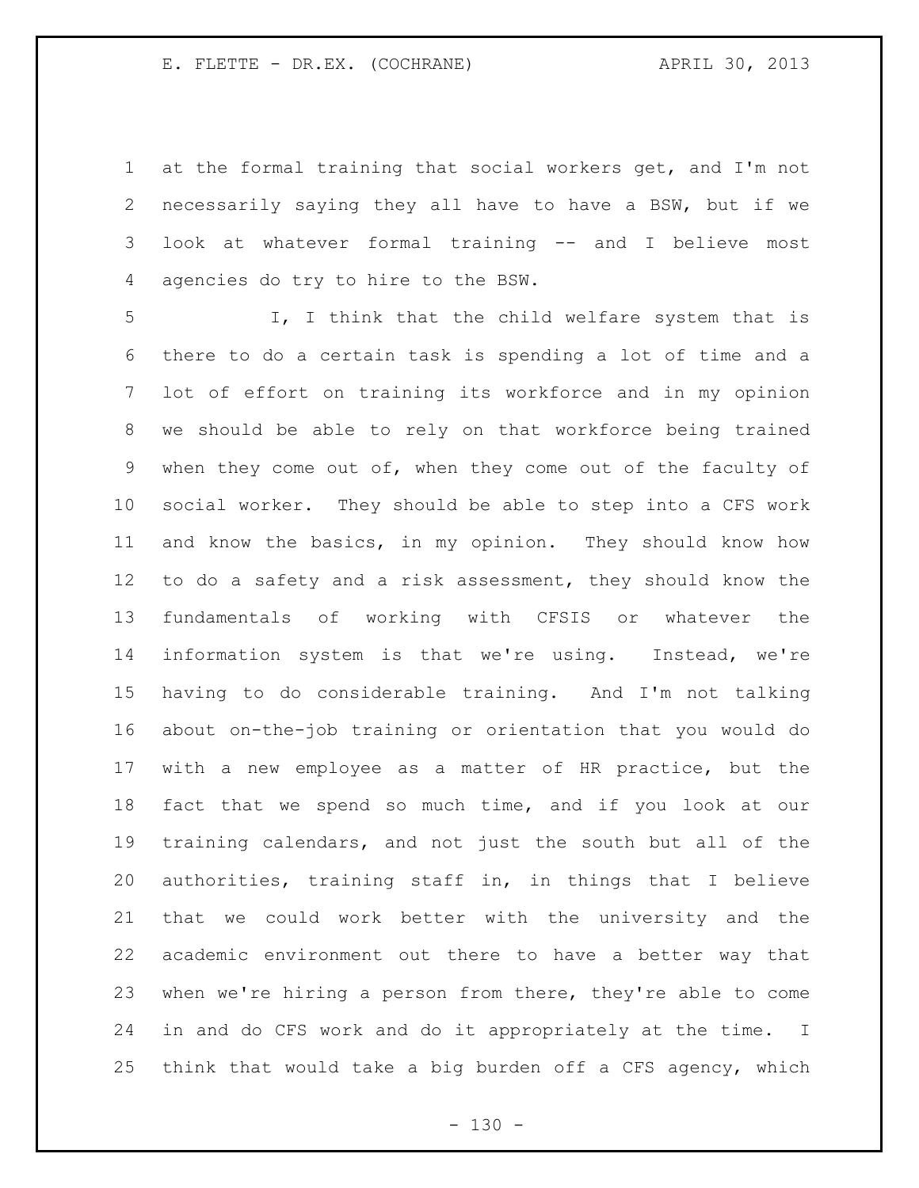at the formal training that social workers get, and I'm not necessarily saying they all have to have a BSW, but if we look at whatever formal training -- and I believe most agencies do try to hire to the BSW.

I, I think that the child welfare system that is there to do a certain task is spending a lot of time and a lot of effort on training its workforce and in my opinion we should be able to rely on that workforce being trained when they come out of, when they come out of the faculty of social worker. They should be able to step into a CFS work and know the basics, in my opinion. They should know how to do a safety and a risk assessment, they should know the fundamentals of working with CFSIS or whatever the information system is that we're using. Instead, we're having to do considerable training. And I'm not talking about on-the-job training or orientation that you would do with a new employee as a matter of HR practice, but the fact that we spend so much time, and if you look at our training calendars, and not just the south but all of the authorities, training staff in, in things that I believe that we could work better with the university and the academic environment out there to have a better way that when we're hiring a person from there, they're able to come in and do CFS work and do it appropriately at the time. I think that would take a big burden off a CFS agency, which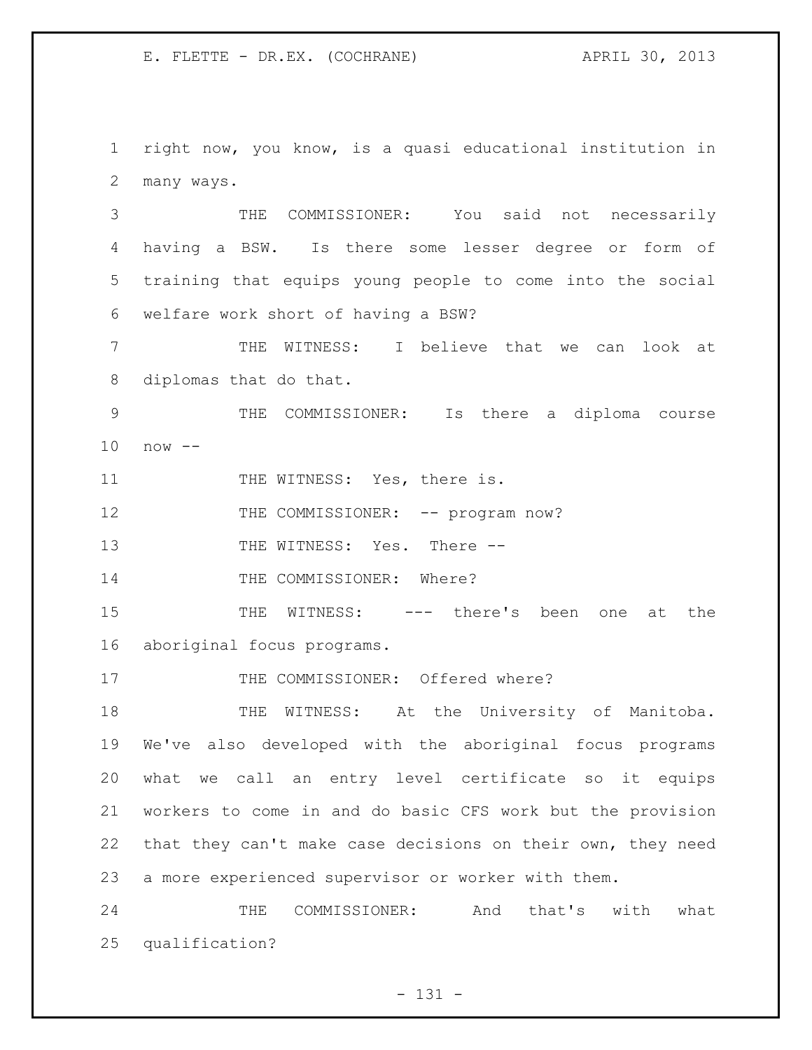right now, you know, is a quasi educational institution in many ways.

THE COMMISSIONER: You said not necessarily having a BSW. Is there some lesser degree or form of training that equips young people to come into the social welfare work short of having a BSW?

THE WITNESS: I believe that we can look at diplomas that do that.

THE COMMISSIONER: Is there a diploma course now --

THE WITNESS: Yes, there is.

THE COMMISSIONER: -- program now?

THE WITNESS: Yes. There --

THE COMMISSIONER: Where?

THE WITNESS: --- there's been one at the aboriginal focus programs.

THE COMMISSIONER: Offered where?

THE WITNESS: At the University of Manitoba. We've also developed with the aboriginal focus programs what we call an entry level certificate so it equips workers to come in and do basic CFS work but the provision that they can't make case decisions on their own, they need a more experienced supervisor or worker with them.

THE COMMISSIONER: And that's with what qualification?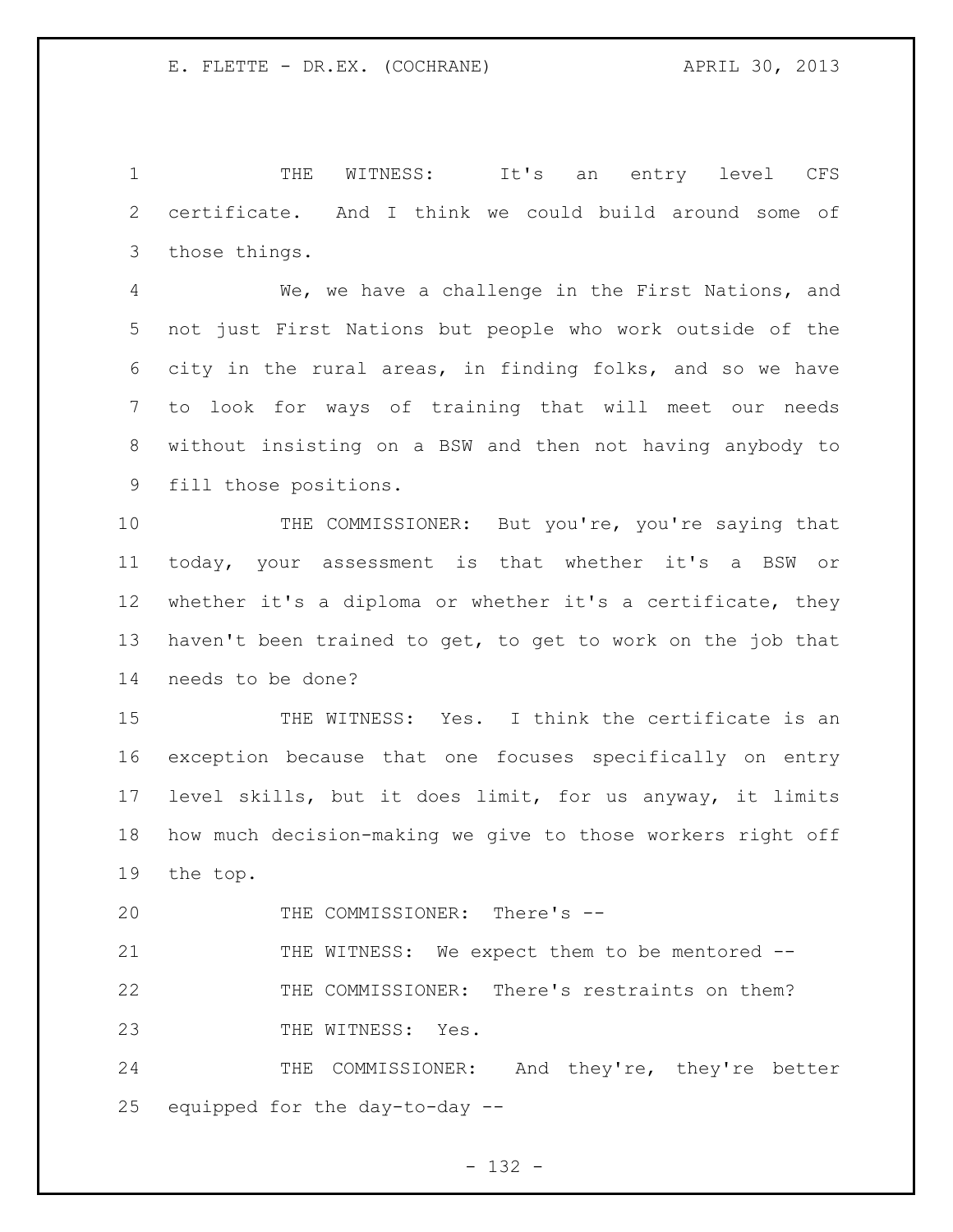THE WITNESS: It's an entry level CFS certificate. And I think we could build around some of those things.

We, we have a challenge in the First Nations, and not just First Nations but people who work outside of the city in the rural areas, in finding folks, and so we have to look for ways of training that will meet our needs without insisting on a BSW and then not having anybody to fill those positions.

THE COMMISSIONER: But you're, you're saying that today, your assessment is that whether it's a BSW or whether it's a diploma or whether it's a certificate, they haven't been trained to get, to get to work on the job that needs to be done?

THE WITNESS: Yes. I think the certificate is an exception because that one focuses specifically on entry level skills, but it does limit, for us anyway, it limits how much decision-making we give to those workers right off the top.

THE COMMISSIONER: There's --

THE WITNESS: We expect them to be mentored --

THE COMMISSIONER: There's restraints on them?

THE WITNESS: Yes.

THE COMMISSIONER: And they're, they're better equipped for the day-to-day --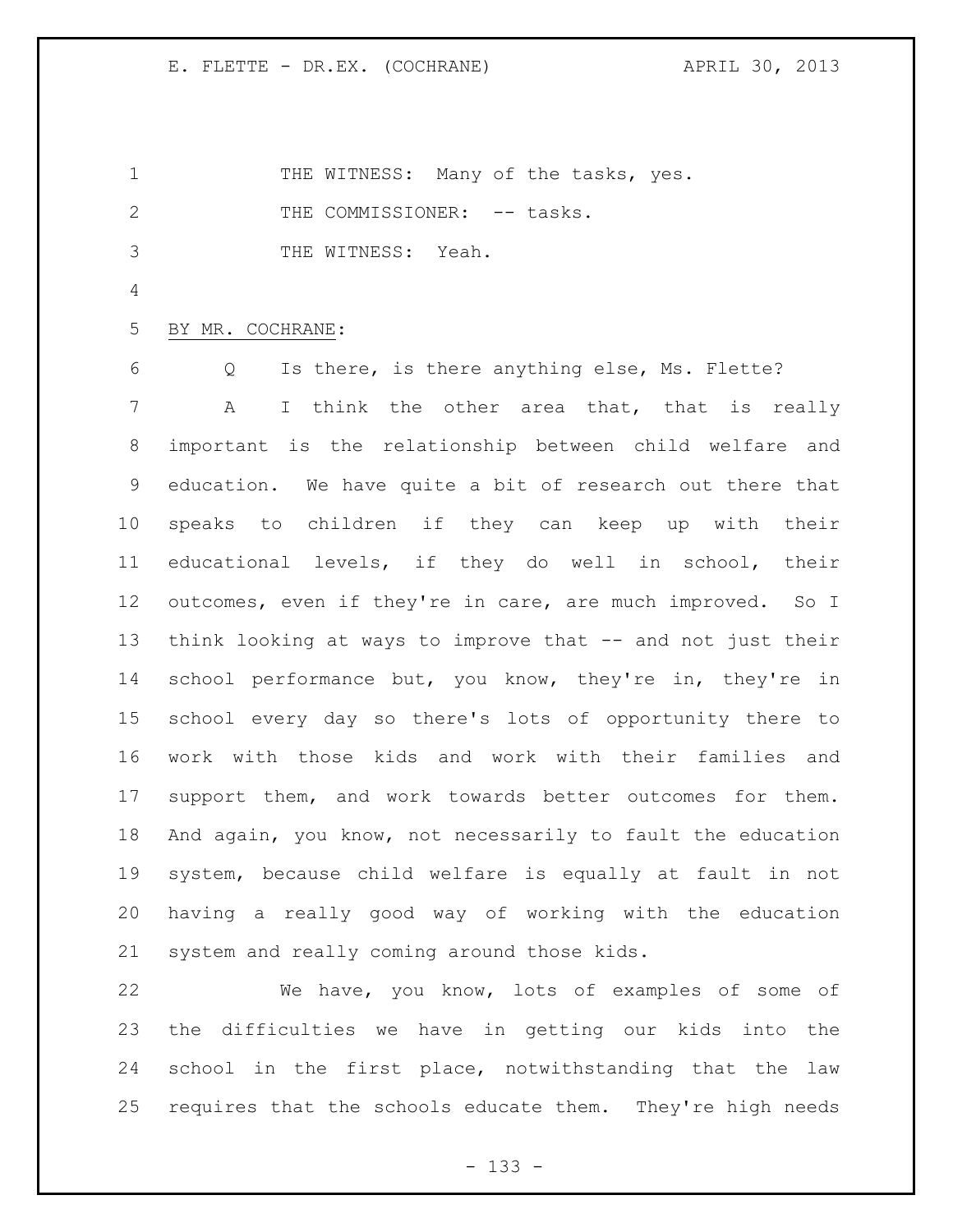THE WITNESS: Many of the tasks, yes.

THE COMMISSIONER: -- tasks.

THE WITNESS: Yeah.

BY MR. COCHRANE:

Q Is there, is there anything else, Ms. Flette?

A I think the other area that, that is really important is the relationship between child welfare and education. We have quite a bit of research out there that speaks to children if they can keep up with their educational levels, if they do well in school, their outcomes, even if they're in care, are much improved. So I think looking at ways to improve that -- and not just their school performance but, you know, they're in, they're in school every day so there's lots of opportunity there to work with those kids and work with their families and support them, and work towards better outcomes for them. And again, you know, not necessarily to fault the education system, because child welfare is equally at fault in not having a really good way of working with the education system and really coming around those kids.

We have, you know, lots of examples of some of the difficulties we have in getting our kids into the school in the first place, notwithstanding that the law requires that the schools educate them. They're high needs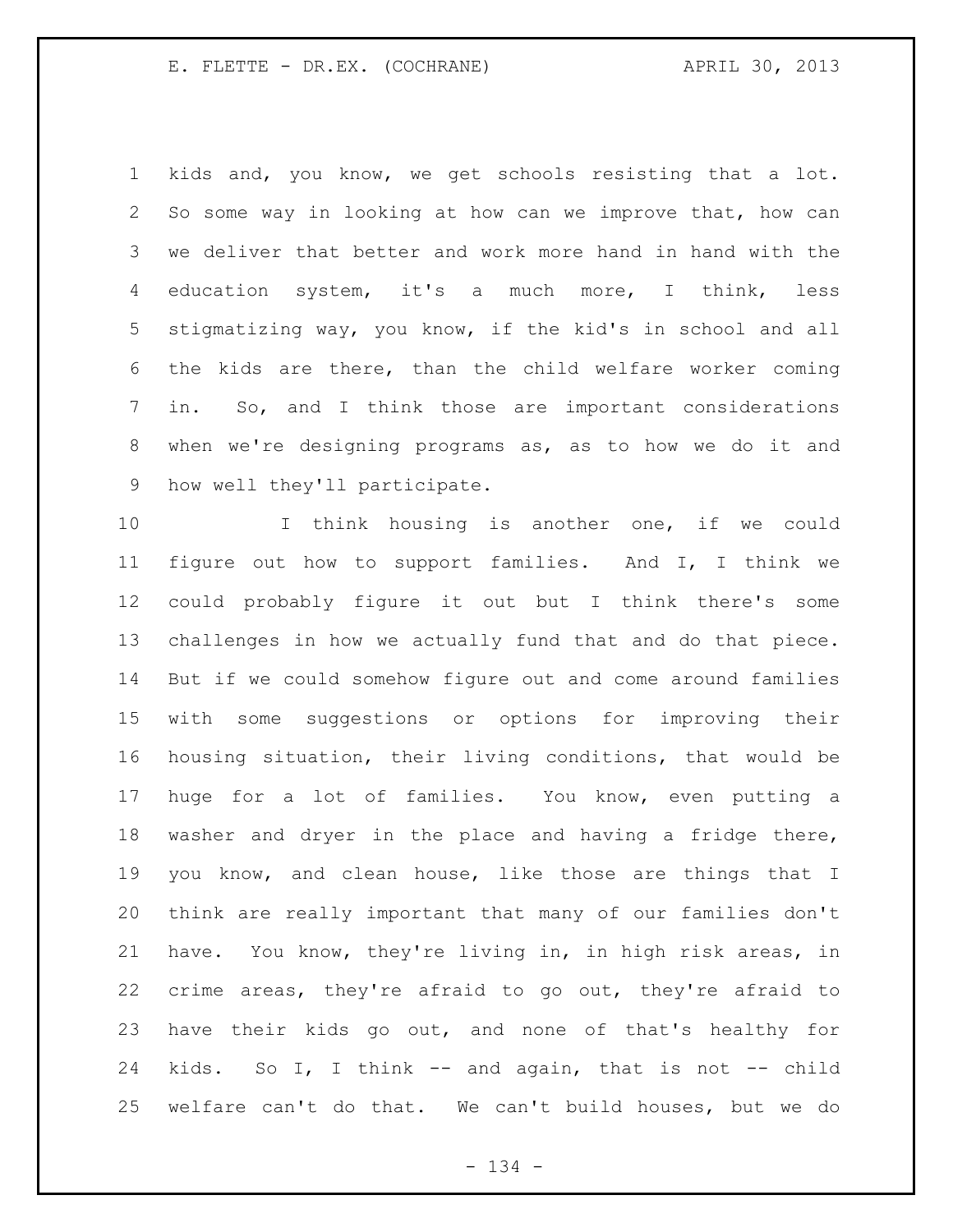kids and, you know, we get schools resisting that a lot. So some way in looking at how can we improve that, how can we deliver that better and work more hand in hand with the education system, it's a much more, I think, less stigmatizing way, you know, if the kid's in school and all the kids are there, than the child welfare worker coming in. So, and I think those are important considerations when we're designing programs as, as to how we do it and how well they'll participate.

I think housing is another one, if we could figure out how to support families. And I, I think we could probably figure it out but I think there's some challenges in how we actually fund that and do that piece. But if we could somehow figure out and come around families with some suggestions or options for improving their housing situation, their living conditions, that would be huge for a lot of families. You know, even putting a washer and dryer in the place and having a fridge there, you know, and clean house, like those are things that I think are really important that many of our families don't have. You know, they're living in, in high risk areas, in crime areas, they're afraid to go out, they're afraid to have their kids go out, and none of that's healthy for kids. So I, I think -- and again, that is not -- child welfare can't do that. We can't build houses, but we do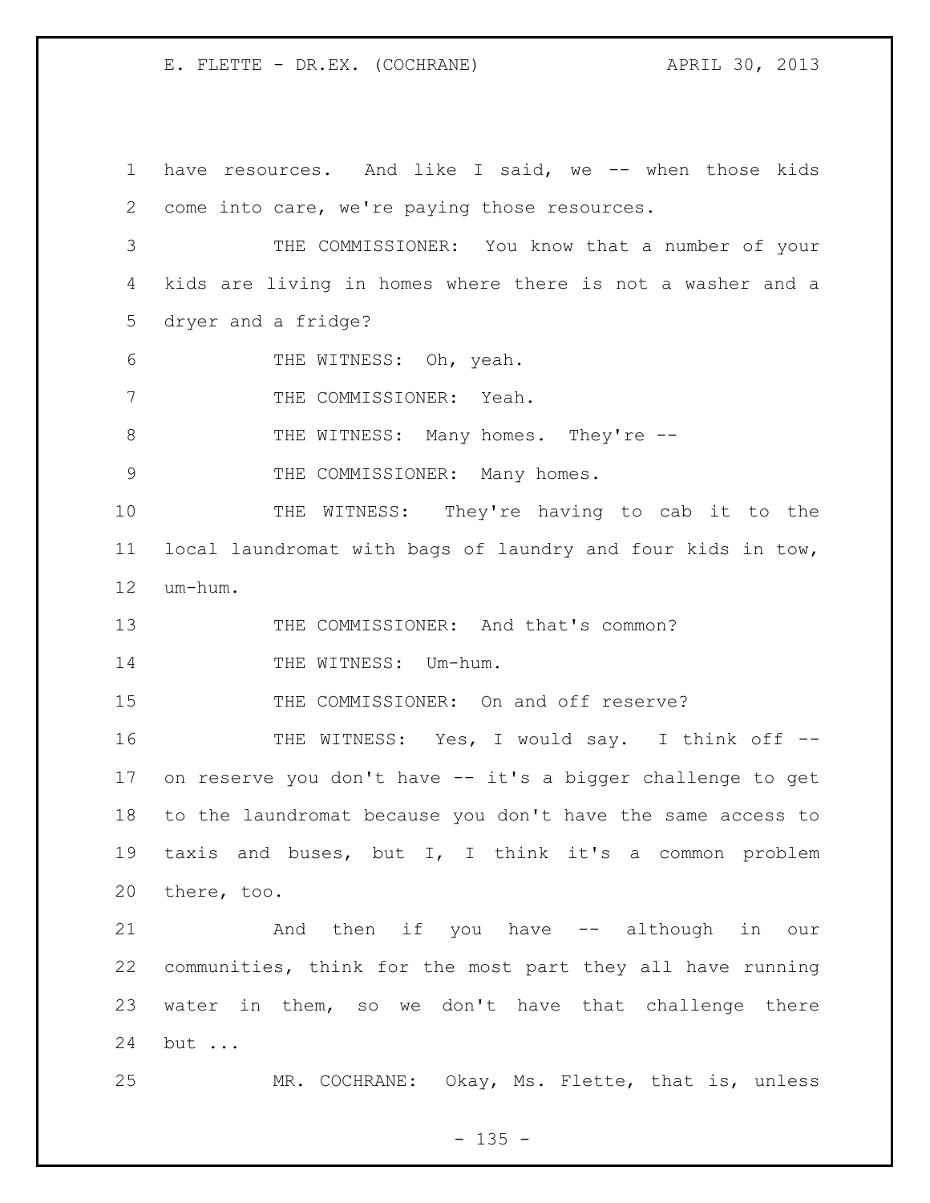have resources. And like I said, we -- when those kids come into care, we're paying those resources.

THE COMMISSIONER: You know that a number of your kids are living in homes where there is not a washer and a dryer and a fridge?

THE WITNESS: Oh, yeah.

THE COMMISSIONER: Yeah.

THE WITNESS: Many homes. They're --

THE COMMISSIONER: Many homes.

THE WITNESS: They're having to cab it to the local laundromat with bags of laundry and four kids in tow, um-hum.

THE COMMISSIONER: And that's common?

THE WITNESS: Um-hum.

THE COMMISSIONER: On and off reserve?

THE WITNESS: Yes, I would say. I think off -- on reserve you don't have -- it's a bigger challenge to get to the laundromat because you don't have the same access to taxis and buses, but I, I think it's a common problem there, too.

And then if you have -- although in our communities, think for the most part they all have running water in them, so we don't have that challenge there but ...

MR. COCHRANE: Okay, Ms. Flette, that is, unless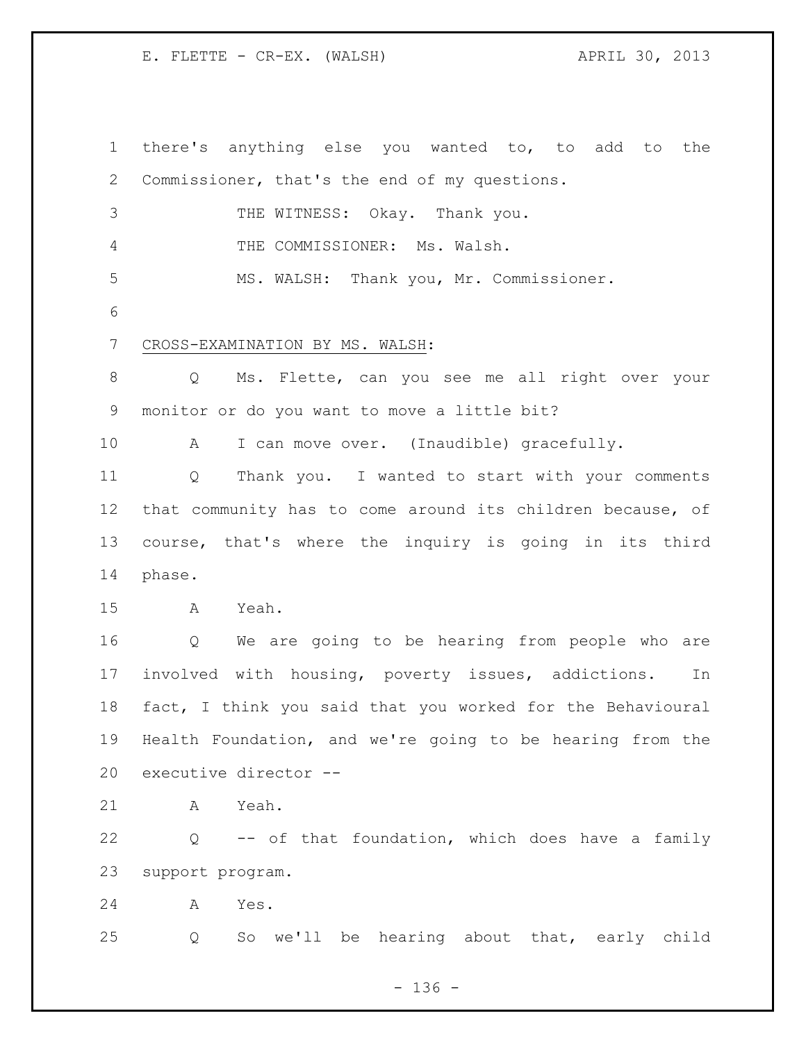there's anything else you wanted to, to add to the Commissioner, that's the end of my questions.

THE WITNESS: Okay. Thank you.

THE COMMISSIONER: Ms. Walsh.

MS. WALSH: Thank you, Mr. Commissioner.

CROSS-EXAMINATION BY MS. WALSH:

Q Ms. Flette, can you see me all right over your monitor or do you want to move a little bit?

A I can move over. (Inaudible) gracefully.

Q Thank you. I wanted to start with your comments that community has to come around its children because, of course, that's where the inquiry is going in its third phase.

A Yeah.

Q We are going to be hearing from people who are involved with housing, poverty issues, addictions. In fact, I think you said that you worked for the Behavioural Health Foundation, and we're going to be hearing from the executive director --

A Yeah.

Q -- of that foundation, which does have a family support program.

A Yes.

Q So we'll be hearing about that, early child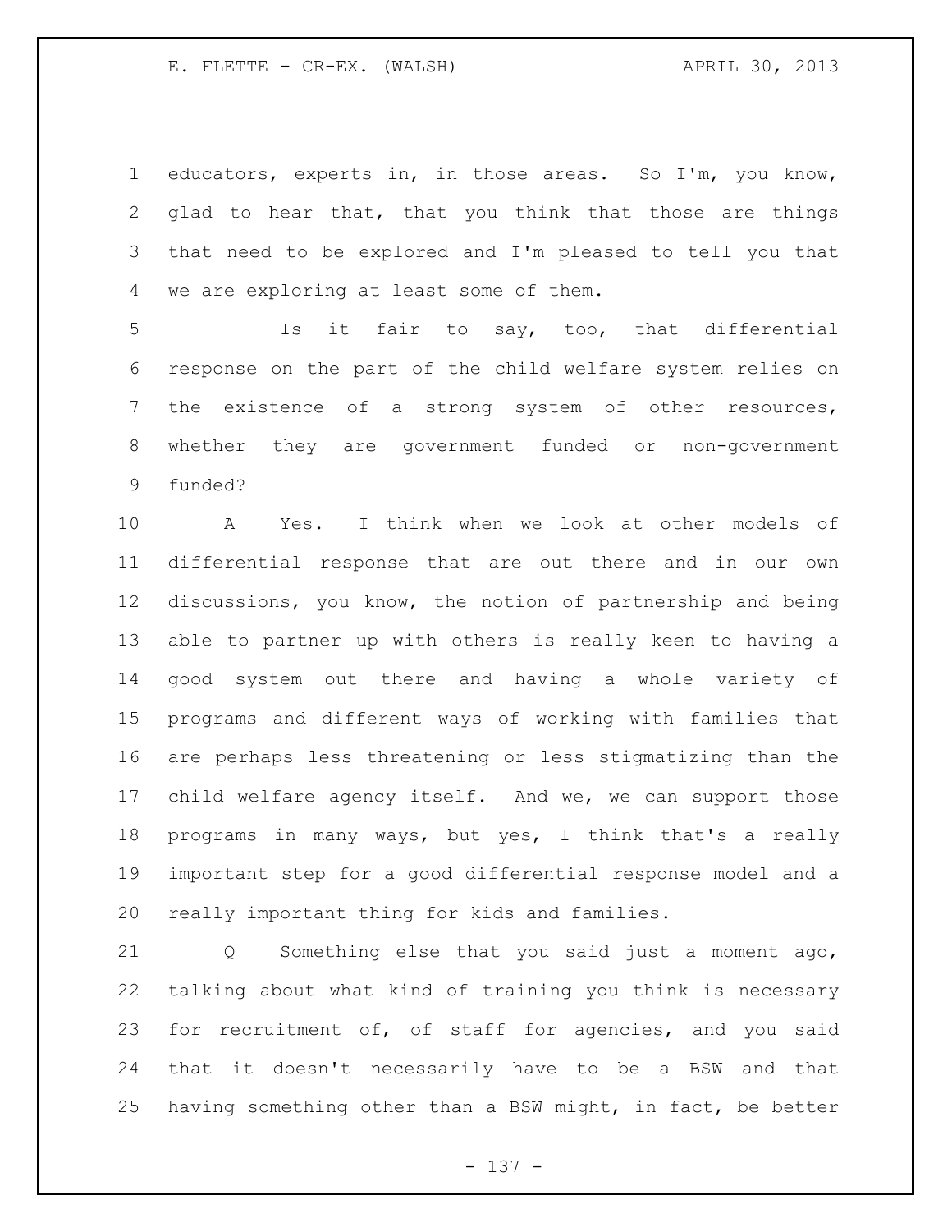educators, experts in, in those areas. So I'm, you know, glad to hear that, that you think that those are things that need to be explored and I'm pleased to tell you that we are exploring at least some of them.

Is it fair to say, too, that differential response on the part of the child welfare system relies on the existence of a strong system of other resources, whether they are government funded or non-government funded?

A Yes. I think when we look at other models of differential response that are out there and in our own discussions, you know, the notion of partnership and being able to partner up with others is really keen to having a good system out there and having a whole variety of programs and different ways of working with families that are perhaps less threatening or less stigmatizing than the child welfare agency itself. And we, we can support those programs in many ways, but yes, I think that's a really important step for a good differential response model and a really important thing for kids and families.

Q Something else that you said just a moment ago, talking about what kind of training you think is necessary for recruitment of, of staff for agencies, and you said that it doesn't necessarily have to be a BSW and that having something other than a BSW might, in fact, be better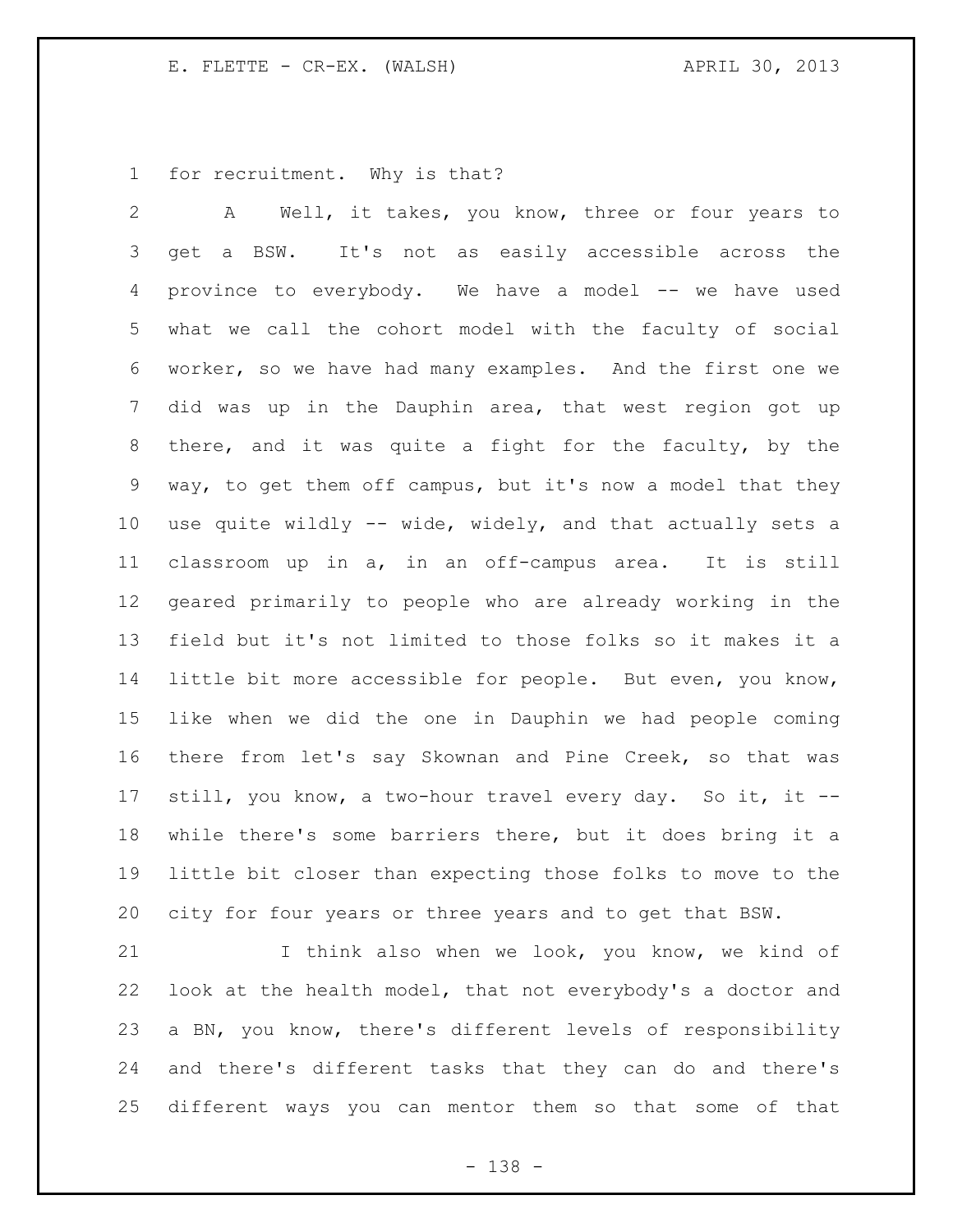for recruitment. Why is that?

A Well, it takes, you know, three or four years to get a BSW. It's not as easily accessible across the province to everybody. We have a model -- we have used what we call the cohort model with the faculty of social worker, so we have had many examples. And the first one we did was up in the Dauphin area, that west region got up there, and it was quite a fight for the faculty, by the way, to get them off campus, but it's now a model that they use quite wildly -- wide, widely, and that actually sets a classroom up in a, in an off-campus area. It is still geared primarily to people who are already working in the field but it's not limited to those folks so it makes it a little bit more accessible for people. But even, you know, like when we did the one in Dauphin we had people coming there from let's say Skownan and Pine Creek, so that was still, you know, a two-hour travel every day. So it, it -- while there's some barriers there, but it does bring it a little bit closer than expecting those folks to move to the city for four years or three years and to get that BSW.

I think also when we look, you know, we kind of look at the health model, that not everybody's a doctor and a BN, you know, there's different levels of responsibility and there's different tasks that they can do and there's different ways you can mentor them so that some of that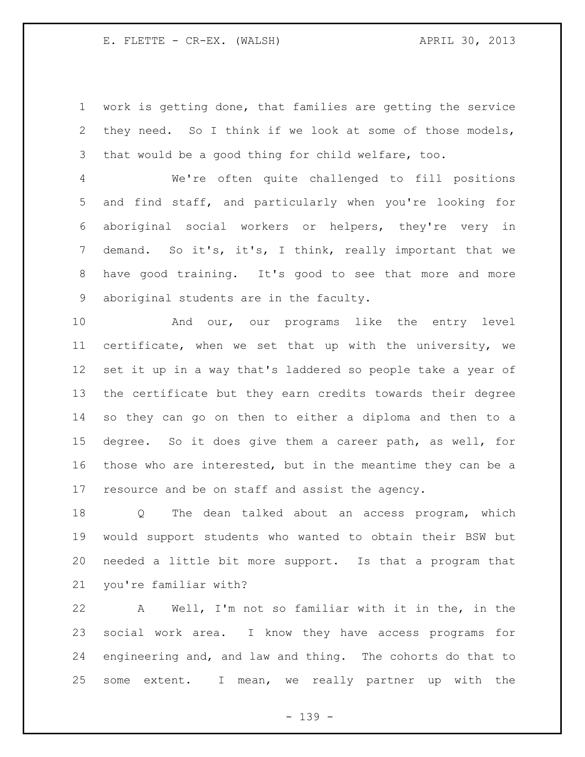work is getting done, that families are getting the service they need. So I think if we look at some of those models, that would be a good thing for child welfare, too.

We're often quite challenged to fill positions and find staff, and particularly when you're looking for aboriginal social workers or helpers, they're very in demand. So it's, it's, I think, really important that we have good training. It's good to see that more and more aboriginal students are in the faculty.

And our, our programs like the entry level certificate, when we set that up with the university, we set it up in a way that's laddered so people take a year of the certificate but they earn credits towards their degree so they can go on then to either a diploma and then to a degree. So it does give them a career path, as well, for those who are interested, but in the meantime they can be a resource and be on staff and assist the agency.

Q The dean talked about an access program, which would support students who wanted to obtain their BSW but needed a little bit more support. Is that a program that you're familiar with?

A Well, I'm not so familiar with it in the, in the social work area. I know they have access programs for engineering and, and law and thing. The cohorts do that to some extent. I mean, we really partner up with the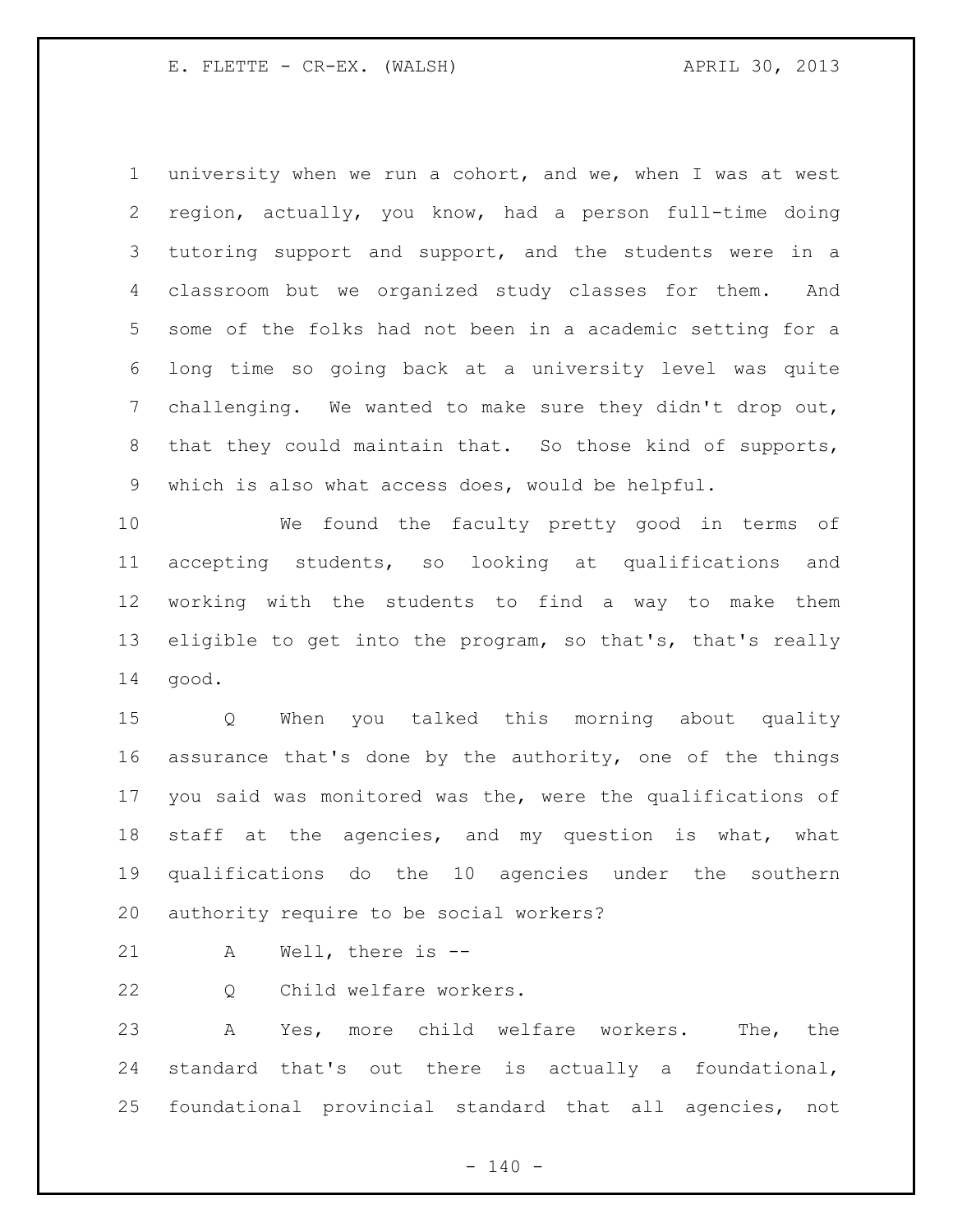university when we run a cohort, and we, when I was at west region, actually, you know, had a person full-time doing tutoring support and support, and the students were in a classroom but we organized study classes for them. And some of the folks had not been in a academic setting for a long time so going back at a university level was quite challenging. We wanted to make sure they didn't drop out, that they could maintain that. So those kind of supports, which is also what access does, would be helpful.

We found the faculty pretty good in terms of accepting students, so looking at qualifications and working with the students to find a way to make them eligible to get into the program, so that's, that's really good.

Q When you talked this morning about quality assurance that's done by the authority, one of the things you said was monitored was the, were the qualifications of staff at the agencies, and my question is what, what qualifications do the 10 agencies under the southern authority require to be social workers?

A Well, there is --

Q Child welfare workers.

A Yes, more child welfare workers. The, the standard that's out there is actually a foundational, foundational provincial standard that all agencies, not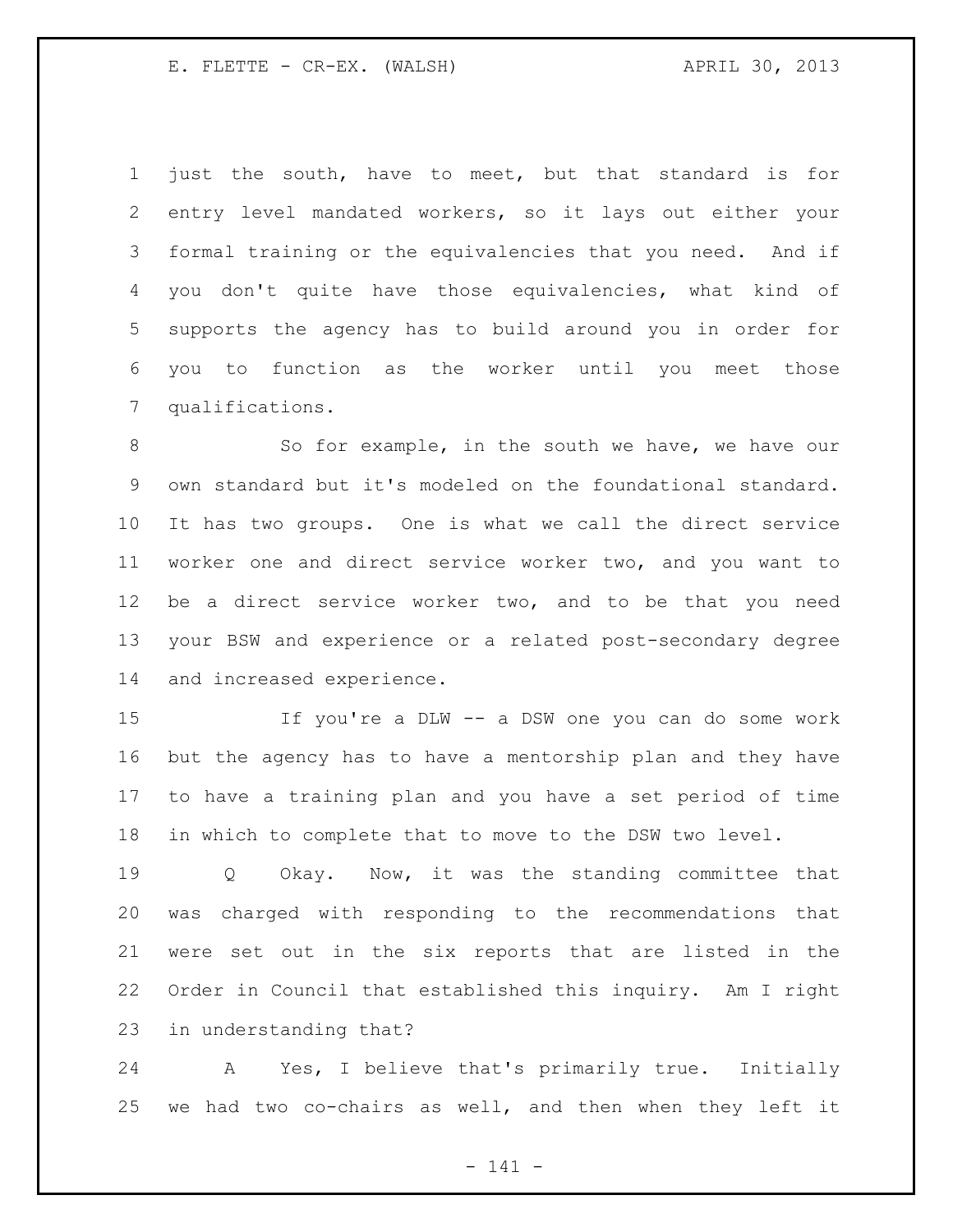just the south, have to meet, but that standard is for entry level mandated workers, so it lays out either your formal training or the equivalencies that you need. And if you don't quite have those equivalencies, what kind of supports the agency has to build around you in order for you to function as the worker until you meet those qualifications.

So for example, in the south we have, we have our own standard but it's modeled on the foundational standard. It has two groups. One is what we call the direct service worker one and direct service worker two, and you want to be a direct service worker two, and to be that you need your BSW and experience or a related post-secondary degree and increased experience.

If you're a DLW -- a DSW one you can do some work but the agency has to have a mentorship plan and they have to have a training plan and you have a set period of time in which to complete that to move to the DSW two level.

Q Okay. Now, it was the standing committee that was charged with responding to the recommendations that were set out in the six reports that are listed in the Order in Council that established this inquiry. Am I right in understanding that?

A Yes, I believe that's primarily true. Initially we had two co-chairs as well, and then when they left it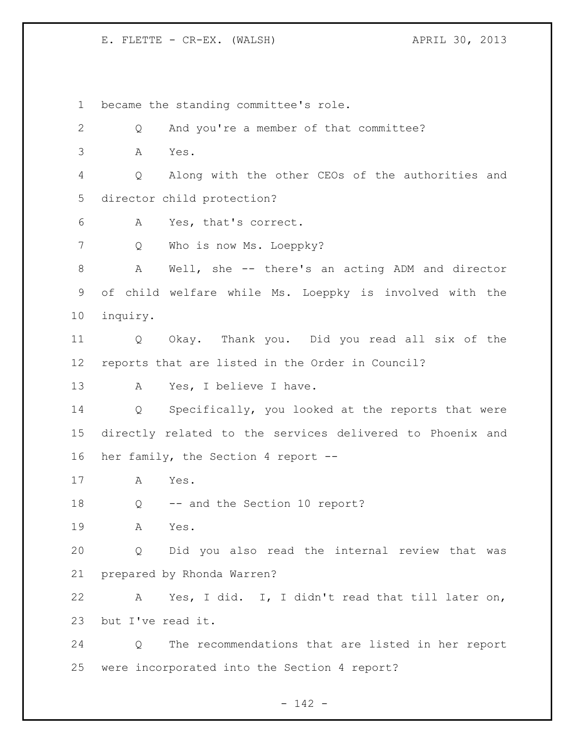became the standing committee's role.

Q And you're a member of that committee?

A Yes.

Q Along with the other CEOs of the authorities and director child protection?

A Yes, that's correct.

Q Who is now Ms. Loeppky?

A Well, she -- there's an acting ADM and director of child welfare while Ms. Loeppky is involved with the inquiry.

Q Okay. Thank you. Did you read all six of the reports that are listed in the Order in Council?

A Yes, I believe I have.

Q Specifically, you looked at the reports that were directly related to the services delivered to Phoenix and her family, the Section 4 report --

A Yes.

Q -- and the Section 10 report?

A Yes.

Q Did you also read the internal review that was prepared by Rhonda Warren?

A Yes, I did. I, I didn't read that till later on, but I've read it.

Q The recommendations that are listed in her report were incorporated into the Section 4 report?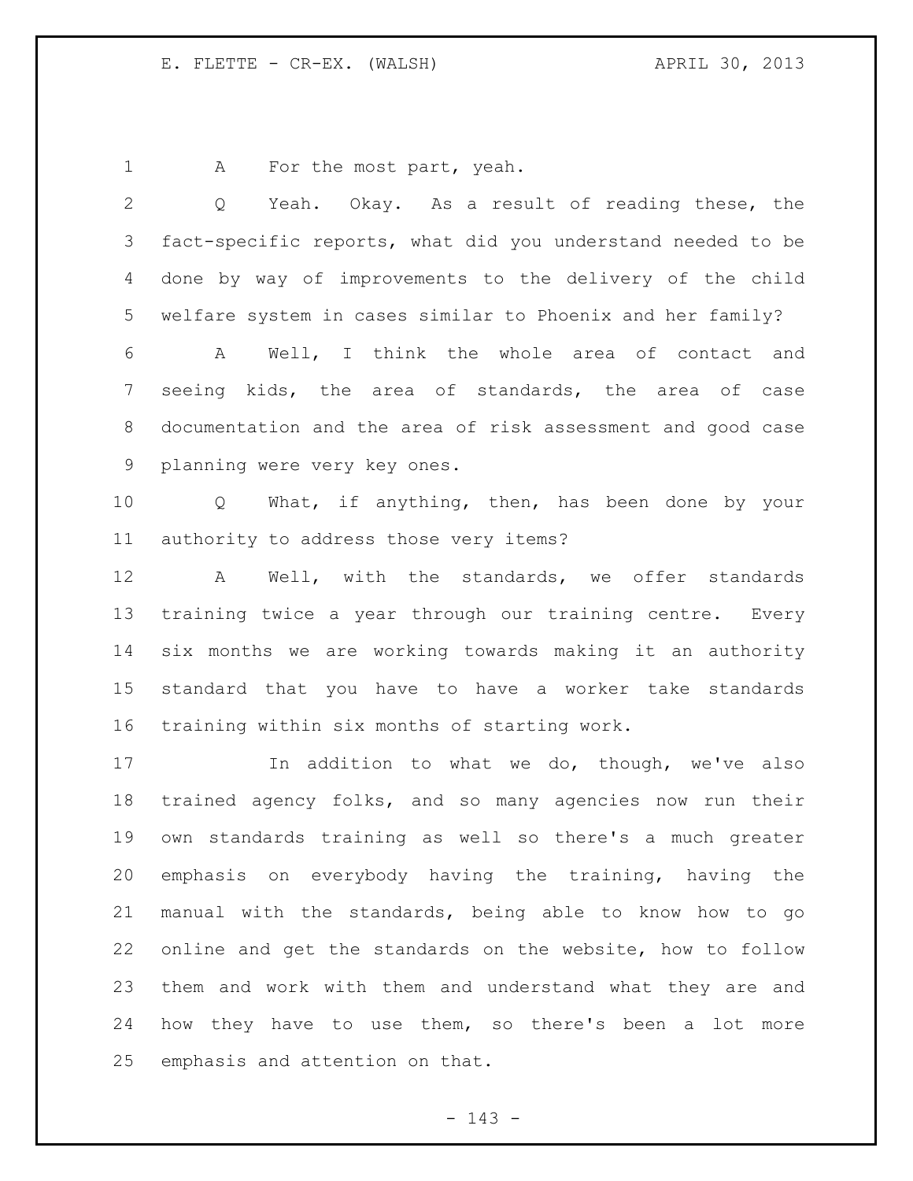A For the most part, yeah.

Q Yeah. Okay. As a result of reading these, the fact-specific reports, what did you understand needed to be done by way of improvements to the delivery of the child welfare system in cases similar to Phoenix and her family?

A Well, I think the whole area of contact and seeing kids, the area of standards, the area of case documentation and the area of risk assessment and good case planning were very key ones.

Q What, if anything, then, has been done by your authority to address those very items?

A Well, with the standards, we offer standards training twice a year through our training centre. Every six months we are working towards making it an authority standard that you have to have a worker take standards training within six months of starting work.

In addition to what we do, though, we've also trained agency folks, and so many agencies now run their own standards training as well so there's a much greater emphasis on everybody having the training, having the manual with the standards, being able to know how to go online and get the standards on the website, how to follow them and work with them and understand what they are and how they have to use them, so there's been a lot more emphasis and attention on that.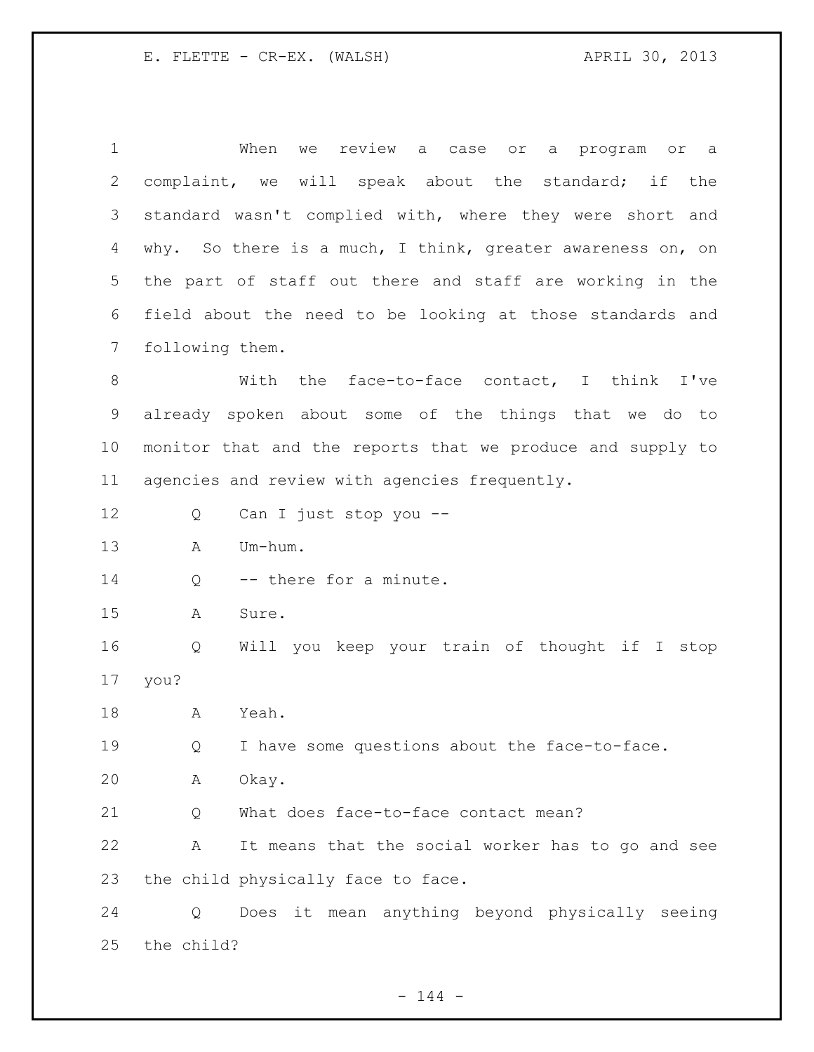When we review a case or a program or a complaint, we will speak about the standard; if the standard wasn't complied with, where they were short and why. So there is a much, I think, greater awareness on, on the part of staff out there and staff are working in the field about the need to be looking at those standards and following them.

With the face-to-face contact, I think I've already spoken about some of the things that we do to monitor that and the reports that we produce and supply to agencies and review with agencies frequently.

Q Can I just stop you --

A Um-hum.

Q -- there for a minute.

A Sure.

Q Will you keep your train of thought if I stop you?

A Yeah.

Q I have some questions about the face-to-face.

A Okay.

Q What does face-to-face contact mean?

A It means that the social worker has to go and see the child physically face to face.

Q Does it mean anything beyond physically seeing the child?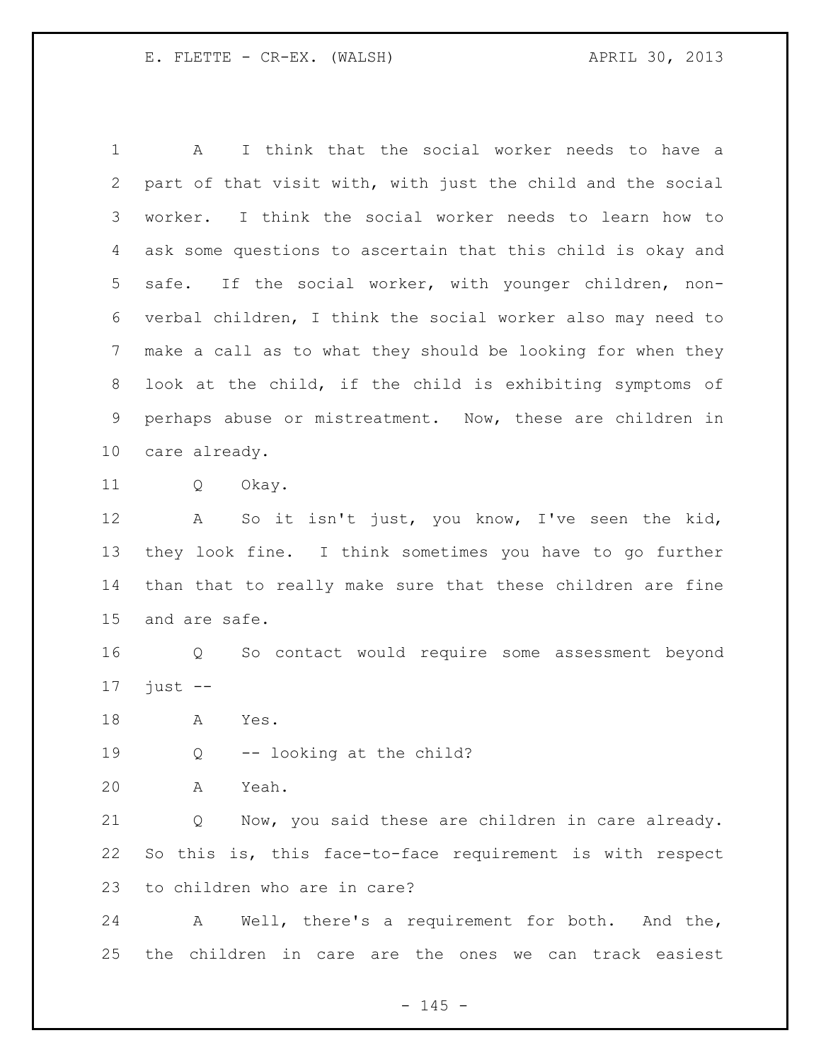A I think that the social worker needs to have a part of that visit with, with just the child and the social worker. I think the social worker needs to learn how to ask some questions to ascertain that this child is okay and safe. If the social worker, with younger children, non-verbal children, I think the social worker also may need to make a call as to what they should be looking for when they look at the child, if the child is exhibiting symptoms of perhaps abuse or mistreatment. Now, these are children in care already.

Q Okay.

A So it isn't just, you know, I've seen the kid, they look fine. I think sometimes you have to go further than that to really make sure that these children are fine and are safe.

Q So contact would require some assessment beyond just --

A Yes.

Q -- looking at the child?

A Yeah.

Q Now, you said these are children in care already. So this is, this face-to-face requirement is with respect to children who are in care?

A Well, there's a requirement for both. And the, the children in care are the ones we can track easiest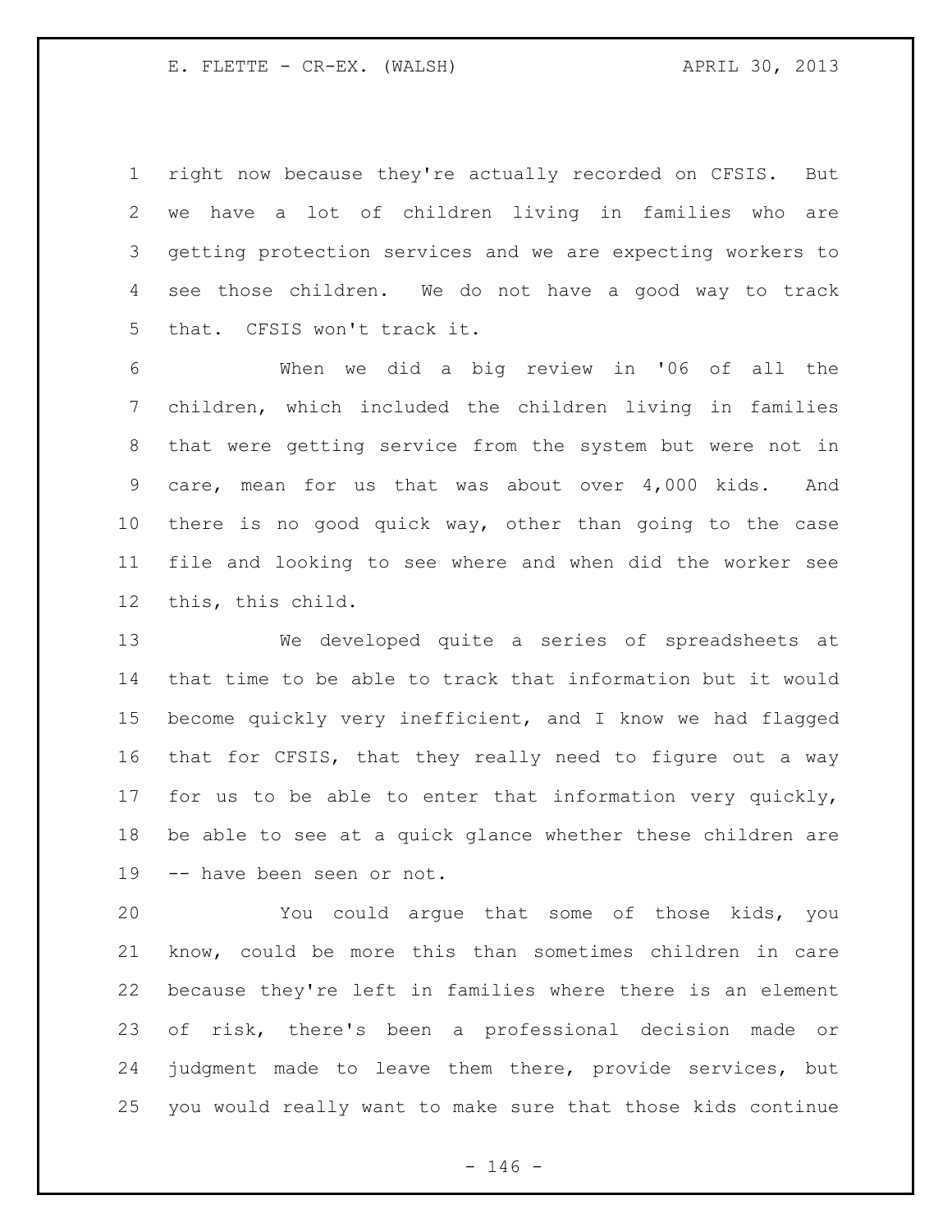right now because they're actually recorded on CFSIS. But we have a lot of children living in families who are getting protection services and we are expecting workers to see those children. We do not have a good way to track that. CFSIS won't track it.

When we did a big review in '06 of all the children, which included the children living in families that were getting service from the system but were not in care, mean for us that was about over 4,000 kids. And there is no good quick way, other than going to the case file and looking to see where and when did the worker see this, this child.

We developed quite a series of spreadsheets at that time to be able to track that information but it would become quickly very inefficient, and I know we had flagged that for CFSIS, that they really need to figure out a way for us to be able to enter that information very quickly, be able to see at a quick glance whether these children are -- have been seen or not.

You could argue that some of those kids, you know, could be more this than sometimes children in care because they're left in families where there is an element of risk, there's been a professional decision made or judgment made to leave them there, provide services, but you would really want to make sure that those kids continue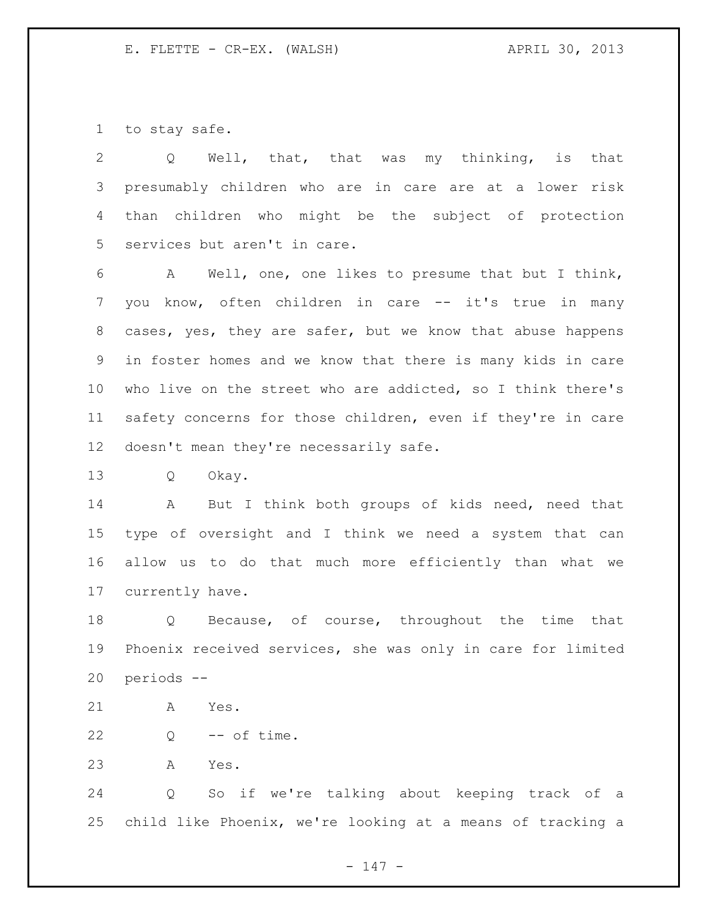to stay safe.

Q Well, that, that was my thinking, is that presumably children who are in care are at a lower risk than children who might be the subject of protection services but aren't in care.

A Well, one, one likes to presume that but I think, you know, often children in care -- it's true in many cases, yes, they are safer, but we know that abuse happens in foster homes and we know that there is many kids in care who live on the street who are addicted, so I think there's safety concerns for those children, even if they're in care doesn't mean they're necessarily safe.

Q Okay.

A But I think both groups of kids need, need that type of oversight and I think we need a system that can allow us to do that much more efficiently than what we currently have.

Q Because, of course, throughout the time that Phoenix received services, she was only in care for limited periods --

A Yes.

Q -- of time.

A Yes.

Q So if we're talking about keeping track of a child like Phoenix, we're looking at a means of tracking a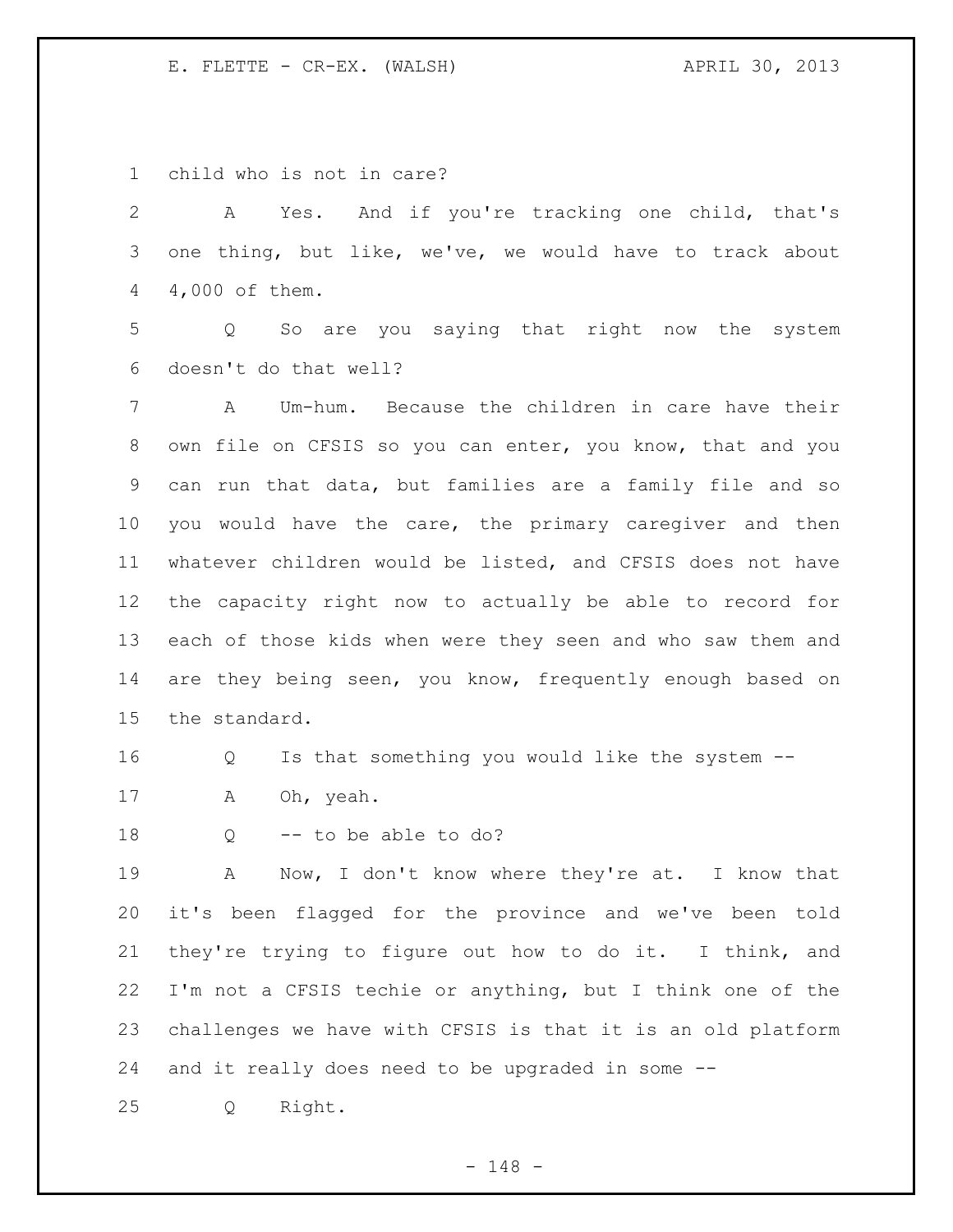child who is not in care?

A Yes. And if you're tracking one child, that's one thing, but like, we've, we would have to track about 4,000 of them.

Q So are you saying that right now the system doesn't do that well?

A Um-hum. Because the children in care have their own file on CFSIS so you can enter, you know, that and you can run that data, but families are a family file and so you would have the care, the primary caregiver and then whatever children would be listed, and CFSIS does not have the capacity right now to actually be able to record for each of those kids when were they seen and who saw them and are they being seen, you know, frequently enough based on the standard.

Q Is that something you would like the system --

A Oh, yeah.

Q -- to be able to do?

A Now, I don't know where they're at. I know that it's been flagged for the province and we've been told they're trying to figure out how to do it. I think, and I'm not a CFSIS techie or anything, but I think one of the challenges we have with CFSIS is that it is an old platform and it really does need to be upgraded in some --

Q Right.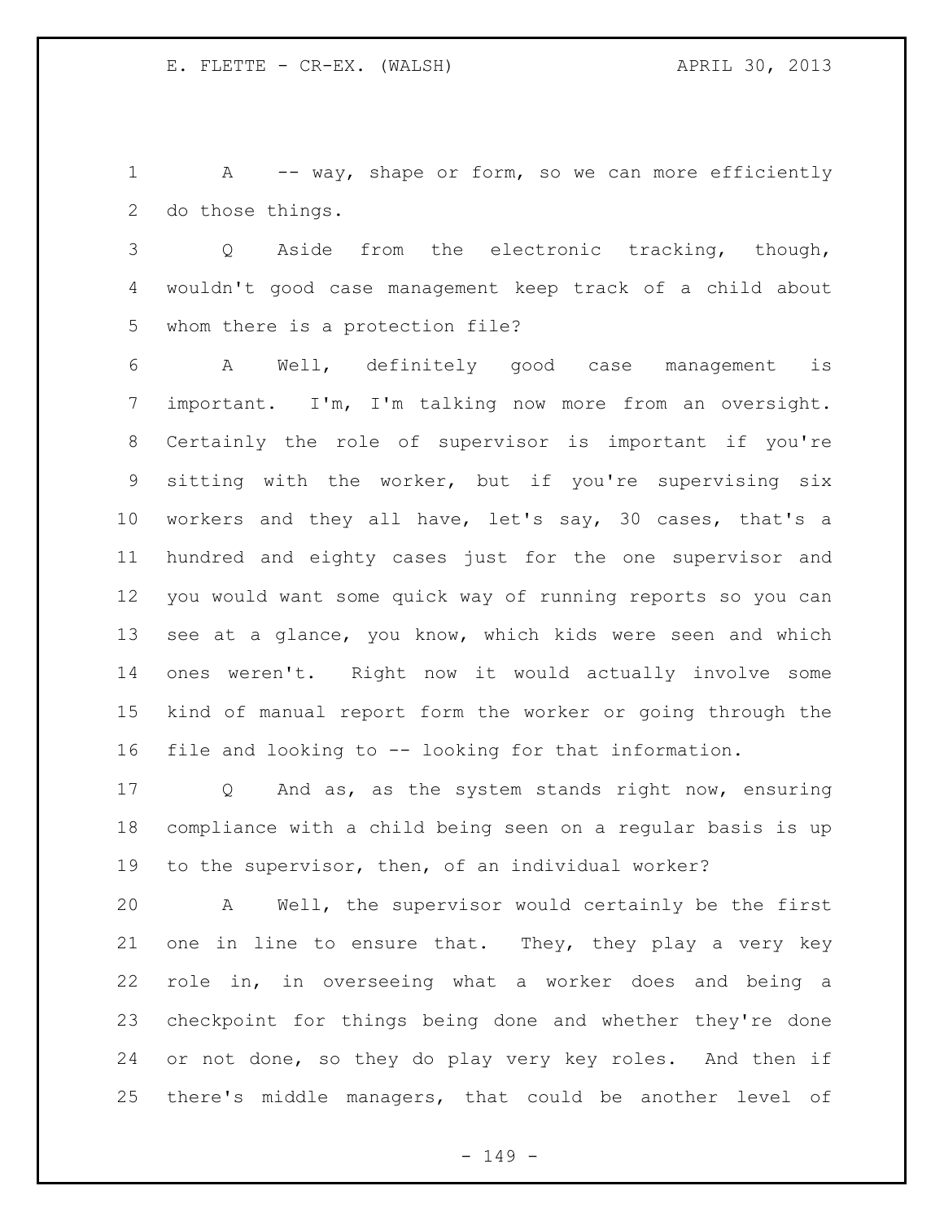A -- way, shape or form, so we can more efficiently do those things.

Q Aside from the electronic tracking, though, wouldn't good case management keep track of a child about whom there is a protection file?

A Well, definitely good case management is important. I'm, I'm talking now more from an oversight. Certainly the role of supervisor is important if you're sitting with the worker, but if you're supervising six workers and they all have, let's say, 30 cases, that's a hundred and eighty cases just for the one supervisor and you would want some quick way of running reports so you can see at a glance, you know, which kids were seen and which ones weren't. Right now it would actually involve some kind of manual report form the worker or going through the file and looking to -- looking for that information.

Q And as, as the system stands right now, ensuring compliance with a child being seen on a regular basis is up to the supervisor, then, of an individual worker?

A Well, the supervisor would certainly be the first one in line to ensure that. They, they play a very key role in, in overseeing what a worker does and being a checkpoint for things being done and whether they're done or not done, so they do play very key roles. And then if there's middle managers, that could be another level of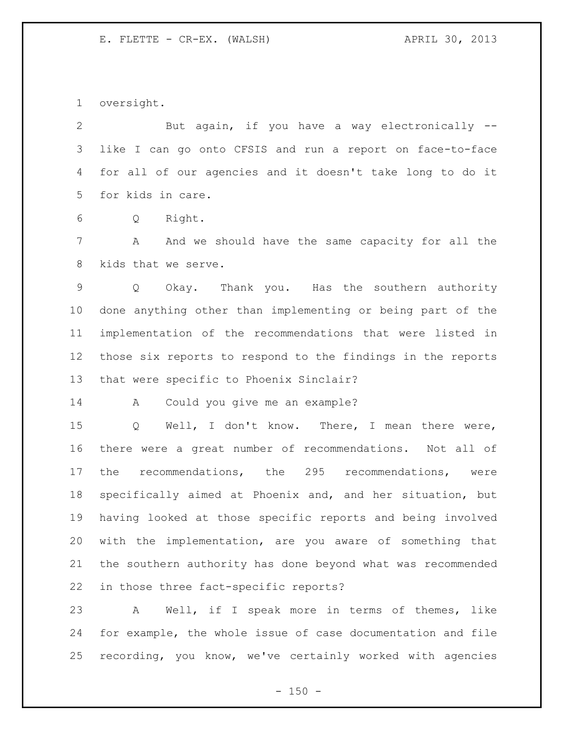oversight.

But again, if you have a way electronically -- like I can go onto CFSIS and run a report on face-to-face for all of our agencies and it doesn't take long to do it for kids in care.

Q Right.

A And we should have the same capacity for all the kids that we serve.

Q Okay. Thank you. Has the southern authority done anything other than implementing or being part of the implementation of the recommendations that were listed in those six reports to respond to the findings in the reports that were specific to Phoenix Sinclair?

A Could you give me an example?

Q Well, I don't know. There, I mean there were, there were a great number of recommendations. Not all of the recommendations, the 295 recommendations, were specifically aimed at Phoenix and, and her situation, but having looked at those specific reports and being involved with the implementation, are you aware of something that the southern authority has done beyond what was recommended in those three fact-specific reports?

A Well, if I speak more in terms of themes, like for example, the whole issue of case documentation and file recording, you know, we've certainly worked with agencies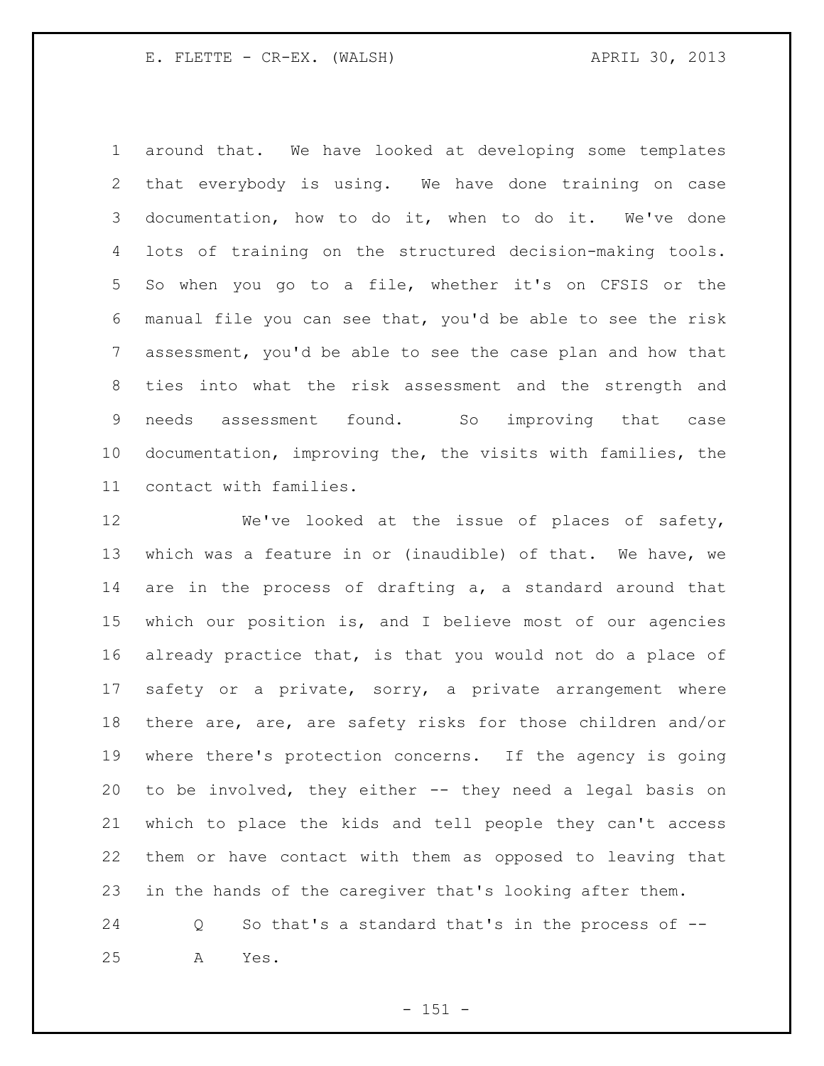around that. We have looked at developing some templates that everybody is using. We have done training on case documentation, how to do it, when to do it. We've done lots of training on the structured decision-making tools. So when you go to a file, whether it's on CFSIS or the manual file you can see that, you'd be able to see the risk assessment, you'd be able to see the case plan and how that ties into what the risk assessment and the strength and needs assessment found. So improving that case documentation, improving the, the visits with families, the contact with families.

We've looked at the issue of places of safety, which was a feature in or (inaudible) of that. We have, we are in the process of drafting a, a standard around that which our position is, and I believe most of our agencies already practice that, is that you would not do a place of safety or a private, sorry, a private arrangement where there are, are, are safety risks for those children and/or where there's protection concerns. If the agency is going to be involved, they either -- they need a legal basis on which to place the kids and tell people they can't access them or have contact with them as opposed to leaving that in the hands of the caregiver that's looking after them.

Q So that's a standard that's in the process of --

A Yes.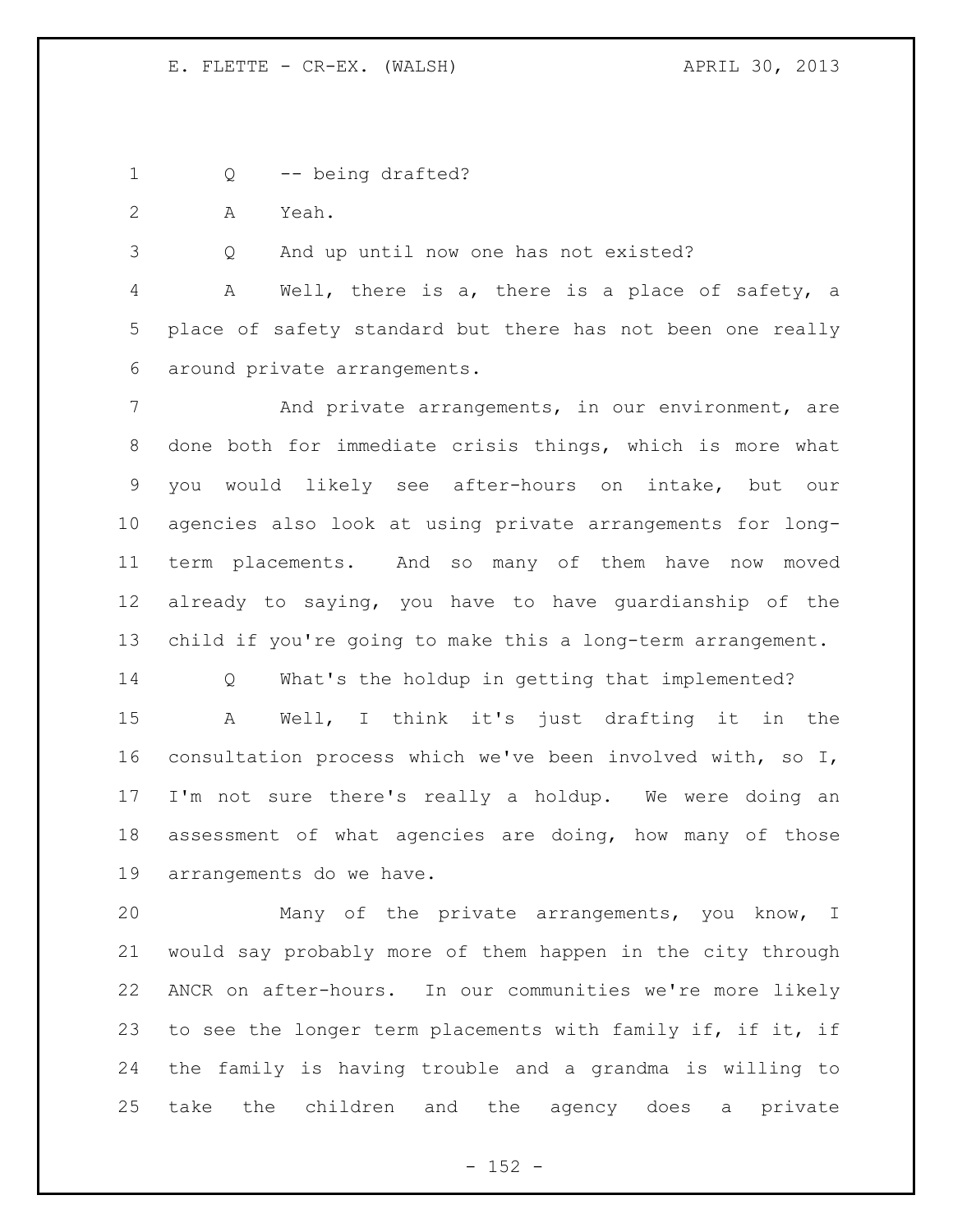Q -- being drafted?

A Yeah.

Q And up until now one has not existed?

A Well, there is a, there is a place of safety, a place of safety standard but there has not been one really around private arrangements.

And private arrangements, in our environment, are done both for immediate crisis things, which is more what you would likely see after-hours on intake, but our agencies also look at using private arrangements for long-term placements. And so many of them have now moved already to saying, you have to have guardianship of the child if you're going to make this a long-term arrangement.

Q What's the holdup in getting that implemented?

A Well, I think it's just drafting it in the consultation process which we've been involved with, so I, I'm not sure there's really a holdup. We were doing an assessment of what agencies are doing, how many of those arrangements do we have.

Many of the private arrangements, you know, I would say probably more of them happen in the city through ANCR on after-hours. In our communities we're more likely to see the longer term placements with family if, if it, if the family is having trouble and a grandma is willing to take the children and the agency does a private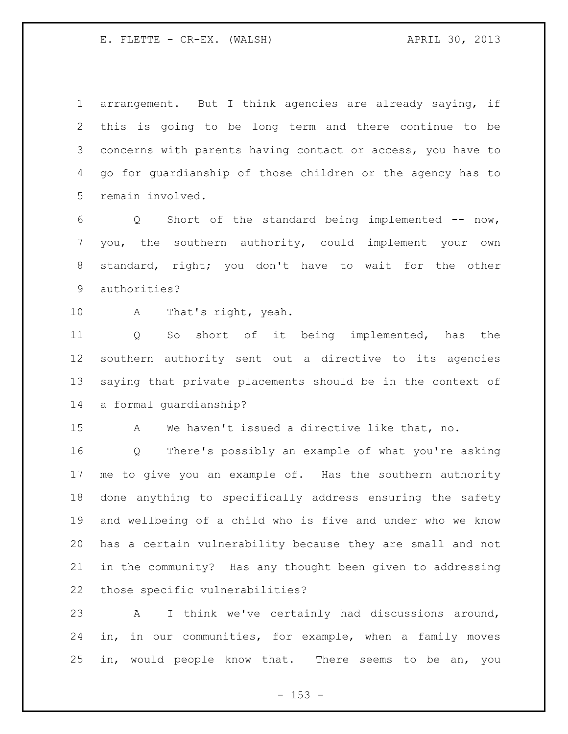arrangement. But I think agencies are already saying, if this is going to be long term and there continue to be concerns with parents having contact or access, you have to go for guardianship of those children or the agency has to remain involved.

Q Short of the standard being implemented -- now, you, the southern authority, could implement your own standard, right; you don't have to wait for the other authorities?

A That's right, yeah.

Q So short of it being implemented, has the southern authority sent out a directive to its agencies saying that private placements should be in the context of a formal guardianship?

A We haven't issued a directive like that, no.

Q There's possibly an example of what you're asking me to give you an example of. Has the southern authority done anything to specifically address ensuring the safety and wellbeing of a child who is five and under who we know has a certain vulnerability because they are small and not in the community? Has any thought been given to addressing those specific vulnerabilities?

A I think we've certainly had discussions around, in, in our communities, for example, when a family moves in, would people know that. There seems to be an, you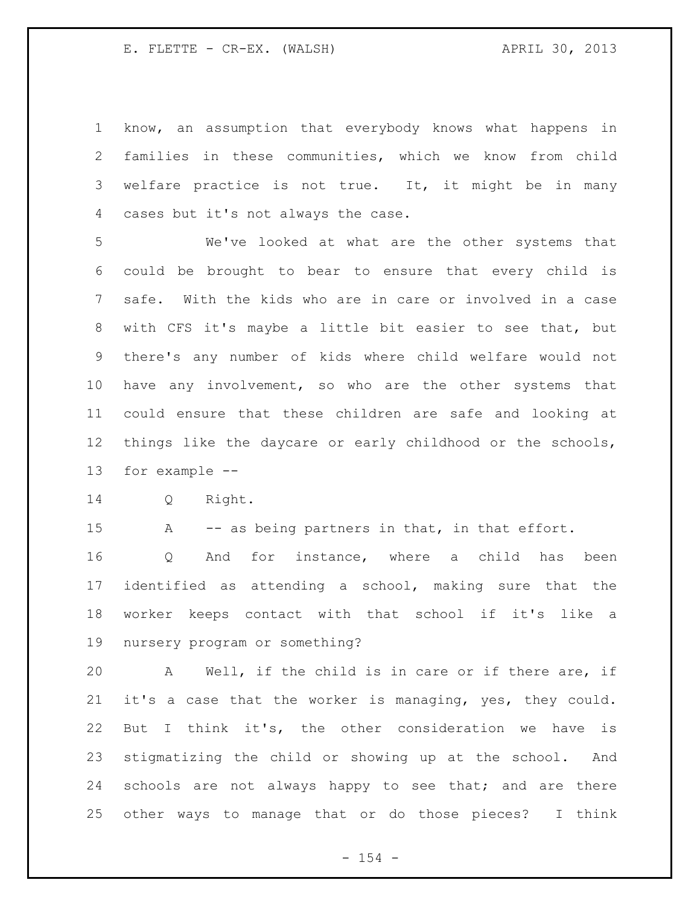know, an assumption that everybody knows what happens in families in these communities, which we know from child welfare practice is not true. It, it might be in many cases but it's not always the case.

We've looked at what are the other systems that could be brought to bear to ensure that every child is safe. With the kids who are in care or involved in a case with CFS it's maybe a little bit easier to see that, but there's any number of kids where child welfare would not have any involvement, so who are the other systems that could ensure that these children are safe and looking at things like the daycare or early childhood or the schools, for example --

Q Right.

A -- as being partners in that, in that effort.

Q And for instance, where a child has been identified as attending a school, making sure that the worker keeps contact with that school if it's like a nursery program or something?

A Well, if the child is in care or if there are, if it's a case that the worker is managing, yes, they could. But I think it's, the other consideration we have is stigmatizing the child or showing up at the school. And schools are not always happy to see that; and are there other ways to manage that or do those pieces? I think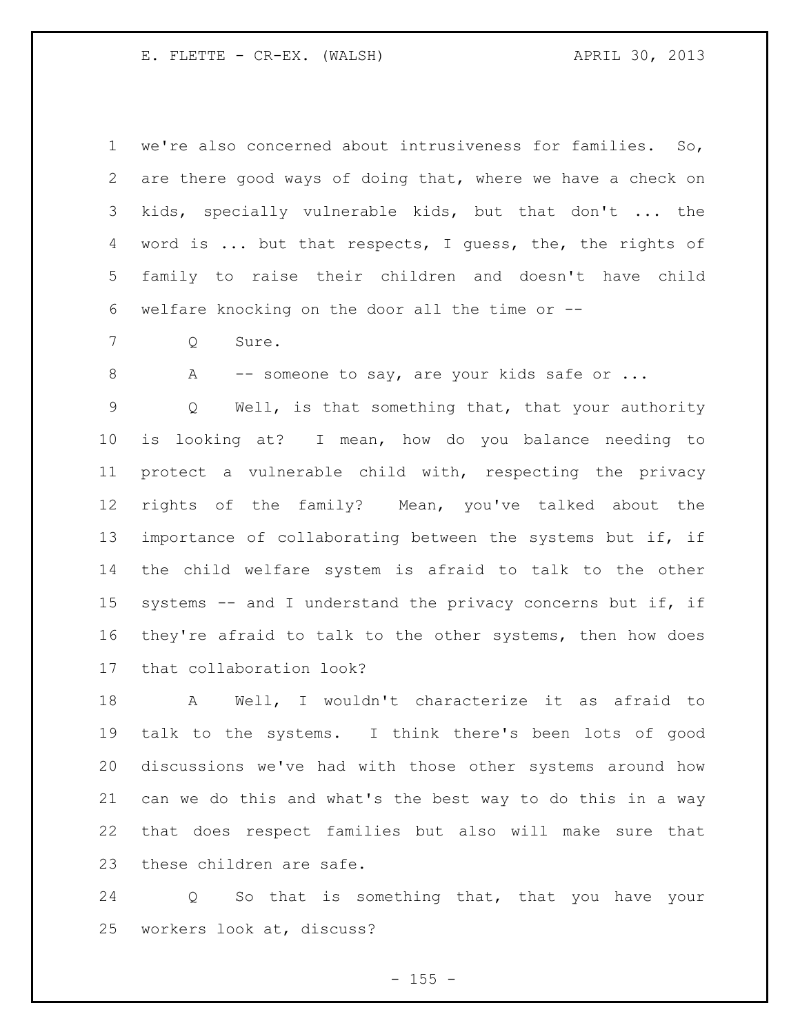we're also concerned about intrusiveness for families. So, are there good ways of doing that, where we have a check on kids, specially vulnerable kids, but that don't ... the word is ... but that respects, I guess, the, the rights of family to raise their children and doesn't have child welfare knocking on the door all the time or --

Q Sure.

A -- someone to say, are your kids safe or ...

Q Well, is that something that, that your authority is looking at? I mean, how do you balance needing to protect a vulnerable child with, respecting the privacy rights of the family? Mean, you've talked about the importance of collaborating between the systems but if, if the child welfare system is afraid to talk to the other systems -- and I understand the privacy concerns but if, if they're afraid to talk to the other systems, then how does that collaboration look?

A Well, I wouldn't characterize it as afraid to talk to the systems. I think there's been lots of good discussions we've had with those other systems around how can we do this and what's the best way to do this in a way that does respect families but also will make sure that these children are safe.

Q So that is something that, that you have your workers look at, discuss?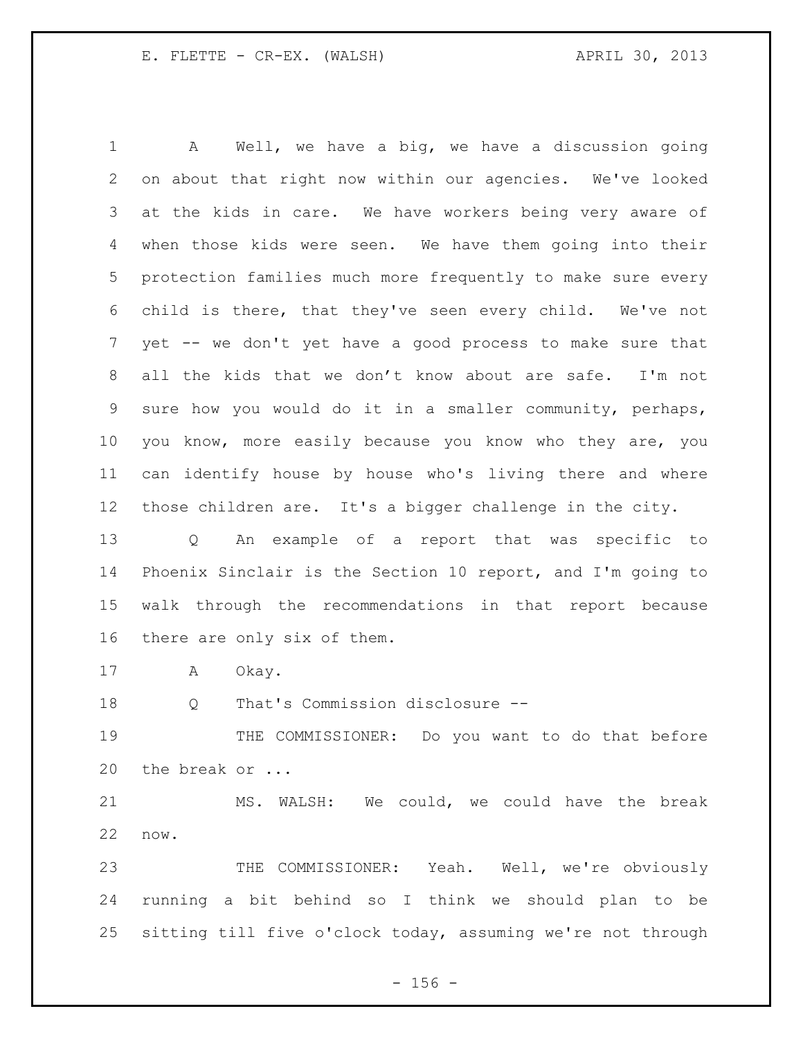A Well, we have a big, we have a discussion going on about that right now within our agencies. We've looked at the kids in care. We have workers being very aware of when those kids were seen. We have them going into their protection families much more frequently to make sure every child is there, that they've seen every child. We've not yet -- we don't yet have a good process to make sure that all the kids that we don't know about are safe. I'm not sure how you would do it in a smaller community, perhaps, you know, more easily because you know who they are, you can identify house by house who's living there and where those children are. It's a bigger challenge in the city.

Q An example of a report that was specific to Phoenix Sinclair is the Section 10 report, and I'm going to walk through the recommendations in that report because there are only six of them.

A Okay.

Q That's Commission disclosure --

THE COMMISSIONER: Do you want to do that before the break or ...

MS. WALSH: We could, we could have the break now.

THE COMMISSIONER: Yeah. Well, we're obviously running a bit behind so I think we should plan to be sitting till five o'clock today, assuming we're not through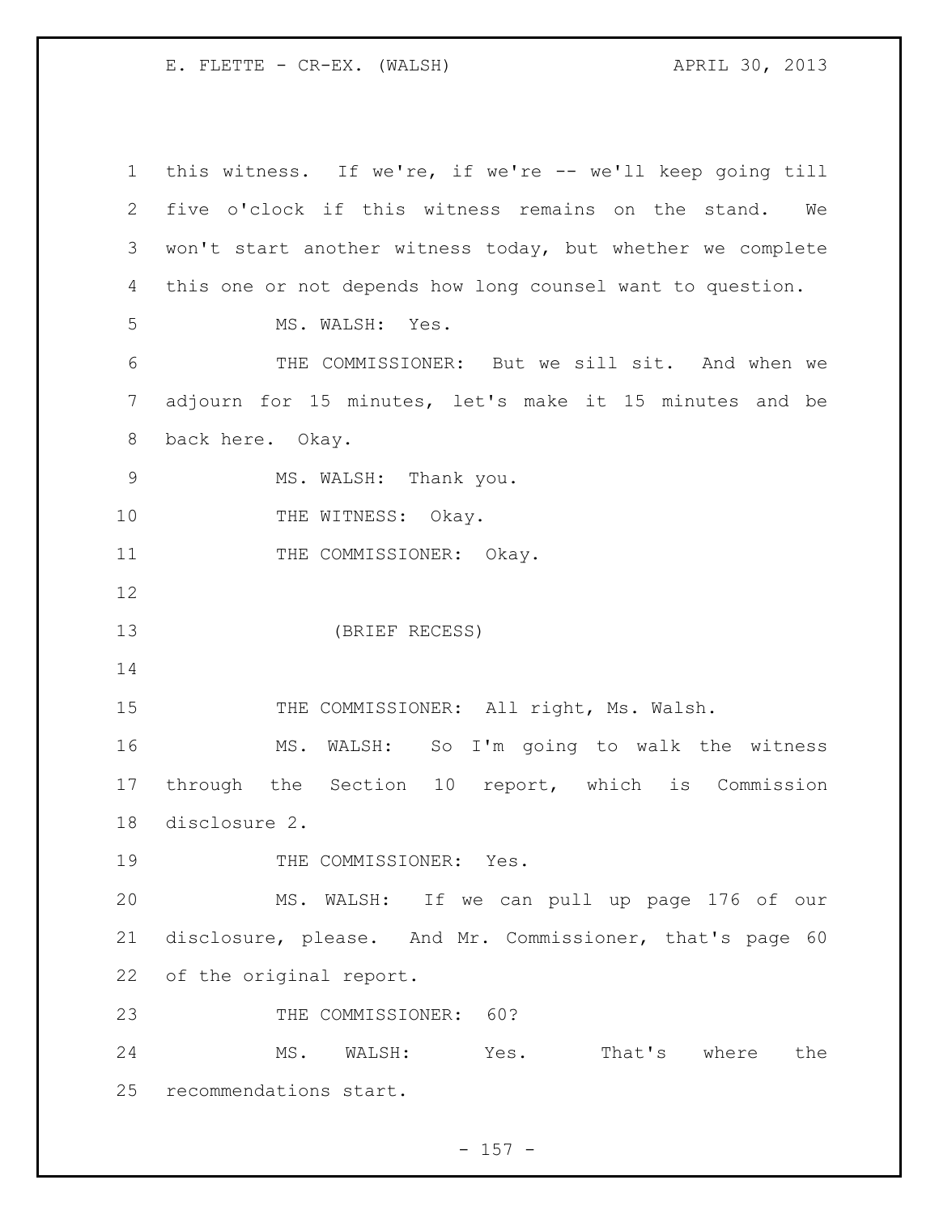this witness. If we're, if we're -- we'll keep going till five o'clock if this witness remains on the stand. We won't start another witness today, but whether we complete this one or not depends how long counsel want to question.

MS. WALSH: Yes.

THE COMMISSIONER: But we sill sit. And when we adjourn for 15 minutes, let's make it 15 minutes and be back here. Okay.

MS. WALSH: Thank you.

THE WITNESS: Okay.

THE COMMISSIONER: Okay.

(BRIEF RECESS)

THE COMMISSIONER: All right, Ms. Walsh.

MS. WALSH: So I'm going to walk the witness through the Section 10 report, which is Commission disclosure 2.

THE COMMISSIONER: Yes.

MS. WALSH: If we can pull up page 176 of our disclosure, please. And Mr. Commissioner, that's page 60 of the original report.

THE COMMISSIONER: 60?

MS. WALSH: Yes. That's where the recommendations start.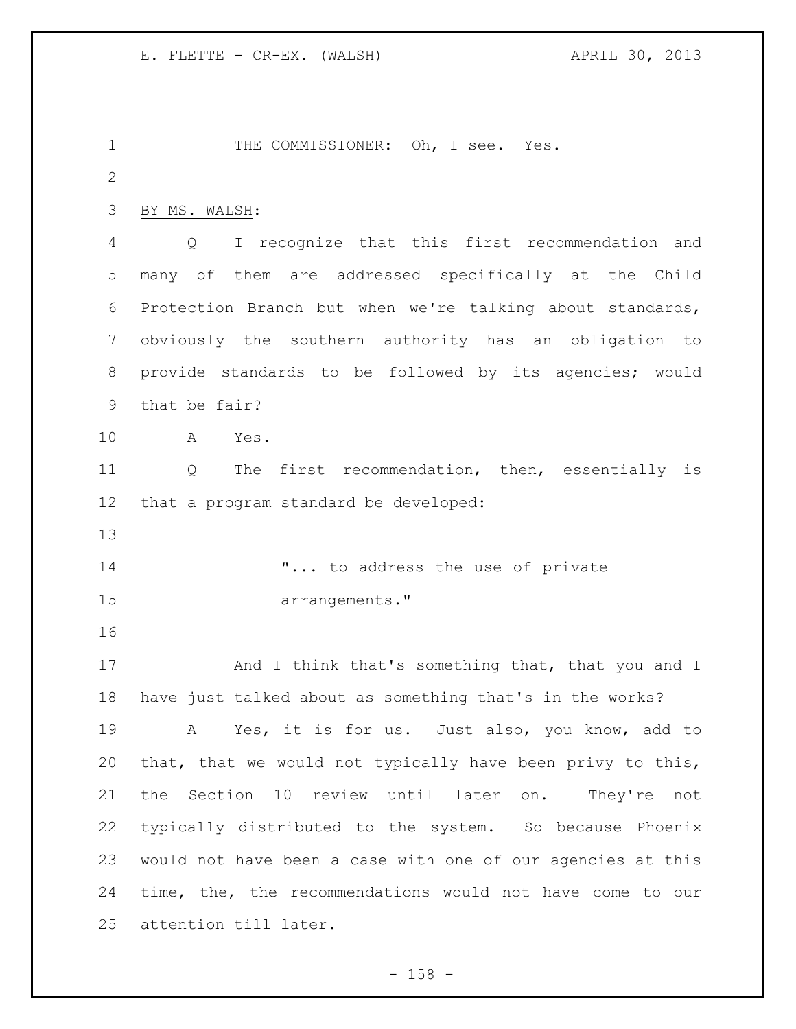THE COMMISSIONER: Oh, I see. Yes.

BY MS. WALSH:

Q I recognize that this first recommendation and many of them are addressed specifically at the Child Protection Branch but when we're talking about standards, obviously the southern authority has an obligation to provide standards to be followed by its agencies; would that be fair?

A Yes.

Q The first recommendation, then, essentially is that a program standard be developed:

> "... to address the use of private arrangements."

And I think that's something that, that you and I have just talked about as something that's in the works?

A Yes, it is for us. Just also, you know, add to that, that we would not typically have been privy to this, the Section 10 review until later on. They're not typically distributed to the system. So because Phoenix would not have been a case with one of our agencies at this time, the, the recommendations would not have come to our attention till later.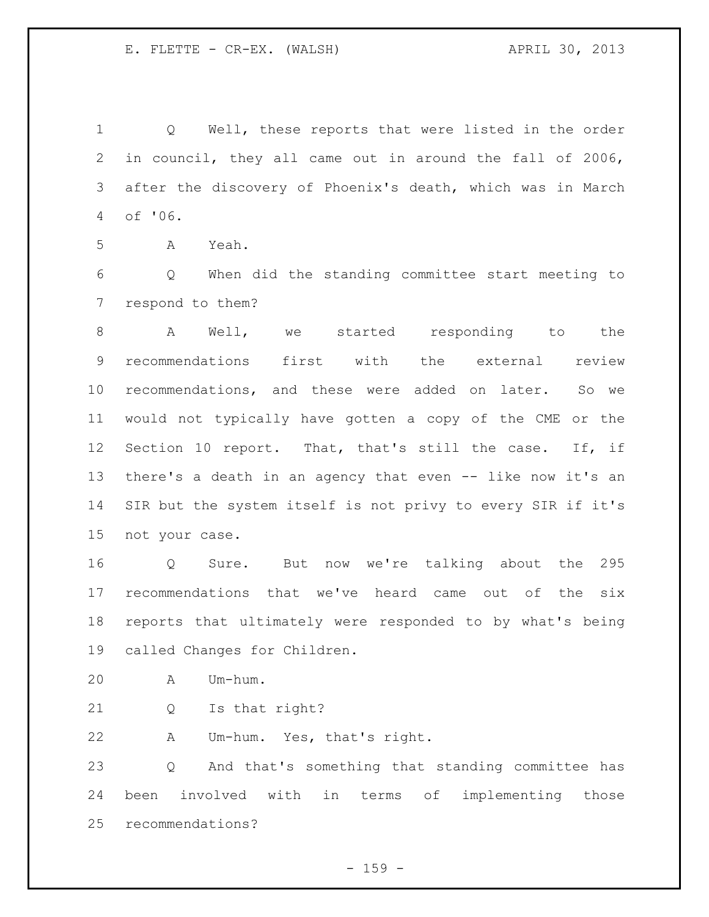Q Well, these reports that were listed in the order in council, they all came out in around the fall of 2006, after the discovery of Phoenix's death, which was in March of '06.

A Yeah.

Q When did the standing committee start meeting to respond to them?

A Well, we started responding to the recommendations first with the external review recommendations, and these were added on later. So we would not typically have gotten a copy of the CME or the Section 10 report. That, that's still the case. If, if there's a death in an agency that even -- like now it's an SIR but the system itself is not privy to every SIR if it's not your case.

Q Sure. But now we're talking about the 295 recommendations that we've heard came out of the six reports that ultimately were responded to by what's being called Changes for Children.

A Um-hum.

Q Is that right?

A Um-hum. Yes, that's right.

Q And that's something that standing committee has been involved with in terms of implementing those recommendations?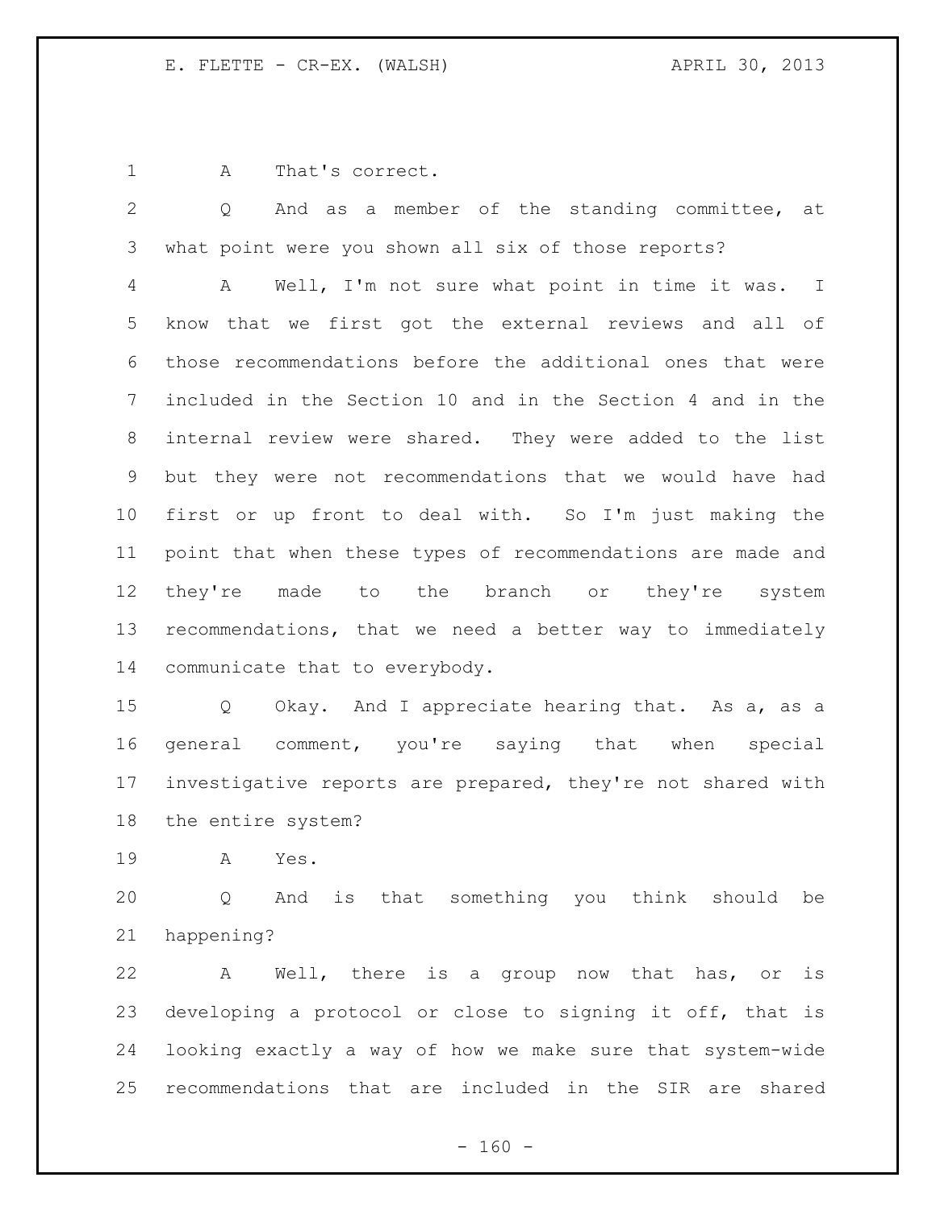A That's correct.

Q And as a member of the standing committee, at what point were you shown all six of those reports?

A Well, I'm not sure what point in time it was. I know that we first got the external reviews and all of those recommendations before the additional ones that were included in the Section 10 and in the Section 4 and in the internal review were shared. They were added to the list but they were not recommendations that we would have had first or up front to deal with. So I'm just making the point that when these types of recommendations are made and they're made to the branch or they're system recommendations, that we need a better way to immediately communicate that to everybody.

Q Okay. And I appreciate hearing that. As a, as a general comment, you're saying that when special investigative reports are prepared, they're not shared with the entire system?

A Yes.

Q And is that something you think should be happening?

A Well, there is a group now that has, or is developing a protocol or close to signing it off, that is looking exactly a way of how we make sure that system-wide recommendations that are included in the SIR are shared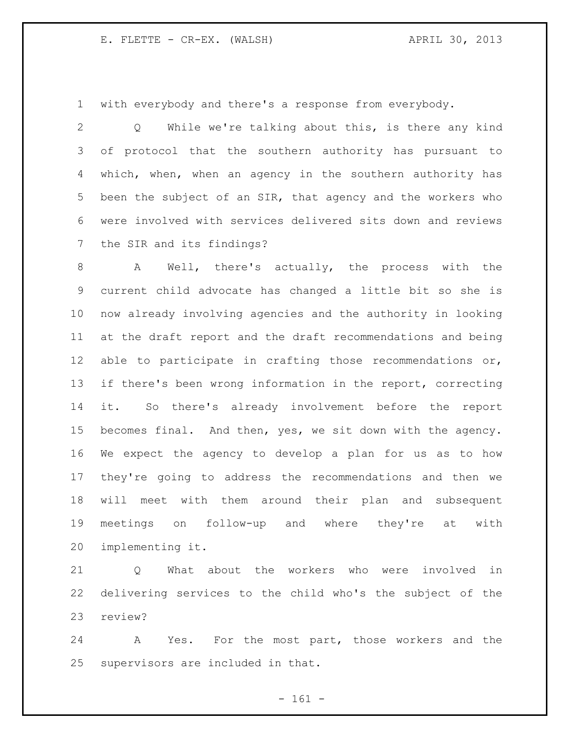with everybody and there's a response from everybody.

Q While we're talking about this, is there any kind of protocol that the southern authority has pursuant to which, when, when an agency in the southern authority has been the subject of an SIR, that agency and the workers who were involved with services delivered sits down and reviews the SIR and its findings?

A Well, there's actually, the process with the current child advocate has changed a little bit so she is now already involving agencies and the authority in looking at the draft report and the draft recommendations and being able to participate in crafting those recommendations or, if there's been wrong information in the report, correcting it. So there's already involvement before the report becomes final. And then, yes, we sit down with the agency. We expect the agency to develop a plan for us as to how they're going to address the recommendations and then we will meet with them around their plan and subsequent meetings on follow-up and where they're at with implementing it.

Q What about the workers who were involved in delivering services to the child who's the subject of the review?

A Yes. For the most part, those workers and the supervisors are included in that.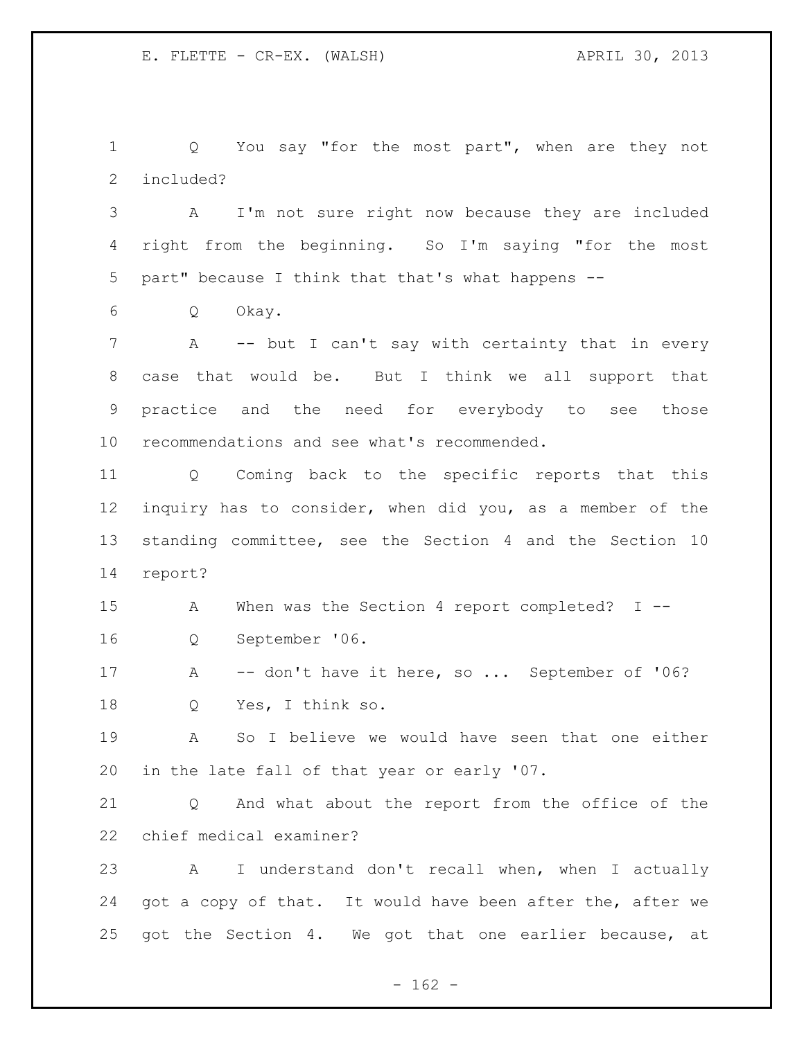Q You say "for the most part", when are they not included?

A I'm not sure right now because they are included right from the beginning. So I'm saying "for the most part" because I think that that's what happens --

Q Okay.

A -- but I can't say with certainty that in every case that would be. But I think we all support that practice and the need for everybody to see those recommendations and see what's recommended.

Q Coming back to the specific reports that this inquiry has to consider, when did you, as a member of the standing committee, see the Section 4 and the Section 10 report?

A When was the Section 4 report completed? I --

Q September '06.

A -- don't have it here, so ... September of '06?

Q Yes, I think so.

A So I believe we would have seen that one either in the late fall of that year or early '07.

Q And what about the report from the office of the chief medical examiner?

A I understand don't recall when, when I actually got a copy of that. It would have been after the, after we got the Section 4. We got that one earlier because, at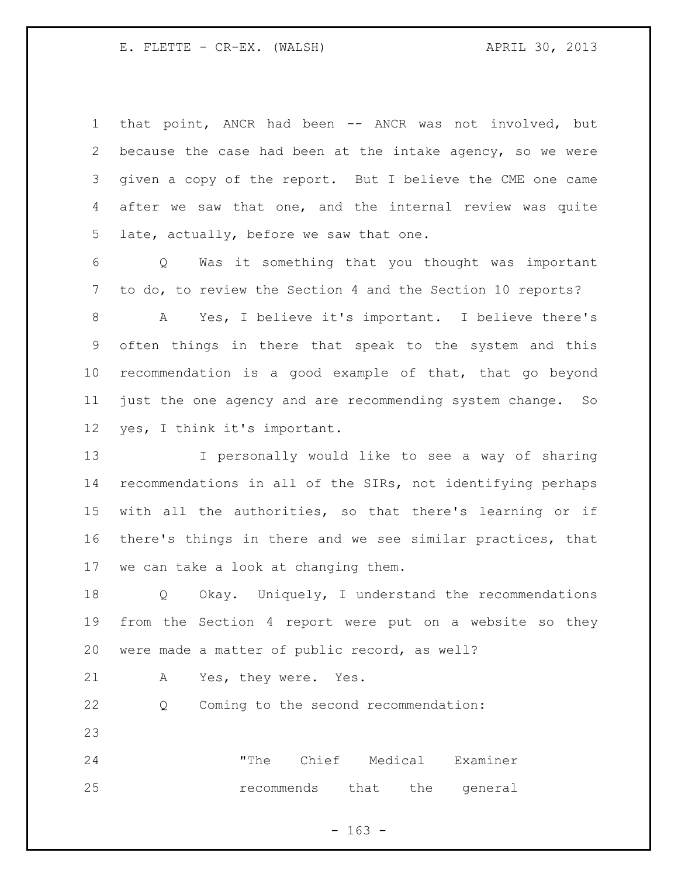that point, ANCR had been -- ANCR was not involved, but because the case had been at the intake agency, so we were given a copy of the report. But I believe the CME one came after we saw that one, and the internal review was quite late, actually, before we saw that one.

Q Was it something that you thought was important to do, to review the Section 4 and the Section 10 reports?

A Yes, I believe it's important. I believe there's often things in there that speak to the system and this recommendation is a good example of that, that go beyond just the one agency and are recommending system change. So yes, I think it's important.

I personally would like to see a way of sharing recommendations in all of the SIRs, not identifying perhaps with all the authorities, so that there's learning or if there's things in there and we see similar practices, that we can take a look at changing them.

Q Okay. Uniquely, I understand the recommendations from the Section 4 report were put on a website so they were made a matter of public record, as well?

A Yes, they were. Yes.

Q Coming to the second recommendation:

> "The Chief Medical Examiner recommends that the general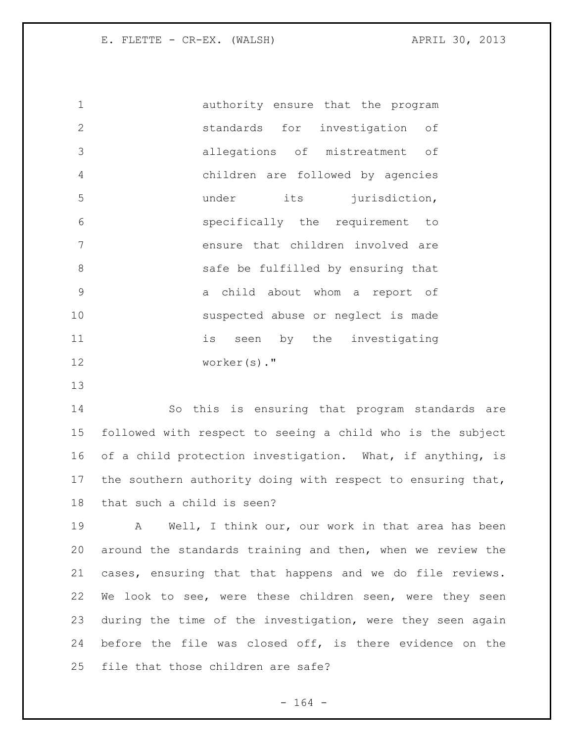> authority ensure that the program standards for investigation of allegations of mistreatment of children are followed by agencies under its jurisdiction, specifically the requirement to ensure that children involved are safe be fulfilled by ensuring that a child about whom a report of suspected abuse or neglect is made is seen by the investigating worker(s)."

So this is ensuring that program standards are followed with respect to seeing a child who is the subject of a child protection investigation. What, if anything, is the southern authority doing with respect to ensuring that, that such a child is seen?

A Well, I think our, our work in that area has been around the standards training and then, when we review the cases, ensuring that that happens and we do file reviews. We look to see, were these children seen, were they seen during the time of the investigation, were they seen again before the file was closed off, is there evidence on the file that those children are safe?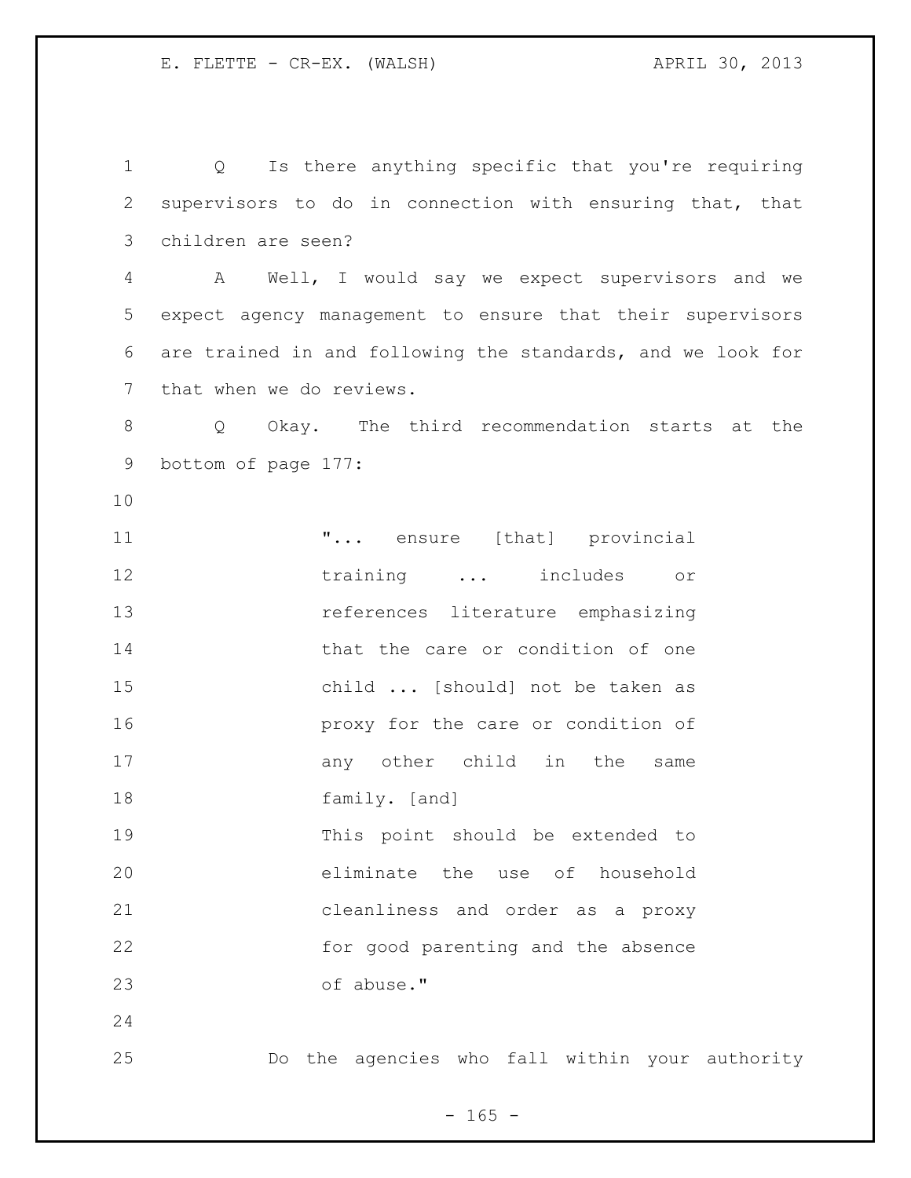Q Is there anything specific that you're requiring supervisors to do in connection with ensuring that, that children are seen?

A Well, I would say we expect supervisors and we expect agency management to ensure that their supervisors are trained in and following the standards, and we look for that when we do reviews.

Q Okay. The third recommendation starts at the bottom of page 177:

> "... ensure [that] provincial training ... includes or references literature emphasizing that the care or condition of one child ... [should] not be taken as proxy for the care or condition of any other child in the same family. [and]
> This point should be extended to eliminate the use of household cleanliness and order as a proxy for good parenting and the absence of abuse."

Do the agencies who fall within your authority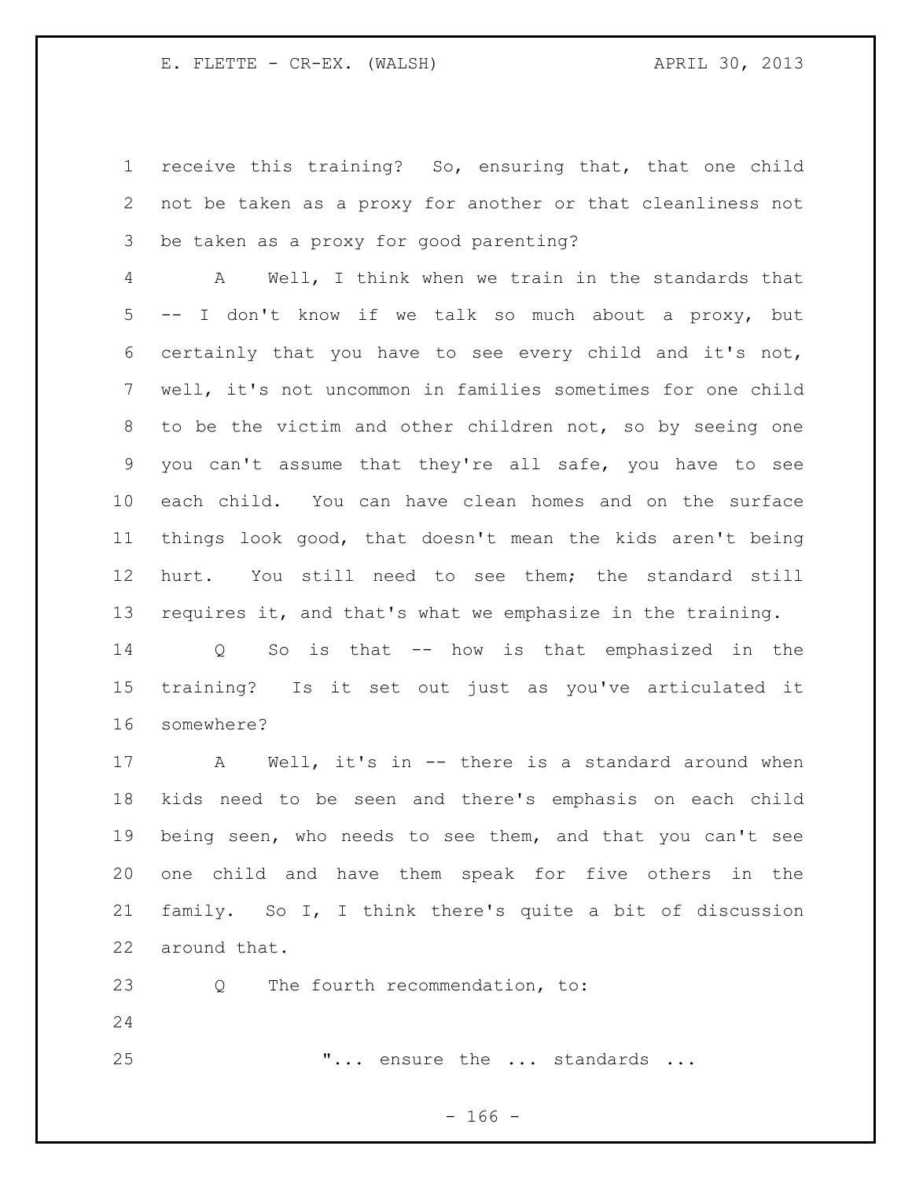receive this training? So, ensuring that, that one child not be taken as a proxy for another or that cleanliness not be taken as a proxy for good parenting?

A Well, I think when we train in the standards that -- I don't know if we talk so much about a proxy, but certainly that you have to see every child and it's not, well, it's not uncommon in families sometimes for one child to be the victim and other children not, so by seeing one you can't assume that they're all safe, you have to see each child. You can have clean homes and on the surface things look good, that doesn't mean the kids aren't being hurt. You still need to see them; the standard still requires it, and that's what we emphasize in the training.

Q So is that -- how is that emphasized in the training? Is it set out just as you've articulated it somewhere?

A Well, it's in -- there is a standard around when kids need to be seen and there's emphasis on each child being seen, who needs to see them, and that you can't see one child and have them speak for five others in the family. So I, I think there's quite a bit of discussion around that.

Q The fourth recommendation, to:

"... ensure the ... standards ...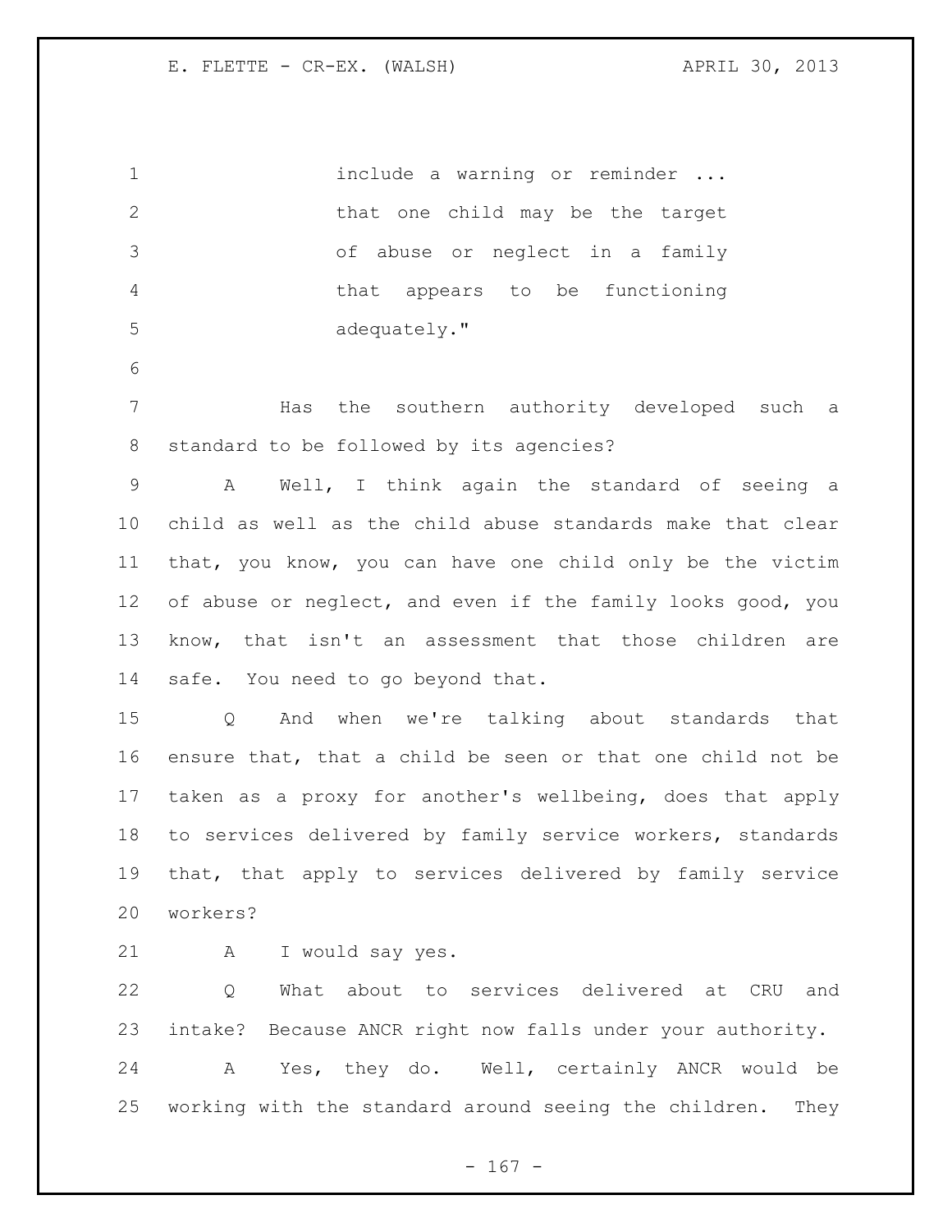include a warning or reminder ... that one child may be the target of abuse or neglect in a family that appears to be functioning adequately."

Has the southern authority developed such a standard to be followed by its agencies?

A Well, I think again the standard of seeing a child as well as the child abuse standards make that clear that, you know, you can have one child only be the victim of abuse or neglect, and even if the family looks good, you know, that isn't an assessment that those children are safe. You need to go beyond that.

Q And when we're talking about standards that ensure that, that a child be seen or that one child not be taken as a proxy for another's wellbeing, does that apply to services delivered by family service workers, standards that, that apply to services delivered by family service workers?

A I would say yes.

Q What about to services delivered at CRU and intake? Because ANCR right now falls under your authority.

A Yes, they do. Well, certainly ANCR would be working with the standard around seeing the children. They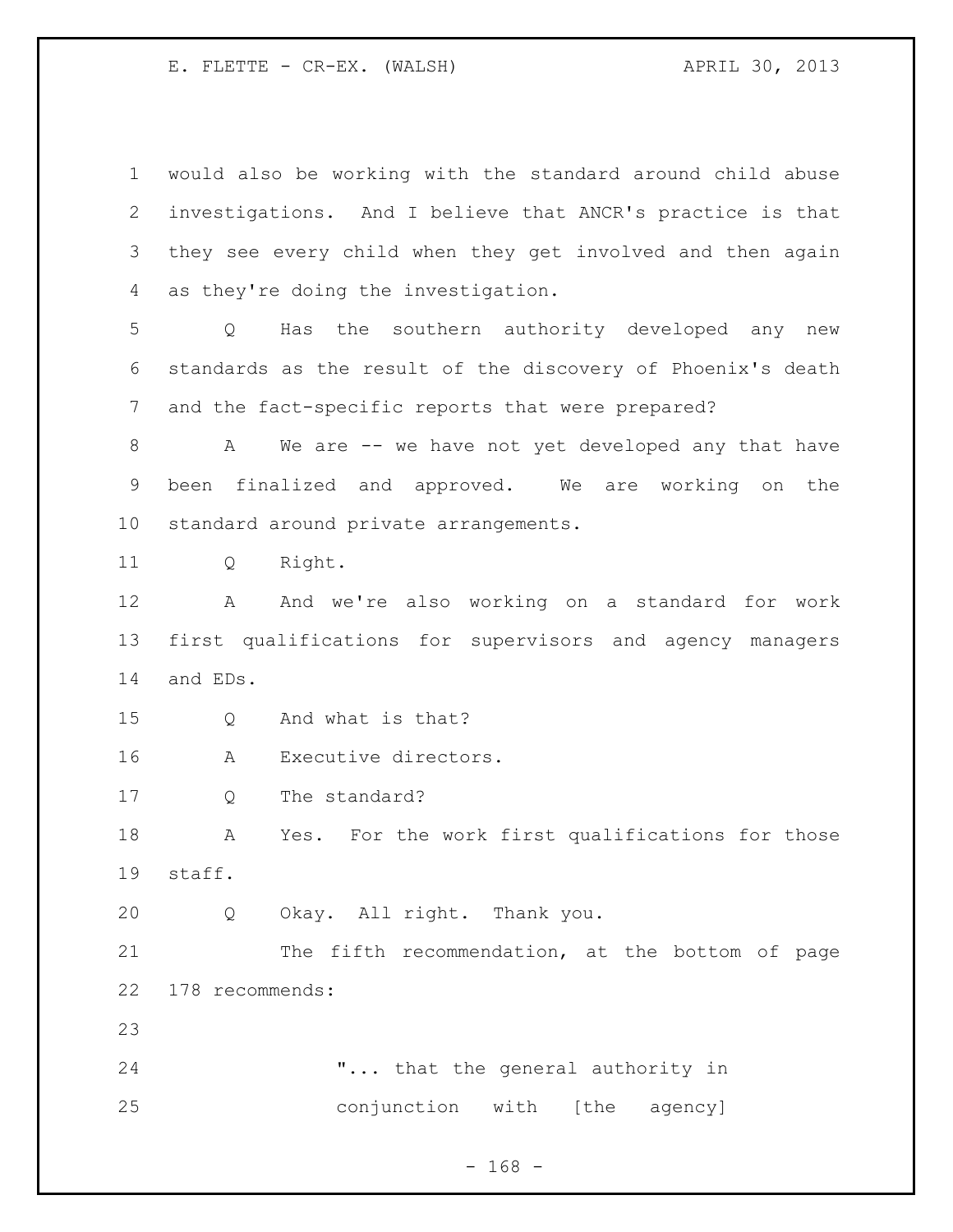would also be working with the standard around child abuse investigations. And I believe that ANCR's practice is that they see every child when they get involved and then again as they're doing the investigation.

Q Has the southern authority developed any new standards as the result of the discovery of Phoenix's death and the fact-specific reports that were prepared?

A We are -- we have not yet developed any that have been finalized and approved. We are working on the standard around private arrangements.

Q Right.

A And we're also working on a standard for work first qualifications for supervisors and agency managers and EDs.

Q And what is that?

A Executive directors.

Q The standard?

A Yes. For the work first qualifications for those staff.

Q Okay. All right. Thank you.

The fifth recommendation, at the bottom of page 178 recommends:

> "... that the general authority in conjunction with [the agency]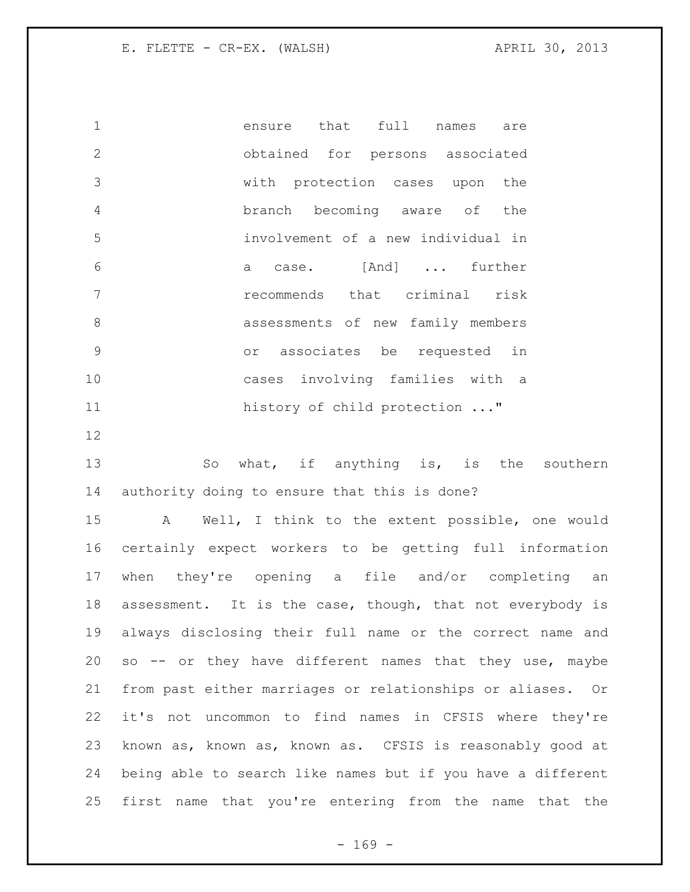ensure that full names are obtained for persons associated with protection cases upon the branch becoming aware of the involvement of a new individual in a case. [And] ... further recommends that criminal risk assessments of new family members or associates be requested in cases involving families with a history of child protection ..."

So what, if anything is, is the southern authority doing to ensure that this is done?

A Well, I think to the extent possible, one would certainly expect workers to be getting full information when they're opening a file and/or completing an assessment. It is the case, though, that not everybody is always disclosing their full name or the correct name and so -- or they have different names that they use, maybe from past either marriages or relationships or aliases. Or it's not uncommon to find names in CFSIS where they're known as, known as, known as. CFSIS is reasonably good at being able to search like names but if you have a different first name that you're entering from the name that the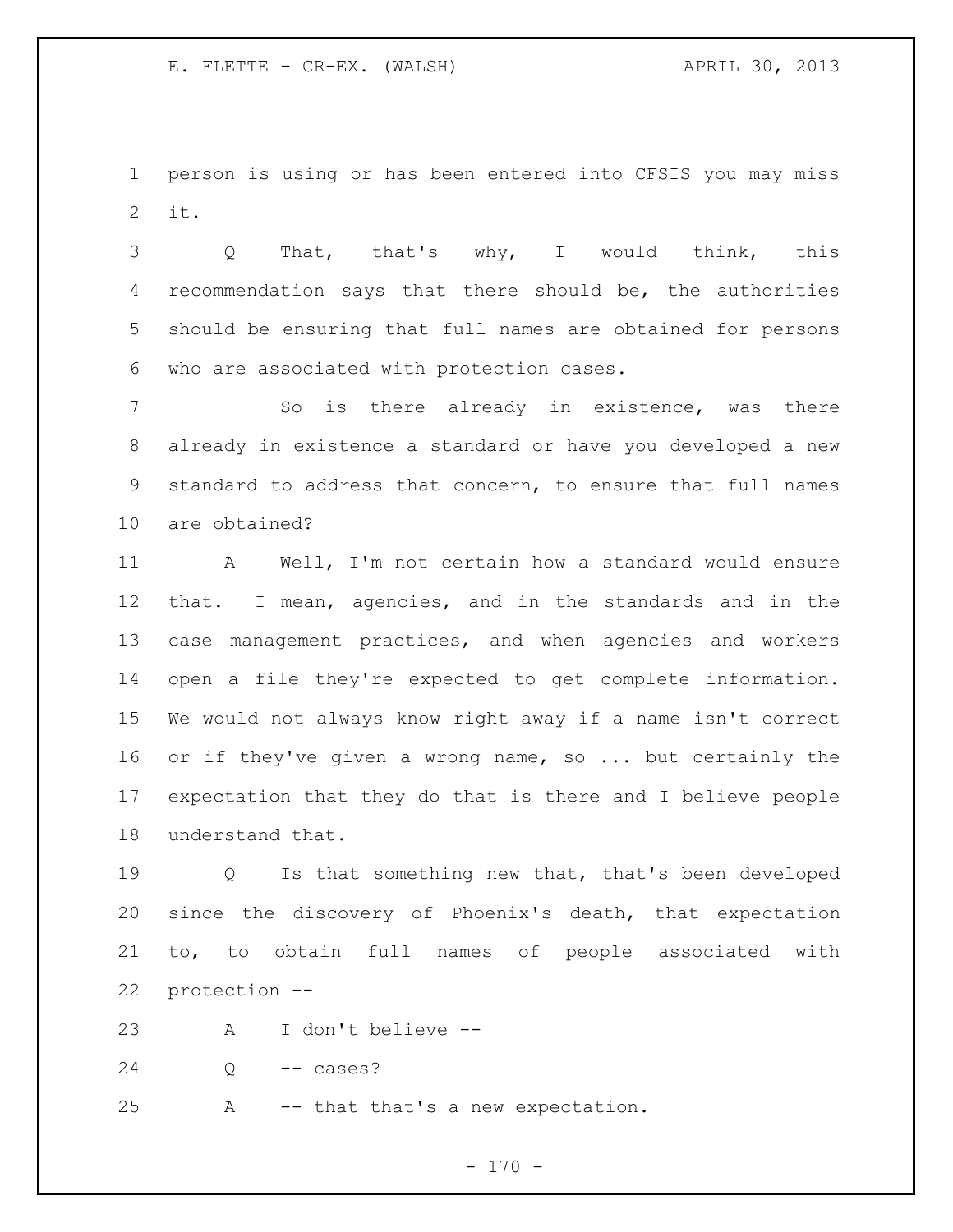person is using or has been entered into CFSIS you may miss it.

Q That, that's why, I would think, this recommendation says that there should be, the authorities should be ensuring that full names are obtained for persons who are associated with protection cases.

So is there already in existence, was there already in existence a standard or have you developed a new standard to address that concern, to ensure that full names are obtained?

A Well, I'm not certain how a standard would ensure that. I mean, agencies, and in the standards and in the case management practices, and when agencies and workers open a file they're expected to get complete information. We would not always know right away if a name isn't correct or if they've given a wrong name, so ... but certainly the expectation that they do that is there and I believe people understand that.

Q Is that something new that, that's been developed since the discovery of Phoenix's death, that expectation to, to obtain full names of people associated with protection --

A I don't believe --

Q -- cases?

A -- that that's a new expectation.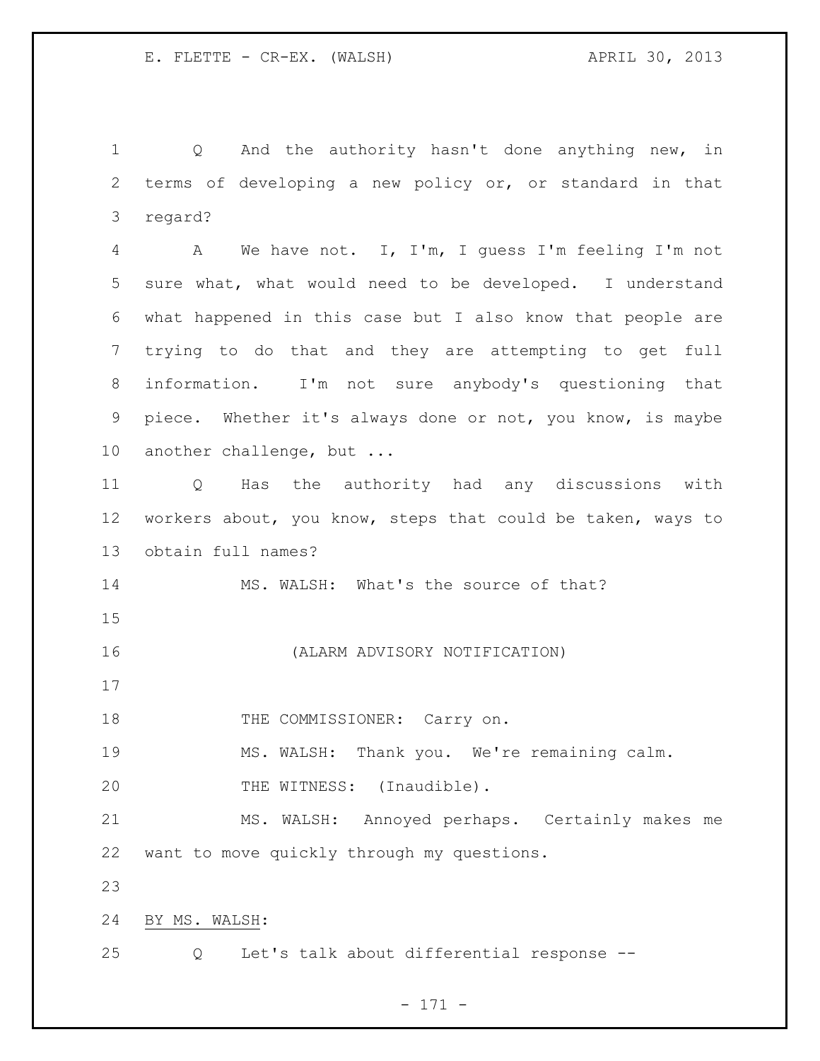Q And the authority hasn't done anything new, in terms of developing a new policy or, or standard in that regard?

A We have not. I, I'm, I guess I'm feeling I'm not sure what, what would need to be developed. I understand what happened in this case but I also know that people are trying to do that and they are attempting to get full information. I'm not sure anybody's questioning that piece. Whether it's always done or not, you know, is maybe another challenge, but ...

Q Has the authority had any discussions with workers about, you know, steps that could be taken, ways to obtain full names?

MS. WALSH: What's the source of that?

(ALARM ADVISORY NOTIFICATION)

THE COMMISSIONER: Carry on.

MS. WALSH: Thank you. We're remaining calm.

THE WITNESS: (Inaudible).

MS. WALSH: Annoyed perhaps. Certainly makes me want to move quickly through my questions.

BY MS. WALSH:

Q Let's talk about differential response --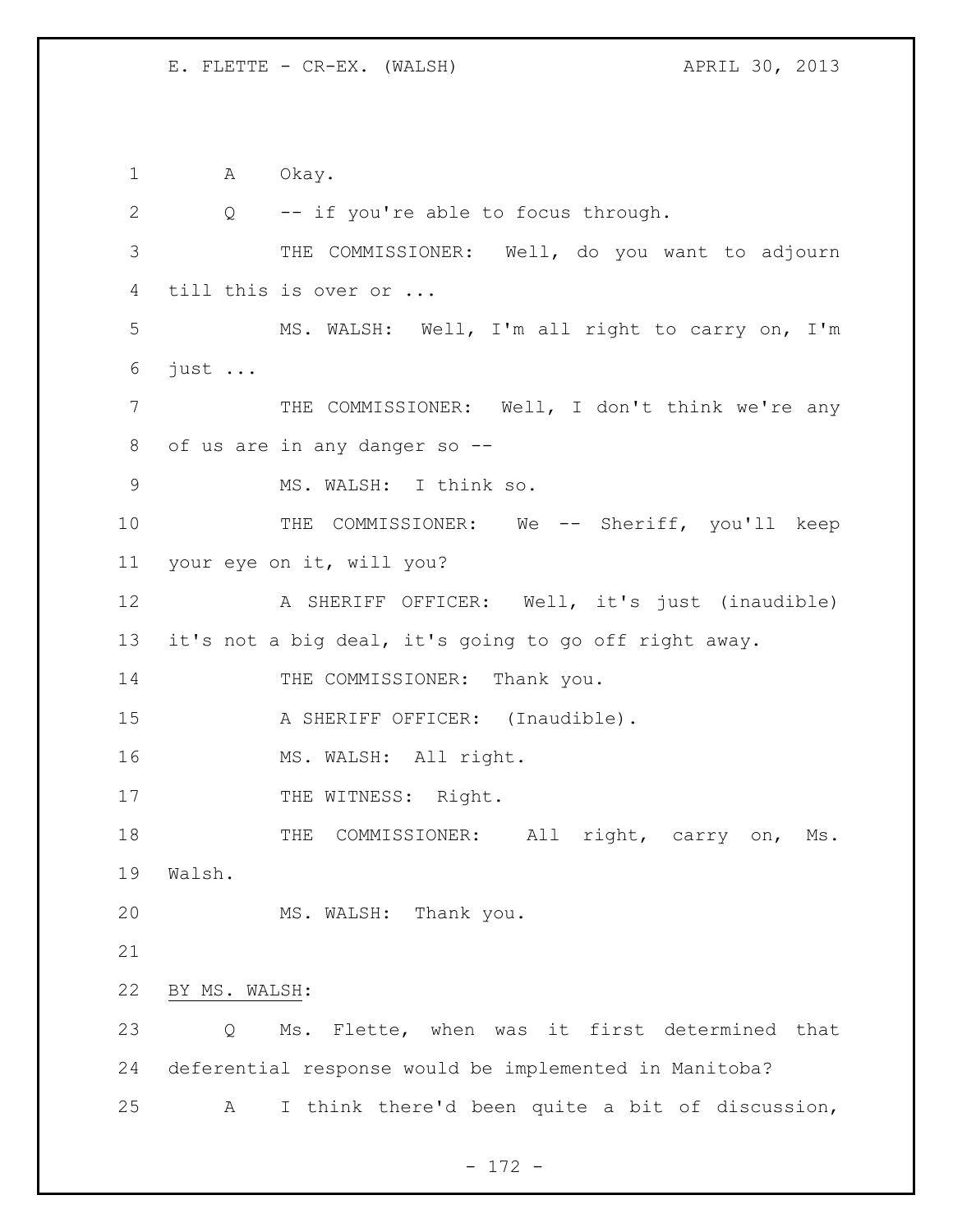A Okay.

Q -- if you're able to focus through.

THE COMMISSIONER: Well, do you want to adjourn till this is over or ...

MS. WALSH: Well, I'm all right to carry on, I'm just ...

THE COMMISSIONER: Well, I don't think we're any of us are in any danger so --

MS. WALSH: I think so.

THE COMMISSIONER: We -- Sheriff, you'll keep your eye on it, will you?

A SHERIFF OFFICER: Well, it's just (inaudible) it's not a big deal, it's going to go off right away.

THE COMMISSIONER: Thank you.

A SHERIFF OFFICER: (Inaudible).

MS. WALSH: All right.

THE WITNESS: Right.

THE COMMISSIONER: All right, carry on, Ms. Walsh.

MS. WALSH: Thank you.

BY MS. WALSH:

Q Ms. Flette, when was it first determined that deferential response would be implemented in Manitoba?

A I think there'd been quite a bit of discussion,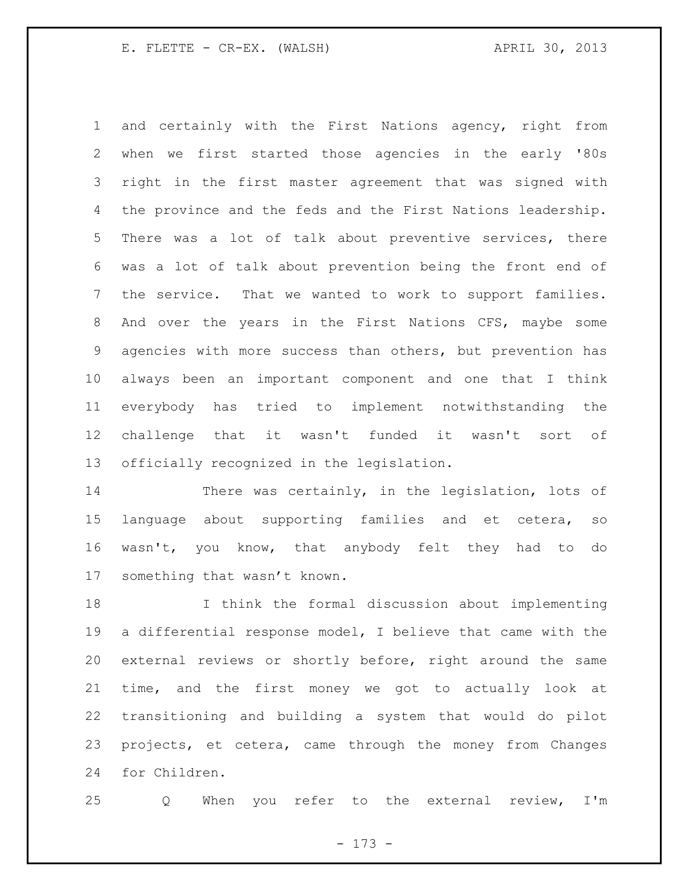and certainly with the First Nations agency, right from when we first started those agencies in the early '80s right in the first master agreement that was signed with the province and the feds and the First Nations leadership. There was a lot of talk about preventive services, there was a lot of talk about prevention being the front end of the service. That we wanted to work to support families. And over the years in the First Nations CFS, maybe some agencies with more success than others, but prevention has always been an important component and one that I think everybody has tried to implement notwithstanding the challenge that it wasn't funded it wasn't sort of officially recognized in the legislation.

There was certainly, in the legislation, lots of language about supporting families and et cetera, so wasn't, you know, that anybody felt they had to do something that wasn't known.

I think the formal discussion about implementing a differential response model, I believe that came with the external reviews or shortly before, right around the same time, and the first money we got to actually look at transitioning and building a system that would do pilot projects, et cetera, came through the money from Changes for Children.

Q When you refer to the external review, I'm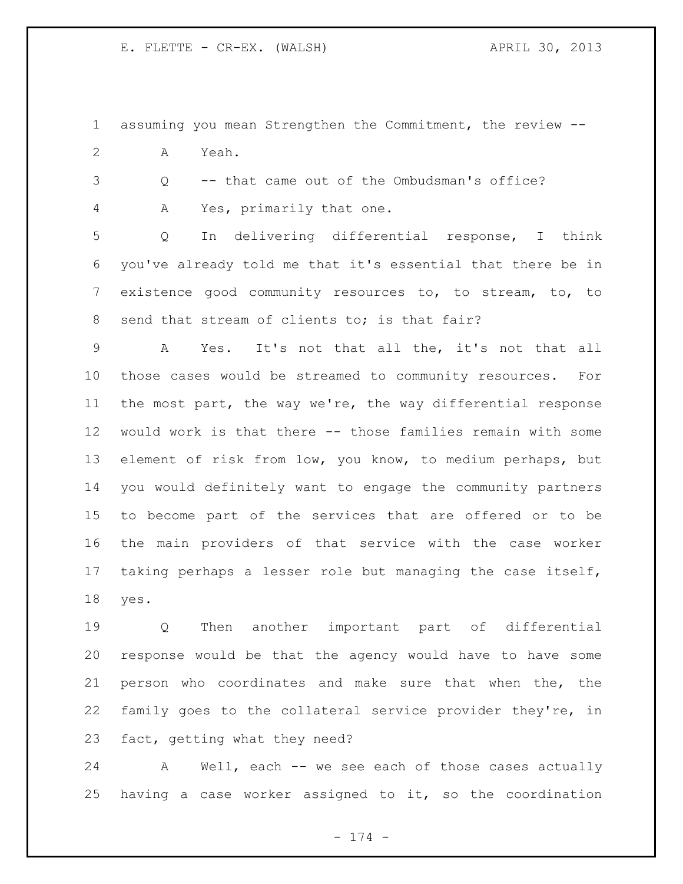assuming you mean Strengthen the Commitment, the review --

A Yeah.

Q -- that came out of the Ombudsman's office?

A Yes, primarily that one.

Q In delivering differential response, I think you've already told me that it's essential that there be in existence good community resources to, to stream, to, to send that stream of clients to; is that fair?

A Yes. It's not that all the, it's not that all those cases would be streamed to community resources. For the most part, the way we're, the way differential response would work is that there -- those families remain with some element of risk from low, you know, to medium perhaps, but you would definitely want to engage the community partners to become part of the services that are offered or to be the main providers of that service with the case worker taking perhaps a lesser role but managing the case itself, yes.

Q Then another important part of differential response would be that the agency would have to have some person who coordinates and make sure that when the, the family goes to the collateral service provider they're, in fact, getting what they need?

A Well, each -- we see each of those cases actually having a case worker assigned to it, so the coordination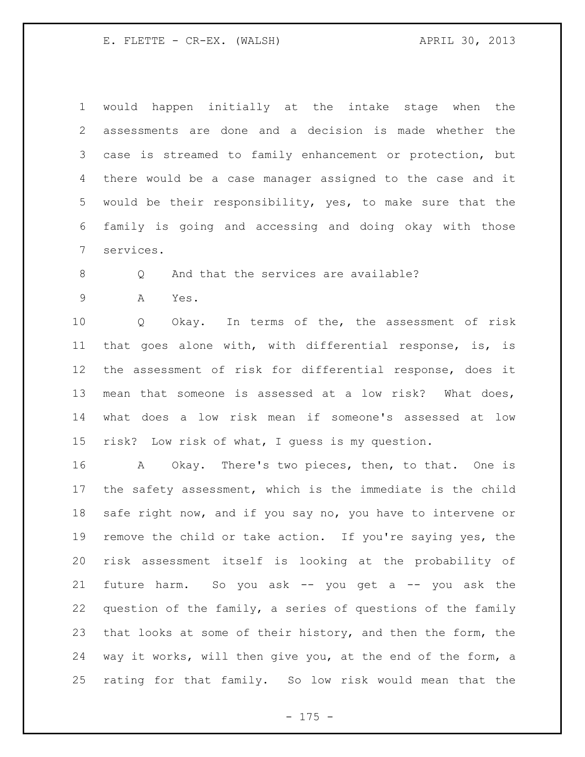would happen initially at the intake stage when the assessments are done and a decision is made whether the case is streamed to family enhancement or protection, but there would be a case manager assigned to the case and it would be their responsibility, yes, to make sure that the family is going and accessing and doing okay with those services.

Q And that the services are available?

A Yes.

Q Okay. In terms of the, the assessment of risk that goes alone with, with differential response, is, is the assessment of risk for differential response, does it mean that someone is assessed at a low risk? What does, what does a low risk mean if someone's assessed at low risk? Low risk of what, I guess is my question.

A Okay. There's two pieces, then, to that. One is the safety assessment, which is the immediate is the child safe right now, and if you say no, you have to intervene or remove the child or take action. If you're saying yes, the risk assessment itself is looking at the probability of future harm. So you ask -- you get a -- you ask the question of the family, a series of questions of the family that looks at some of their history, and then the form, the way it works, will then give you, at the end of the form, a rating for that family. So low risk would mean that the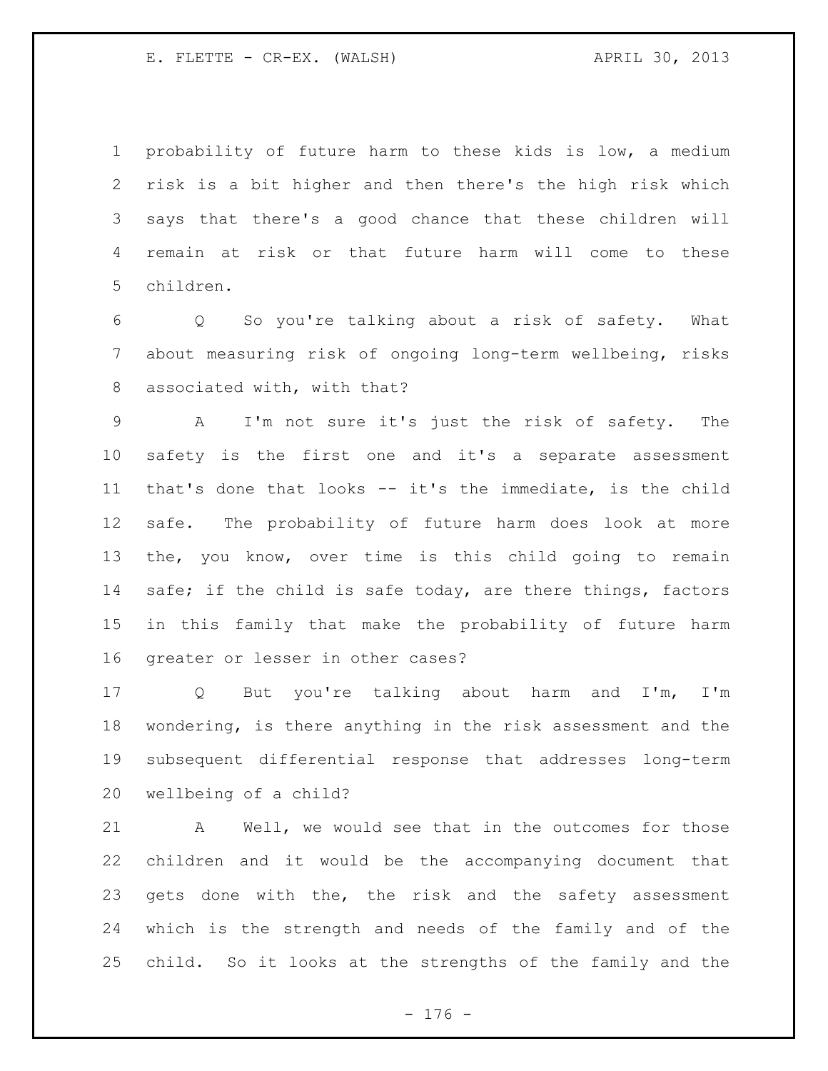probability of future harm to these kids is low, a medium risk is a bit higher and then there's the high risk which says that there's a good chance that these children will remain at risk or that future harm will come to these children.

Q So you're talking about a risk of safety. What about measuring risk of ongoing long-term wellbeing, risks associated with, with that?

A I'm not sure it's just the risk of safety. The safety is the first one and it's a separate assessment that's done that looks -- it's the immediate, is the child safe. The probability of future harm does look at more the, you know, over time is this child going to remain safe; if the child is safe today, are there things, factors in this family that make the probability of future harm greater or lesser in other cases?

Q But you're talking about harm and I'm, I'm wondering, is there anything in the risk assessment and the subsequent differential response that addresses long-term wellbeing of a child?

A Well, we would see that in the outcomes for those children and it would be the accompanying document that gets done with the, the risk and the safety assessment which is the strength and needs of the family and of the child. So it looks at the strengths of the family and the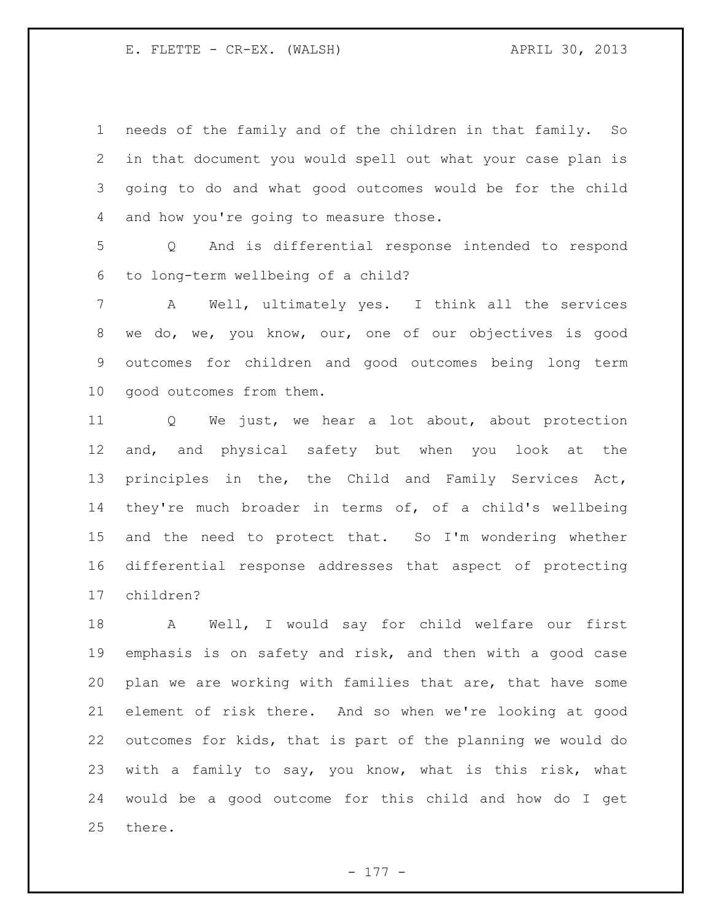needs of the family and of the children in that family. So in that document you would spell out what your case plan is going to do and what good outcomes would be for the child and how you're going to measure those.

Q And is differential response intended to respond to long-term wellbeing of a child?

A Well, ultimately yes. I think all the services we do, we, you know, our, one of our objectives is good outcomes for children and good outcomes being long term good outcomes from them.

Q We just, we hear a lot about, about protection and, and physical safety but when you look at the principles in the, the Child and Family Services Act, they're much broader in terms of, of a child's wellbeing and the need to protect that. So I'm wondering whether differential response addresses that aspect of protecting children?

A Well, I would say for child welfare our first emphasis is on safety and risk, and then with a good case plan we are working with families that are, that have some element of risk there. And so when we're looking at good outcomes for kids, that is part of the planning we would do with a family to say, you know, what is this risk, what would be a good outcome for this child and how do I get there.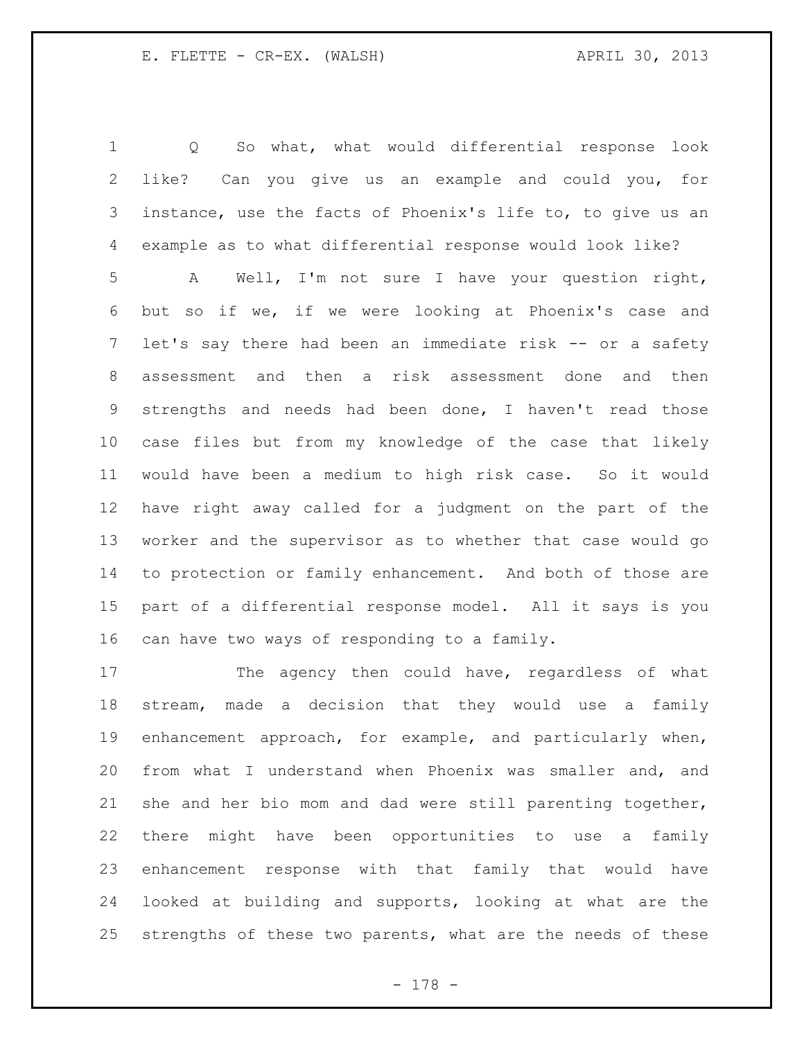Q So what, what would differential response look like? Can you give us an example and could you, for instance, use the facts of Phoenix's life to, to give us an example as to what differential response would look like?

A Well, I'm not sure I have your question right, but so if we, if we were looking at Phoenix's case and let's say there had been an immediate risk -- or a safety assessment and then a risk assessment done and then strengths and needs had been done, I haven't read those case files but from my knowledge of the case that likely would have been a medium to high risk case. So it would have right away called for a judgment on the part of the worker and the supervisor as to whether that case would go to protection or family enhancement. And both of those are part of a differential response model. All it says is you can have two ways of responding to a family.

The agency then could have, regardless of what stream, made a decision that they would use a family enhancement approach, for example, and particularly when, from what I understand when Phoenix was smaller and, and she and her bio mom and dad were still parenting together, there might have been opportunities to use a family enhancement response with that family that would have looked at building and supports, looking at what are the strengths of these two parents, what are the needs of these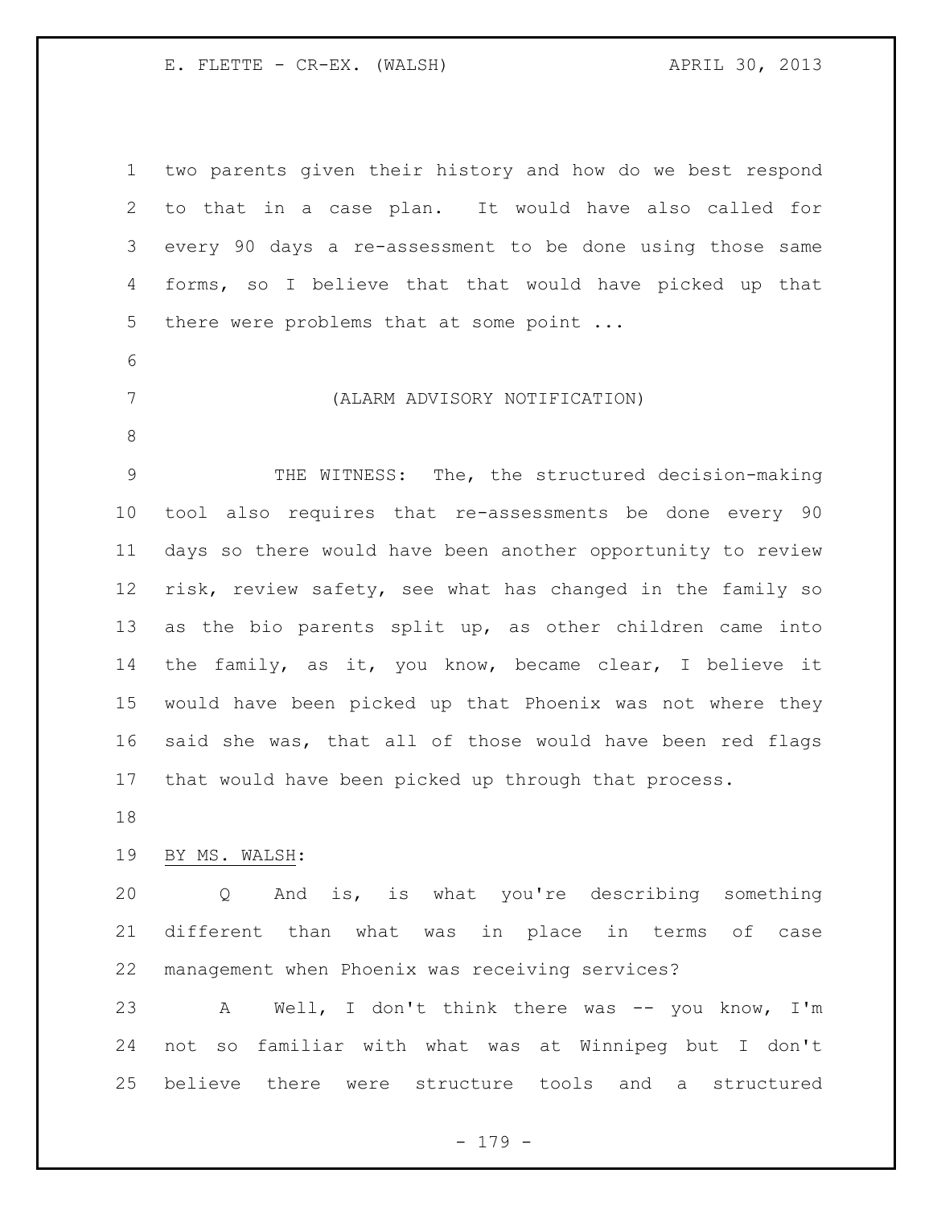two parents given their history and how do we best respond to that in a case plan. It would have also called for every 90 days a re-assessment to be done using those same forms, so I believe that that would have picked up that there were problems that at some point ...

(ALARM ADVISORY NOTIFICATION)

THE WITNESS: The, the structured decision-making tool also requires that re-assessments be done every 90 days so there would have been another opportunity to review risk, review safety, see what has changed in the family so as the bio parents split up, as other children came into the family, as it, you know, became clear, I believe it would have been picked up that Phoenix was not where they said she was, that all of those would have been red flags that would have been picked up through that process.

BY MS. WALSH:

Q And is, is what you're describing something different than what was in place in terms of case management when Phoenix was receiving services?

A Well, I don't think there was -- you know, I'm not so familiar with what was at Winnipeg but I don't believe there were structure tools and a structured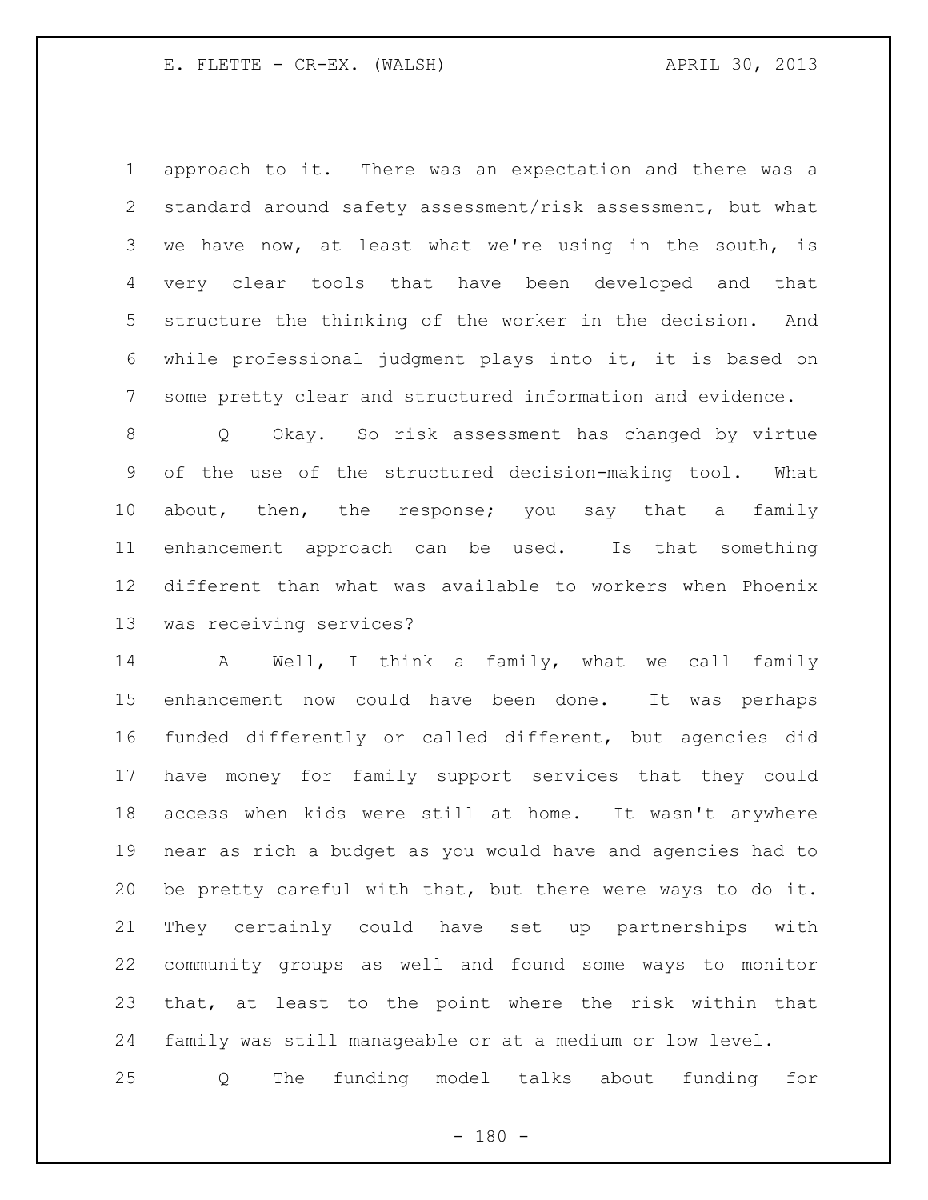approach to it. There was an expectation and there was a standard around safety assessment/risk assessment, but what we have now, at least what we're using in the south, is very clear tools that have been developed and that structure the thinking of the worker in the decision. And while professional judgment plays into it, it is based on some pretty clear and structured information and evidence.

Q Okay. So risk assessment has changed by virtue of the use of the structured decision-making tool. What about, then, the response; you say that a family enhancement approach can be used. Is that something different than what was available to workers when Phoenix was receiving services?

A Well, I think a family, what we call family enhancement now could have been done. It was perhaps funded differently or called different, but agencies did have money for family support services that they could access when kids were still at home. It wasn't anywhere near as rich a budget as you would have and agencies had to be pretty careful with that, but there were ways to do it. They certainly could have set up partnerships with community groups as well and found some ways to monitor that, at least to the point where the risk within that family was still manageable or at a medium or low level.

Q The funding model talks about funding for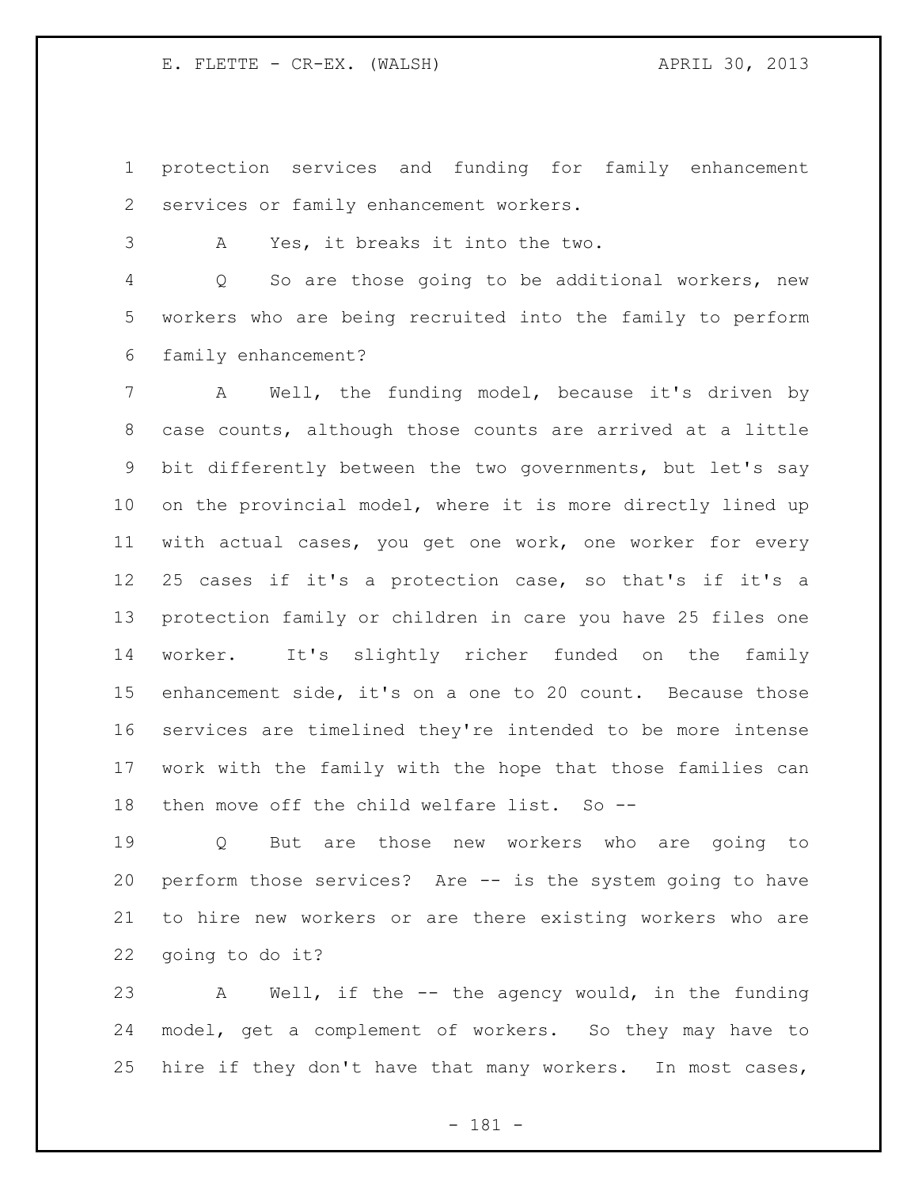protection services and funding for family enhancement services or family enhancement workers.

A Yes, it breaks it into the two.

Q So are those going to be additional workers, new workers who are being recruited into the family to perform family enhancement?

A Well, the funding model, because it's driven by case counts, although those counts are arrived at a little bit differently between the two governments, but let's say on the provincial model, where it is more directly lined up with actual cases, you get one work, one worker for every 25 cases if it's a protection case, so that's if it's a protection family or children in care you have 25 files one worker. It's slightly richer funded on the family enhancement side, it's on a one to 20 count. Because those services are timelined they're intended to be more intense work with the family with the hope that those families can then move off the child welfare list. So --

Q But are those new workers who are going to perform those services? Are -- is the system going to have to hire new workers or are there existing workers who are going to do it?

A Well, if the -- the agency would, in the funding model, get a complement of workers. So they may have to hire if they don't have that many workers. In most cases,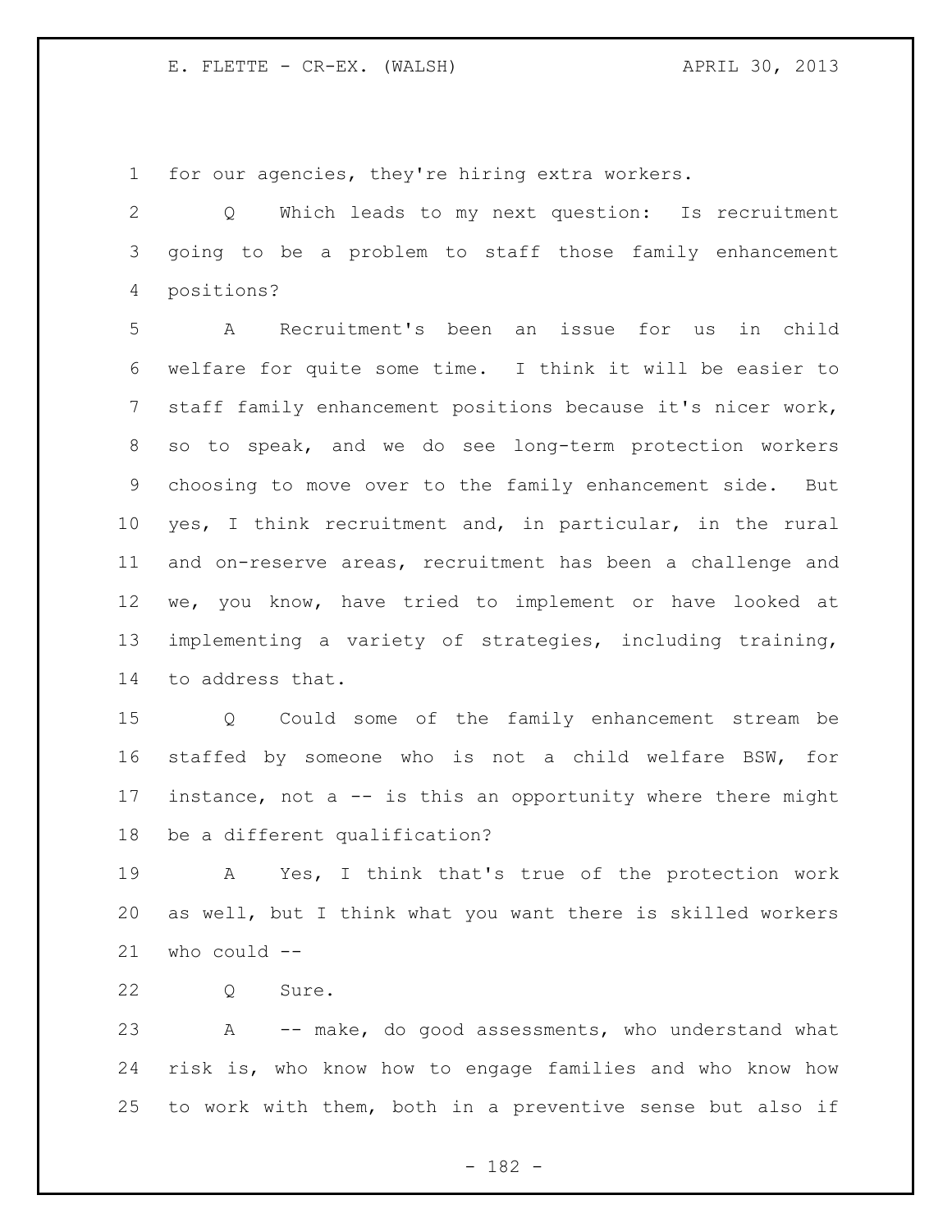for our agencies, they're hiring extra workers.

Q Which leads to my next question: Is recruitment going to be a problem to staff those family enhancement positions?

A Recruitment's been an issue for us in child welfare for quite some time. I think it will be easier to staff family enhancement positions because it's nicer work, so to speak, and we do see long-term protection workers choosing to move over to the family enhancement side. But yes, I think recruitment and, in particular, in the rural and on-reserve areas, recruitment has been a challenge and we, you know, have tried to implement or have looked at implementing a variety of strategies, including training, to address that.

Q Could some of the family enhancement stream be staffed by someone who is not a child welfare BSW, for instance, not a -- is this an opportunity where there might be a different qualification?

A Yes, I think that's true of the protection work as well, but I think what you want there is skilled workers who could --

Q Sure.

A -- make, do good assessments, who understand what risk is, who know how to engage families and who know how to work with them, both in a preventive sense but also if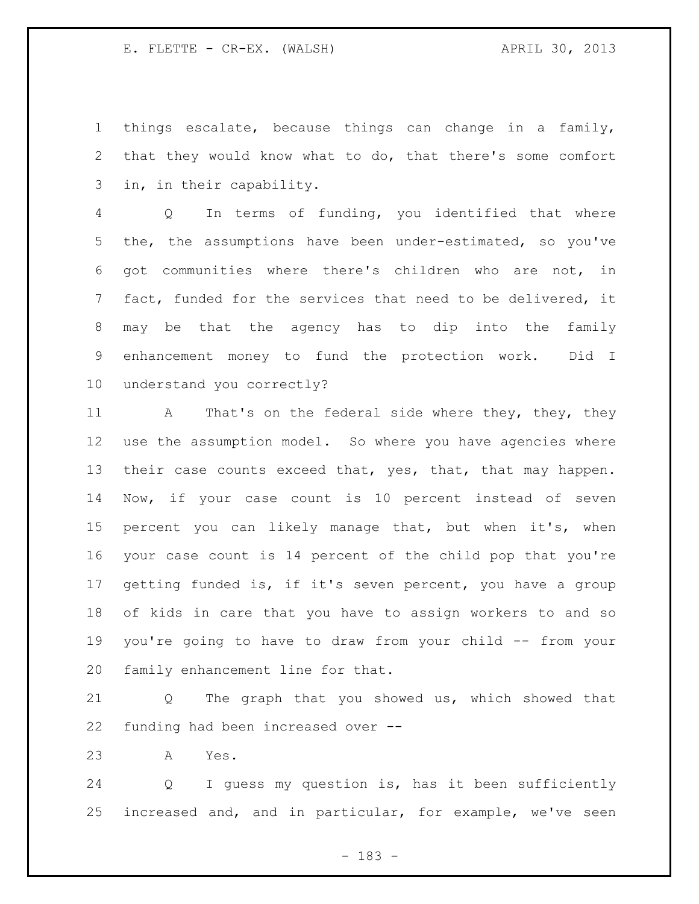things escalate, because things can change in a family, that they would know what to do, that there's some comfort in, in their capability.

Q In terms of funding, you identified that where the, the assumptions have been under-estimated, so you've got communities where there's children who are not, in fact, funded for the services that need to be delivered, it may be that the agency has to dip into the family enhancement money to fund the protection work. Did I understand you correctly?

A That's on the federal side where they, they, they use the assumption model. So where you have agencies where their case counts exceed that, yes, that, that may happen. Now, if your case count is 10 percent instead of seven percent you can likely manage that, but when it's, when your case count is 14 percent of the child pop that you're getting funded is, if it's seven percent, you have a group of kids in care that you have to assign workers to and so you're going to have to draw from your child -- from your family enhancement line for that.

Q The graph that you showed us, which showed that funding had been increased over --

A Yes.

Q I guess my question is, has it been sufficiently increased and, and in particular, for example, we've seen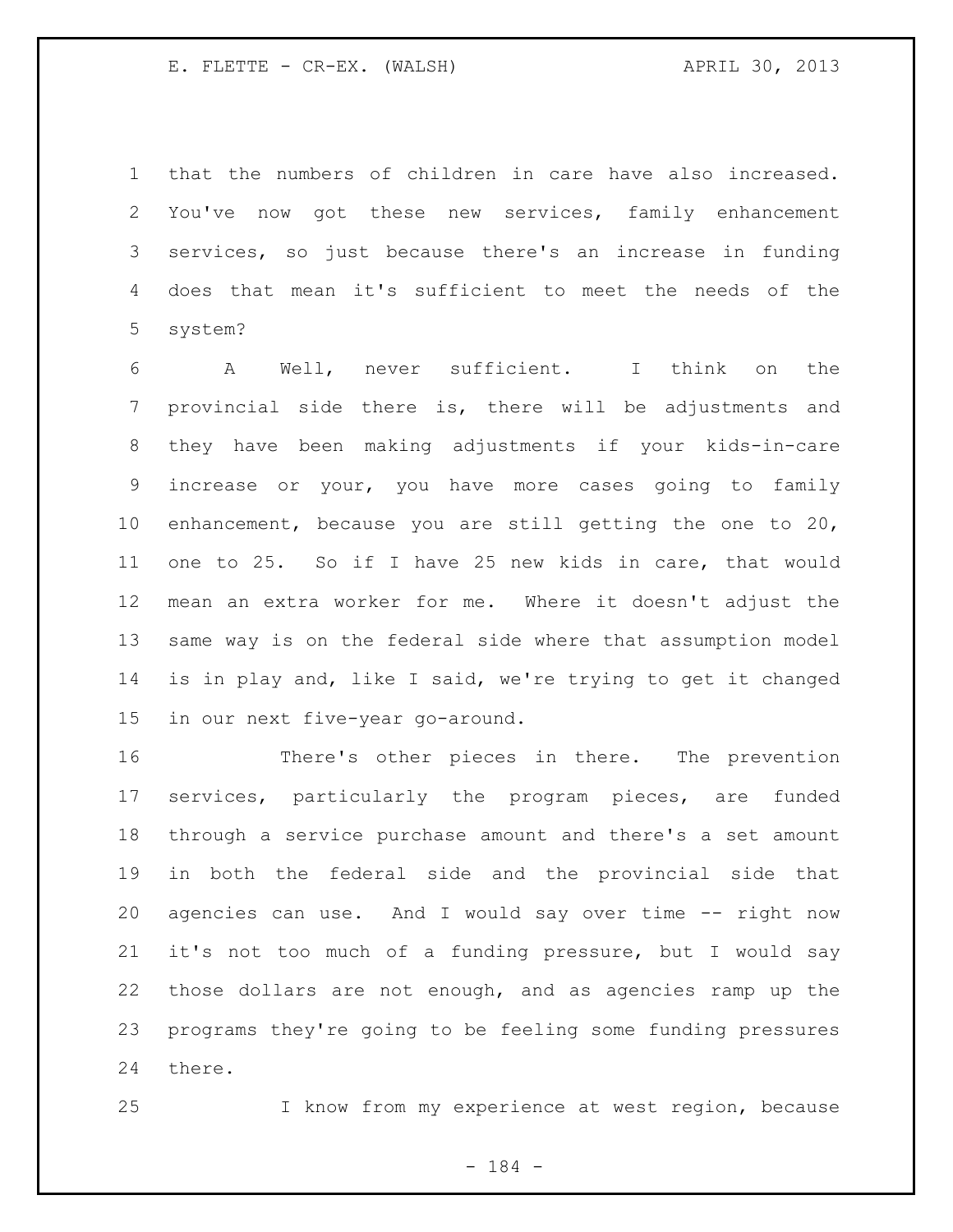that the numbers of children in care have also increased. You've now got these new services, family enhancement services, so just because there's an increase in funding does that mean it's sufficient to meet the needs of the system?

A Well, never sufficient. I think on the provincial side there is, there will be adjustments and they have been making adjustments if your kids-in-care increase or your, you have more cases going to family enhancement, because you are still getting the one to 20, one to 25. So if I have 25 new kids in care, that would mean an extra worker for me. Where it doesn't adjust the same way is on the federal side where that assumption model is in play and, like I said, we're trying to get it changed in our next five-year go-around.

There's other pieces in there. The prevention services, particularly the program pieces, are funded through a service purchase amount and there's a set amount in both the federal side and the provincial side that agencies can use. And I would say over time -- right now it's not too much of a funding pressure, but I would say those dollars are not enough, and as agencies ramp up the programs they're going to be feeling some funding pressures there.

I know from my experience at west region, because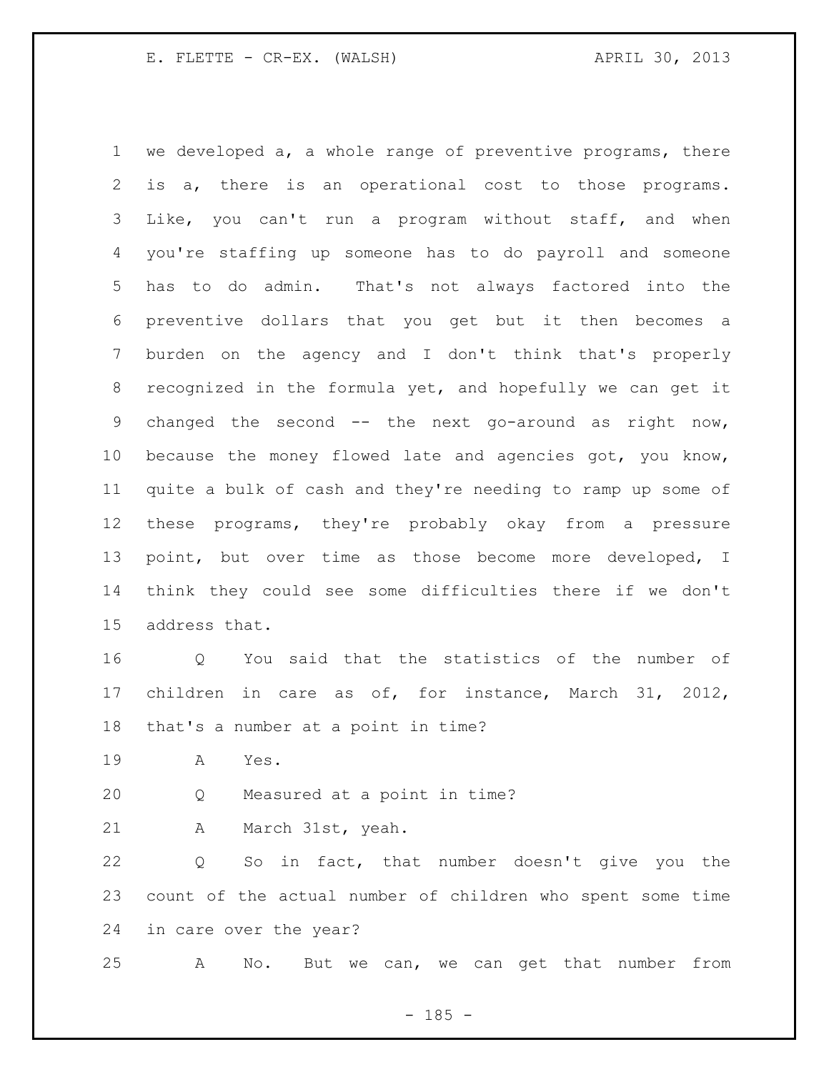we developed a, a whole range of preventive programs, there is a, there is an operational cost to those programs. Like, you can't run a program without staff, and when you're staffing up someone has to do payroll and someone has to do admin. That's not always factored into the preventive dollars that you get but it then becomes a burden on the agency and I don't think that's properly recognized in the formula yet, and hopefully we can get it changed the second -- the next go-around as right now, because the money flowed late and agencies got, you know, quite a bulk of cash and they're needing to ramp up some of these programs, they're probably okay from a pressure point, but over time as those become more developed, I think they could see some difficulties there if we don't address that.

Q You said that the statistics of the number of children in care as of, for instance, March 31, 2012, that's a number at a point in time?

A Yes.

Q Measured at a point in time?

A March 31st, yeah.

Q So in fact, that number doesn't give you the count of the actual number of children who spent some time in care over the year?

A No. But we can, we can get that number from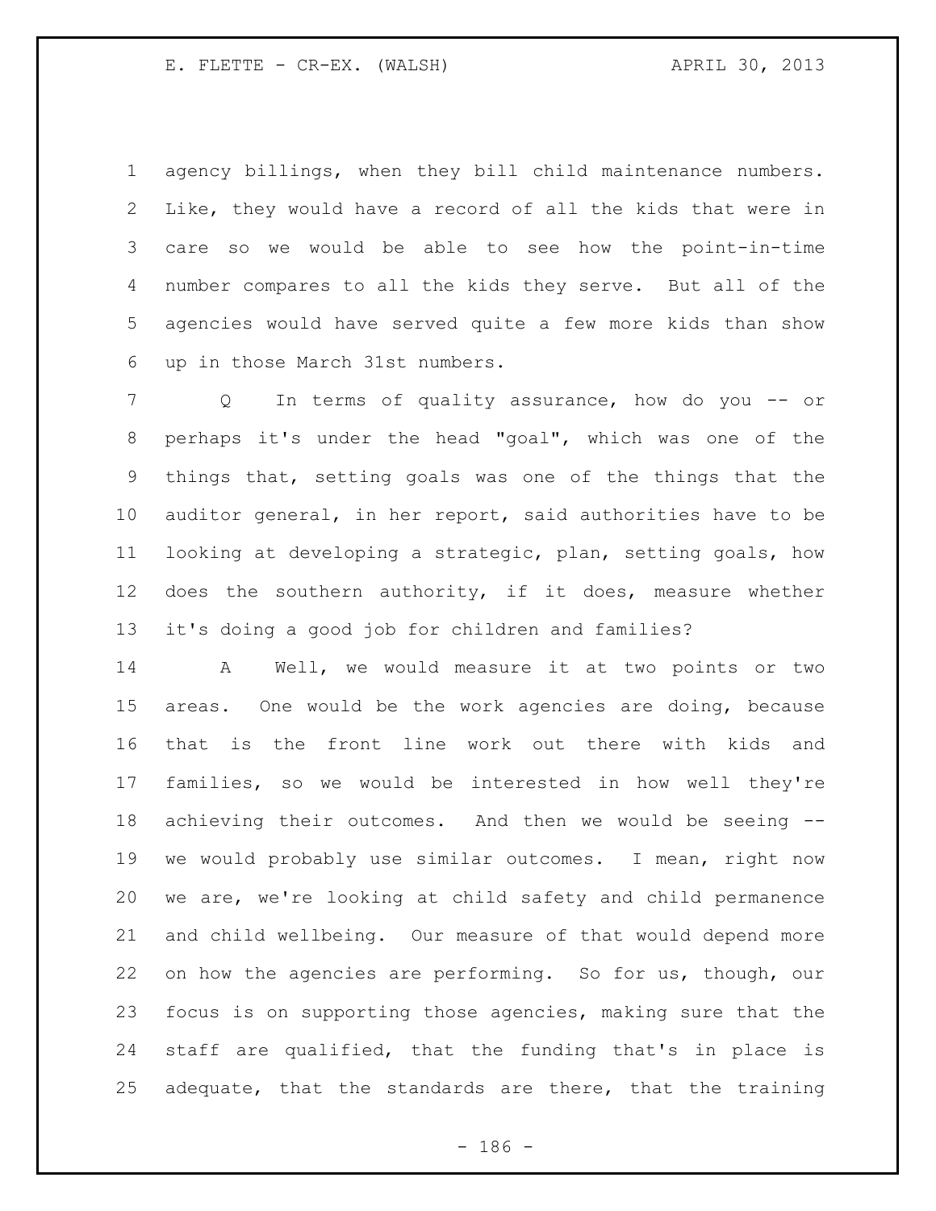agency billings, when they bill child maintenance numbers. Like, they would have a record of all the kids that were in care so we would be able to see how the point-in-time number compares to all the kids they serve. But all of the agencies would have served quite a few more kids than show up in those March 31st numbers.

Q In terms of quality assurance, how do you -- or perhaps it's under the head "goal", which was one of the things that, setting goals was one of the things that the auditor general, in her report, said authorities have to be looking at developing a strategic, plan, setting goals, how does the southern authority, if it does, measure whether it's doing a good job for children and families?

A Well, we would measure it at two points or two areas. One would be the work agencies are doing, because that is the front line work out there with kids and families, so we would be interested in how well they're achieving their outcomes. And then we would be seeing -- we would probably use similar outcomes. I mean, right now we are, we're looking at child safety and child permanence and child wellbeing. Our measure of that would depend more on how the agencies are performing. So for us, though, our focus is on supporting those agencies, making sure that the staff are qualified, that the funding that's in place is adequate, that the standards are there, that the training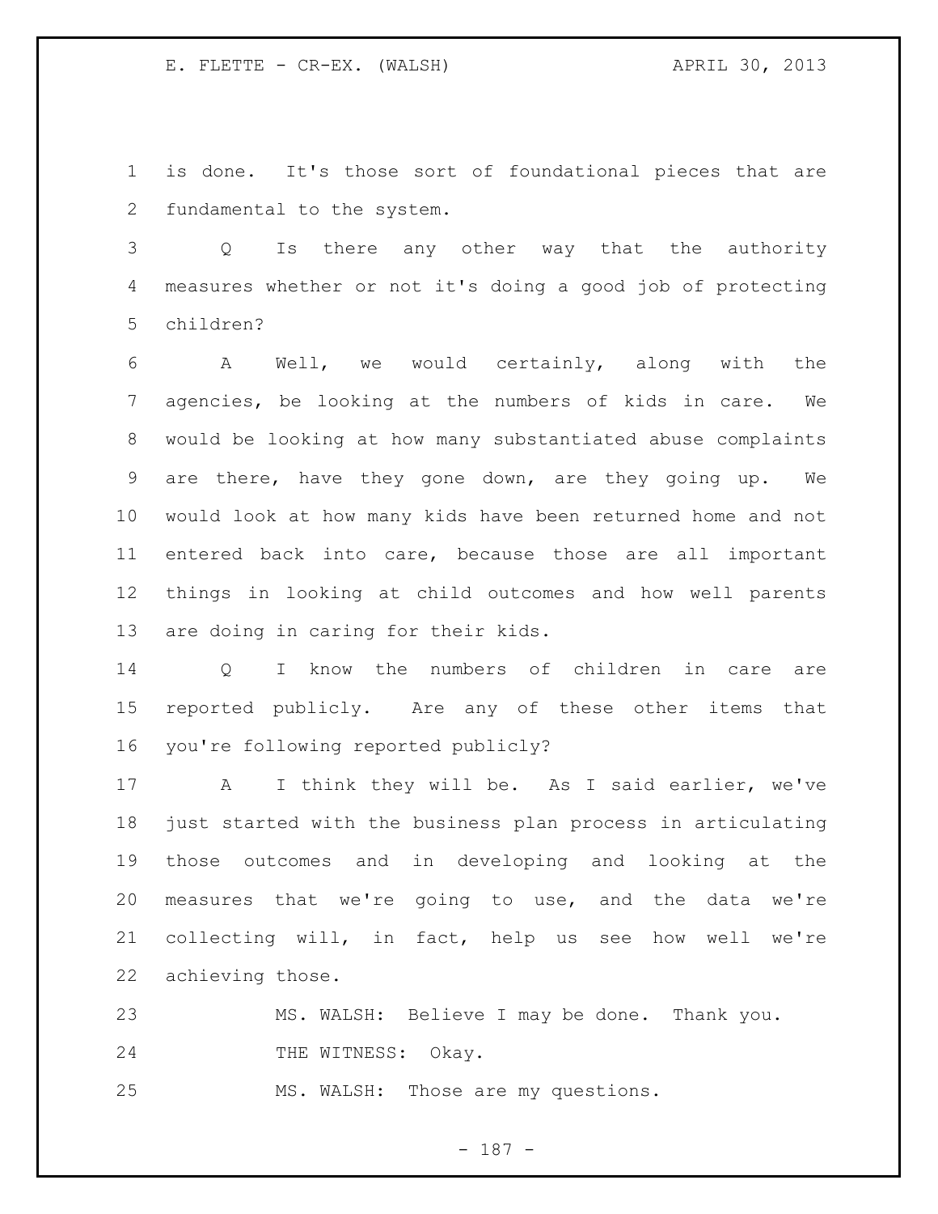is done. It's those sort of foundational pieces that are fundamental to the system.

Q Is there any other way that the authority measures whether or not it's doing a good job of protecting children?

A Well, we would certainly, along with the agencies, be looking at the numbers of kids in care. We would be looking at how many substantiated abuse complaints are there, have they gone down, are they going up. We would look at how many kids have been returned home and not entered back into care, because those are all important things in looking at child outcomes and how well parents are doing in caring for their kids.

Q I know the numbers of children in care are reported publicly. Are any of these other items that you're following reported publicly?

A I think they will be. As I said earlier, we've just started with the business plan process in articulating those outcomes and in developing and looking at the measures that we're going to use, and the data we're collecting will, in fact, help us see how well we're achieving those.

MS. WALSH: Believe I may be done. Thank you.

THE WITNESS: Okay.

MS. WALSH: Those are my questions.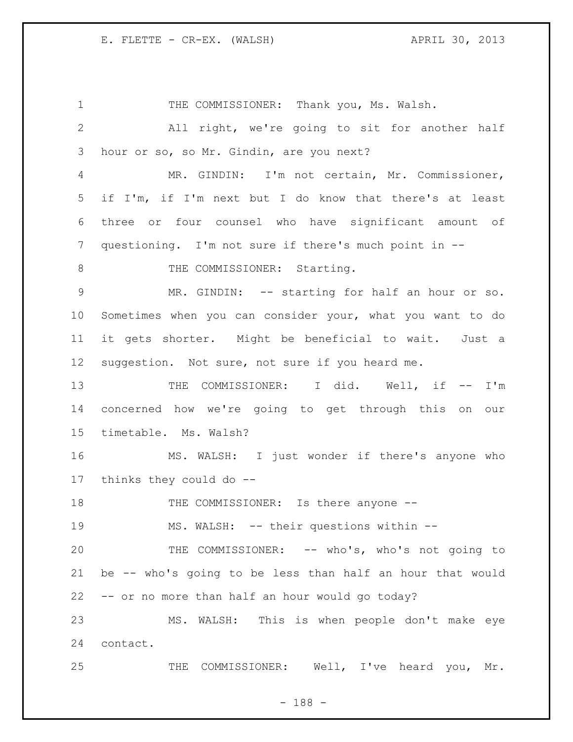THE COMMISSIONER: Thank you, Ms. Walsh.

All right, we're going to sit for another half hour or so, so Mr. Gindin, are you next?

MR. GINDIN: I'm not certain, Mr. Commissioner, if I'm, if I'm next but I do know that there's at least three or four counsel who have significant amount of questioning. I'm not sure if there's much point in --

THE COMMISSIONER: Starting.

MR. GINDIN: -- starting for half an hour or so. Sometimes when you can consider your, what you want to do it gets shorter. Might be beneficial to wait. Just a suggestion. Not sure, not sure if you heard me.

THE COMMISSIONER: I did. Well, if -- I'm concerned how we're going to get through this on our timetable. Ms. Walsh?

MS. WALSH: I just wonder if there's anyone who thinks they could do --

THE COMMISSIONER: Is there anyone --

MS. WALSH: -- their questions within --

THE COMMISSIONER: -- who's, who's not going to be -- who's going to be less than half an hour that would -- or no more than half an hour would go today?

MS. WALSH: This is when people don't make eye contact.

THE COMMISSIONER: Well, I've heard you, Mr.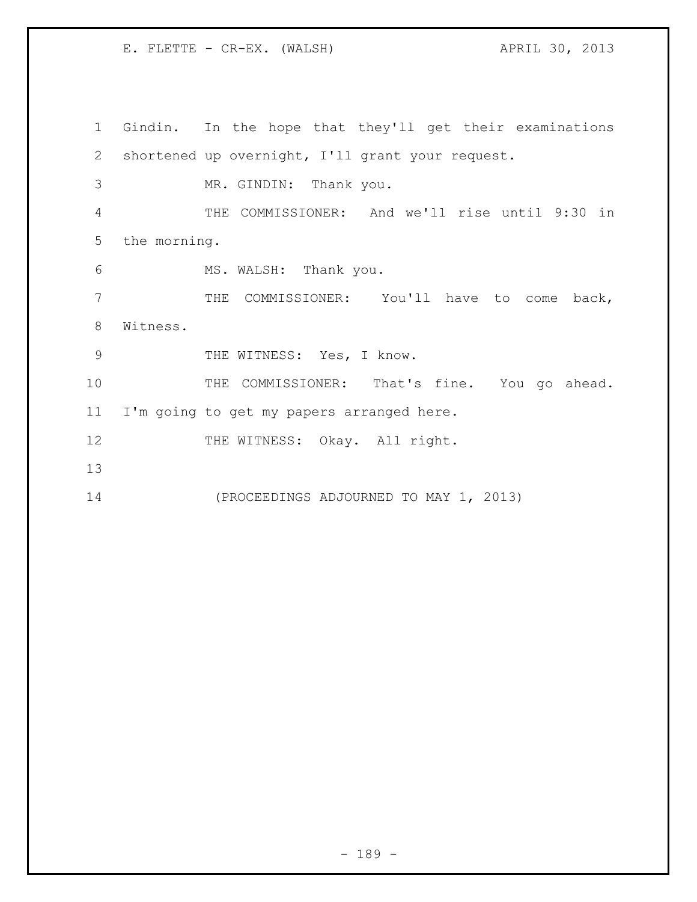Gindin. In the hope that they'll get their examinations shortened up overnight, I'll grant your request.

MR. GINDIN: Thank you.

THE COMMISSIONER: And we'll rise until 9:30 in the morning.

MS. WALSH: Thank you.

THE COMMISSIONER: You'll have to come back, Witness.

THE WITNESS: Yes, I know.

THE COMMISSIONER: That's fine. You go ahead. I'm going to get my papers arranged here.

THE WITNESS: Okay. All right.

(PROCEEDINGS ADJOURNED TO MAY 1, 2013)